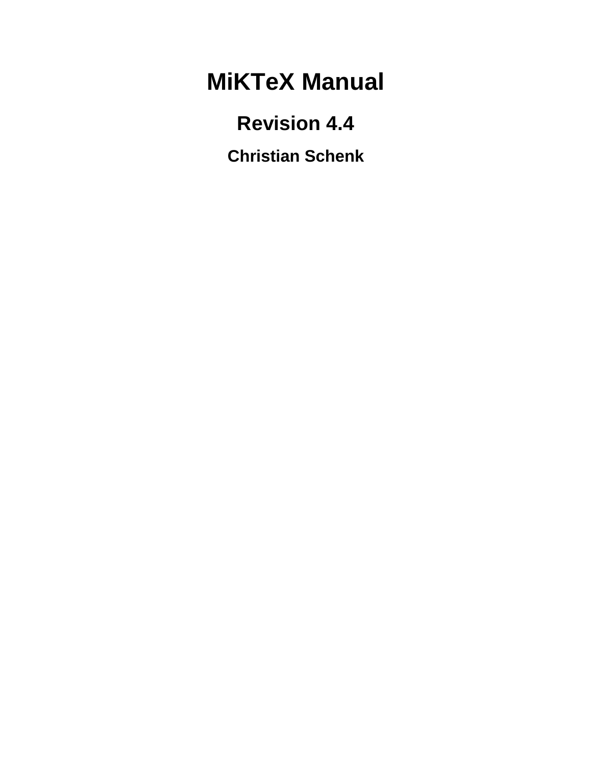# MiKTeX Manual

## Revision 4.4

### Christian Schenk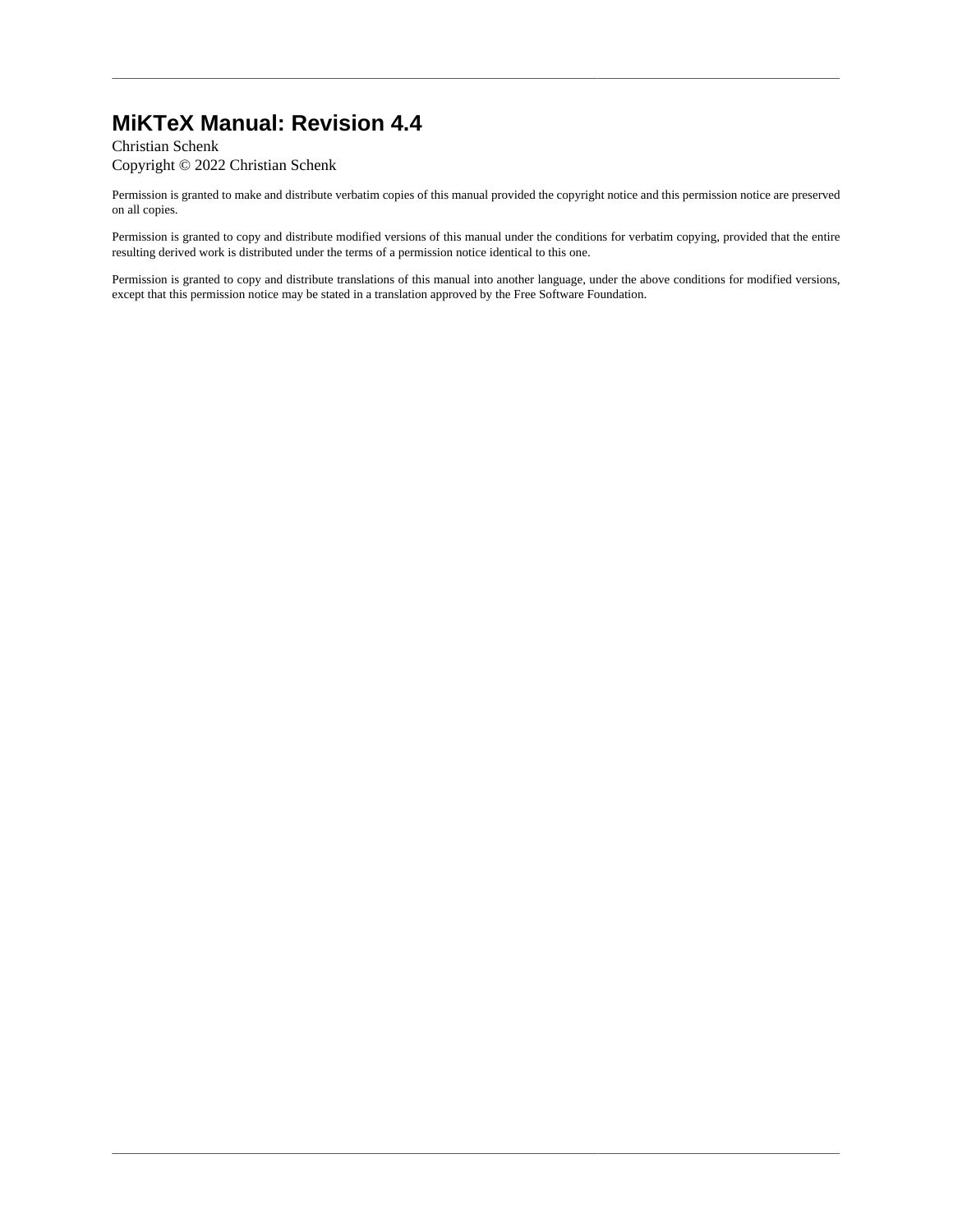# MiKTeX Manual: Revision 4.4

Christian Schenk

Copyright © 2022 Christian Schenk

Permission is granted to make and distribute verbatim copies of this manual provided the copyright notice and this permission notice are preserved on all copies.

Permission is granted to copy and distribute modified versions of this manual under the conditions for verbatim copying, provided that the entire resulting derived work is distributed under the terms of a permission notice identical to this one.

Permission is granted to copy and distribute translations of this manual into another language, under the above conditions for modified versions, except that this permission notice may be stated in a translation approved by the Free Software Foundation.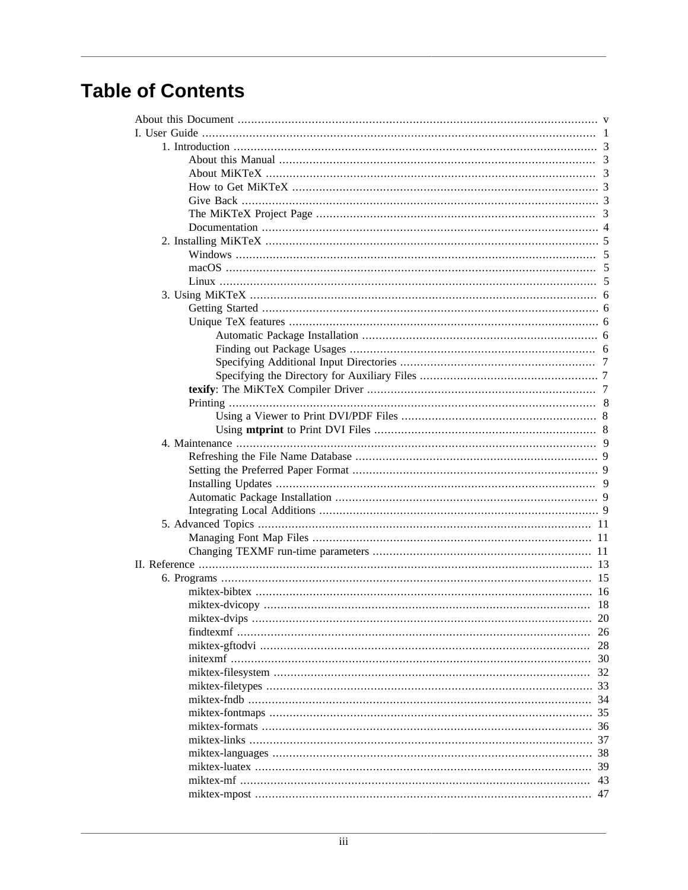# Table of Contents

- About this Document ... v
- I. User Guide ... 1
  - 1. Introduction ... 3
    - About this Manual ... 3
    - About MiKTeX ... 3
    - How to Get MiKTeX ... 3
    - Give Back ... 3
    - The MiKTeX Project Page ... 3
    - Documentation ... 4
  - 2. Installing MiKTeX ... 5
    - Windows ... 5
    - macOS ... 5
    - Linux ... 5
  - 3. Using MiKTeX ... 6
    - Getting Started ... 6
    - Unique TeX features ... 6
      - Automatic Package Installation ... 6
      - Finding out Package Usages ... 6
      - Specifying Additional Input Directories ... 7
      - Specifying the Directory for Auxiliary Files ... 7
    - **texify**: The MiKTeX Compiler Driver ... 7
    - Printing ... 8
      - Using a Viewer to Print DVI/PDF Files ... 8
      - Using **mtprint** to Print DVI Files ... 8
  - 4. Maintenance ... 9
    - Refreshing the File Name Database ... 9
    - Setting the Preferred Paper Format ... 9
    - Installing Updates ... 9
    - Automatic Package Installation ... 9
    - Integrating Local Additions ... 9
  - 5. Advanced Topics ... 11
    - Managing Font Map Files ... 11
    - Changing TEXMF run-time parameters ... 11
- II. Reference ... 13
  - 6. Programs ... 15
    - miktex-bibtex ... 16
    - miktex-dvicopy ... 18
    - miktex-dvips ... 20
    - findtexmf ... 26
    - miktex-gftodvi ... 28
    - initexmf ... 30
    - miktex-filesystem ... 32
    - miktex-filetypes ... 33
    - miktex-fndb ... 34
    - miktex-fontmaps ... 35
    - miktex-formats ... 36
    - miktex-links ... 37
    - miktex-languages ... 38
    - miktex-luatex ... 39
    - miktex-mf ... 43
    - miktex-mpost ... 47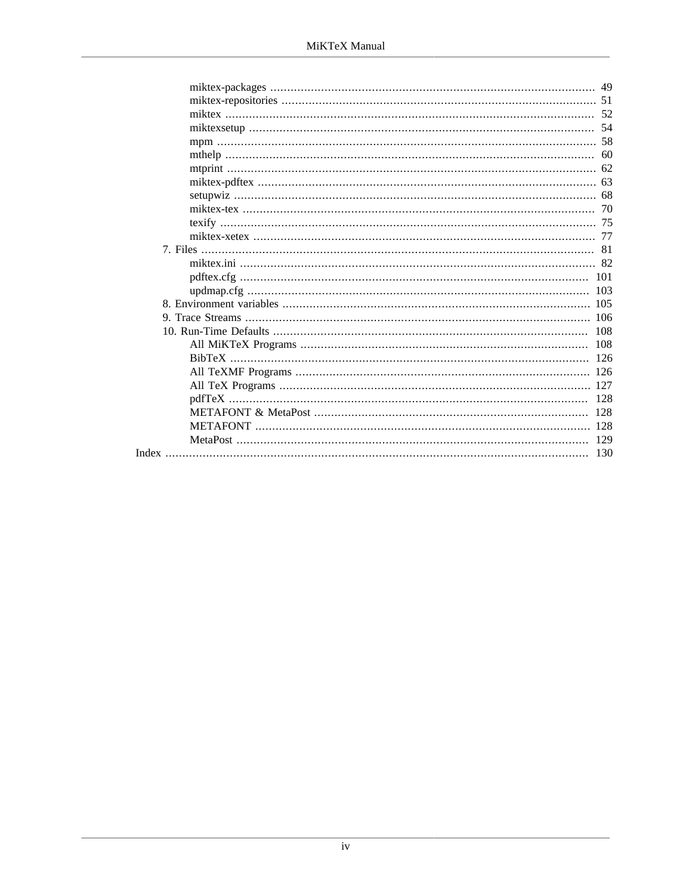- miktex-packages ........ 49
- miktex-repositories ........ 51
- miktex ........ 52
- miktexsetup ........ 54
- mpm ........ 58
- mthelp ........ 60
- mtprint ........ 62
- miktex-pdftex ........ 63
- setupwiz ........ 68
- miktex-tex ........ 70
- texify ........ 75
- miktex-xetex ........ 77

7. Files ........ 81
   - miktex.ini ........ 82
   - pdftex.cfg ........ 101
   - updmap.cfg ........ 103
8. Environment variables ........ 105
9. Trace Streams ........ 106
10. Run-Time Defaults ........ 108
    - All MiKTeX Programs ........ 108
    - BibTeX ........ 126
    - All TeXMF Programs ........ 126
    - All TeX Programs ........ 127
    - pdfTeX ........ 128
    - METAFONT & MetaPost ........ 128
    - METAFONT ........ 128
    - MetaPost ........ 129

Index ........ 130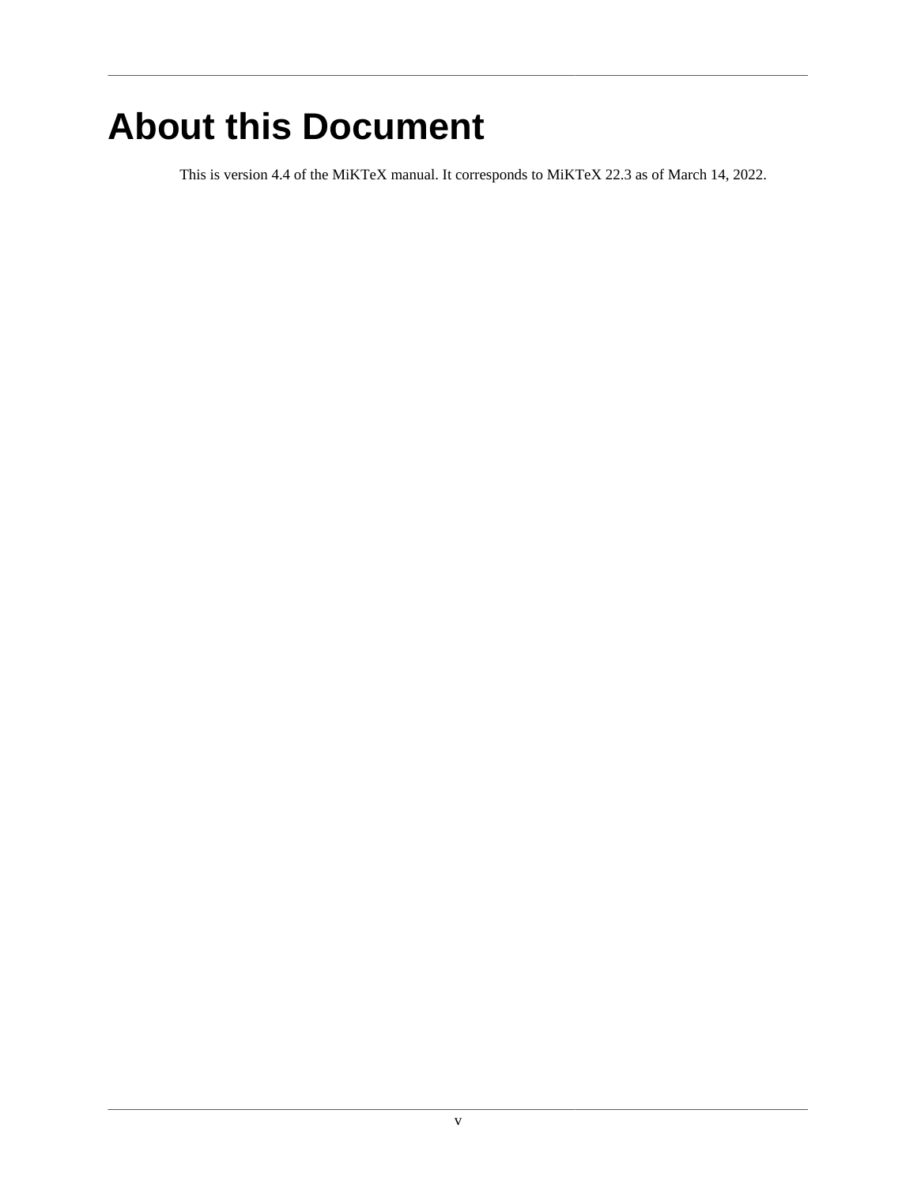# About this Document

This is version 4.4 of the MiKTeX manual. It corresponds to MiKTeX 22.3 as of March 14, 2022.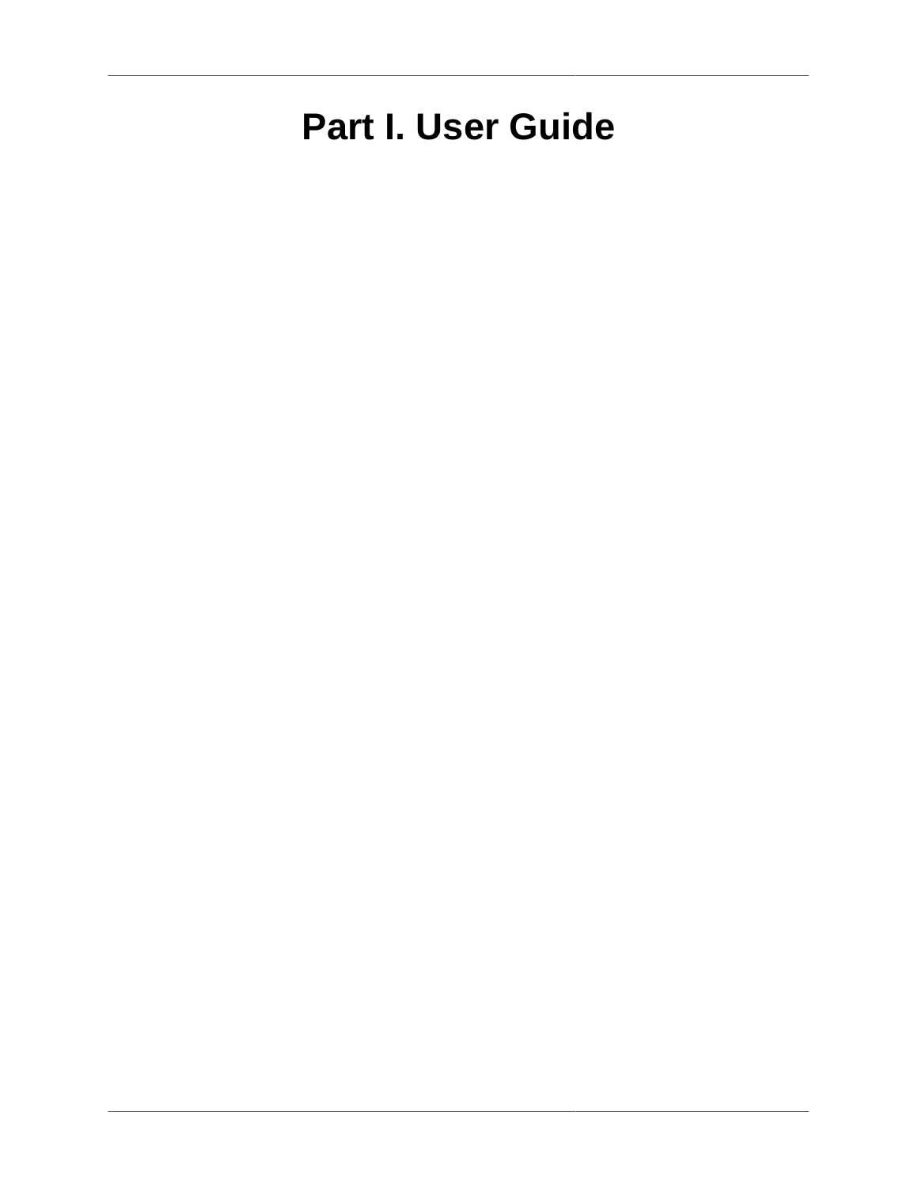# Part I. User Guide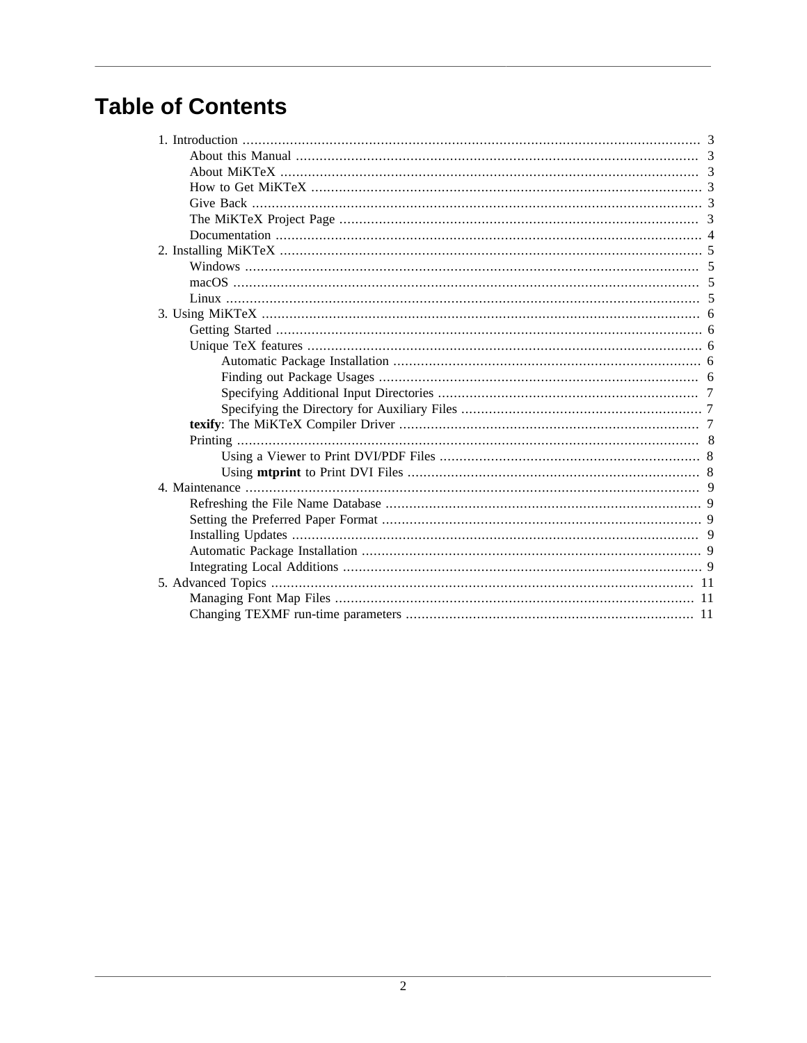# Table of Contents

- 1. Introduction ..... 3
  - About this Manual ..... 3
  - About MiKTeX ..... 3
  - How to Get MiKTeX ..... 3
  - Give Back ..... 3
  - The MiKTeX Project Page ..... 3
  - Documentation ..... 4
- 2. Installing MiKTeX ..... 5
  - Windows ..... 5
  - macOS ..... 5
  - Linux ..... 5
- 3. Using MiKTeX ..... 6
  - Getting Started ..... 6
  - Unique TeX features ..... 6
    - Automatic Package Installation ..... 6
    - Finding out Package Usages ..... 6
    - Specifying Additional Input Directories ..... 7
    - Specifying the Directory for Auxiliary Files ..... 7
  - **texify**: The MiKTeX Compiler Driver ..... 7
  - Printing ..... 8
    - Using a Viewer to Print DVI/PDF Files ..... 8
    - Using **mtprint** to Print DVI Files ..... 8
- 4. Maintenance ..... 9
  - Refreshing the File Name Database ..... 9
  - Setting the Preferred Paper Format ..... 9
  - Installing Updates ..... 9
  - Automatic Package Installation ..... 9
  - Integrating Local Additions ..... 9
- 5. Advanced Topics ..... 11
  - Managing Font Map Files ..... 11
  - Changing TEXMF run-time parameters ..... 11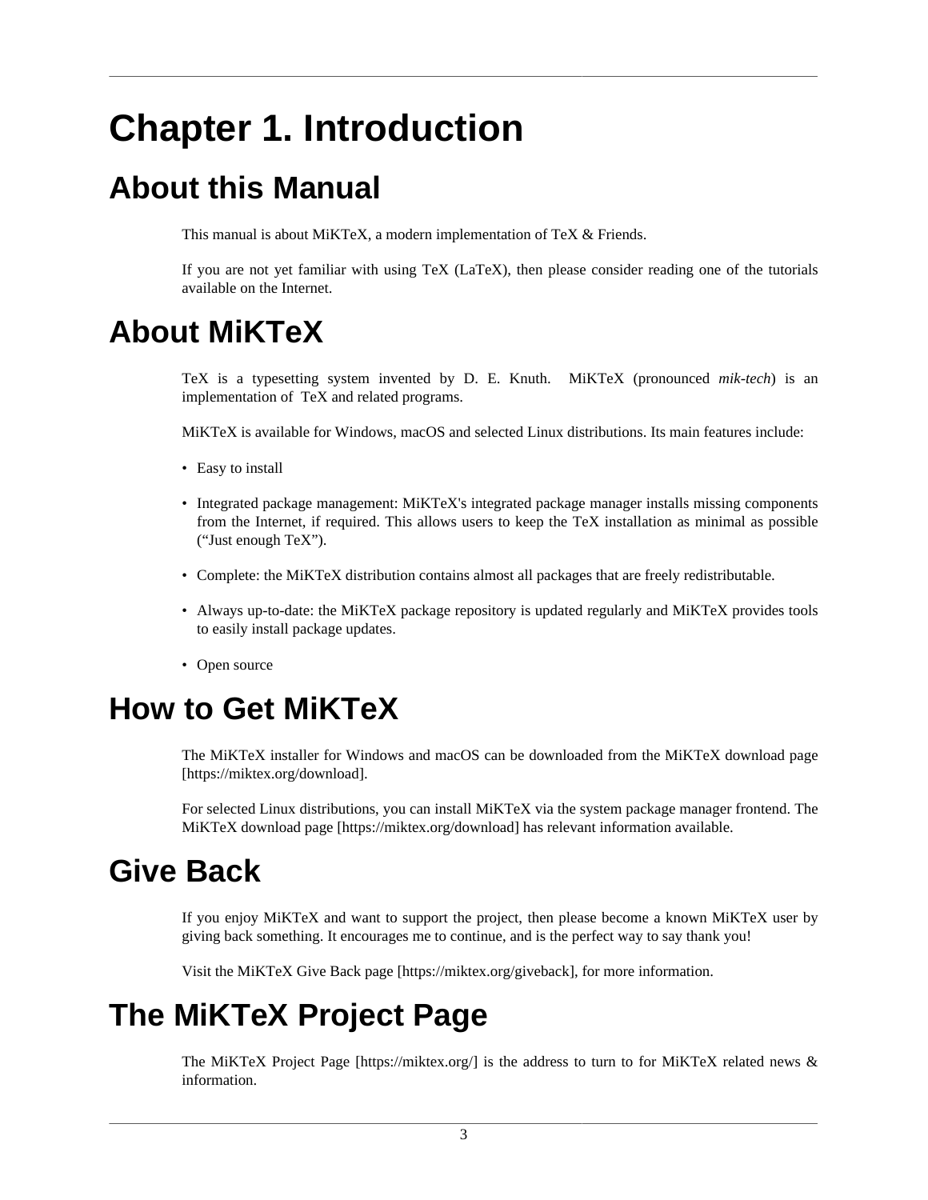# Chapter 1. Introduction

## About this Manual

This manual is about MiKTeX, a modern implementation of TeX & Friends.

If you are not yet familiar with using TeX (LaTeX), then please consider reading one of the tutorials available on the Internet.

## About MiKTeX

TeX is a typesetting system invented by D. E. Knuth. MiKTeX (pronounced *mik-tech*) is an implementation of TeX and related programs.

MiKTeX is available for Windows, macOS and selected Linux distributions. Its main features include:

- Easy to install
- Integrated package management: MiKTeX's integrated package manager installs missing components from the Internet, if required. This allows users to keep the TeX installation as minimal as possible ("Just enough TeX").
- Complete: the MiKTeX distribution contains almost all packages that are freely redistributable.
- Always up-to-date: the MiKTeX package repository is updated regularly and MiKTeX provides tools to easily install package updates.
- Open source

## How to Get MiKTeX

The MiKTeX installer for Windows and macOS can be downloaded from the MiKTeX download page [https://miktex.org/download].

For selected Linux distributions, you can install MiKTeX via the system package manager frontend. The MiKTeX download page [https://miktex.org/download] has relevant information available.

## Give Back

If you enjoy MiKTeX and want to support the project, then please become a known MiKTeX user by giving back something. It encourages me to continue, and is the perfect way to say thank you!

Visit the MiKTeX Give Back page [https://miktex.org/giveback], for more information.

## The MiKTeX Project Page

The MiKTeX Project Page [https://miktex.org/] is the address to turn to for MiKTeX related news & information.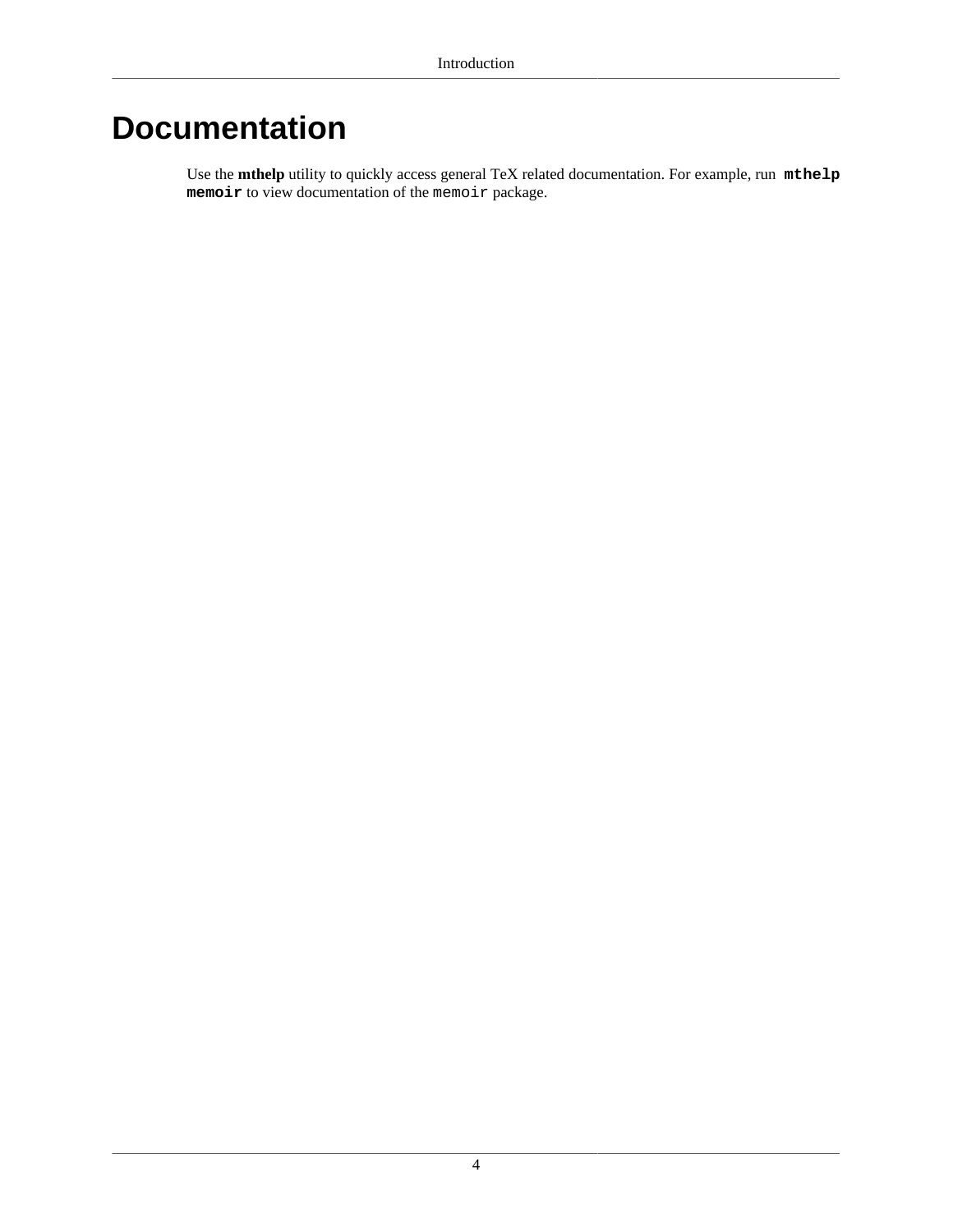# Documentation

Use the **mthelp** utility to quickly access general TeX related documentation. For example, run **`mthelp memoir`** to view documentation of the `memoir` package.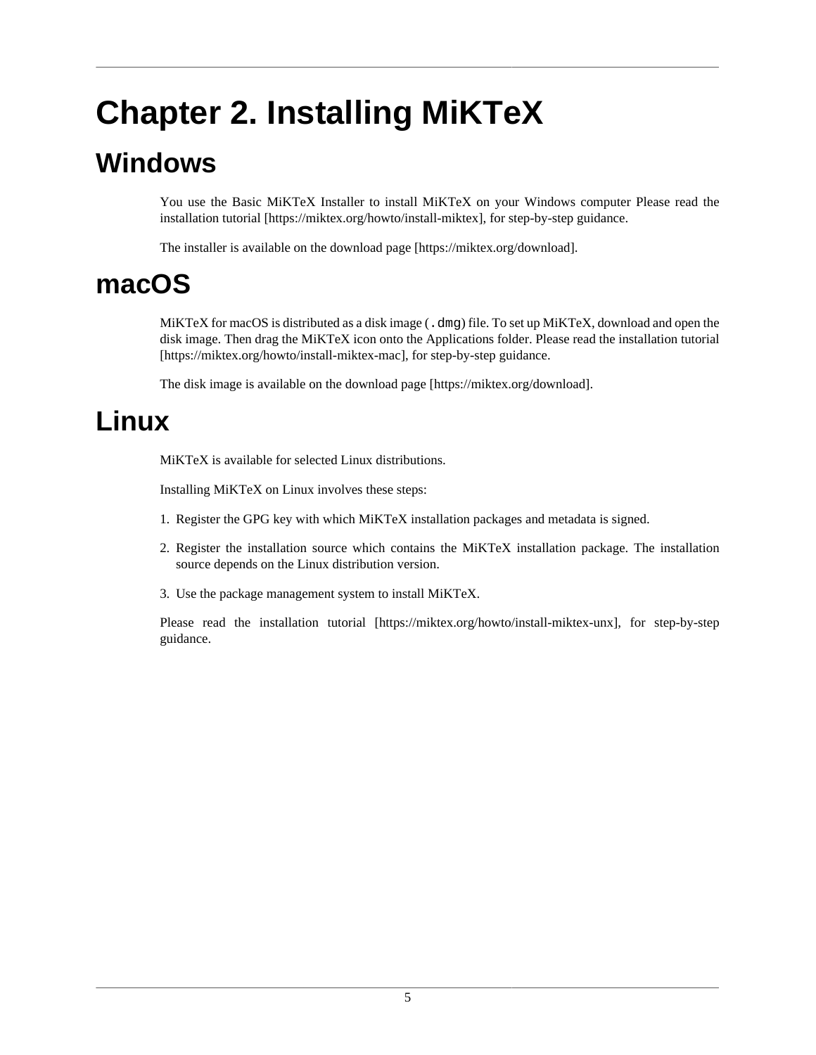# Chapter 2. Installing MiKTeX

## Windows

You use the Basic MiKTeX Installer to install MiKTeX on your Windows computer Please read the installation tutorial [https://miktex.org/howto/install-miktex], for step-by-step guidance.

The installer is available on the download page [https://miktex.org/download].

## macOS

MiKTeX for macOS is distributed as a disk image (`.dmg`) file. To set up MiKTeX, download and open the disk image. Then drag the MiKTeX icon onto the Applications folder. Please read the installation tutorial [https://miktex.org/howto/install-miktex-mac], for step-by-step guidance.

The disk image is available on the download page [https://miktex.org/download].

## Linux

MiKTeX is available for selected Linux distributions.

Installing MiKTeX on Linux involves these steps:

1. Register the GPG key with which MiKTeX installation packages and metadata is signed.
2. Register the installation source which contains the MiKTeX installation package. The installation source depends on the Linux distribution version.
3. Use the package management system to install MiKTeX.

Please read the installation tutorial [https://miktex.org/howto/install-miktex-unx], for step-by-step guidance.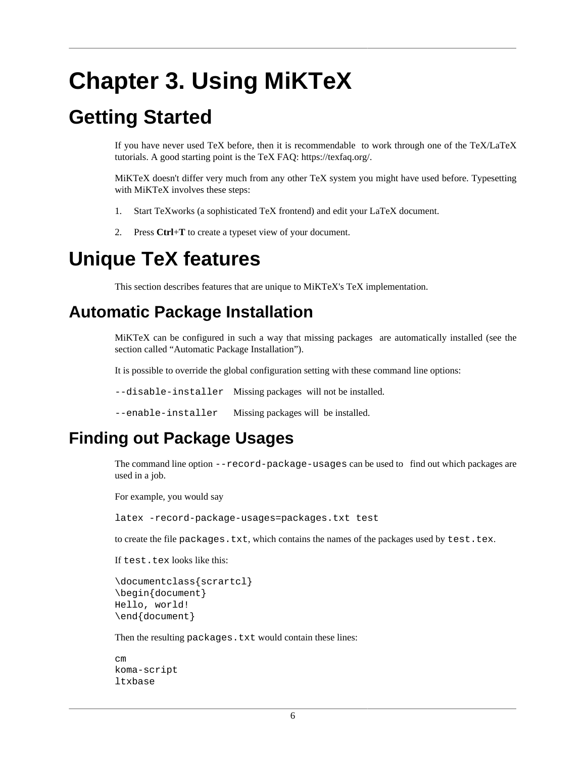# Chapter 3. Using MiKTeX

## Getting Started

If you have never used TeX before, then it is recommendable to work through one of the TeX/LaTeX tutorials. A good starting point is the TeX FAQ: https://texfaq.org/.

MiKTeX doesn't differ very much from any other TeX system you might have used before. Typesetting with MiKTeX involves these steps:

1. Start TeXworks (a sophisticated TeX frontend) and edit your LaTeX document.
2. Press **Ctrl**+**T** to create a typeset view of your document.

## Unique TeX features

This section describes features that are unique to MiKTeX's TeX implementation.

### Automatic Package Installation

MiKTeX can be configured in such a way that missing packages are automatically installed (see the section called "Automatic Package Installation").

It is possible to override the global configuration setting with these command line options:

`--disable-installer` Missing packages will not be installed.

`--enable-installer` Missing packages will be installed.

### Finding out Package Usages

The command line option `--record-package-usages` can be used to find out which packages are used in a job.

For example, you would say

```
latex -record-package-usages=packages.txt test
```

to create the file `packages.txt`, which contains the names of the packages used by `test.tex`.

If `test.tex` looks like this:

```
\documentclass{scrartcl}
\begin{document}
Hello, world!
\end{document}
```

Then the resulting `packages.txt` would contain these lines:

```
cm
koma-script
ltxbase
```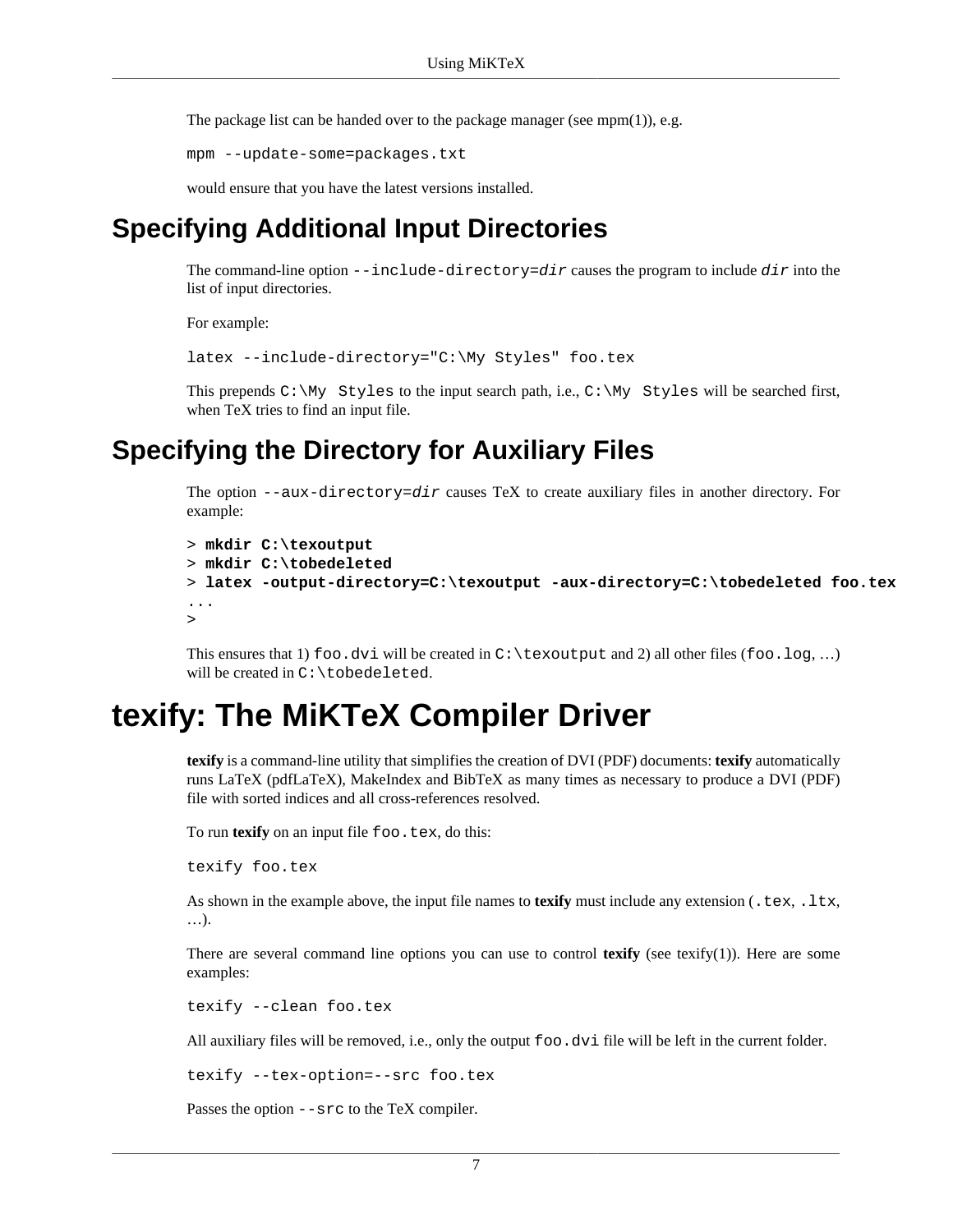The package list can be handed over to the package manager (see mpm(1)), e.g.

```
mpm --update-some=packages.txt
```

would ensure that you have the latest versions installed.

## Specifying Additional Input Directories

The command-line option `--include-directory=dir` causes the program to include `dir` into the list of input directories.

For example:

```
latex --include-directory="C:\My Styles" foo.tex
```

This prepends `C:\My Styles` to the input search path, i.e., `C:\My Styles` will be searched first, when TeX tries to find an input file.

## Specifying the Directory for Auxiliary Files

The option `--aux-directory=dir` causes TeX to create auxiliary files in another directory. For example:

```
> mkdir C:\texoutput
> mkdir C:\tobedeleted
> latex -output-directory=C:\texoutput -aux-directory=C:\tobedeleted foo.tex
...
>
```

This ensures that 1) `foo.dvi` will be created in `C:\texoutput` and 2) all other files (`foo.log`, …) will be created in `C:\tobedeleted`.

# texify: The MiKTeX Compiler Driver

**texify** is a command-line utility that simplifies the creation of DVI (PDF) documents: **texify** automatically runs LaTeX (pdfLaTeX), MakeIndex and BibTeX as many times as necessary to produce a DVI (PDF) file with sorted indices and all cross-references resolved.

To run **texify** on an input file `foo.tex`, do this:

```
texify foo.tex
```

As shown in the example above, the input file names to **texify** must include any extension (`.tex`, `.ltx`, …).

There are several command line options you can use to control **texify** (see texify(1)). Here are some examples:

```
texify --clean foo.tex
```

All auxiliary files will be removed, i.e., only the output `foo.dvi` file will be left in the current folder.

```
texify --tex-option=--src foo.tex
```

Passes the option `--src` to the TeX compiler.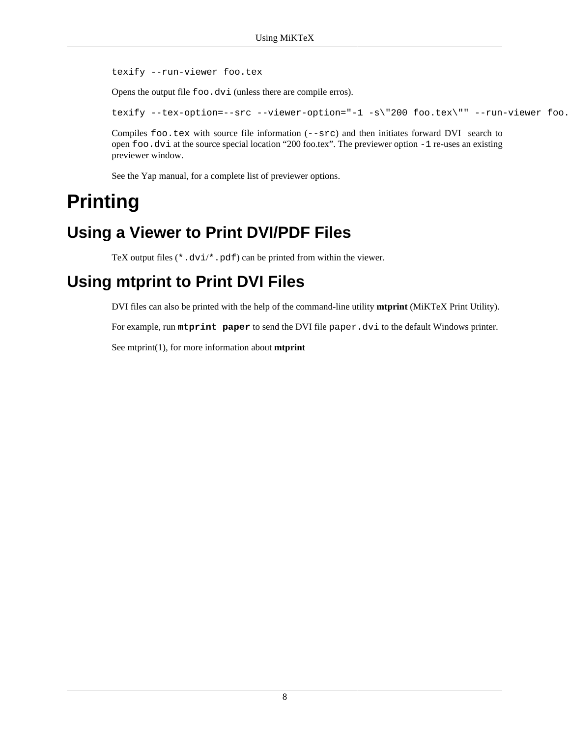```
texify --run-viewer foo.tex
```

Opens the output file `foo.dvi` (unless there are compile erros).

```
texify --tex-option=--src --viewer-option="-1 -s\"200 foo.tex\"" --run-viewer foo.
```

Compiles `foo.tex` with source file information (`--src`) and then initiates forward DVI search to open `foo.dvi` at the source special location "200 foo.tex". The previewer option `-1` re-uses an existing previewer window.

See the Yap manual, for a complete list of previewer options.

# Printing

## Using a Viewer to Print DVI/PDF Files

TeX output files (`*.dvi`/`*.pdf`) can be printed from within the viewer.

## Using mtprint to Print DVI Files

DVI files can also be printed with the help of the command-line utility **mtprint** (MiKTeX Print Utility).

For example, run **`mtprint paper`** to send the DVI file `paper.dvi` to the default Windows printer.

See mtprint(1), for more information about **mtprint**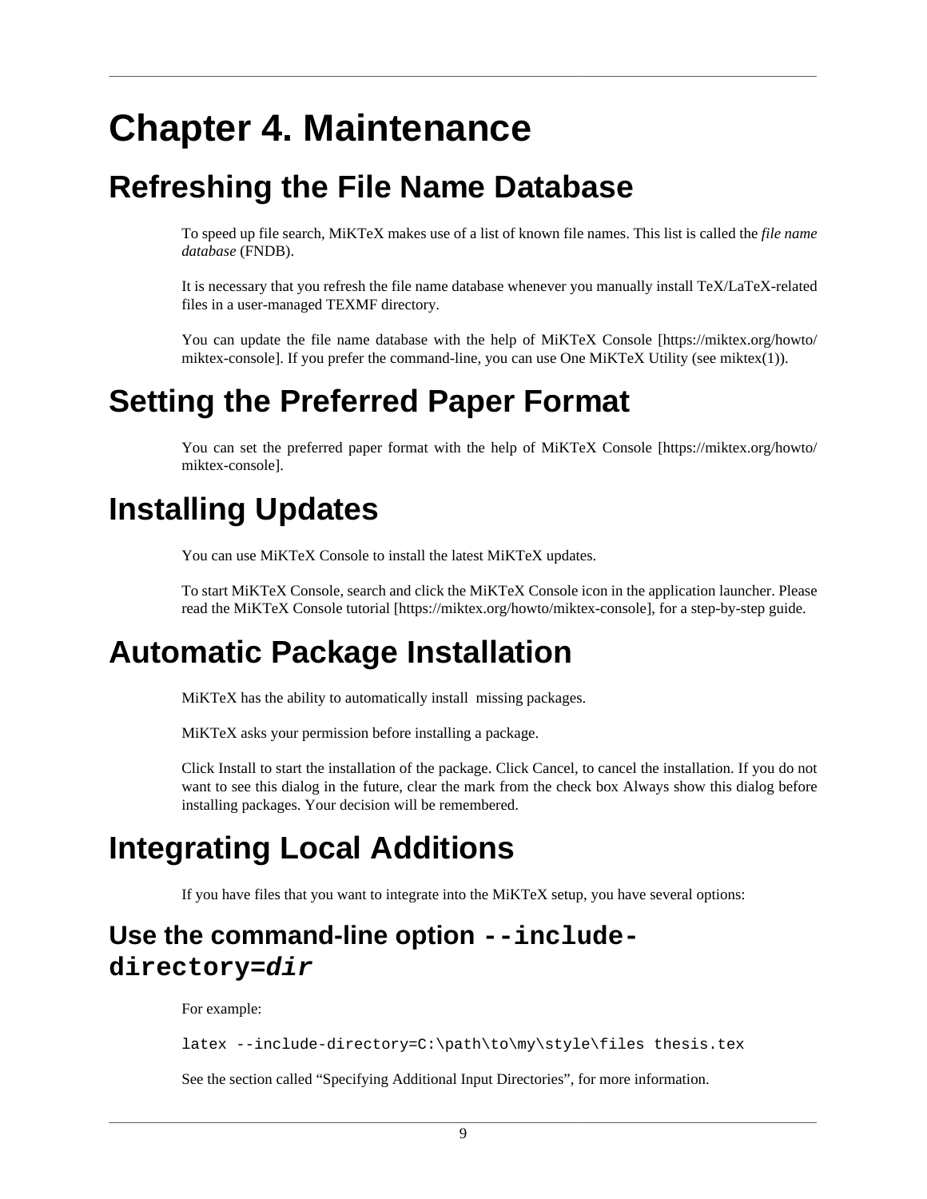# Chapter 4. Maintenance

## Refreshing the File Name Database

To speed up file search, MiKTeX makes use of a list of known file names. This list is called the *file name database* (FNDB).

It is necessary that you refresh the file name database whenever you manually install TeX/LaTeX-related files in a user-managed TEXMF directory.

You can update the file name database with the help of MiKTeX Console [https://miktex.org/howto/miktex-console]. If you prefer the command-line, you can use One MiKTeX Utility (see miktex(1)).

## Setting the Preferred Paper Format

You can set the preferred paper format with the help of MiKTeX Console [https://miktex.org/howto/miktex-console].

## Installing Updates

You can use MiKTeX Console to install the latest MiKTeX updates.

To start MiKTeX Console, search and click the MiKTeX Console icon in the application launcher. Please read the MiKTeX Console tutorial [https://miktex.org/howto/miktex-console], for a step-by-step guide.

## Automatic Package Installation

MiKTeX has the ability to automatically install missing packages.

MiKTeX asks your permission before installing a package.

Click Install to start the installation of the package. Click Cancel, to cancel the installation. If you do not want to see this dialog in the future, clear the mark from the check box Always show this dialog before installing packages. Your decision will be remembered.

## Integrating Local Additions

If you have files that you want to integrate into the MiKTeX setup, you have several options:

### Use the command-line option `--include-directory=dir`

For example:

```
latex --include-directory=C:\path\to\my\style\files thesis.tex
```

See the section called “Specifying Additional Input Directories”, for more information.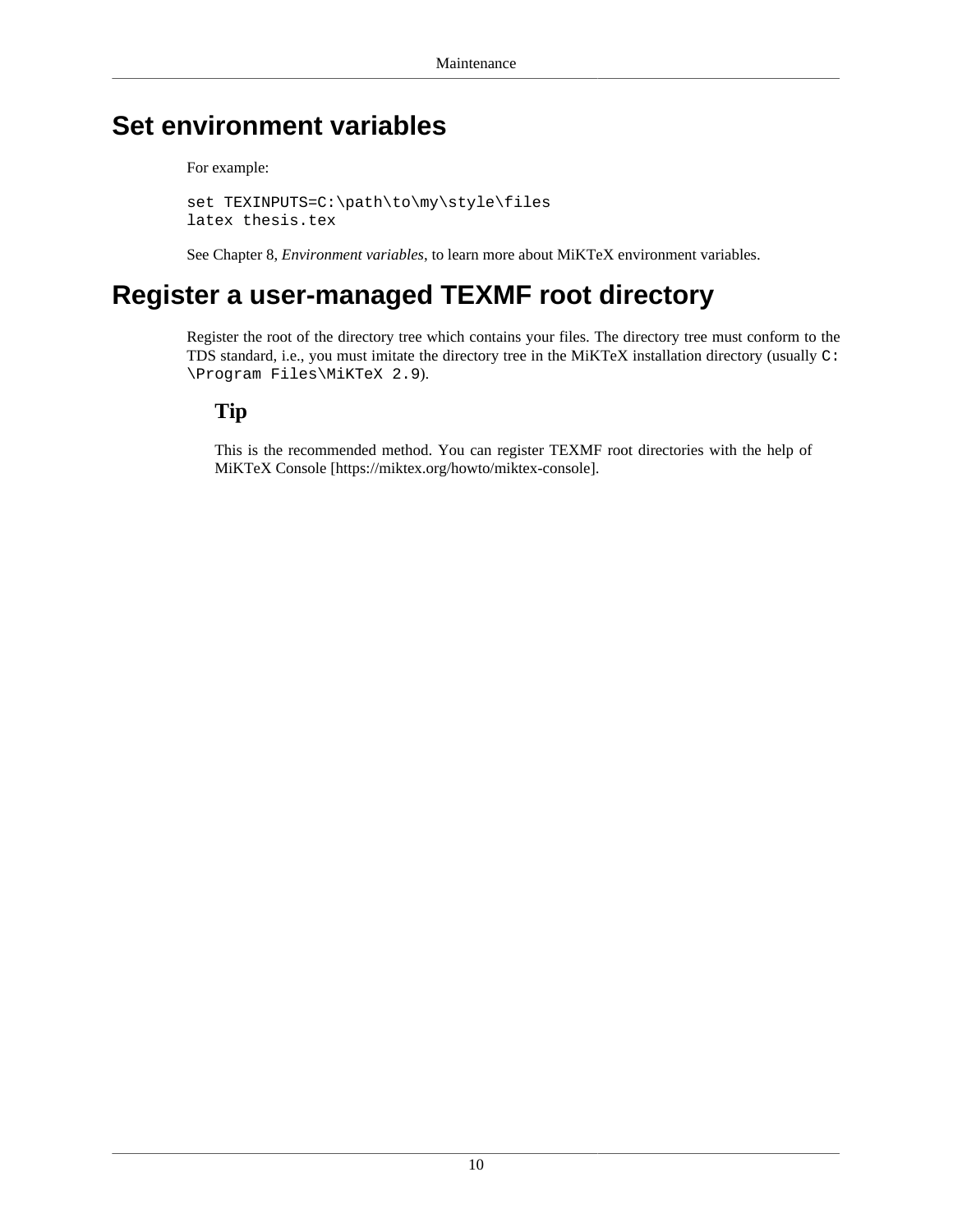# Set environment variables

For example:

```
set TEXINPUTS=C:\path\to\my\style\files
latex thesis.tex
```

See Chapter 8, *Environment variables*, to learn more about MiKTeX environment variables.

# Register a user-managed TEXMF root directory

Register the root of the directory tree which contains your files. The directory tree must conform to the TDS standard, i.e., you must imitate the directory tree in the MiKTeX installation directory (usually `C:\Program Files\MiKTeX 2.9`).

### Tip

This is the recommended method. You can register TEXMF root directories with the help of MiKTeX Console [https://miktex.org/howto/miktex-console].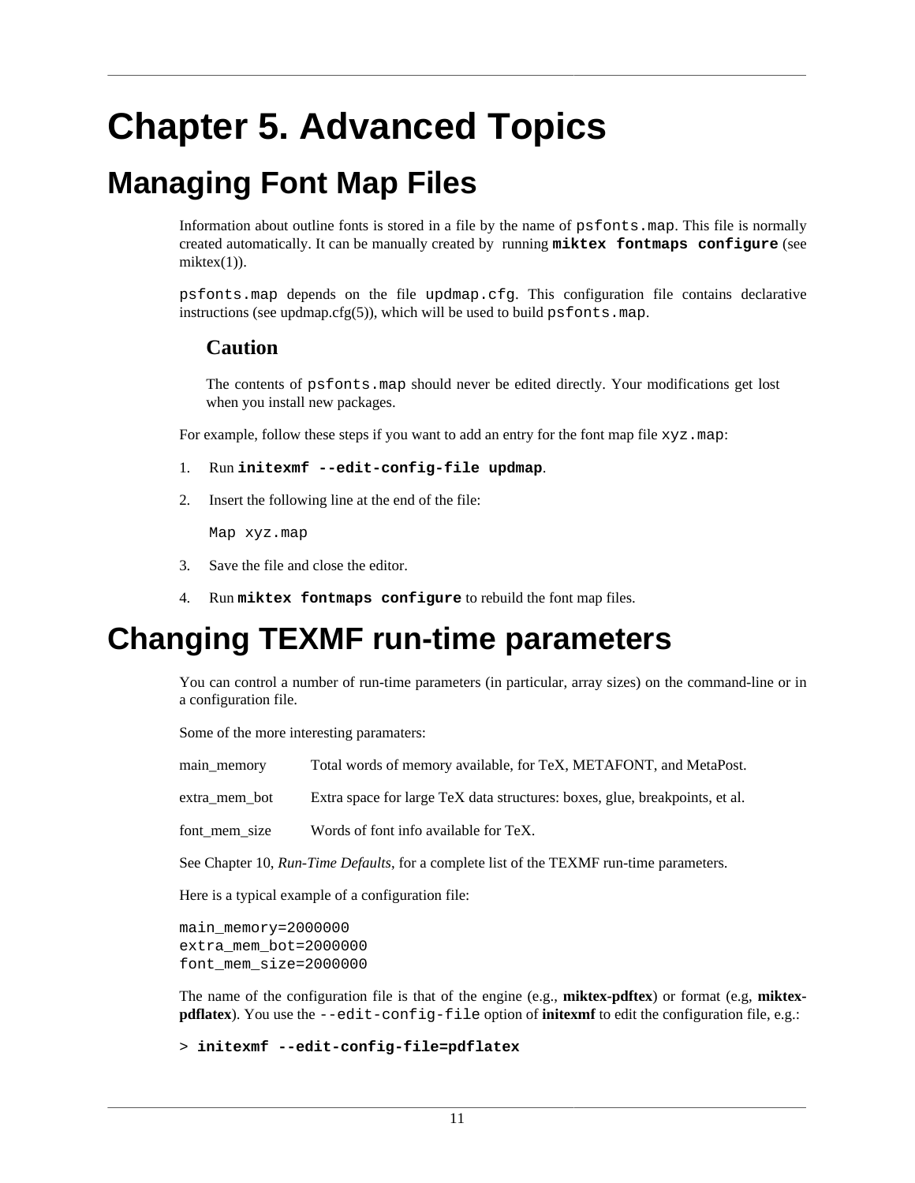# Chapter 5. Advanced Topics

## Managing Font Map Files

Information about outline fonts is stored in a file by the name of `psfonts.map`. This file is normally created automatically. It can be manually created by running **`miktex fontmaps configure`** (see miktex(1)).

`psfonts.map` depends on the file `updmap.cfg`. This configuration file contains declarative instructions (see updmap.cfg(5)), which will be used to build `psfonts.map`.

### Caution

The contents of `psfonts.map` should never be edited directly. Your modifications get lost when you install new packages.

For example, follow these steps if you want to add an entry for the font map file `xyz.map`:

1. Run **`initexmf --edit-config-file updmap`**.
2. Insert the following line at the end of the file:

   ```
   Map xyz.map
   ```

3. Save the file and close the editor.
4. Run **`miktex fontmaps configure`** to rebuild the font map files.

## Changing TEXMF run-time parameters

You can control a number of run-time parameters (in particular, array sizes) on the command-line or in a configuration file.

Some of the more interesting paramaters:

| | |
|---|---|
| main_memory | Total words of memory available, for TeX, METAFONT, and MetaPost. |
| extra_mem_bot | Extra space for large TeX data structures: boxes, glue, breakpoints, et al. |
| font_mem_size | Words of font info available for TeX. |

See Chapter 10, *Run-Time Defaults*, for a complete list of the TEXMF run-time parameters.

Here is a typical example of a configuration file:

```
main_memory=2000000
extra_mem_bot=2000000
font_mem_size=2000000
```

The name of the configuration file is that of the engine (e.g., **miktex-pdftex**) or format (e.g, **miktex-pdflatex**). You use the `--edit-config-file` option of **initexmf** to edit the configuration file, e.g.:

```
> initexmf --edit-config-file=pdflatex
```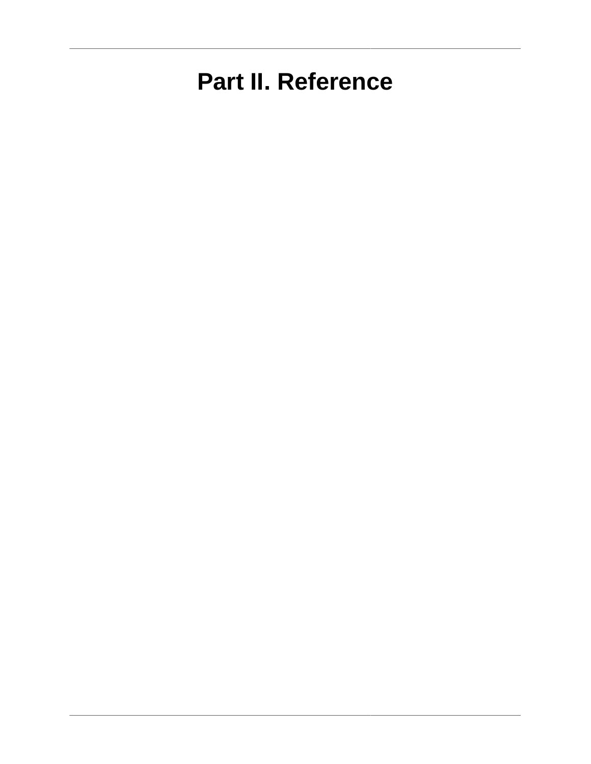# Part II. Reference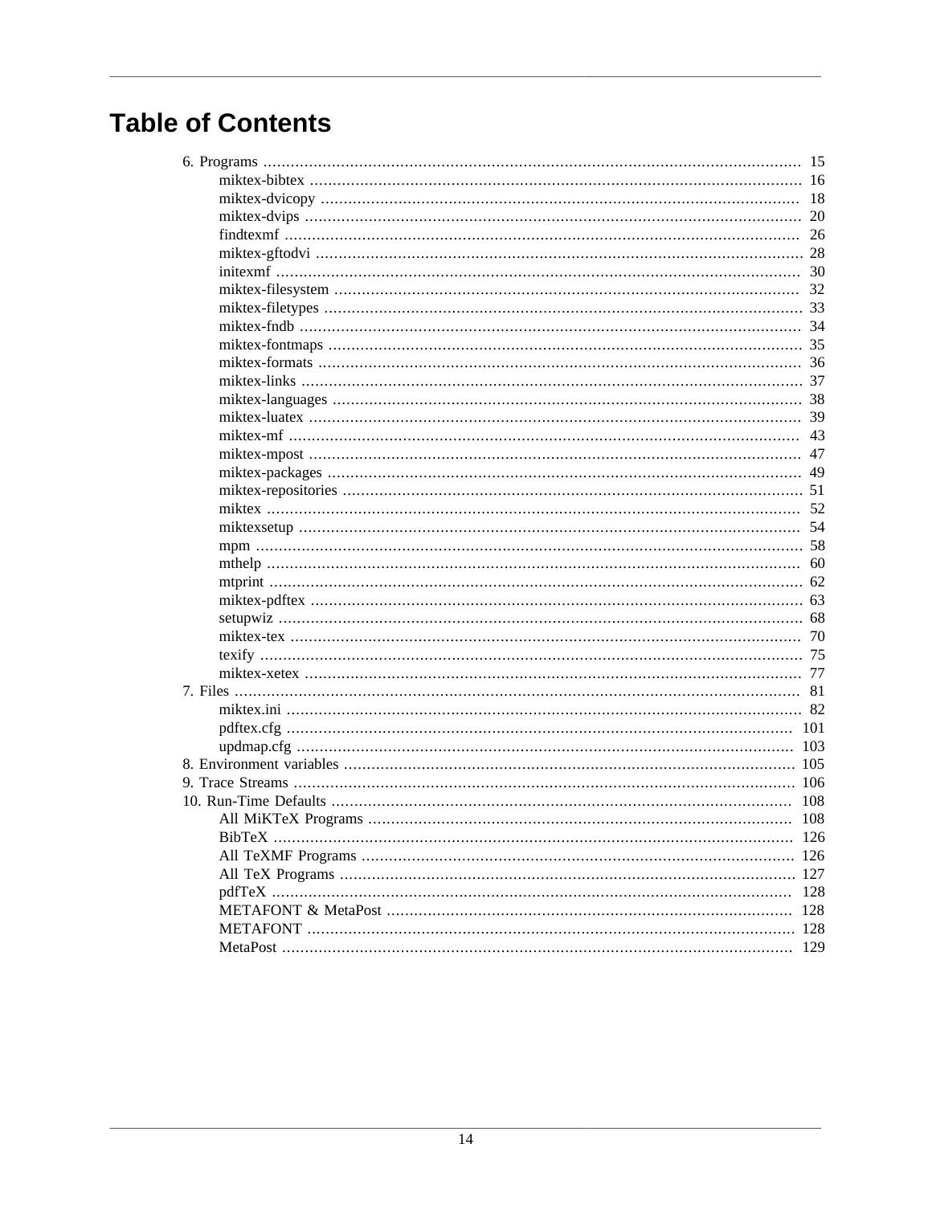# Table of Contents

- 6. Programs ..... 15
  - miktex-bibtex ..... 16
  - miktex-dvicopy ..... 18
  - miktex-dvips ..... 20
  - findtexmf ..... 26
  - miktex-gftodvi ..... 28
  - initexmf ..... 30
  - miktex-filesystem ..... 32
  - miktex-filetypes ..... 33
  - miktex-fndb ..... 34
  - miktex-fontmaps ..... 35
  - miktex-formats ..... 36
  - miktex-links ..... 37
  - miktex-languages ..... 38
  - miktex-luatex ..... 39
  - miktex-mf ..... 43
  - miktex-mpost ..... 47
  - miktex-packages ..... 49
  - miktex-repositories ..... 51
  - miktex ..... 52
  - miktexsetup ..... 54
  - mpm ..... 58
  - mthelp ..... 60
  - mtprint ..... 62
  - miktex-pdftex ..... 63
  - setupwiz ..... 68
  - miktex-tex ..... 70
  - texify ..... 75
  - miktex-xetex ..... 77
- 7. Files ..... 81
  - miktex.ini ..... 82
  - pdftex.cfg ..... 101
  - updmap.cfg ..... 103
- 8. Environment variables ..... 105
- 9. Trace Streams ..... 106
- 10. Run-Time Defaults ..... 108
  - All MiKTeX Programs ..... 108
  - BibTeX ..... 126
  - All TeXMF Programs ..... 126
  - All TeX Programs ..... 127
  - pdfTeX ..... 128
  - METAFONT & MetaPost ..... 128
  - METAFONT ..... 128
  - MetaPost ..... 129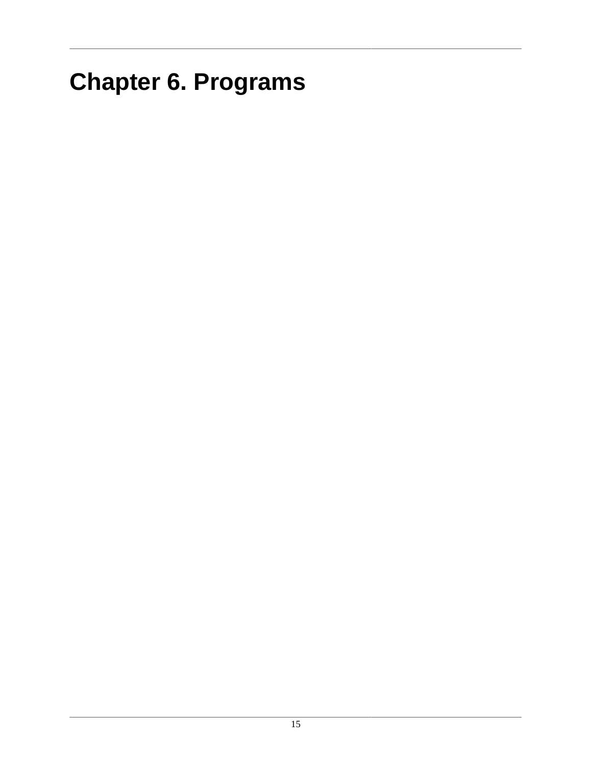# Chapter 6. Programs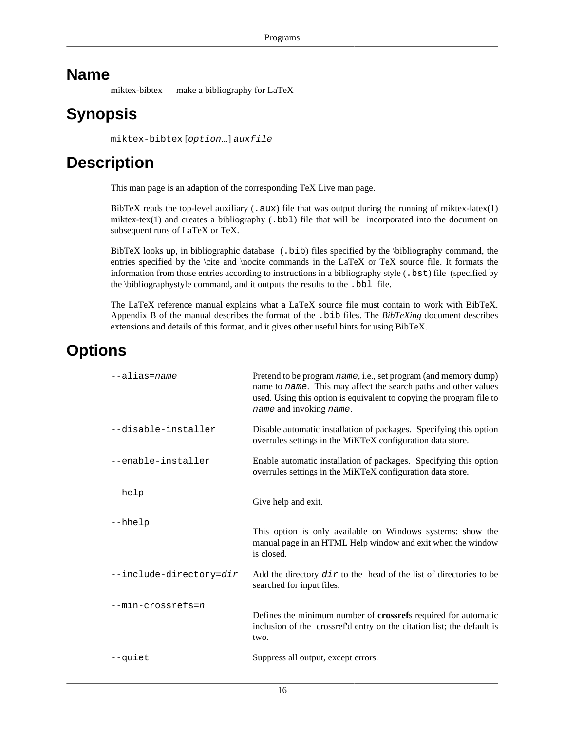# Name

miktex-bibtex — make a bibliography for LaTeX

# Synopsis

`miktex-bibtex` [*option*...] *auxfile*

# Description

This man page is an adaption of the corresponding TeX Live man page.

BibTeX reads the top-level auxiliary (`.aux`) file that was output during the running of miktex-latex(1) miktex-tex(1) and creates a bibliography (`.bbl`) file that will be incorporated into the document on subsequent runs of LaTeX or TeX.

BibTeX looks up, in bibliographic database (`.bib`) files specified by the \bibliography command, the entries specified by the \cite and \nocite commands in the LaTeX or TeX source file. It formats the information from those entries according to instructions in a bibliography style (`.bst`) file (specified by the \bibliographystyle command, and it outputs the results to the `.bbl` file.

The LaTeX reference manual explains what a LaTeX source file must contain to work with BibTeX. Appendix B of the manual describes the format of the `.bib` files. The *BibTeXing* document describes extensions and details of this format, and it gives other useful hints for using BibTeX.

# Options

| Option | Description |
|---|---|
| `--alias=`*name* | Pretend to be program *name*, i.e., set program (and memory dump) name to *name*. This may affect the search paths and other values used. Using this option is equivalent to copying the program file to *name* and invoking *name*. |
| `--disable-installer` | Disable automatic installation of packages. Specifying this option overrules settings in the MiKTeX configuration data store. |
| `--enable-installer` | Enable automatic installation of packages. Specifying this option overrules settings in the MiKTeX configuration data store. |
| `--help` | Give help and exit. |
| `--hhelp` | This option is only available on Windows systems: show the manual page in an HTML Help window and exit when the window is closed. |
| `--include-directory=`*dir* | Add the directory *dir* to the head of the list of directories to be searched for input files. |
| `--min-crossrefs=`*n* | Defines the minimum number of **crossref**s required for automatic inclusion of the crossref'd entry on the citation list; the default is two. |
| `--quiet` | Suppress all output, except errors. |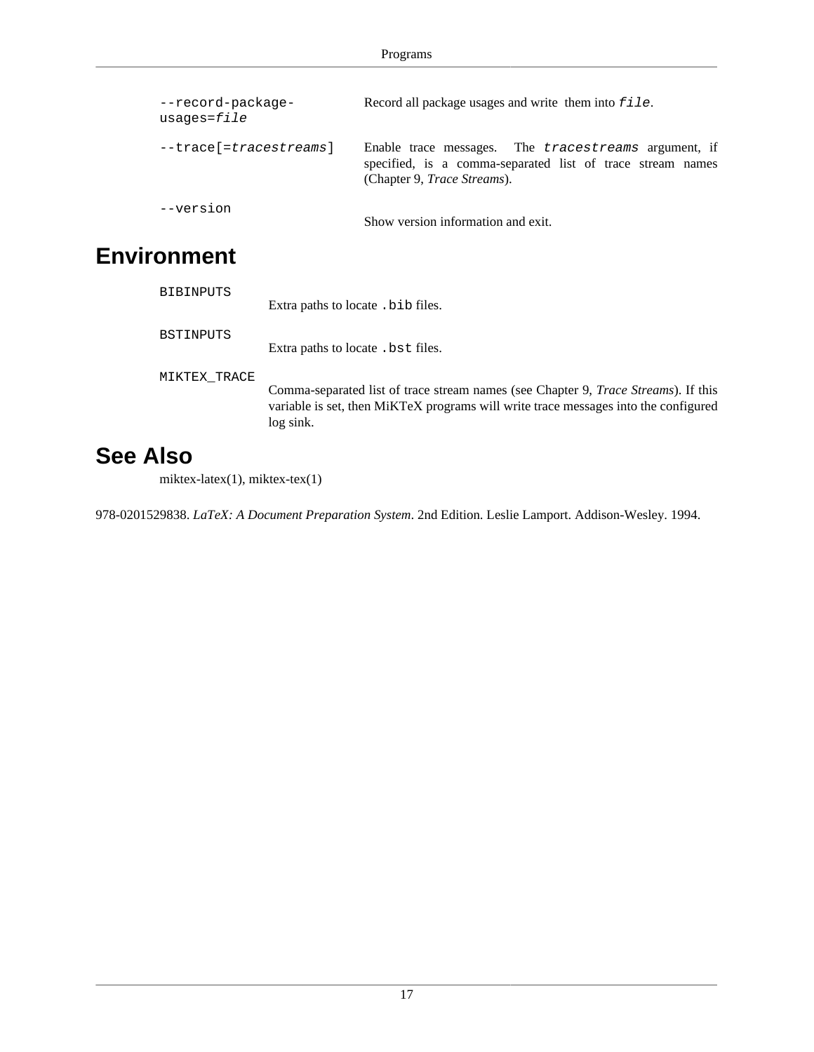`--record-package-usages=`*`file`*
: Record all package usages and write them into *`file`*.

`--trace[=`*`tracestreams`*`]`
: Enable trace messages. The *`tracestreams`* argument, if specified, is a comma-separated list of trace stream names (Chapter 9, *Trace Streams*).

`--version`
: Show version information and exit.

## Environment

`BIBINPUTS`
: Extra paths to locate `.bib` files.

`BSTINPUTS`
: Extra paths to locate `.bst` files.

`MIKTEX_TRACE`
: Comma-separated list of trace stream names (see Chapter 9, *Trace Streams*). If this variable is set, then MiKTeX programs will write trace messages into the configured log sink.

## See Also

miktex-latex(1), miktex-tex(1)

978-0201529838. *LaTeX: A Document Preparation System*. 2nd Edition. Leslie Lamport. Addison-Wesley. 1994.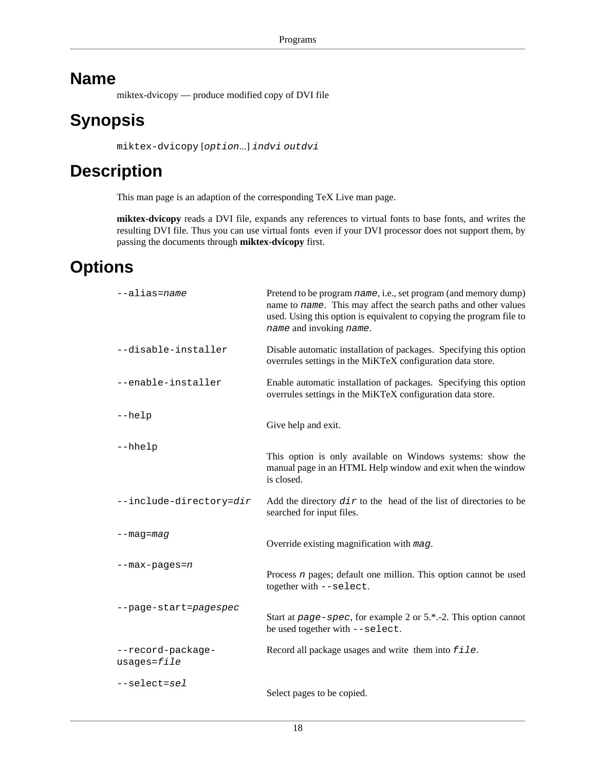# Name

miktex-dvicopy — produce modified copy of DVI file

# Synopsis

`miktex-dvicopy` [*`option`*...] *`indvi`* *`outdvi`*

# Description

This man page is an adaption of the corresponding TeX Live man page.

**miktex-dvicopy** reads a DVI file, expands any references to virtual fonts to base fonts, and writes the resulting DVI file. Thus you can use virtual fonts even if your DVI processor does not support them, by passing the documents through **miktex-dvicopy** first.

# Options

`--alias=`*`name`*
: Pretend to be program *`name`*, i.e., set program (and memory dump) name to *`name`*. This may affect the search paths and other values used. Using this option is equivalent to copying the program file to *`name`* and invoking *`name`*.

`--disable-installer`
: Disable automatic installation of packages. Specifying this option overrules settings in the MiKTeX configuration data store.

`--enable-installer`
: Enable automatic installation of packages. Specifying this option overrules settings in the MiKTeX configuration data store.

`--help`
: Give help and exit.

`--hhelp`
: This option is only available on Windows systems: show the manual page in an HTML Help window and exit when the window is closed.

`--include-directory=`*`dir`*
: Add the directory *`dir`* to the head of the list of directories to be searched for input files.

`--mag=`*`mag`*
: Override existing magnification with *`mag`*.

`--max-pages=`*`n`*
: Process *`n`* pages; default one million. This option cannot be used together with `--select`.

`--page-start=`*`pagespec`*
: Start at *`page-spec`*, for example 2 or 5.*.-2. This option cannot be used together with `--select`.

`--record-package-usages=`*`file`*
: Record all package usages and write them into *`file`*.

`--select=`*`sel`*
: Select pages to be copied.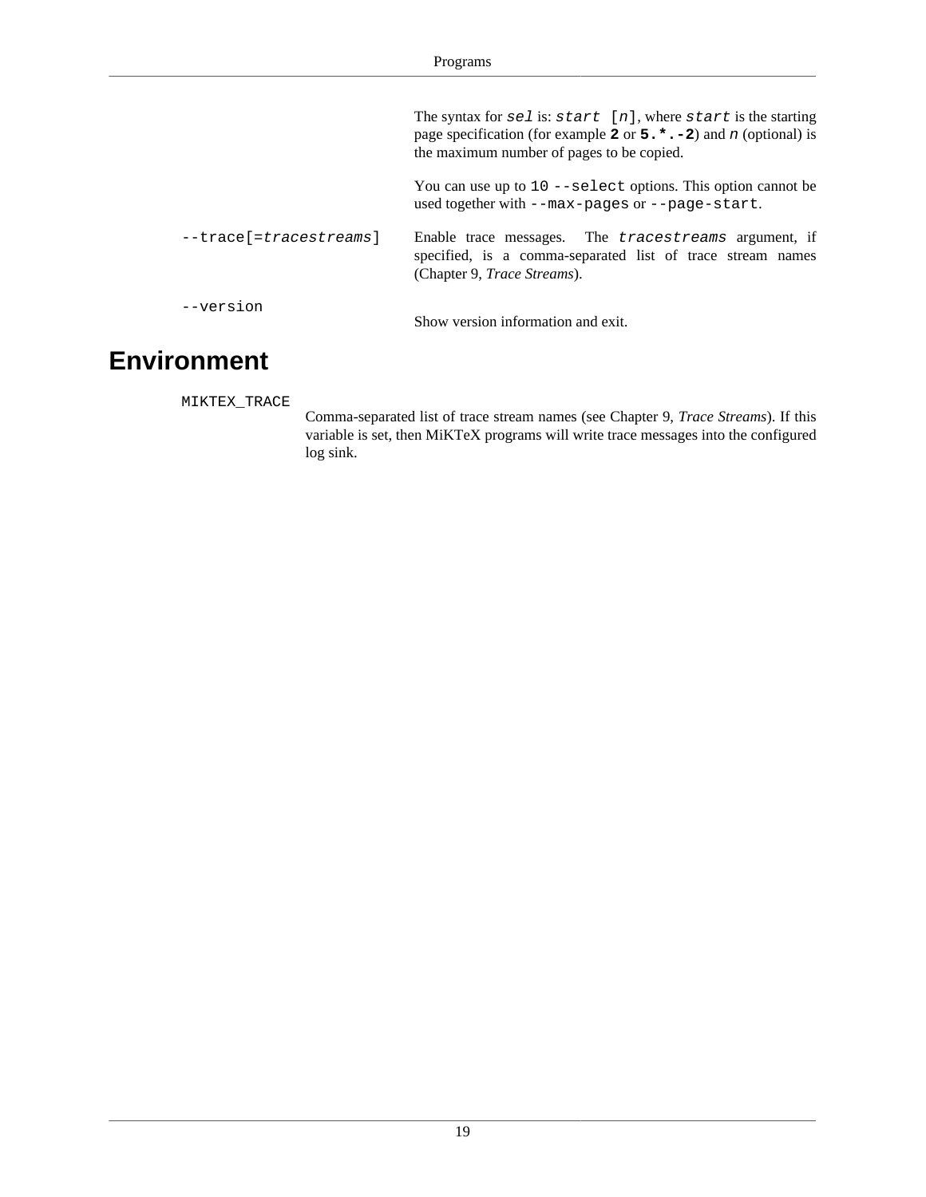The syntax for `sel` is: `start [n]`, where `start` is the starting page specification (for example **`2`** or **`5.*.-2`**) and `n` (optional) is the maximum number of pages to be copied.

You can use up to 10 `--select` options. This option cannot be used together with `--max-pages` or `--page-start`.

`--trace[=tracestreams]`
: Enable trace messages. The `tracestreams` argument, if specified, is a comma-separated list of trace stream names (Chapter 9, *Trace Streams*).

`--version`
: Show version information and exit.

## Environment

`MIKTEX_TRACE`
: Comma-separated list of trace stream names (see Chapter 9, *Trace Streams*). If this variable is set, then MiKTeX programs will write trace messages into the configured log sink.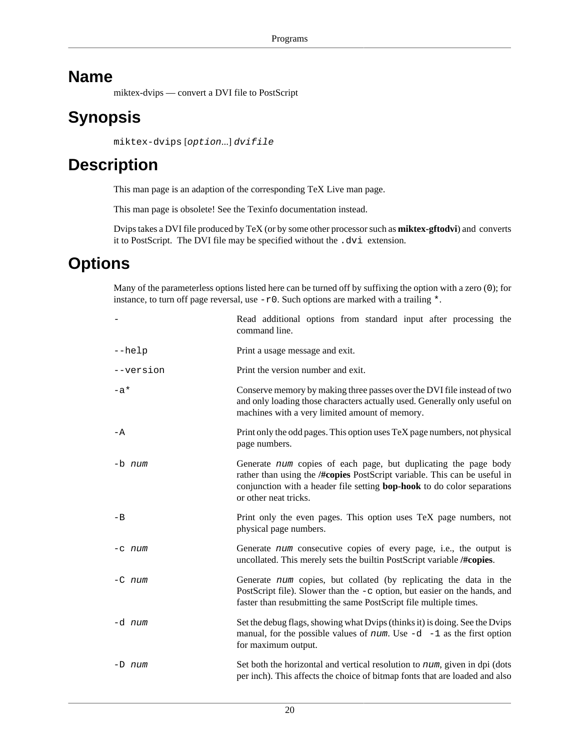# Name

miktex-dvips — convert a DVI file to PostScript

# Synopsis

`miktex-dvips` [*option*...] *dvifile*

# Description

This man page is an adaption of the corresponding TeX Live man page.

This man page is obsolete! See the Texinfo documentation instead.

Dvips takes a DVI file produced by TeX (or by some other processor such as **miktex-gftodvi**) and converts it to PostScript. The DVI file may be specified without the `.dvi` extension.

# Options

Many of the parameterless options listed here can be turned off by suffixing the option with a zero (`0`); for instance, to turn off page reversal, use `-r0`. Such options are marked with a trailing `*`.

`-`
: Read additional options from standard input after processing the command line.

`--help`
: Print a usage message and exit.

`--version`
: Print the version number and exit.

`-a*`
: Conserve memory by making three passes over the DVI file instead of two and only loading those characters actually used. Generally only useful on machines with a very limited amount of memory.

`-A`
: Print only the odd pages. This option uses TeX page numbers, not physical page numbers.

`-b` *num*
: Generate *num* copies of each page, but duplicating the page body rather than using the **/#copies** PostScript variable. This can be useful in conjunction with a header file setting **bop-hook** to do color separations or other neat tricks.

`-B`
: Print only the even pages. This option uses TeX page numbers, not physical page numbers.

`-c` *num*
: Generate *num* consecutive copies of every page, i.e., the output is uncollated. This merely sets the builtin PostScript variable **/#copies**.

`-C` *num*
: Generate *num* copies, but collated (by replicating the data in the PostScript file). Slower than the `-c` option, but easier on the hands, and faster than resubmitting the same PostScript file multiple times.

`-d` *num*
: Set the debug flags, showing what Dvips (thinks it) is doing. See the Dvips manual, for the possible values of *num*. Use `-d -1` as the first option for maximum output.

`-D` *num*
: Set both the horizontal and vertical resolution to *num*, given in dpi (dots per inch). This affects the choice of bitmap fonts that are loaded and also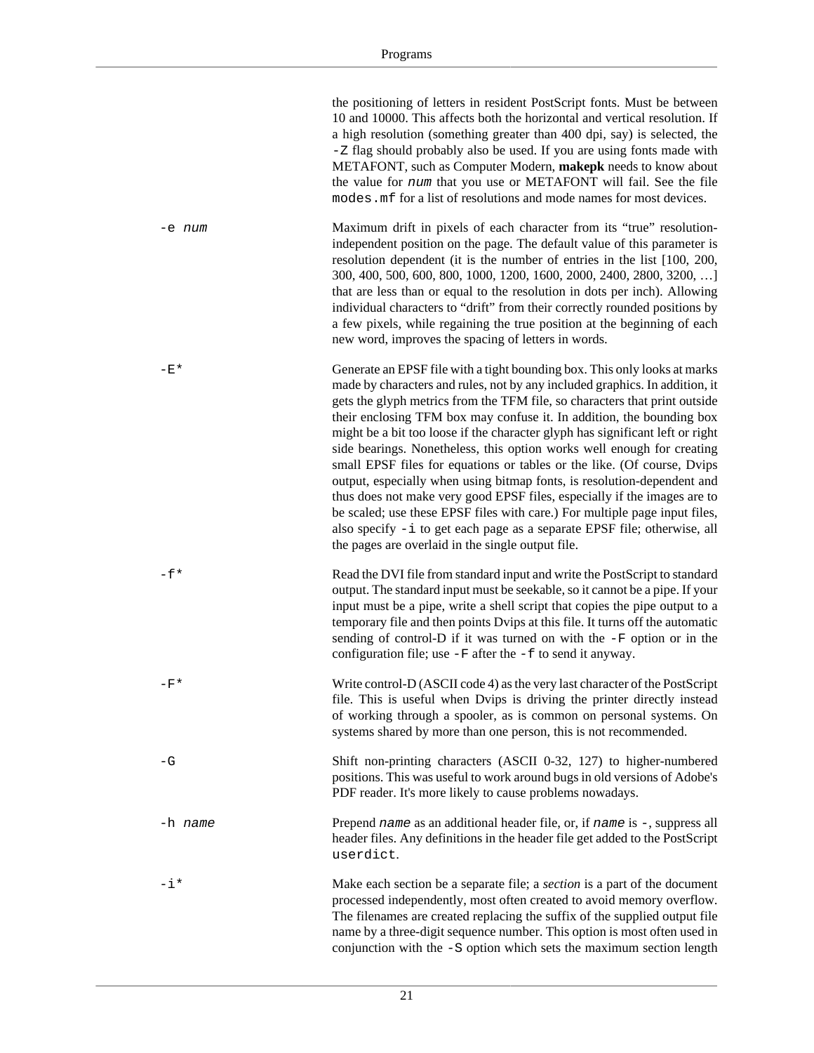the positioning of letters in resident PostScript fonts. Must be between 10 and 10000. This affects both the horizontal and vertical resolution. If a high resolution (something greater than 400 dpi, say) is selected, the `-Z` flag should probably also be used. If you are using fonts made with METAFONT, such as Computer Modern, **makepk** needs to know about the value for *`num`* that you use or METAFONT will fail. See the file `modes.mf` for a list of resolutions and mode names for most devices.

`-e` *`num`*
: Maximum drift in pixels of each character from its “true” resolution-independent position on the page. The default value of this parameter is resolution dependent (it is the number of entries in the list [100, 200, 300, 400, 500, 600, 800, 1000, 1200, 1600, 2000, 2400, 2800, 3200, …] that are less than or equal to the resolution in dots per inch). Allowing individual characters to “drift” from their correctly rounded positions by a few pixels, while regaining the true position at the beginning of each new word, improves the spacing of letters in words.

`-E*`
: Generate an EPSF file with a tight bounding box. This only looks at marks made by characters and rules, not by any included graphics. In addition, it gets the glyph metrics from the TFM file, so characters that print outside their enclosing TFM box may confuse it. In addition, the bounding box might be a bit too loose if the character glyph has significant left or right side bearings. Nonetheless, this option works well enough for creating small EPSF files for equations or tables or the like. (Of course, Dvips output, especially when using bitmap fonts, is resolution-dependent and thus does not make very good EPSF files, especially if the images are to be scaled; use these EPSF files with care.) For multiple page input files, also specify `-i` to get each page as a separate EPSF file; otherwise, all the pages are overlaid in the single output file.

`-f*`
: Read the DVI file from standard input and write the PostScript to standard output. The standard input must be seekable, so it cannot be a pipe. If your input must be a pipe, write a shell script that copies the pipe output to a temporary file and then points Dvips at this file. It turns off the automatic sending of control-D if it was turned on with the `-F` option or in the configuration file; use `-F` after the `-f` to send it anyway.

`-F*`
: Write control-D (ASCII code 4) as the very last character of the PostScript file. This is useful when Dvips is driving the printer directly instead of working through a spooler, as is common on personal systems. On systems shared by more than one person, this is not recommended.

`-G`
: Shift non-printing characters (ASCII 0-32, 127) to higher-numbered positions. This was useful to work around bugs in old versions of Adobe's PDF reader. It's more likely to cause problems nowadays.

`-h` *`name`*
: Prepend *`name`* as an additional header file, or, if *`name`* is `-`, suppress all header files. Any definitions in the header file get added to the PostScript `userdict`.

`-i*`
: Make each section be a separate file; a *section* is a part of the document processed independently, most often created to avoid memory overflow. The filenames are created replacing the suffix of the supplied output file name by a three-digit sequence number. This option is most often used in conjunction with the `-S` option which sets the maximum section length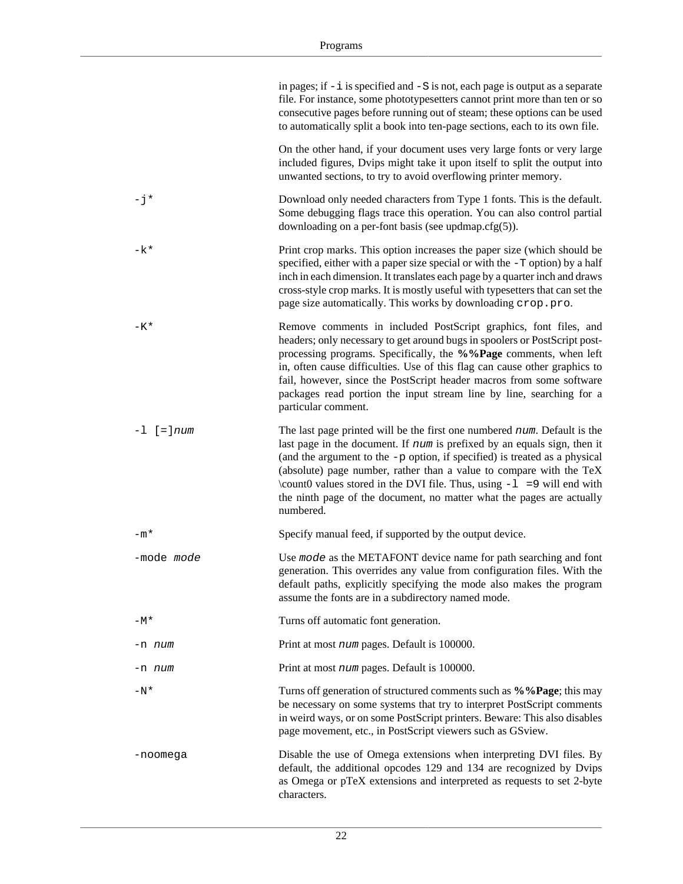in pages; if `-i` is specified and `-S` is not, each page is output as a separate file. For instance, some phototypesetters cannot print more than ten or so consecutive pages before running out of steam; these options can be used to automatically split a book into ten-page sections, each to its own file.

On the other hand, if your document uses very large fonts or very large included figures, Dvips might take it upon itself to split the output into unwanted sections, to try to avoid overflowing printer memory.

`-j*`
: Download only needed characters from Type 1 fonts. This is the default. Some debugging flags trace this operation. You can also control partial downloading on a per-font basis (see updmap.cfg(5)).

`-k*`
: Print crop marks. This option increases the paper size (which should be specified, either with a paper size special or with the `-T` option) by a half inch in each dimension. It translates each page by a quarter inch and draws cross-style crop marks. It is mostly useful with typesetters that can set the page size automatically. This works by downloading `crop.pro`.

`-K*`
: Remove comments in included PostScript graphics, font files, and headers; only necessary to get around bugs in spoolers or PostScript post-processing programs. Specifically, the **%%Page** comments, when left in, often cause difficulties. Use of this flag can cause other graphics to fail, however, since the PostScript header macros from some software packages read portion the input stream line by line, searching for a particular comment.

`-l [=]`*`num`*
: The last page printed will be the first one numbered *`num`*. Default is the last page in the document. If *`num`* is prefixed by an equals sign, then it (and the argument to the `-p` option, if specified) is treated as a physical (absolute) page number, rather than a value to compare with the TeX \count0 values stored in the DVI file. Thus, using `-l =9` will end with the ninth page of the document, no matter what the pages are actually numbered.

`-m*`
: Specify manual feed, if supported by the output device.

`-mode` *`mode`*
: Use *`mode`* as the METAFONT device name for path searching and font generation. This overrides any value from configuration files. With the default paths, explicitly specifying the mode also makes the program assume the fonts are in a subdirectory named mode.

`-M*`
: Turns off automatic font generation.

`-n` *`num`*
: Print at most *`num`* pages. Default is 100000.

`-n` *`num`*
: Print at most *`num`* pages. Default is 100000.

`-N*`
: Turns off generation of structured comments such as **%%Page**; this may be necessary on some systems that try to interpret PostScript comments in weird ways, or on some PostScript printers. Beware: This also disables page movement, etc., in PostScript viewers such as GSview.

`-noomega`
: Disable the use of Omega extensions when interpreting DVI files. By default, the additional opcodes 129 and 134 are recognized by Dvips as Omega or pTeX extensions and interpreted as requests to set 2-byte characters.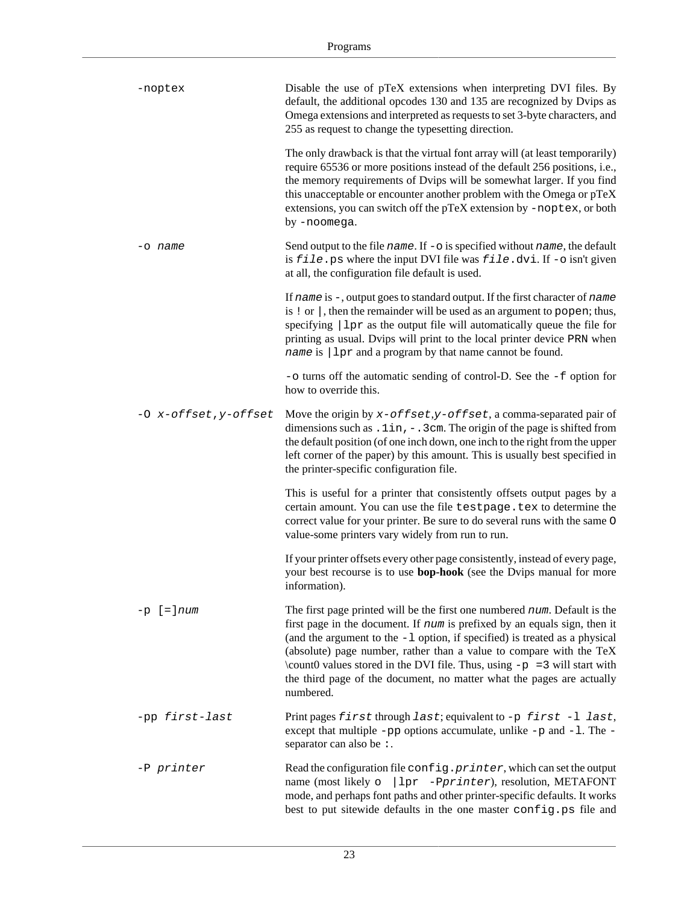`-noptex`
: Disable the use of pTeX extensions when interpreting DVI files. By default, the additional opcodes 130 and 135 are recognized by Dvips as Omega extensions and interpreted as requests to set 3-byte characters, and 255 as request to change the typesetting direction.

  The only drawback is that the virtual font array will (at least temporarily) require 65536 or more positions instead of the default 256 positions, i.e., the memory requirements of Dvips will be somewhat larger. If you find this unacceptable or encounter another problem with the Omega or pTeX extensions, you can switch off the pTeX extension by `-noptex`, or both by `-noomega`.

`-o` *`name`*
: Send output to the file *`name`*. If `-o` is specified without *`name`*, the default is *`file`*`.ps` where the input DVI file was *`file`*`.dvi`. If `-o` isn't given at all, the configuration file default is used.

  If *`name`* is `-`, output goes to standard output. If the first character of *`name`* is `!` or `|`, then the remainder will be used as an argument to `popen`; thus, specifying `|lpr` as the output file will automatically queue the file for printing as usual. Dvips will print to the local printer device `PRN` when *`name`* is `|lpr` and a program by that name cannot be found.

  `-o` turns off the automatic sending of control-D. See the `-f` option for how to override this.

`-O` *`x-offset`*`,`*`y-offset`*
: Move the origin by *`x-offset`*,*`y-offset`*, a comma-separated pair of dimensions such as `.1in,-.3cm`. The origin of the page is shifted from the default position (of one inch down, one inch to the right from the upper left corner of the paper) by this amount. This is usually best specified in the printer-specific configuration file.

  This is useful for a printer that consistently offsets output pages by a certain amount. You can use the file `testpage.tex` to determine the correct value for your printer. Be sure to do several runs with the same `O` value-some printers vary widely from run to run.

  If your printer offsets every other page consistently, instead of every page, your best recourse is to use **bop-hook** (see the Dvips manual for more information).

`-p [=]`*`num`*
: The first page printed will be the first one numbered *`num`*. Default is the first page in the document. If *`num`* is prefixed by an equals sign, then it (and the argument to the `-l` option, if specified) is treated as a physical (absolute) page number, rather than a value to compare with the TeX \count0 values stored in the DVI file. Thus, using `-p =3` will start with the third page of the document, no matter what the pages are actually numbered.

`-pp` *`first-last`*
: Print pages *`first`* through *`last`*; equivalent to `-p` *`first`* `-l` *`last`*, except that multiple `-pp` options accumulate, unlike `-p` and `-l`. The `-` separator can also be `:`.

`-P` *`printer`*
: Read the configuration file `config.`*`printer`*, which can set the output name (most likely `o |lpr -P`*`printer`*), resolution, METAFONT mode, and perhaps font paths and other printer-specific defaults. It works best to put sitewide defaults in the one master `config.ps` file and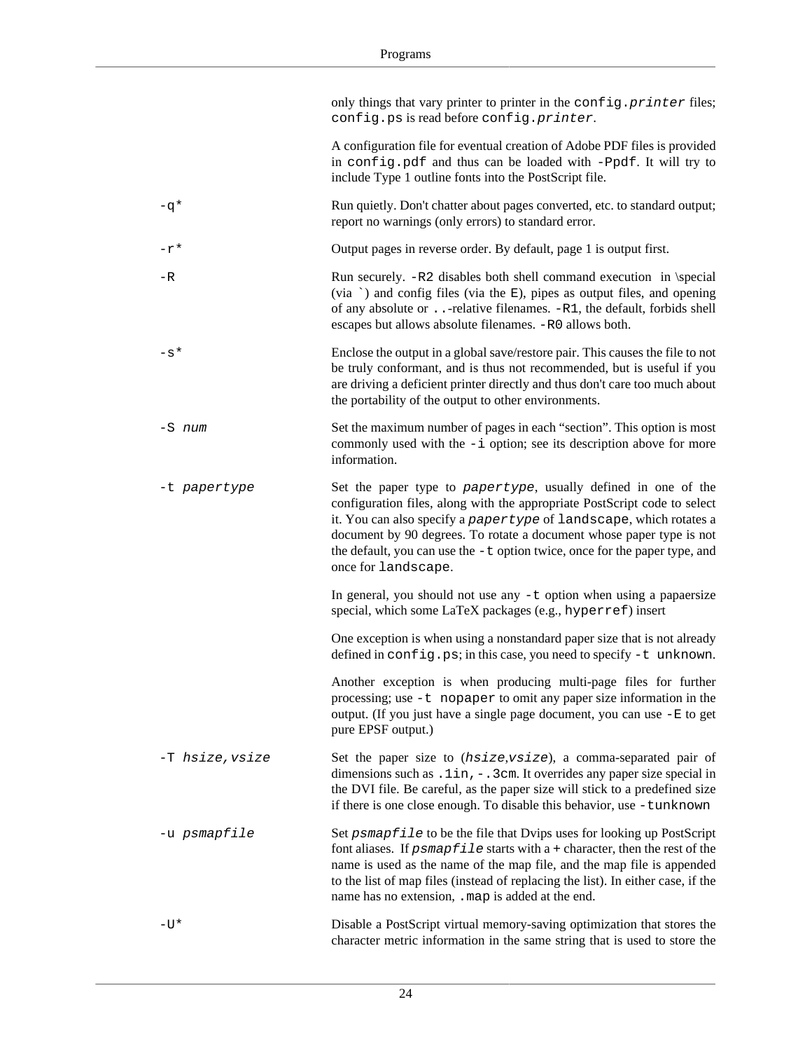only things that vary printer to printer in the `config.printer` files; `config.ps` is read before `config.printer`.

A configuration file for eventual creation of Adobe PDF files is provided in `config.pdf` and thus can be loaded with `-Ppdf`. It will try to include Type 1 outline fonts into the PostScript file.

`-q*`
: Run quietly. Don't chatter about pages converted, etc. to standard output; report no warnings (only errors) to standard error.

`-r*`
: Output pages in reverse order. By default, page 1 is output first.

`-R`
: Run securely. `-R2` disables both shell command execution in \special (via `` ` ``) and config files (via the `E`), pipes as output files, and opening of any absolute or `..`-relative filenames. `-R1`, the default, forbids shell escapes but allows absolute filenames. `-R0` allows both.

`-s*`
: Enclose the output in a global save/restore pair. This causes the file to not be truly conformant, and is thus not recommended, but is useful if you are driving a deficient printer directly and thus don't care too much about the portability of the output to other environments.

`-S num`
: Set the maximum number of pages in each “section”. This option is most commonly used with the `-i` option; see its description above for more information.

`-t papertype`
: Set the paper type to *papertype*, usually defined in one of the configuration files, along with the appropriate PostScript code to select it. You can also specify a *papertype* of `landscape`, which rotates a document by 90 degrees. To rotate a document whose paper type is not the default, you can use the `-t` option twice, once for the paper type, and once for `landscape`.

  In general, you should not use any `-t` option when using a papaersize special, which some LaTeX packages (e.g., `hyperref`) insert

  One exception is when using a nonstandard paper size that is not already defined in `config.ps`; in this case, you need to specify `-t unknown`.

  Another exception is when producing multi-page files for further processing; use `-t nopaper` to omit any paper size information in the output. (If you just have a single page document, you can use `-E` to get pure EPSF output.)

`-T hsize,vsize`
: Set the paper size to (*hsize*,*vsize*), a comma-separated pair of dimensions such as `.1in,-.3cm`. It overrides any paper size special in the DVI file. Be careful, as the paper size will stick to a predefined size if there is one close enough. To disable this behavior, use `-tunknown`

`-u psmapfile`
: Set *psmapfile* to be the file that Dvips uses for looking up PostScript font aliases. If *psmapfile* starts with a `+` character, then the rest of the name is used as the name of the map file, and the map file is appended to the list of map files (instead of replacing the list). In either case, if the name has no extension, `.map` is added at the end.

`-U*`
: Disable a PostScript virtual memory-saving optimization that stores the character metric information in the same string that is used to store the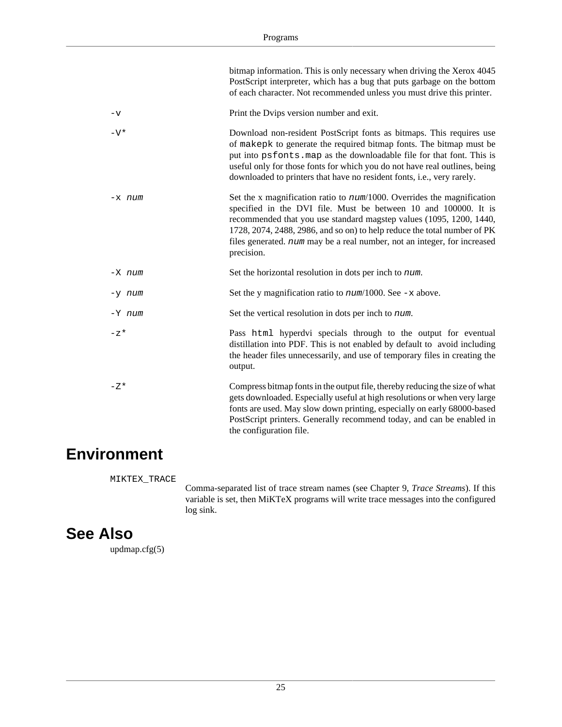bitmap information. This is only necessary when driving the Xerox 4045 PostScript interpreter, which has a bug that puts garbage on the bottom of each character. Not recommended unless you must drive this printer.

`-v`
: Print the Dvips version number and exit.

`-V*`
: Download non-resident PostScript fonts as bitmaps. This requires use of `makepk` to generate the required bitmap fonts. The bitmap must be put into `psfonts.map` as the downloadable file for that font. This is useful only for those fonts for which you do not have real outlines, being downloaded to printers that have no resident fonts, i.e., very rarely.

`-x` *`num`*
: Set the x magnification ratio to *`num`*/1000. Overrides the magnification specified in the DVI file. Must be between 10 and 100000. It is recommended that you use standard magstep values (1095, 1200, 1440, 1728, 2074, 2488, 2986, and so on) to help reduce the total number of PK files generated. *`num`* may be a real number, not an integer, for increased precision.

`-X` *`num`*
: Set the horizontal resolution in dots per inch to *`num`*.

`-y` *`num`*
: Set the y magnification ratio to *`num`*/1000. See `-x` above.

`-Y` *`num`*
: Set the vertical resolution in dots per inch to *`num`*.

`-z*`
: Pass `html` hyperdvi specials through to the output for eventual distillation into PDF. This is not enabled by default to avoid including the header files unnecessarily, and use of temporary files in creating the output.

`-Z*`
: Compress bitmap fonts in the output file, thereby reducing the size of what gets downloaded. Especially useful at high resolutions or when very large fonts are used. May slow down printing, especially on early 68000-based PostScript printers. Generally recommend today, and can be enabled in the configuration file.

## Environment

`MIKTEX_TRACE`
: Comma-separated list of trace stream names (see Chapter 9, *Trace Streams*). If this variable is set, then MiKTeX programs will write trace messages into the configured log sink.

## See Also

updmap.cfg(5)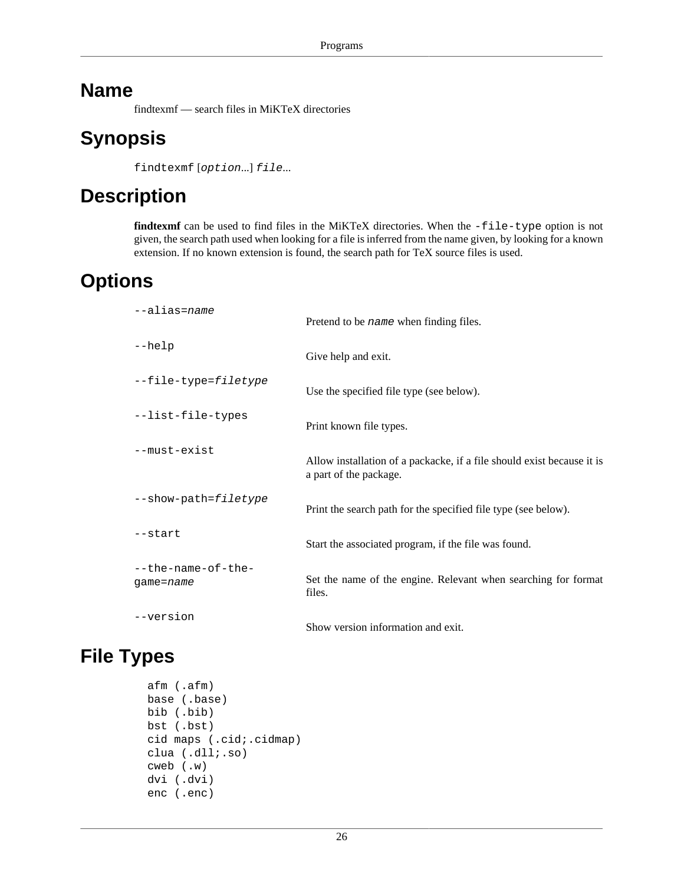# Name

findtexmf — search files in MiKTeX directories

# Synopsis

`findtexmf` [*option*...] *file*...

# Description

**findtexmf** can be used to find files in the MiKTeX directories. When the `-file-type` option is not given, the search path used when looking for a file is inferred from the name given, by looking for a known extension. If no known extension is found, the search path for TeX source files is used.

# Options

| | |
|---|---|
| `--alias=`*name* | Pretend to be *name* when finding files. |
| `--help` | Give help and exit. |
| `--file-type=`*filetype* | Use the specified file type (see below). |
| `--list-file-types` | Print known file types. |
| `--must-exist` | Allow installation of a packacke, if a file should exist because it is a part of the package. |
| `--show-path=`*filetype* | Print the search path for the specified file type (see below). |
| `--start` | Start the associated program, if the file was found. |
| `--the-name-of-the-game=`*name* | Set the name of the engine. Relevant when searching for format files. |
| `--version` | Show version information and exit. |

# File Types

```
afm (.afm)
base (.base)
bib (.bib)
bst (.bst)
cid maps (.cid;.cidmap)
clua (.dll;.so)
cweb (.w)
dvi (.dvi)
enc (.enc)
```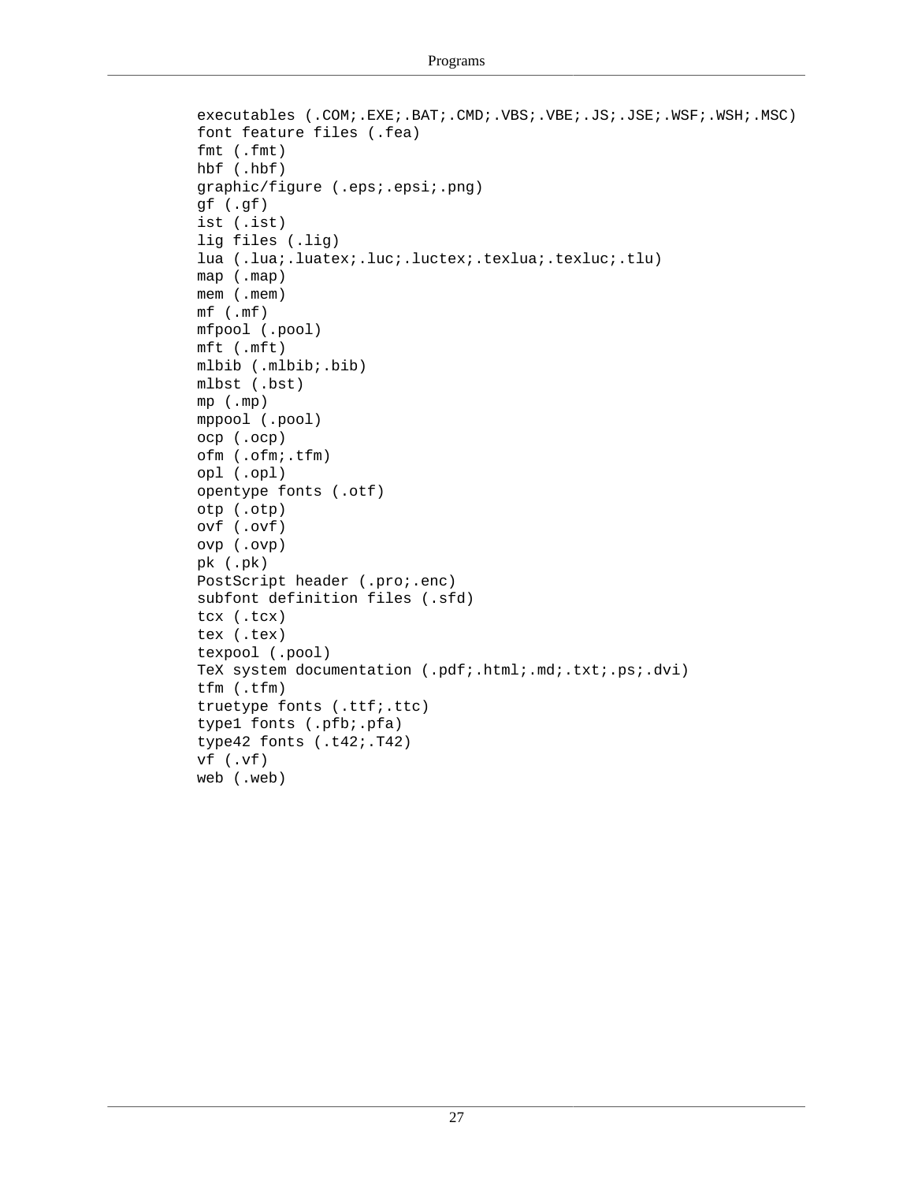```
executables (.COM;.EXE;.BAT;.CMD;.VBS;.VBE;.JS;.JSE;.WSF;.WSH;.MSC)
font feature files (.fea)
fmt (.fmt)
hbf (.hbf)
graphic/figure (.eps;.epsi;.png)
gf (.gf)
ist (.ist)
lig files (.lig)
lua (.lua;.luatex;.luc;.luctex;.texlua;.texluc;.tlu)
map (.map)
mem (.mem)
mf (.mf)
mfpool (.pool)
mft (.mft)
mlbib (.mlbib;.bib)
mlbst (.bst)
mp (.mp)
mppool (.pool)
ocp (.ocp)
ofm (.ofm;.tfm)
opl (.opl)
opentype fonts (.otf)
otp (.otp)
ovf (.ovf)
ovp (.ovp)
pk (.pk)
PostScript header (.pro;.enc)
subfont definition files (.sfd)
tcx (.tcx)
tex (.tex)
texpool (.pool)
TeX system documentation (.pdf;.html;.md;.txt;.ps;.dvi)
tfm (.tfm)
truetype fonts (.ttf;.ttc)
type1 fonts (.pfb;.pfa)
type42 fonts (.t42;.T42)
vf (.vf)
web (.web)
```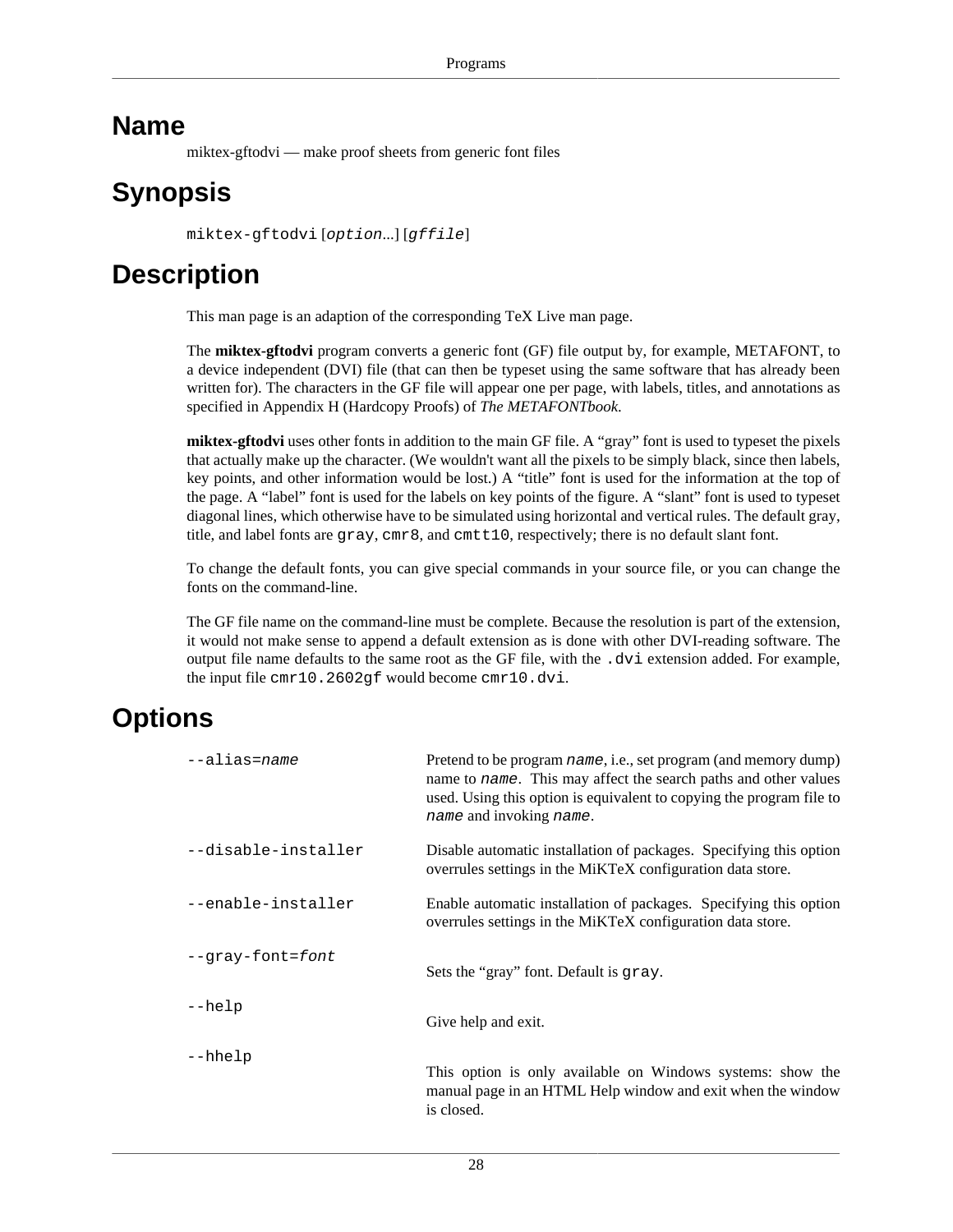# Name

miktex-gftodvi — make proof sheets from generic font files

# Synopsis

`miktex-gftodvi` [*option*...] [*gffile*]

# Description

This man page is an adaption of the corresponding TeX Live man page.

The **miktex-gftodvi** program converts a generic font (GF) file output by, for example, METAFONT, to a device independent (DVI) file (that can then be typeset using the same software that has already been written for). The characters in the GF file will appear one per page, with labels, titles, and annotations as specified in Appendix H (Hardcopy Proofs) of *The METAFONTbook*.

**miktex-gftodvi** uses other fonts in addition to the main GF file. A “gray” font is used to typeset the pixels that actually make up the character. (We wouldn't want all the pixels to be simply black, since then labels, key points, and other information would be lost.) A “title” font is used for the information at the top of the page. A “label” font is used for the labels on key points of the figure. A “slant” font is used to typeset diagonal lines, which otherwise have to be simulated using horizontal and vertical rules. The default gray, title, and label fonts are `gray`, `cmr8`, and `cmtt10`, respectively; there is no default slant font.

To change the default fonts, you can give special commands in your source file, or you can change the fonts on the command-line.

The GF file name on the command-line must be complete. Because the resolution is part of the extension, it would not make sense to append a default extension as is done with other DVI-reading software. The output file name defaults to the same root as the GF file, with the `.dvi` extension added. For example, the input file `cmr10.2602gf` would become `cmr10.dvi`.

# Options

`--alias=`*name*
: Pretend to be program *name*, i.e., set program (and memory dump) name to *name*. This may affect the search paths and other values used. Using this option is equivalent to copying the program file to *name* and invoking *name*.

`--disable-installer`
: Disable automatic installation of packages. Specifying this option overrules settings in the MiKTeX configuration data store.

`--enable-installer`
: Enable automatic installation of packages. Specifying this option overrules settings in the MiKTeX configuration data store.

`--gray-font=`*font*
: Sets the “gray” font. Default is `gray`.

`--help`
: Give help and exit.

`--hhelp`
: This option is only available on Windows systems: show the manual page in an HTML Help window and exit when the window is closed.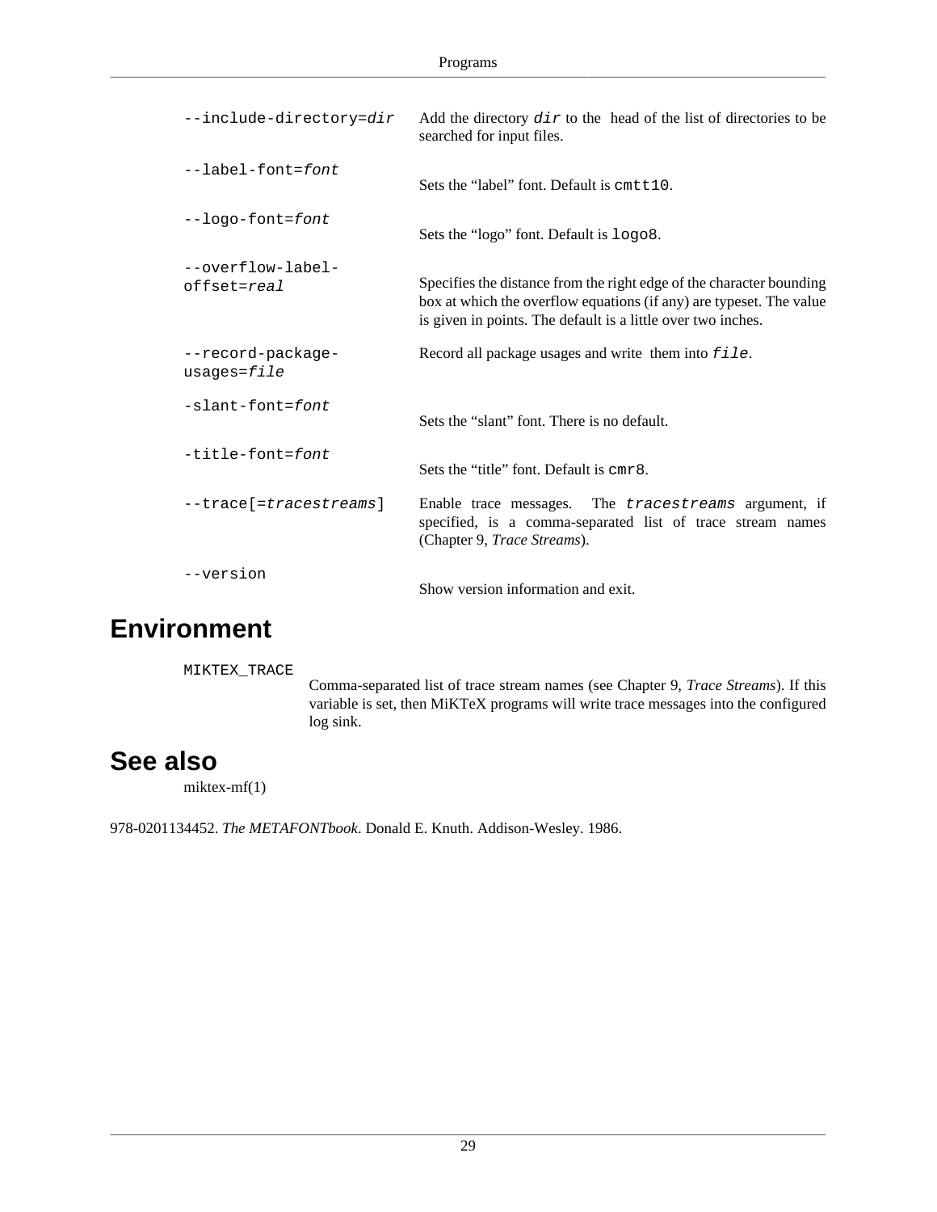`--include-directory=`*`dir`*
: Add the directory *`dir`* to the head of the list of directories to be searched for input files.

`--label-font=`*`font`*
: Sets the “label” font. Default is `cmtt10`.

`--logo-font=`*`font`*
: Sets the “logo” font. Default is `logo8`.

`--overflow-label-offset=`*`real`*
: Specifies the distance from the right edge of the character bounding box at which the overflow equations (if any) are typeset. The value is given in points. The default is a little over two inches.

`--record-package-usages=`*`file`*
: Record all package usages and write them into *`file`*.

`-slant-font=`*`font`*
: Sets the “slant” font. There is no default.

`-title-font=`*`font`*
: Sets the “title” font. Default is `cmr8`.

`--trace[=`*`tracestreams`*`]`
: Enable trace messages. The *`tracestreams`* argument, if specified, is a comma-separated list of trace stream names (Chapter 9, *Trace Streams*).

`--version`
: Show version information and exit.

## Environment

`MIKTEX_TRACE`
: Comma-separated list of trace stream names (see Chapter 9, *Trace Streams*). If this variable is set, then MiKTeX programs will write trace messages into the configured log sink.

## See also

miktex-mf(1)

978-0201134452. *The METAFONTbook*. Donald E. Knuth. Addison-Wesley. 1986.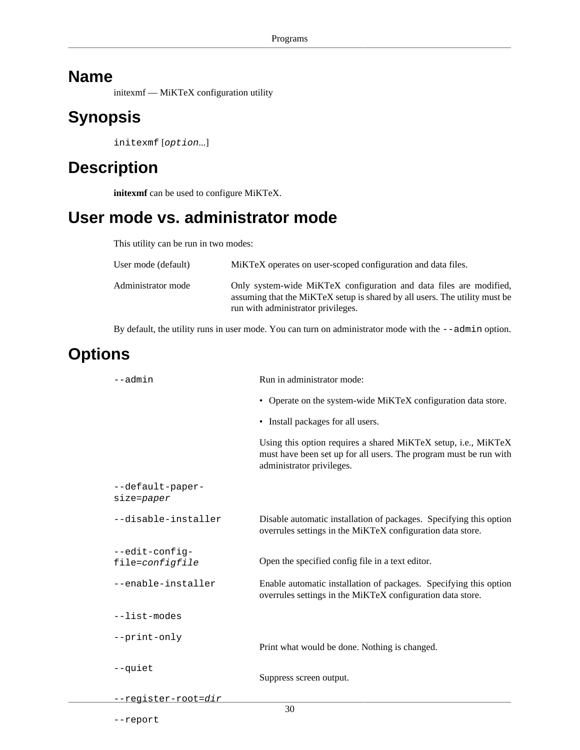## Name

initexmf — MiKTeX configuration utility

## Synopsis

`initexmf` [*option*...]

## Description

**initexmf** can be used to configure MiKTeX.

## User mode vs. administrator mode

This utility can be run in two modes:

| Mode | Description |
| --- | --- |
| User mode (default) | MiKTeX operates on user-scoped configuration and data files. |
| Administrator mode | Only system-wide MiKTeX configuration and data files are modified, assuming that the MiKTeX setup is shared by all users. The utility must be run with administrator privileges. |

By default, the utility runs in user mode. You can turn on administrator mode with the `--admin` option.

## Options

`--admin`
: Run in administrator mode:

  - Operate on the system-wide MiKTeX configuration data store.
  - Install packages for all users.

  Using this option requires a shared MiKTeX setup, i.e., MiKTeX must have been set up for all users. The program must be run with administrator privileges.

`--default-paper-size=`*paper*

`--disable-installer`
: Disable automatic installation of packages. Specifying this option overrules settings in the MiKTeX configuration data store.

`--edit-config-file=`*configfile*
: Open the specified config file in a text editor.

`--enable-installer`
: Enable automatic installation of packages. Specifying this option overrules settings in the MiKTeX configuration data store.

`--list-modes`

`--print-only`
: Print what would be done. Nothing is changed.

`--quiet`
: Suppress screen output.

`--register-root=`*dir*

`--report`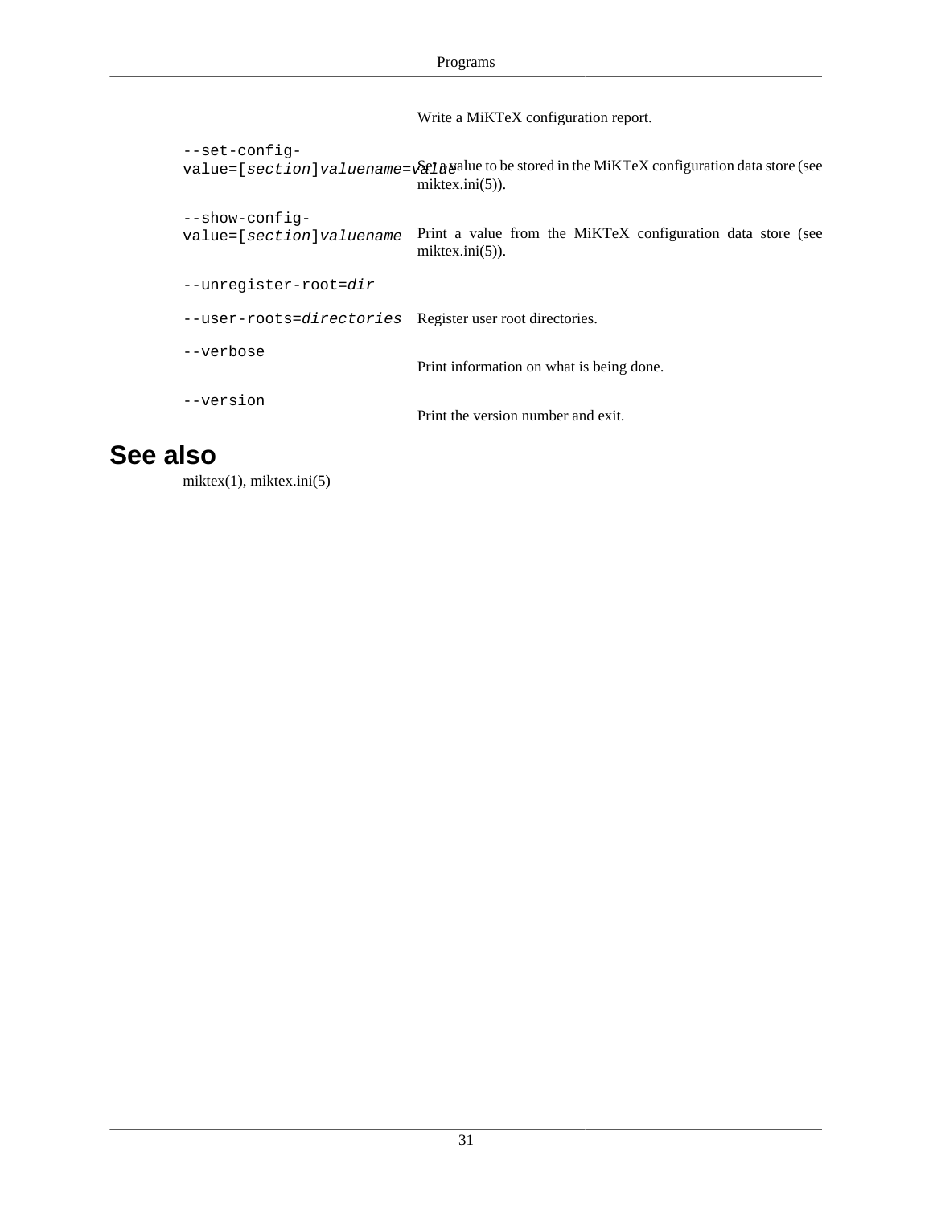Write a MiKTeX configuration report.

`--set-config-value=[section]valuename=value`
: Set a value to be stored in the MiKTeX configuration data store (see miktex.ini(5)).

`--show-config-value=[section]valuename`
: Print a value from the MiKTeX configuration data store (see miktex.ini(5)).

`--unregister-root=dir`

`--user-roots=directories`
: Register user root directories.

`--verbose`
: Print information on what is being done.

`--version`
: Print the version number and exit.

## See also

miktex(1), miktex.ini(5)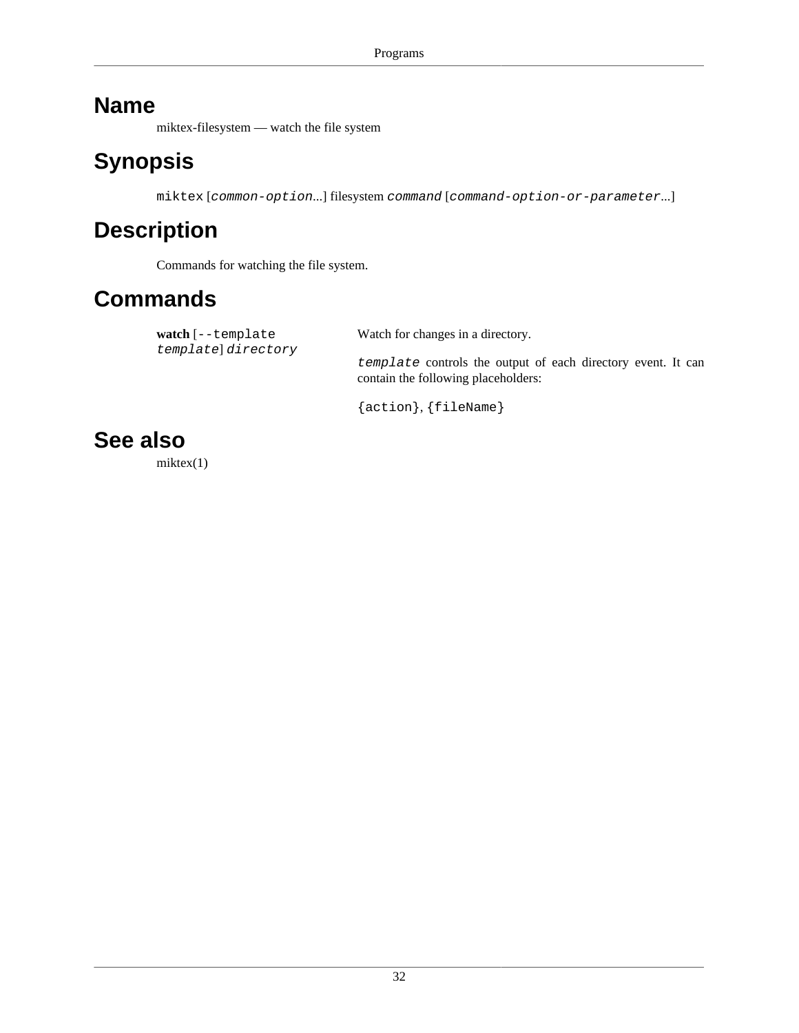## Name

miktex-filesystem — watch the file system

## Synopsis

`miktex` [*`common-option`*...] filesystem *`command`* [*`command-option-or-parameter`*...]

## Description

Commands for watching the file system.

## Commands

**watch** [`--template` *`template`*] *`directory`*

Watch for changes in a directory.

*`template`* controls the output of each directory event. It can contain the following placeholders:

`{action}`, `{fileName}`

## See also

miktex(1)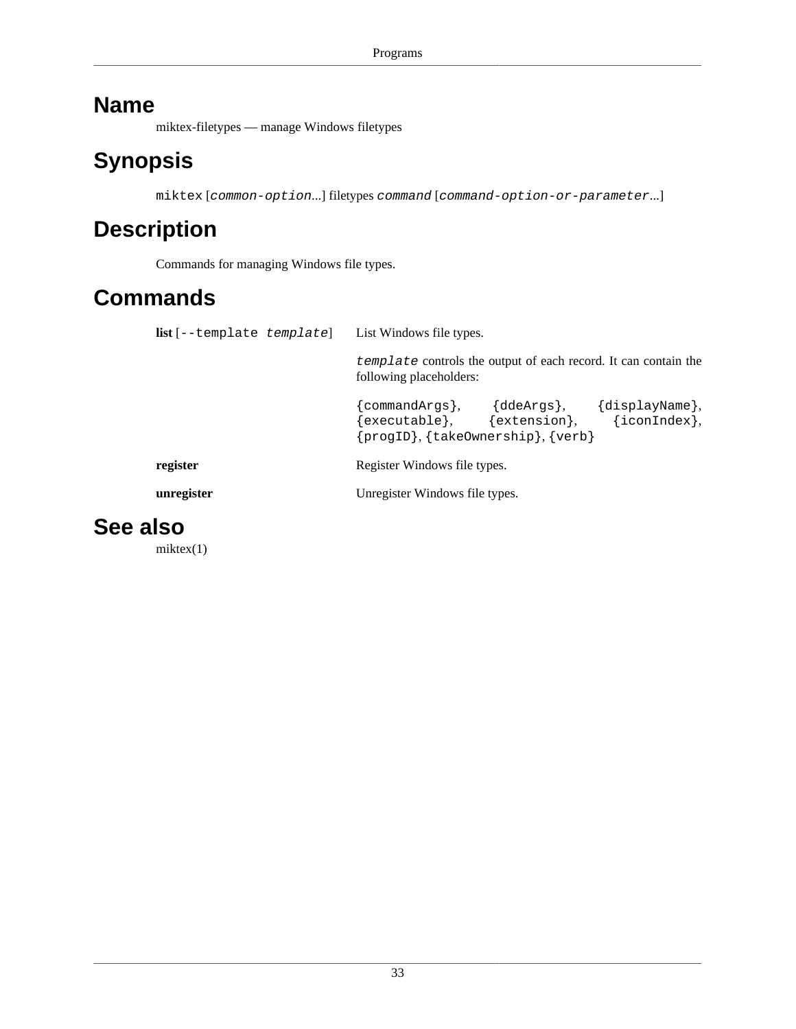# Name

miktex-filetypes — manage Windows filetypes

# Synopsis

`miktex` [*common-option*...] filetypes *command* [*command-option-or-parameter*...]

# Description

Commands for managing Windows file types.

# Commands

**list** [`--template` *template*]
: List Windows file types.

  *template* controls the output of each record. It can contain the following placeholders:

  `{commandArgs}`, `{ddeArgs}`, `{displayName}`, `{executable}`, `{extension}`, `{iconIndex}`, `{progID}`, `{takeOwnership}`, `{verb}`

**register**
: Register Windows file types.

**unregister**
: Unregister Windows file types.

# See also

miktex(1)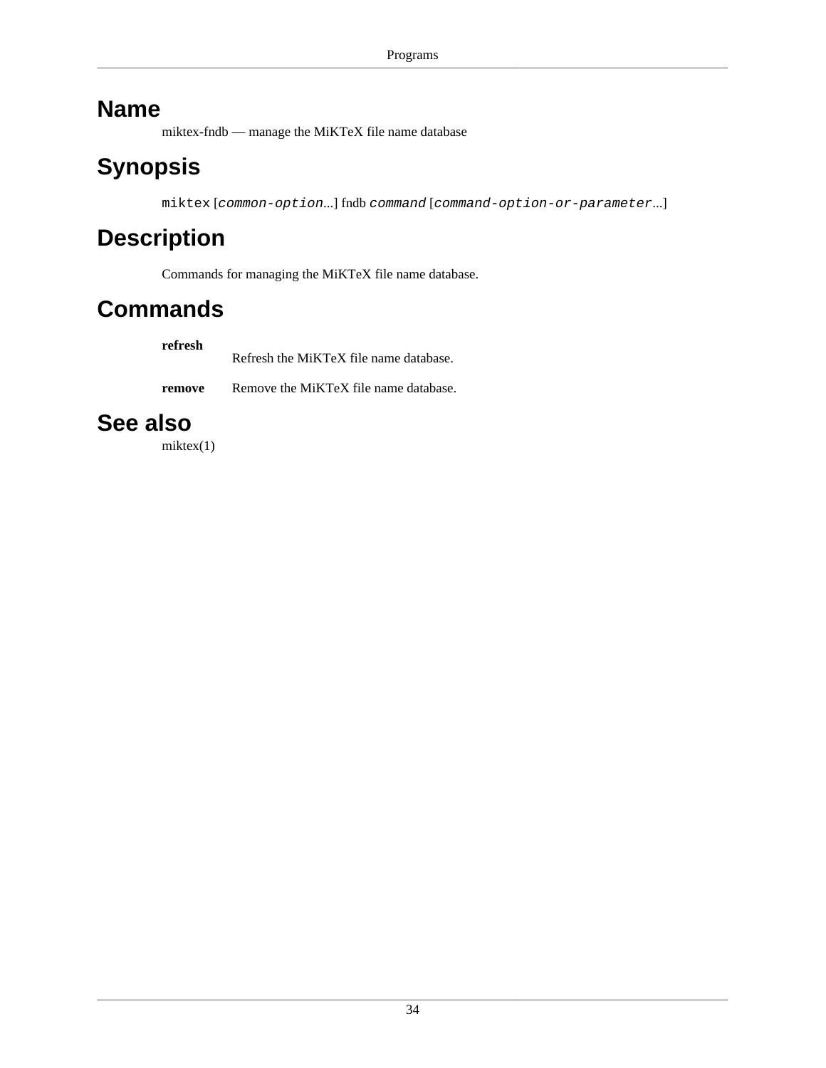## Name

miktex-fndb — manage the MiKTeX file name database

## Synopsis

`miktex` [*`common-option`*...] fndb *`command`* [*`command-option-or-parameter`*...]

## Description

Commands for managing the MiKTeX file name database.

## Commands

**refresh**
: Refresh the MiKTeX file name database.

**remove**
: Remove the MiKTeX file name database.

## See also

miktex(1)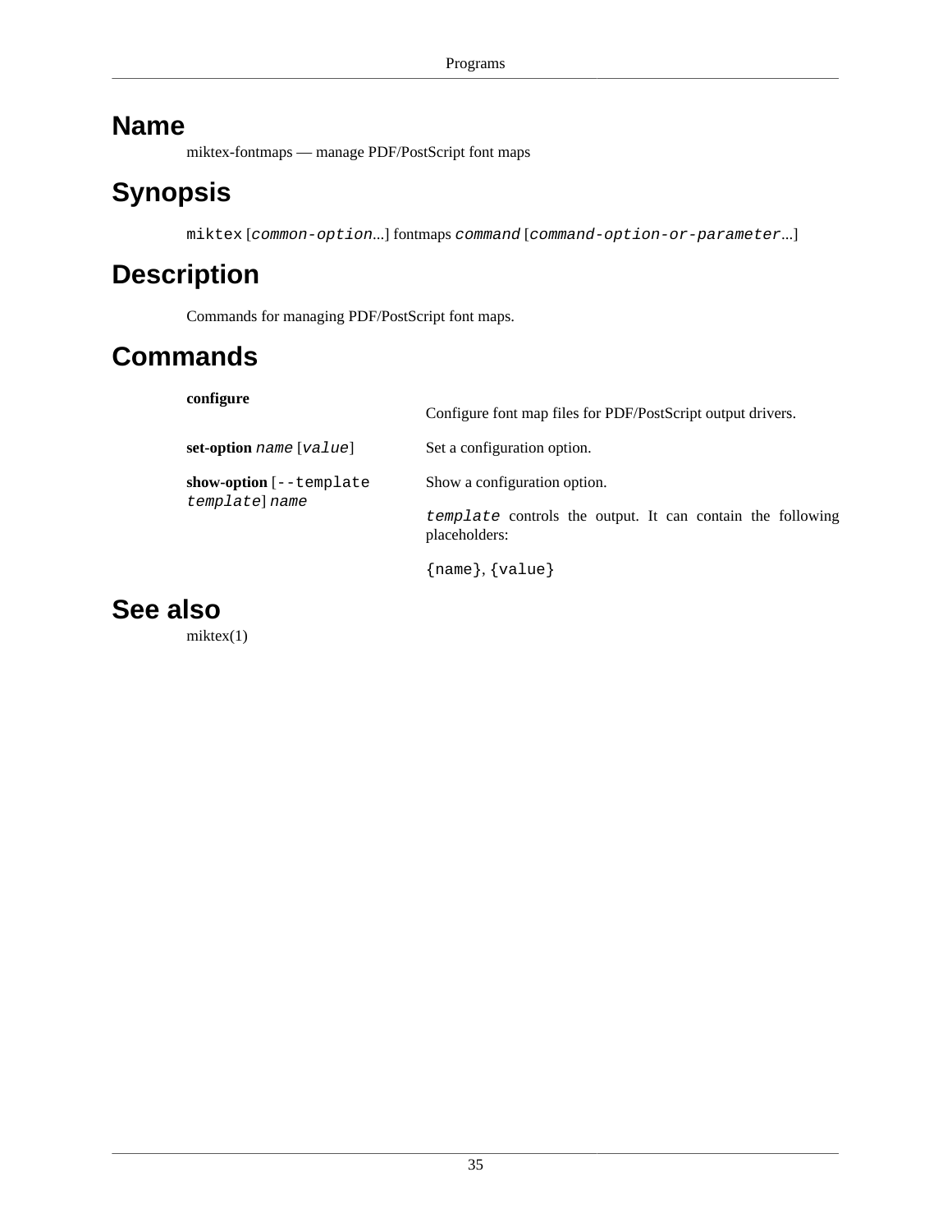## Name

miktex-fontmaps — manage PDF/PostScript font maps

## Synopsis

`miktex` [*`common-option`*...] fontmaps *`command`* [*`command-option-or-parameter`*...]

## Description

Commands for managing PDF/PostScript font maps.

## Commands

**configure**
: Configure font map files for PDF/PostScript output drivers.

**set-option** *`name`* [*`value`*]
: Set a configuration option.

**show-option** [`--template` *`template`*] *`name`*
: Show a configuration option.

  *`template`* controls the output. It can contain the following placeholders:

  `{name}`, `{value}`

## See also

miktex(1)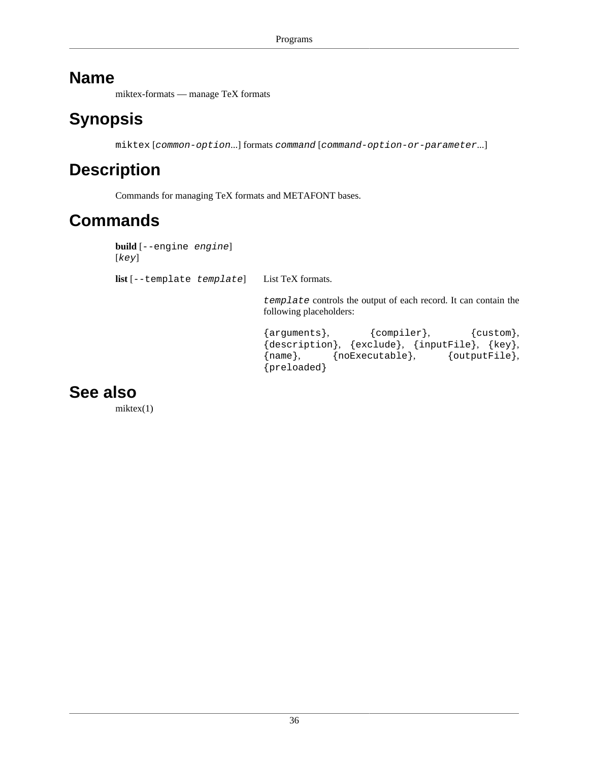# Name

miktex-formats — manage TeX formats

# Synopsis

`miktex` [*`common-option`*...] formats *`command`* [*`command-option-or-parameter`*...]

# Description

Commands for managing TeX formats and METAFONT bases.

# Commands

**build** [`--engine` *`engine`*] [*`key`*]

**list** [`--template` *`template`*]
: List TeX formats.

  *`template`* controls the output of each record. It can contain the following placeholders:

  `{arguments}`, `{compiler}`, `{custom}`, `{description}`, `{exclude}`, `{inputFile}`, `{key}`, `{name}`, `{noExecutable}`, `{outputFile}`, `{preloaded}`

# See also

miktex(1)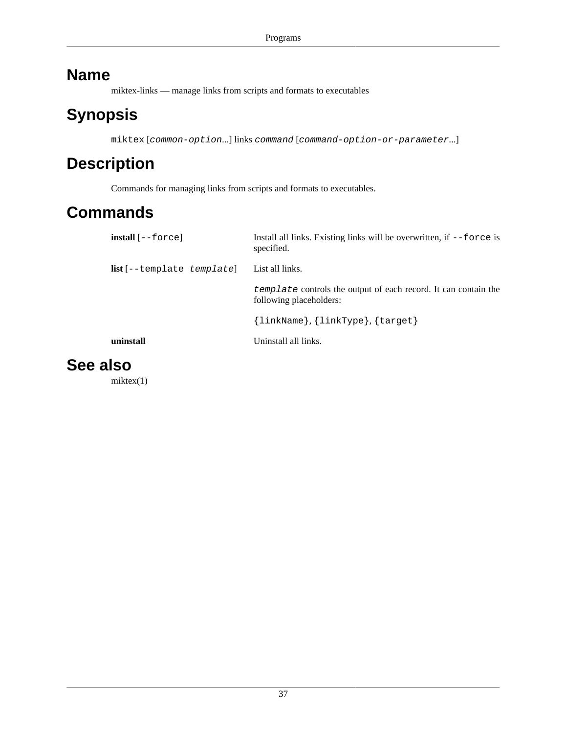# Name

miktex-links — manage links from scripts and formats to executables

# Synopsis

`miktex` [*`common-option`*...] links *`command`* [*`command-option-or-parameter`*...]

# Description

Commands for managing links from scripts and formats to executables.

# Commands

**install** [`--force`]
: Install all links. Existing links will be overwritten, if `--force` is specified.

**list** [`--template` *`template`*]
: List all links.

  *`template`* controls the output of each record. It can contain the following placeholders:

  `{linkName}`, `{linkType}`, `{target}`

**uninstall**
: Uninstall all links.

# See also

miktex(1)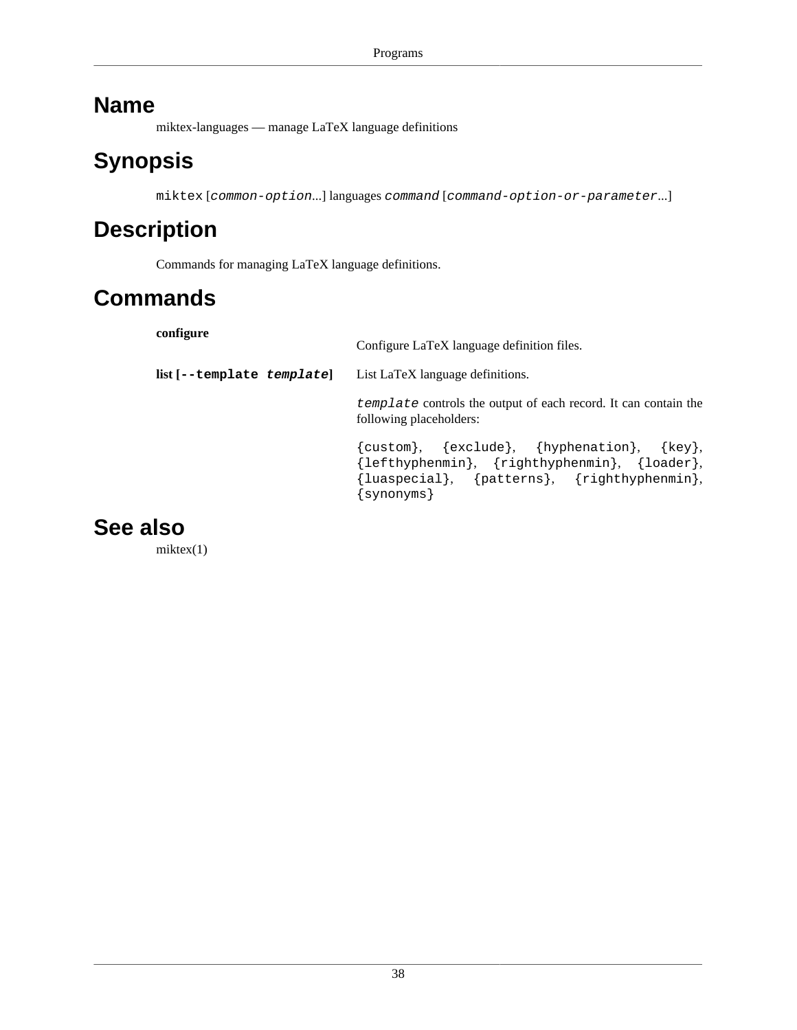## Name

miktex-languages — manage LaTeX language definitions

## Synopsis

`miktex` [*`common-option`*...] languages *`command`* [*`command-option-or-parameter`*...]

## Description

Commands for managing LaTeX language definitions.

## Commands

**configure**

Configure LaTeX language definition files.

**list [`--template` *`template`*]**

List LaTeX language definitions.

*`template`* controls the output of each record. It can contain the following placeholders:

`{custom}`, `{exclude}`, `{hyphenation}`, `{key}`, `{lefthyphenmin}`, `{righthyphenmin}`, `{loader}`, `{luaspecial}`, `{patterns}`, `{righthyphenmin}`, `{synonyms}`

## See also

miktex(1)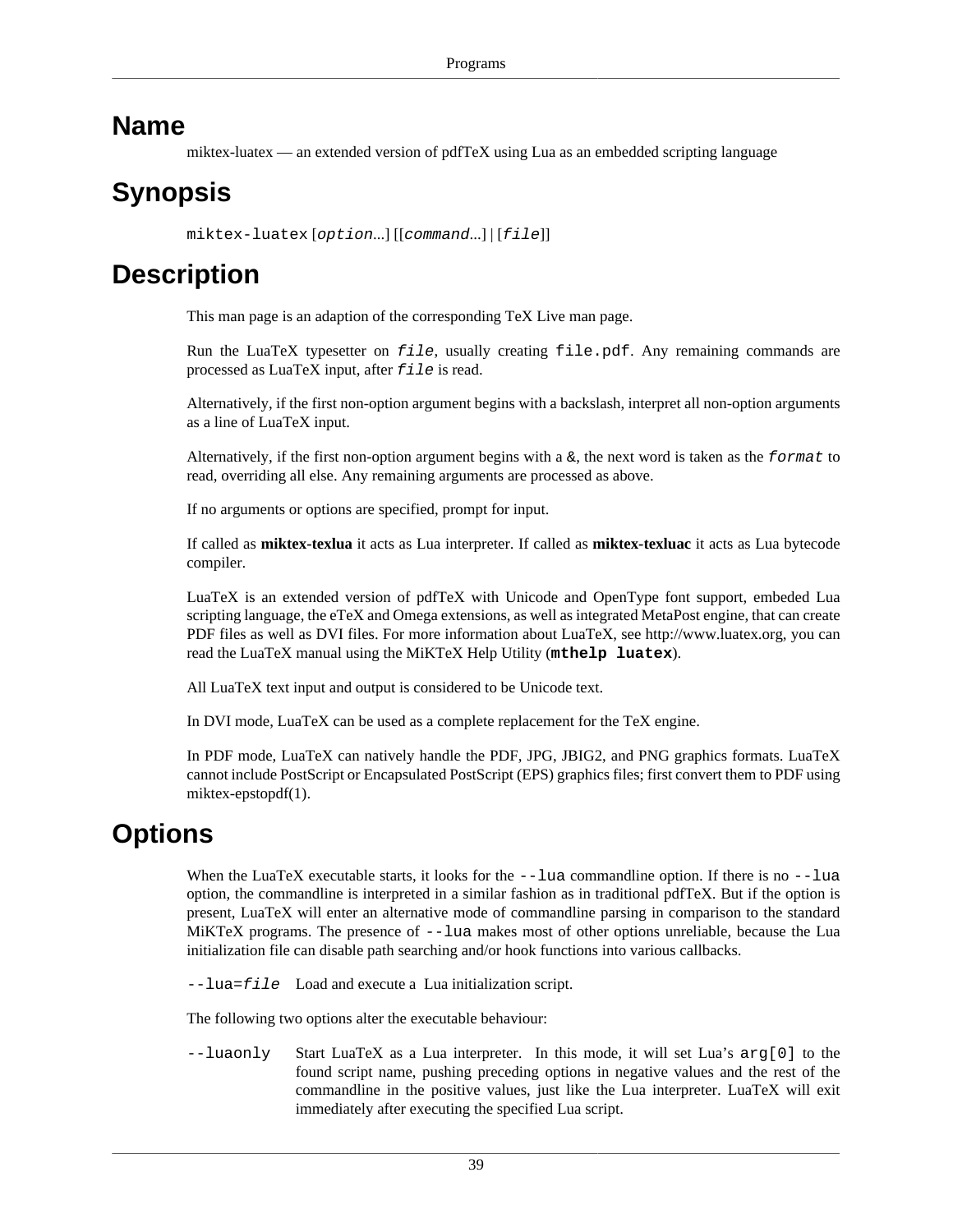## Name

miktex-luatex — an extended version of pdfTeX using Lua as an embedded scripting language

## Synopsis

`miktex-luatex` [*option*...] [[*command*...] | [*file*]]

## Description

This man page is an adaption of the corresponding TeX Live man page.

Run the LuaTeX typesetter on *file*, usually creating `file.pdf`. Any remaining commands are processed as LuaTeX input, after *file* is read.

Alternatively, if the first non-option argument begins with a backslash, interpret all non-option arguments as a line of LuaTeX input.

Alternatively, if the first non-option argument begins with a `&`, the next word is taken as the *format* to read, overriding all else. Any remaining arguments are processed as above.

If no arguments or options are specified, prompt for input.

If called as **miktex-texlua** it acts as Lua interpreter. If called as **miktex-texluac** it acts as Lua bytecode compiler.

LuaTeX is an extended version of pdfTeX with Unicode and OpenType font support, embeded Lua scripting language, the eTeX and Omega extensions, as well as integrated MetaPost engine, that can create PDF files as well as DVI files. For more information about LuaTeX, see http://www.luatex.org, you can read the LuaTeX manual using the MiKTeX Help Utility (**`mthelp luatex`**).

All LuaTeX text input and output is considered to be Unicode text.

In DVI mode, LuaTeX can be used as a complete replacement for the TeX engine.

In PDF mode, LuaTeX can natively handle the PDF, JPG, JBIG2, and PNG graphics formats. LuaTeX cannot include PostScript or Encapsulated PostScript (EPS) graphics files; first convert them to PDF using miktex-epstopdf(1).

## Options

When the LuaTeX executable starts, it looks for the `--lua` commandline option. If there is no `--lua` option, the commandline is interpreted in a similar fashion as in traditional pdfTeX. But if the option is present, LuaTeX will enter an alternative mode of commandline parsing in comparison to the standard MiKTeX programs. The presence of `--lua` makes most of other options unreliable, because the Lua initialization file can disable path searching and/or hook functions into various callbacks.

`--lua=`*file* Load and execute a Lua initialization script.

The following two options alter the executable behaviour:

`--luaonly` Start LuaTeX as a Lua interpreter. In this mode, it will set Lua's `arg[0]` to the found script name, pushing preceding options in negative values and the rest of the commandline in the positive values, just like the Lua interpreter. LuaTeX will exit immediately after executing the specified Lua script.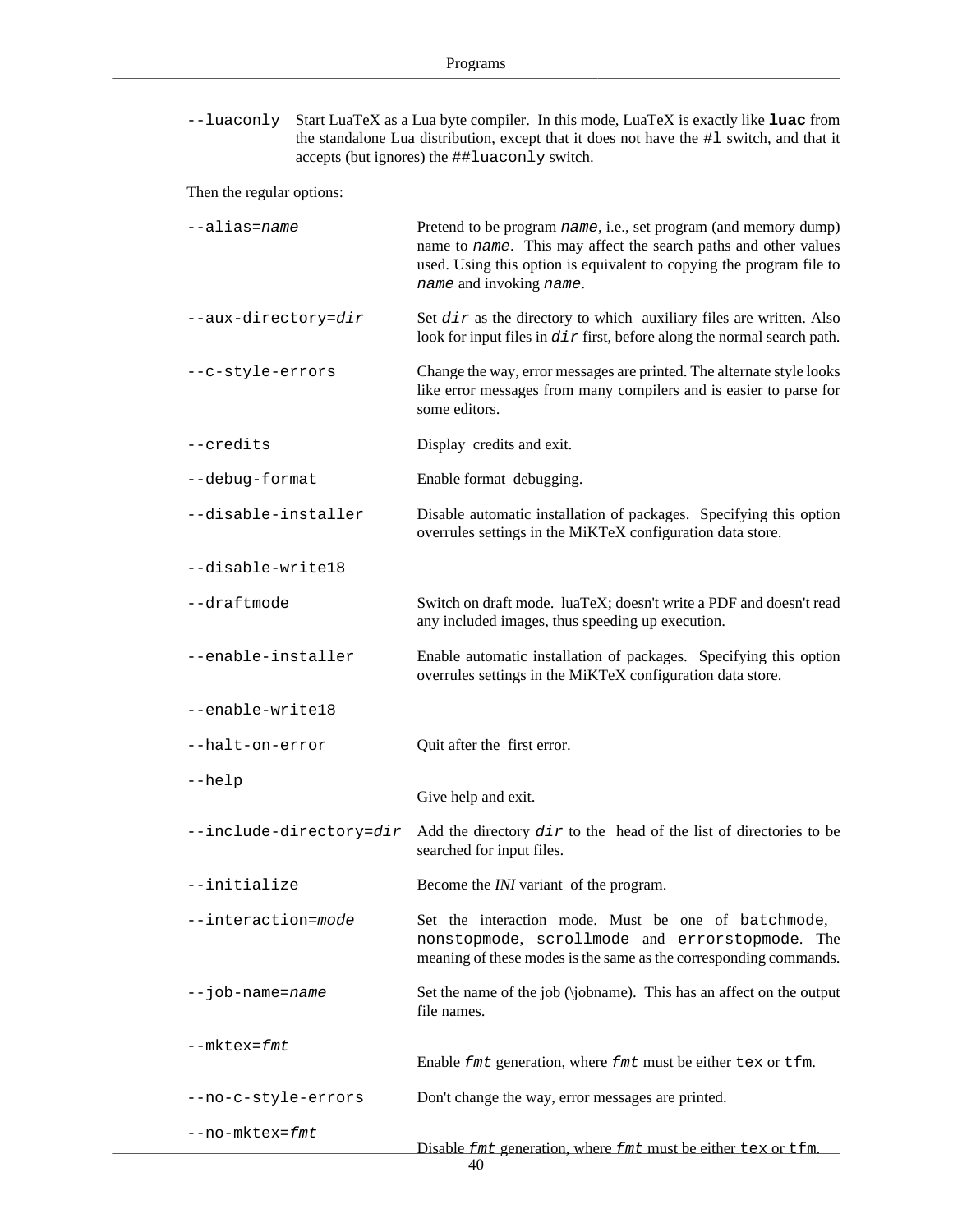`--luaconly` Start LuaTeX as a Lua byte compiler. In this mode, LuaTeX is exactly like **`luac`** from the standalone Lua distribution, except that it does not have the `#l` switch, and that it accepts (but ignores) the `##luaconly` switch.

Then the regular options:

`--alias=`*`name`*
: Pretend to be program *`name`*, i.e., set program (and memory dump) name to *`name`*. This may affect the search paths and other values used. Using this option is equivalent to copying the program file to *`name`* and invoking *`name`*.

`--aux-directory=`*`dir`*
: Set *`dir`* as the directory to which auxiliary files are written. Also look for input files in *`dir`* first, before along the normal search path.

`--c-style-errors`
: Change the way, error messages are printed. The alternate style looks like error messages from many compilers and is easier to parse for some editors.

`--credits`
: Display credits and exit.

`--debug-format`
: Enable format debugging.

`--disable-installer`
: Disable automatic installation of packages. Specifying this option overrules settings in the MiKTeX configuration data store.

`--disable-write18`

`--draftmode`
: Switch on draft mode. luaTeX; doesn't write a PDF and doesn't read any included images, thus speeding up execution.

`--enable-installer`
: Enable automatic installation of packages. Specifying this option overrules settings in the MiKTeX configuration data store.

`--enable-write18`

`--halt-on-error`
: Quit after the first error.

`--help`
: Give help and exit.

`--include-directory=`*`dir`*
: Add the directory *`dir`* to the head of the list of directories to be searched for input files.

`--initialize`
: Become the *INI* variant of the program.

`--interaction=`*`mode`*
: Set the interaction mode. Must be one of `batchmode`, `nonstopmode`, `scrollmode` and `errorstopmode`. The meaning of these modes is the same as the corresponding commands.

`--job-name=`*`name`*
: Set the name of the job (\jobname). This has an affect on the output file names.

`--mktex=`*`fmt`*
: Enable *`fmt`* generation, where *`fmt`* must be either `tex` or `tfm`.

`--no-c-style-errors`
: Don't change the way, error messages are printed.

`--no-mktex=`*`fmt`*
: Disable *`fmt`* generation, where *`fmt`* must be either `tex` or `tfm`.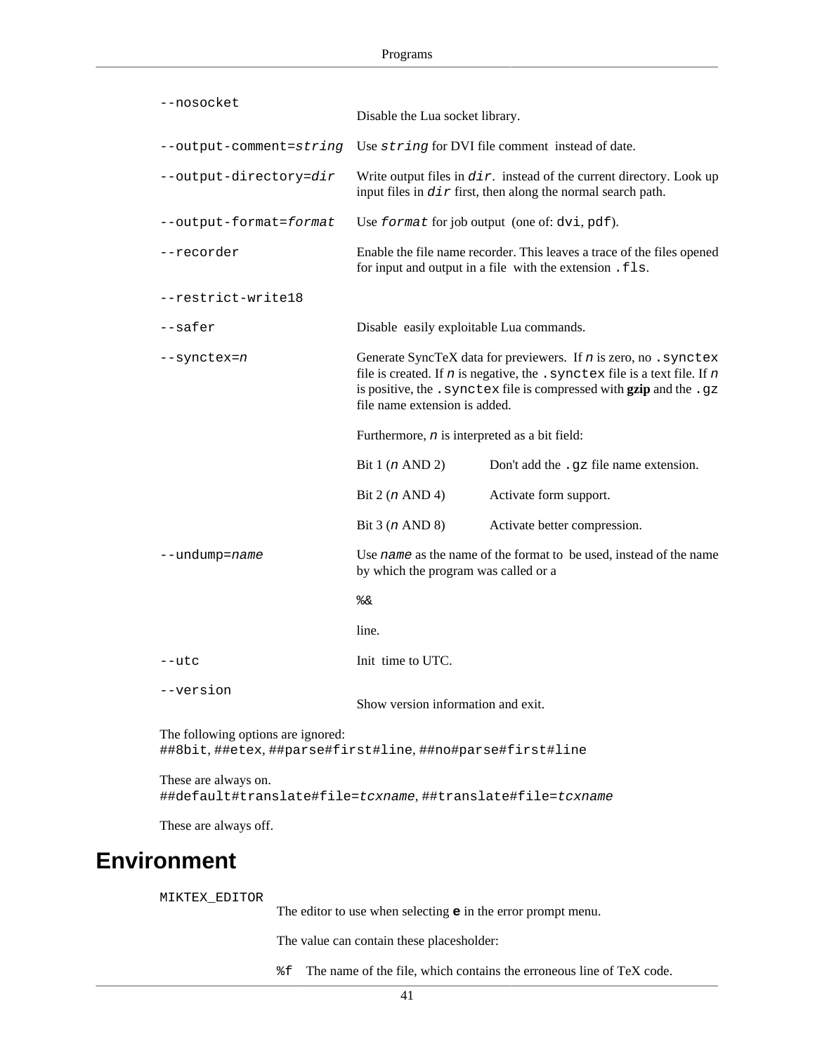`--nosocket`
: Disable the Lua socket library.

`--output-comment=`*`string`*
: Use *`string`* for DVI file comment instead of date.

`--output-directory=`*`dir`*
: Write output files in *`dir`*. instead of the current directory. Look up input files in *`dir`* first, then along the normal search path.

`--output-format=`*`format`*
: Use *`format`* for job output (one of: `dvi`, `pdf`).

`--recorder`
: Enable the file name recorder. This leaves a trace of the files opened for input and output in a file with the extension `.fls`.

`--restrict-write18`

`--safer`
: Disable easily exploitable Lua commands.

`--synctex=`*`n`*
: Generate SyncTeX data for previewers. If *`n`* is zero, no `.synctex` file is created. If *`n`* is negative, the `.synctex` file is a text file. If *`n`* is positive, the `.synctex` file is compressed with **gzip** and the `.gz` file name extension is added.

  Furthermore, *`n`* is interpreted as a bit field:

  | | |
  |---|---|
  | Bit 1 (*`n`* AND 2) | Don't add the `.gz` file name extension. |
  | Bit 2 (*`n`* AND 4) | Activate form support. |
  | Bit 3 (*`n`* AND 8) | Activate better compression. |

`--undump=`*`name`*
: Use *`name`* as the name of the format to be used, instead of the name by which the program was called or a

  `%&`

  line.

`--utc`
: Init time to UTC.

`--version`
: Show version information and exit.

The following options are ignored:
`##8bit`, `##etex`, `##parse#first#line`, `##no#parse#first#line`

These are always on.
`##default#translate#file=`*`tcxname`*, `##translate#file=`*`tcxname`*

These are always off.

# Environment

`MIKTEX_EDITOR`
: The editor to use when selecting **`e`** in the error prompt menu.

  The value can contain these placesholder:

  `%f` The name of the file, which contains the erroneous line of TeX code.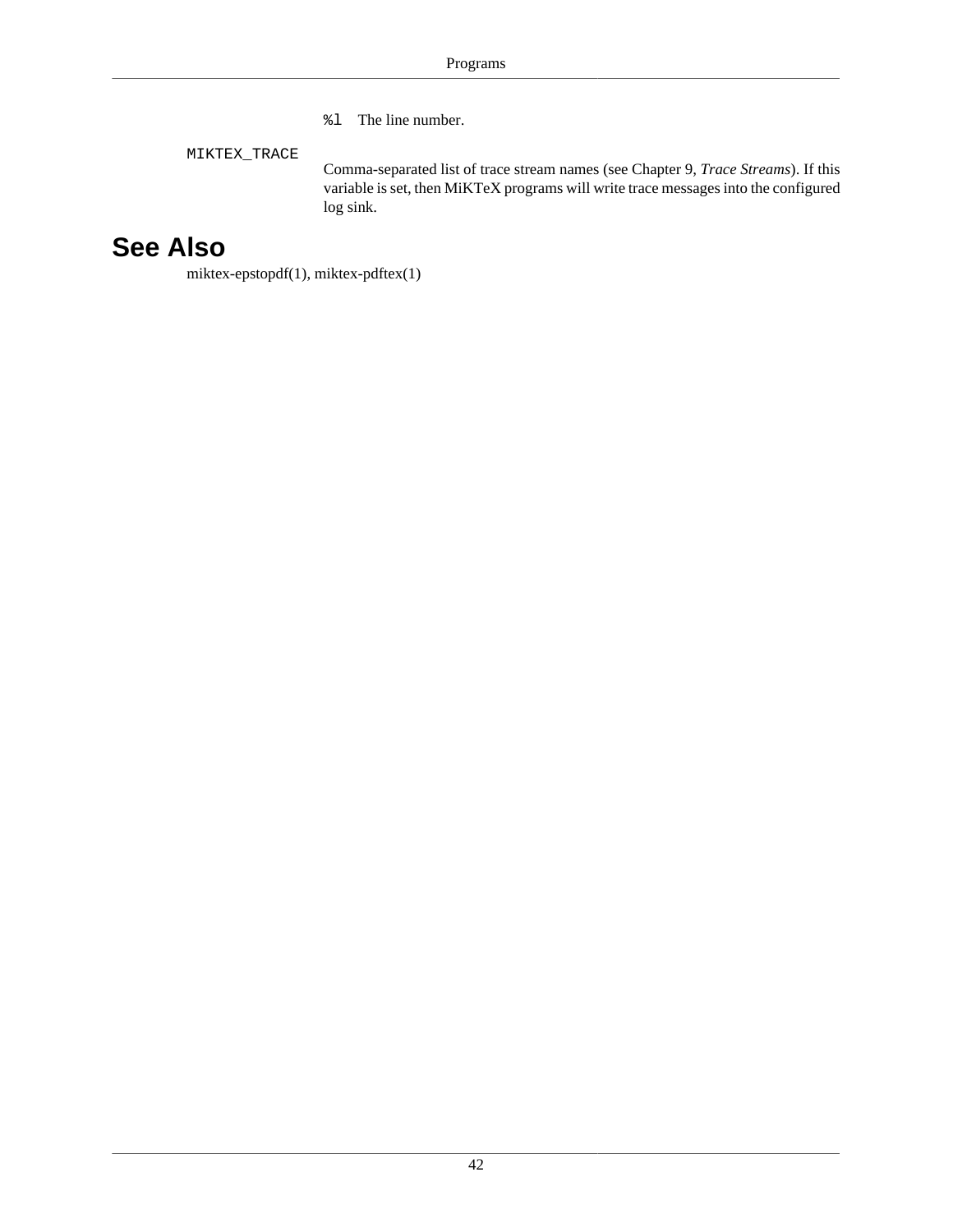`%l` The line number.

`MIKTEX_TRACE`
: Comma-separated list of trace stream names (see Chapter 9, *Trace Streams*). If this variable is set, then MiKTeX programs will write trace messages into the configured log sink.

## See Also

miktex-epstopdf(1), miktex-pdftex(1)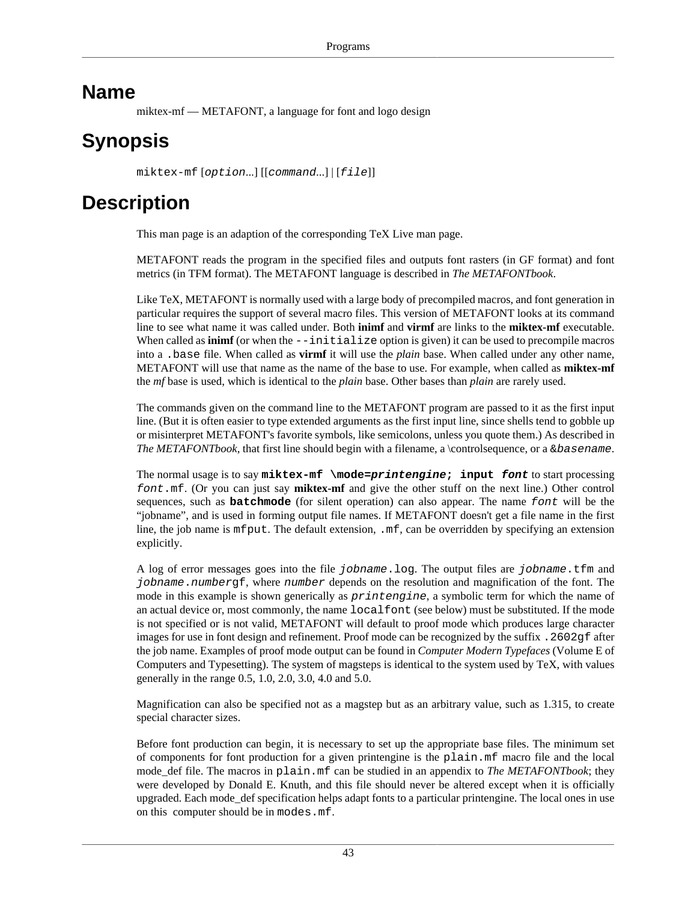# Name

miktex-mf — METAFONT, a language for font and logo design

# Synopsis

`miktex-mf` [*option*...] [[*command*...] | [*file*]]

# Description

This man page is an adaption of the corresponding TeX Live man page.

METAFONT reads the program in the specified files and outputs font rasters (in GF format) and font metrics (in TFM format). The METAFONT language is described in *The METAFONTbook*.

Like TeX, METAFONT is normally used with a large body of precompiled macros, and font generation in particular requires the support of several macro files. This version of METAFONT looks at its command line to see what name it was called under. Both **inimf** and **virmf** are links to the **miktex-mf** executable. When called as **inimf** (or when the `--initialize` option is given) it can be used to precompile macros into a `.base` file. When called as **virmf** it will use the *plain* base. When called under any other name, METAFONT will use that name as the name of the base to use. For example, when called as **miktex-mf** the *mf* base is used, which is identical to the *plain* base. Other bases than *plain* are rarely used.

The commands given on the command line to the METAFONT program are passed to it as the first input line. (But it is often easier to type extended arguments as the first input line, since shells tend to gobble up or misinterpret METAFONT's favorite symbols, like semicolons, unless you quote them.) As described in *The METAFONTbook*, that first line should begin with a filename, a \controlsequence, or a `&basename`.

The normal usage is to say **`miktex-mf \mode=printengine; input font`** to start processing `font.mf`. (Or you can just say **miktex-mf** and give the other stuff on the next line.) Other control sequences, such as **`batchmode`** (for silent operation) can also appear. The name `font` will be the “jobname”, and is used in forming output file names. If METAFONT doesn't get a file name in the first line, the job name is `mfput`. The default extension, `.mf`, can be overridden by specifying an extension explicitly.

A log of error messages goes into the file `jobname.log`. The output files are `jobname.tfm` and `jobname.numbergf`, where `number` depends on the resolution and magnification of the font. The mode in this example is shown generically as `printengine`, a symbolic term for which the name of an actual device or, most commonly, the name `localfont` (see below) must be substituted. If the mode is not specified or is not valid, METAFONT will default to proof mode which produces large character images for use in font design and refinement. Proof mode can be recognized by the suffix `.2602gf` after the job name. Examples of proof mode output can be found in *Computer Modern Typefaces* (Volume E of Computers and Typesetting). The system of magsteps is identical to the system used by TeX, with values generally in the range 0.5, 1.0, 2.0, 3.0, 4.0 and 5.0.

Magnification can also be specified not as a magstep but as an arbitrary value, such as 1.315, to create special character sizes.

Before font production can begin, it is necessary to set up the appropriate base files. The minimum set of components for font production for a given printengine is the `plain.mf` macro file and the local mode_def file. The macros in `plain.mf` can be studied in an appendix to *The METAFONTbook*; they were developed by Donald E. Knuth, and this file should never be altered except when it is officially upgraded. Each mode_def specification helps adapt fonts to a particular printengine. The local ones in use on this computer should be in `modes.mf`.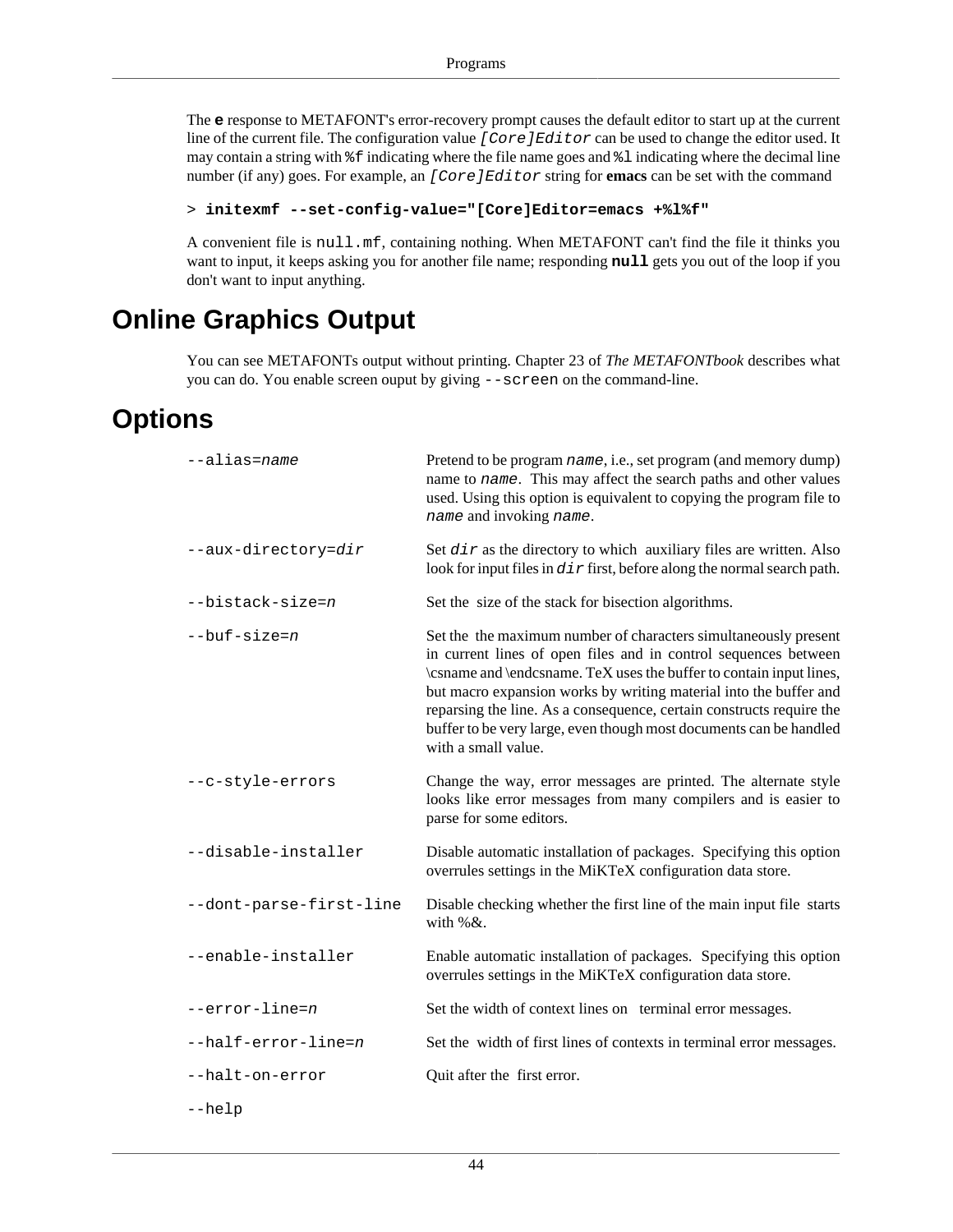The **e** response to METAFONT's error-recovery prompt causes the default editor to start up at the current line of the current file. The configuration value *[Core]Editor* can be used to change the editor used. It may contain a string with `%f` indicating where the file name goes and `%l` indicating where the decimal line number (if any) goes. For example, an *[Core]Editor* string for **emacs** can be set with the command

```
> initexmf --set-config-value="[Core]Editor=emacs +%l%f"
```

A convenient file is `null.mf`, containing nothing. When METAFONT can't find the file it thinks you want to input, it keeps asking you for another file name; responding **null** gets you out of the loop if you don't want to input anything.

# Online Graphics Output

You can see METAFONTs output without printing. Chapter 23 of *The METAFONTbook* describes what you can do. You enable screen ouput by giving `--screen` on the command-line.

# Options

`--alias=`*name*
: Pretend to be program *name*, i.e., set program (and memory dump) name to *name*. This may affect the search paths and other values used. Using this option is equivalent to copying the program file to *name* and invoking *name*.

`--aux-directory=`*dir*
: Set *dir* as the directory to which auxiliary files are written. Also look for input files in *dir* first, before along the normal search path.

`--bistack-size=`*n*
: Set the size of the stack for bisection algorithms.

`--buf-size=`*n*
: Set the the maximum number of characters simultaneously present in current lines of open files and in control sequences between \csname and \endcsname. TeX uses the buffer to contain input lines, but macro expansion works by writing material into the buffer and reparsing the line. As a consequence, certain constructs require the buffer to be very large, even though most documents can be handled with a small value.

`--c-style-errors`
: Change the way, error messages are printed. The alternate style looks like error messages from many compilers and is easier to parse for some editors.

`--disable-installer`
: Disable automatic installation of packages. Specifying this option overrules settings in the MiKTeX configuration data store.

`--dont-parse-first-line`
: Disable checking whether the first line of the main input file starts with %&.

`--enable-installer`
: Enable automatic installation of packages. Specifying this option overrules settings in the MiKTeX configuration data store.

`--error-line=`*n*
: Set the width of context lines on terminal error messages.

`--half-error-line=`*n*
: Set the width of first lines of contexts in terminal error messages.

`--halt-on-error`
: Quit after the first error.

`--help`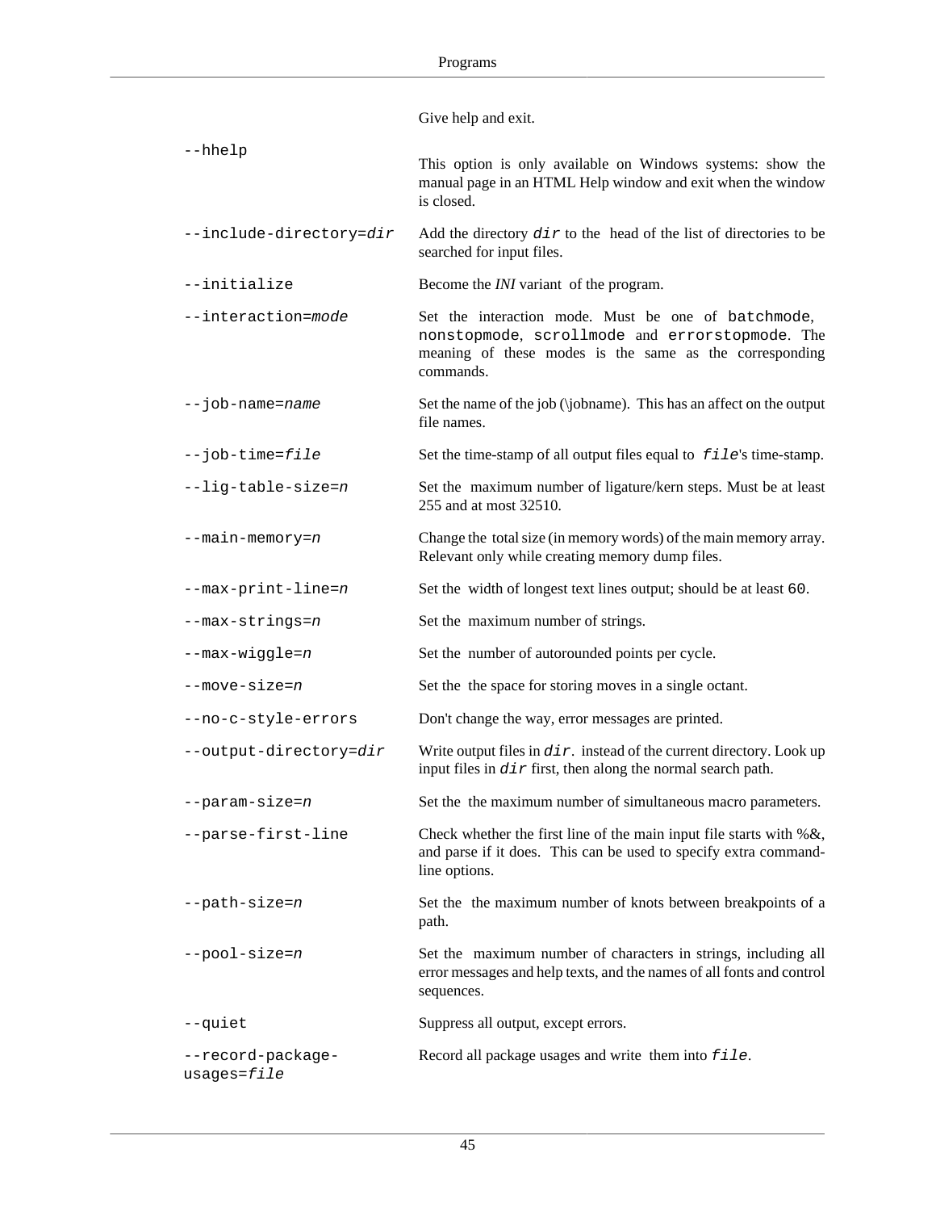| | |
|---|---|
| | Give help and exit. |
| `--hhelp` | This option is only available on Windows systems: show the manual page in an HTML Help window and exit when the window is closed. |
| `--include-directory=`*`dir`* | Add the directory *`dir`* to the head of the list of directories to be searched for input files. |
| `--initialize` | Become the *INI* variant of the program. |
| `--interaction=`*`mode`* | Set the interaction mode. Must be one of `batchmode`, `nonstopmode`, `scrollmode` and `errorstopmode`. The meaning of these modes is the same as the corresponding commands. |
| `--job-name=`*`name`* | Set the name of the job (\jobname). This has an affect on the output file names. |
| `--job-time=`*`file`* | Set the time-stamp of all output files equal to *`file`*'s time-stamp. |
| `--lig-table-size=`*`n`* | Set the maximum number of ligature/kern steps. Must be at least 255 and at most 32510. |
| `--main-memory=`*`n`* | Change the total size (in memory words) of the main memory array. Relevant only while creating memory dump files. |
| `--max-print-line=`*`n`* | Set the width of longest text lines output; should be at least `60`. |
| `--max-strings=`*`n`* | Set the maximum number of strings. |
| `--max-wiggle=`*`n`* | Set the number of autorounded points per cycle. |
| `--move-size=`*`n`* | Set the the space for storing moves in a single octant. |
| `--no-c-style-errors` | Don't change the way, error messages are printed. |
| `--output-directory=`*`dir`* | Write output files in *`dir`*. instead of the current directory. Look up input files in *`dir`* first, then along the normal search path. |
| `--param-size=`*`n`* | Set the the maximum number of simultaneous macro parameters. |
| `--parse-first-line` | Check whether the first line of the main input file starts with %&, and parse if it does. This can be used to specify extra command-line options. |
| `--path-size=`*`n`* | Set the the maximum number of knots between breakpoints of a path. |
| `--pool-size=`*`n`* | Set the maximum number of characters in strings, including all error messages and help texts, and the names of all fonts and control sequences. |
| `--quiet` | Suppress all output, except errors. |
| `--record-package-usages=`*`file`* | Record all package usages and write them into *`file`*. |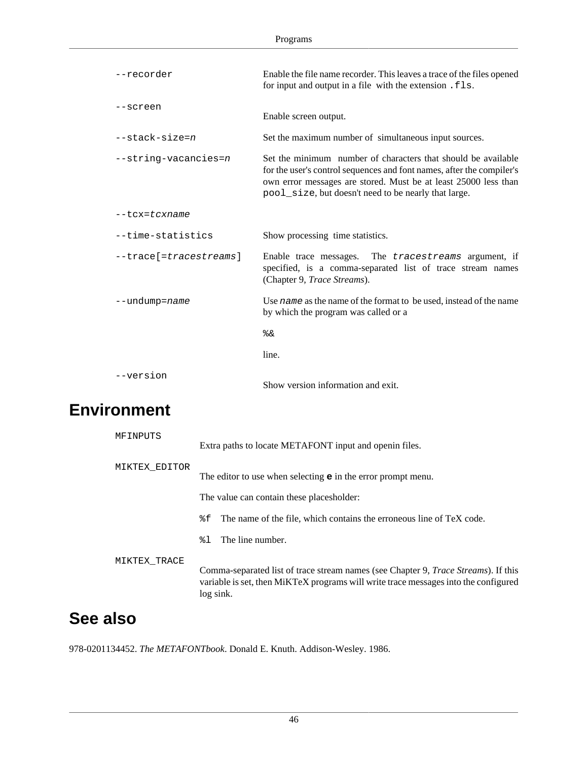`--recorder`
: Enable the file name recorder. This leaves a trace of the files opened for input and output in a file with the extension `.fls`.

`--screen`
: Enable screen output.

`--stack-size=`*`n`*
: Set the maximum number of simultaneous input sources.

`--string-vacancies=`*`n`*
: Set the minimum number of characters that should be available for the user's control sequences and font names, after the compiler's own error messages are stored. Must be at least 25000 less than `pool_size`, but doesn't need to be nearly that large.

`--tcx=`*`tcxname`*

`--time-statistics`
: Show processing time statistics.

`--trace[=`*`tracestreams`*`]`
: Enable trace messages. The *`tracestreams`* argument, if specified, is a comma-separated list of trace stream names (Chapter 9, *Trace Streams*).

`--undump=`*`name`*
: Use *`name`* as the name of the format to be used, instead of the name by which the program was called or a

  `%&`

  line.

`--version`
: Show version information and exit.

## Environment

`MFINPUTS`
: Extra paths to locate METAFONT input and openin files.

`MIKTEX_EDITOR`
: The editor to use when selecting **`e`** in the error prompt menu.

  The value can contain these placesholder:

  `%f` The name of the file, which contains the erroneous line of TeX code.

  `%l` The line number.

`MIKTEX_TRACE`
: Comma-separated list of trace stream names (see Chapter 9, *Trace Streams*). If this variable is set, then MiKTeX programs will write trace messages into the configured log sink.

## See also

978-0201134452. *The METAFONTbook*. Donald E. Knuth. Addison-Wesley. 1986.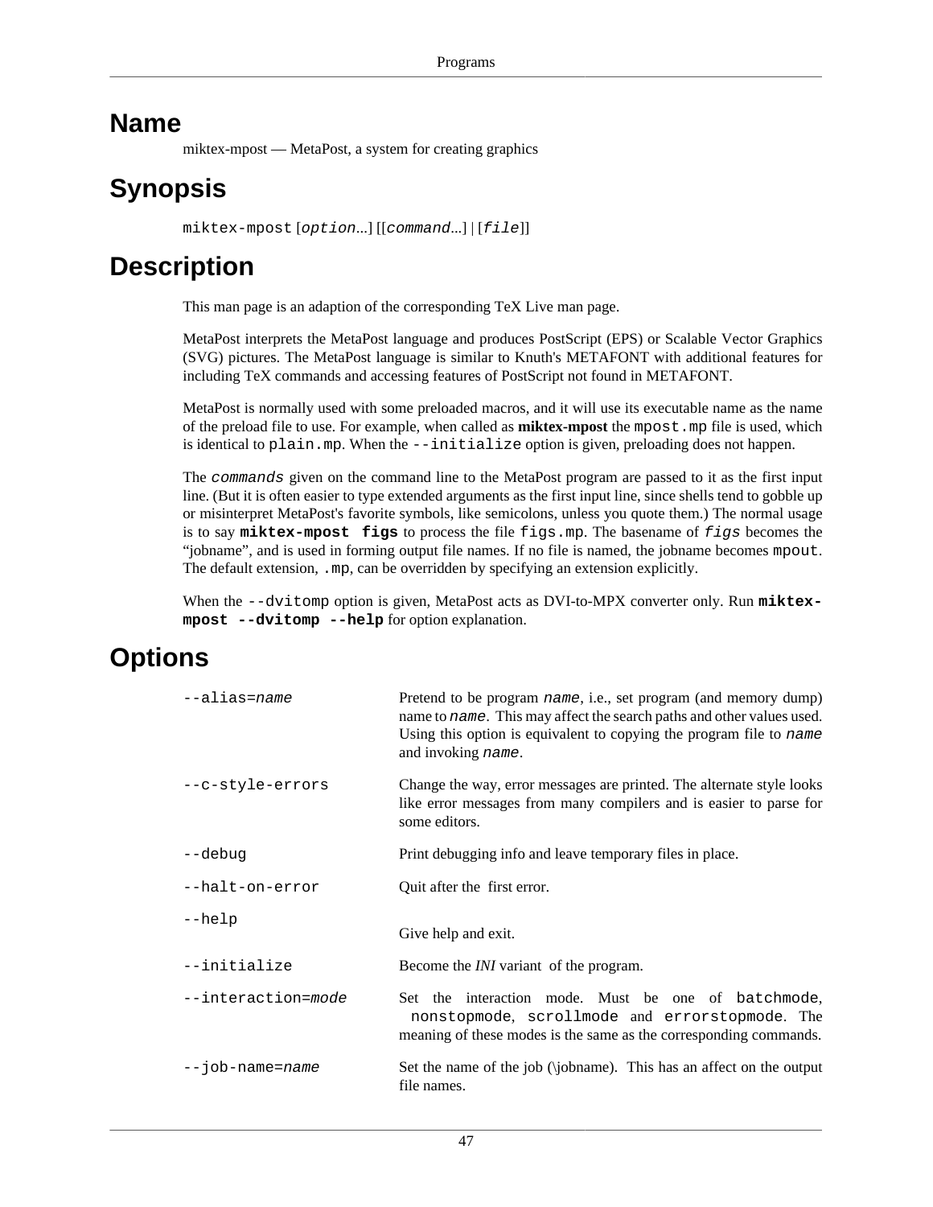# Name

miktex-mpost — MetaPost, a system for creating graphics

# Synopsis

`miktex-mpost` [*option*...] [[*command*...] | [*file*]]

# Description

This man page is an adaption of the corresponding TeX Live man page.

MetaPost interprets the MetaPost language and produces PostScript (EPS) or Scalable Vector Graphics (SVG) pictures. The MetaPost language is similar to Knuth's METAFONT with additional features for including TeX commands and accessing features of PostScript not found in METAFONT.

MetaPost is normally used with some preloaded macros, and it will use its executable name as the name of the preload file to use. For example, when called as **miktex-mpost** the `mpost.mp` file is used, which is identical to `plain.mp`. When the `--initialize` option is given, preloading does not happen.

The *commands* given on the command line to the MetaPost program are passed to it as the first input line. (But it is often easier to type extended arguments as the first input line, since shells tend to gobble up or misinterpret MetaPost's favorite symbols, like semicolons, unless you quote them.) The normal usage is to say **`miktex-mpost figs`** to process the file `figs.mp`. The basename of *figs* becomes the "jobname", and is used in forming output file names. If no file is named, the jobname becomes `mpout`. The default extension, `.mp`, can be overridden by specifying an extension explicitly.

When the `--dvitomp` option is given, MetaPost acts as DVI-to-MPX converter only. Run **`miktex-mpost --dvitomp --help`** for option explanation.

# Options

`--alias=`*name*
: Pretend to be program *name*, i.e., set program (and memory dump) name to *name*. This may affect the search paths and other values used. Using this option is equivalent to copying the program file to *name* and invoking *name*.

`--c-style-errors`
: Change the way, error messages are printed. The alternate style looks like error messages from many compilers and is easier to parse for some editors.

`--debug`
: Print debugging info and leave temporary files in place.

`--halt-on-error`
: Quit after the first error.

`--help`
: Give help and exit.

`--initialize`
: Become the *INI* variant of the program.

`--interaction=`*mode*
: Set the interaction mode. Must be one of `batchmode`, `nonstopmode`, `scrollmode` and `errorstopmode`. The meaning of these modes is the same as the corresponding commands.

`--job-name=`*name*
: Set the name of the job (\jobname). This has an affect on the output file names.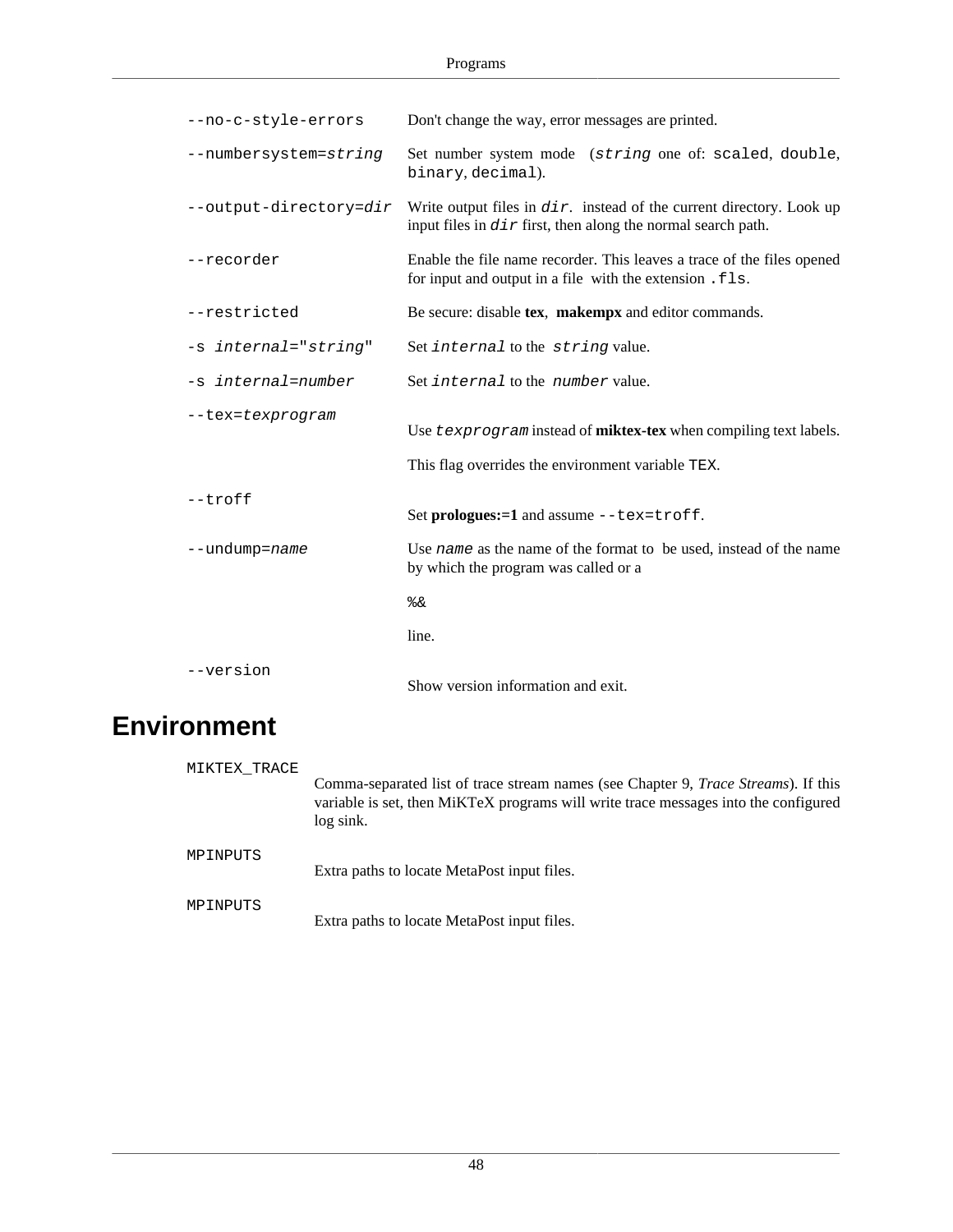`--no-c-style-errors`
: Don't change the way, error messages are printed.

`--numbersystem=`*`string`*
: Set number system mode (*`string`* one of: `scaled`, `double`, `binary`, `decimal`).

`--output-directory=`*`dir`*
: Write output files in *`dir`*. instead of the current directory. Look up input files in *`dir`* first, then along the normal search path.

`--recorder`
: Enable the file name recorder. This leaves a trace of the files opened for input and output in a file with the extension `.fls`.

`--restricted`
: Be secure: disable **tex**, **makempx** and editor commands.

`-s `*`internal`*`="`*`string`*`"`
: Set *`internal`* to the *`string`* value.

`-s `*`internal`*`=`*`number`*
: Set *`internal`* to the *`number`* value.

`--tex=`*`texprogram`*
: Use *`texprogram`* instead of **miktex-tex** when compiling text labels.

  This flag overrides the environment variable `TEX`.

`--troff`
: Set **prologues:=1** and assume `--tex=troff`.

`--undump=`*`name`*
: Use *`name`* as the name of the format to be used, instead of the name by which the program was called or a

  `%&`

  line.

`--version`
: Show version information and exit.

# Environment

`MIKTEX_TRACE`
: Comma-separated list of trace stream names (see Chapter 9, *Trace Streams*). If this variable is set, then MiKTeX programs will write trace messages into the configured log sink.

`MPINPUTS`
: Extra paths to locate MetaPost input files.

`MPINPUTS`
: Extra paths to locate MetaPost input files.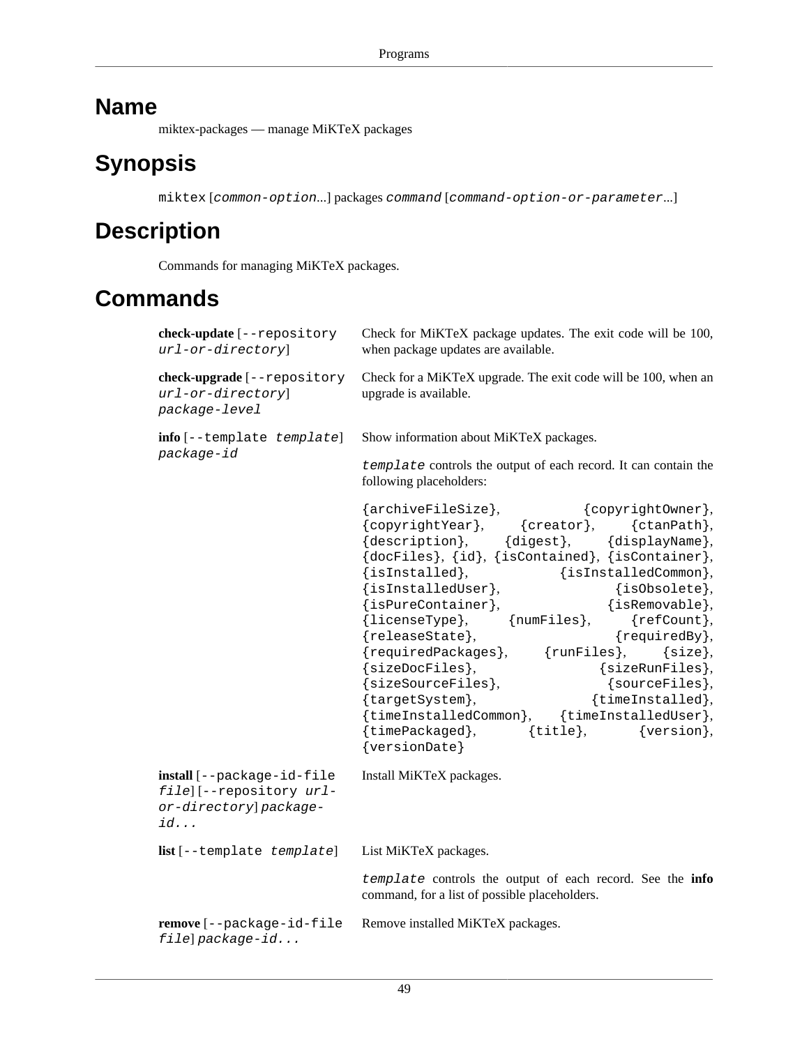## Name

miktex-packages — manage MiKTeX packages

## Synopsis

`miktex` [*common-option*...] packages *command* [*command-option-or-parameter*...]

## Description

Commands for managing MiKTeX packages.

## Commands

**check-update** [`--repository` *url-or-directory*]
: Check for MiKTeX package updates. The exit code will be 100, when package updates are available.

**check-upgrade** [`--repository` *url-or-directory*] *package-level*
: Check for a MiKTeX upgrade. The exit code will be 100, when an upgrade is available.

**info** [`--template` *template*] *package-id*
: Show information about MiKTeX packages.

  *template* controls the output of each record. It can contain the following placeholders:

  `{archiveFileSize}`, `{copyrightOwner}`, `{copyrightYear}`, `{creator}`, `{ctanPath}`, `{description}`, `{digest}`, `{displayName}`, `{docFiles}`, `{id}`, `{isContained}`, `{isContainer}`, `{isInstalled}`, `{isInstalledCommon}`, `{isInstalledUser}`, `{isObsolete}`, `{isPureContainer}`, `{isRemovable}`, `{licenseType}`, `{numFiles}`, `{refCount}`, `{releaseState}`, `{requiredBy}`, `{requiredPackages}`, `{runFiles}`, `{size}`, `{sizeDocFiles}`, `{sizeRunFiles}`, `{sizeSourceFiles}`, `{sourceFiles}`, `{targetSystem}`, `{timeInstalled}`, `{timeInstalledCommon}`, `{timeInstalledUser}`, `{timePackaged}`, `{title}`, `{version}`, `{versionDate}`

**install** [`--package-id-file` *file*] [`--repository` *url-or-directory*] *package-id...*
: Install MiKTeX packages.

**list** [`--template` *template*]
: List MiKTeX packages.

  *template* controls the output of each record. See the **info** command, for a list of possible placeholders.

**remove** [`--package-id-file` *file*] *package-id...*
: Remove installed MiKTeX packages.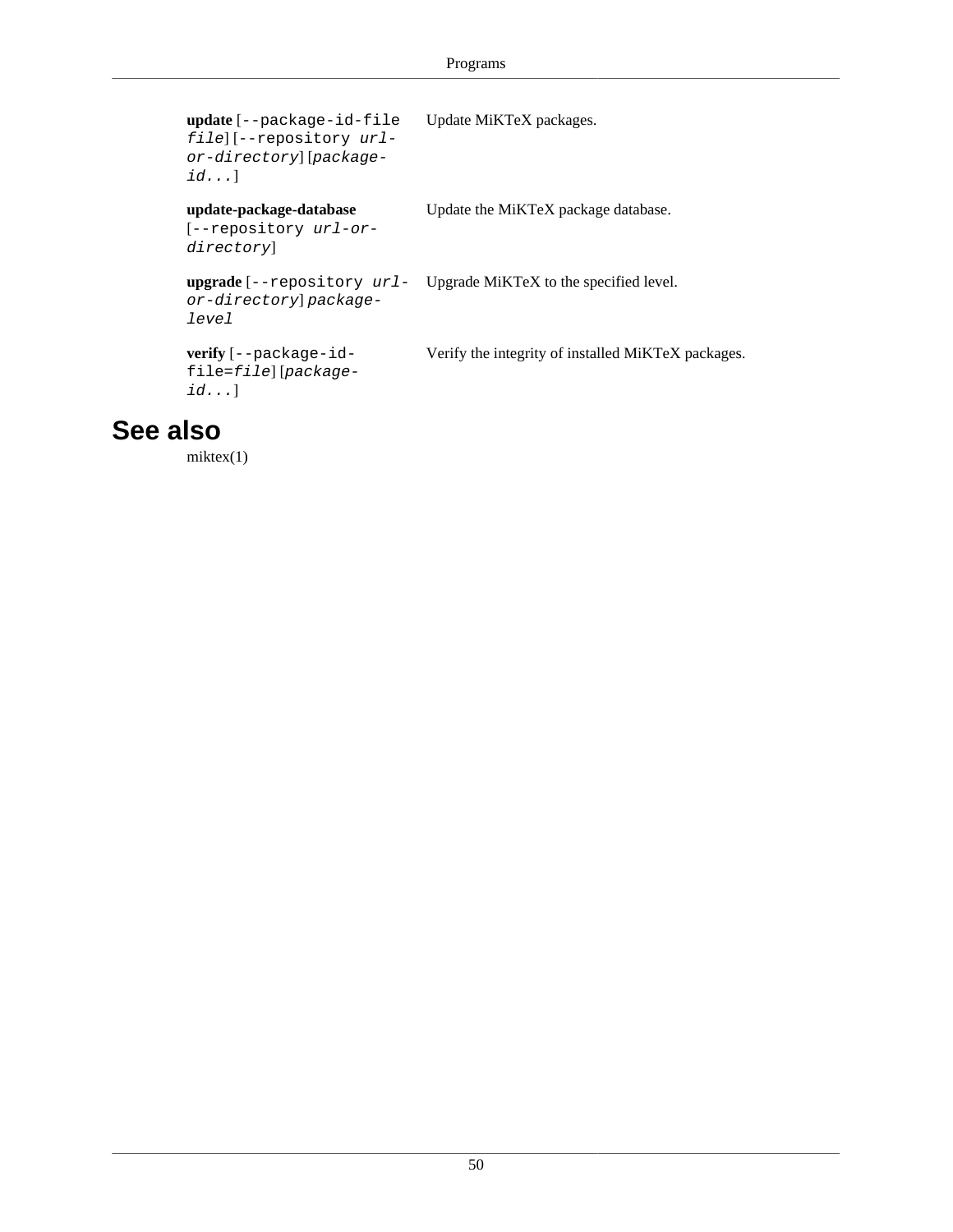**update** [`--package-id-file` *file*] [`--repository` *url-or-directory*] [*package-id...*]
: Update MiKTeX packages.

**update-package-database** [`--repository` *url-or-directory*]
: Update the MiKTeX package database.

**upgrade** [`--repository` *url-or-directory*] *package-level*
: Upgrade MiKTeX to the specified level.

**verify** [`--package-id-file=`*file*] [*package-id...*]
: Verify the integrity of installed MiKTeX packages.

## See also

miktex(1)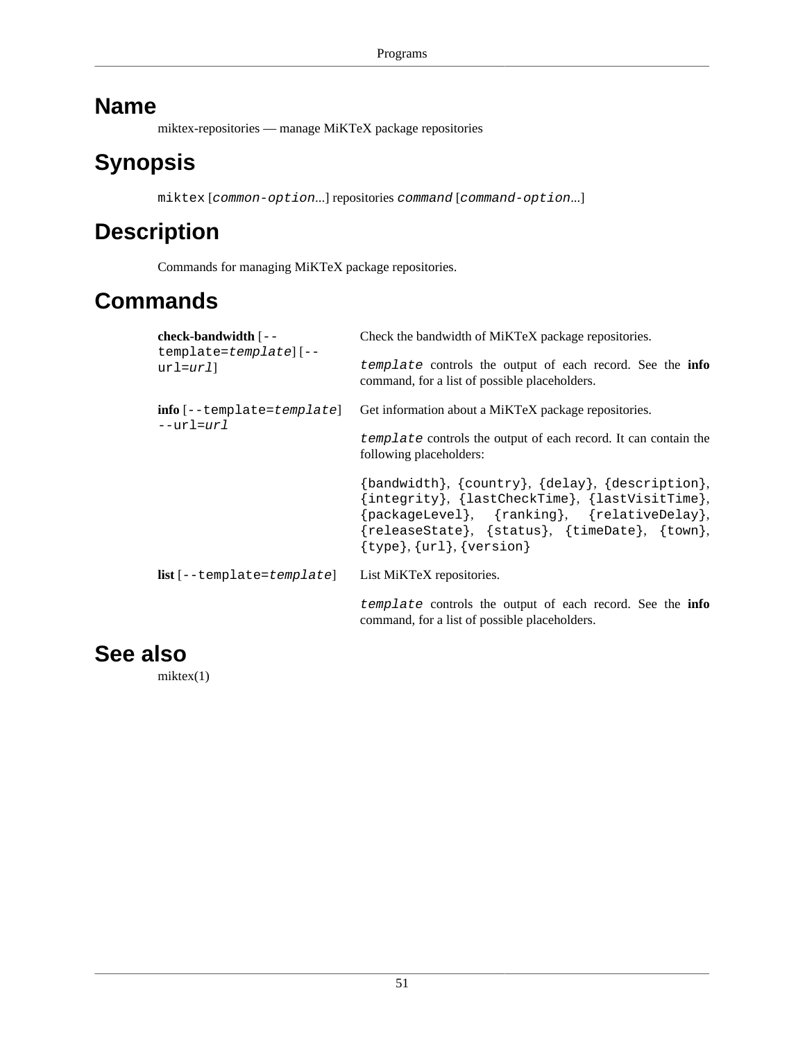## Name

miktex-repositories — manage MiKTeX package repositories

## Synopsis

`miktex` [*common-option*...] repositories *command* [*command-option*...]

## Description

Commands for managing MiKTeX package repositories.

## Commands

**check-bandwidth** [`--template=`*template*] [`--url=`*url*]
: Check the bandwidth of MiKTeX package repositories.

  *template* controls the output of each record. See the **info** command, for a list of possible placeholders.

**info** [`--template=`*template*] `--url=`*url*
: Get information about a MiKTeX package repositories.

  *template* controls the output of each record. It can contain the following placeholders:

  `{bandwidth}`, `{country}`, `{delay}`, `{description}`, `{integrity}`, `{lastCheckTime}`, `{lastVisitTime}`, `{packageLevel}`, `{ranking}`, `{relativeDelay}`, `{releaseState}`, `{status}`, `{timeDate}`, `{town}`, `{type}`, `{url}`, `{version}`

**list** [`--template=`*template*]
: List MiKTeX repositories.

  *template* controls the output of each record. See the **info** command, for a list of possible placeholders.

## See also

miktex(1)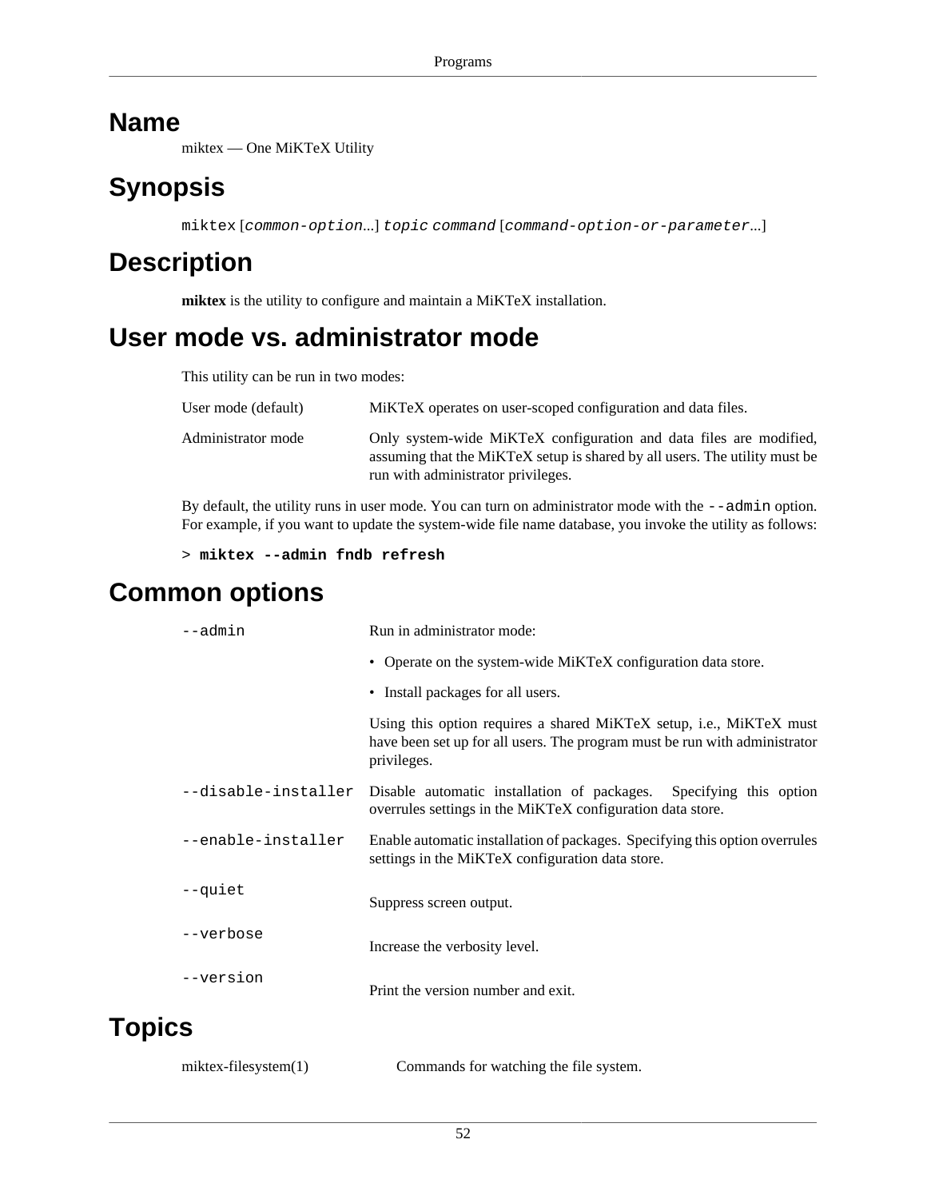## Name

miktex — One MiKTeX Utility

## Synopsis

`miktex` [*`common-option`*...] *`topic`* *`command`* [*`command-option-or-parameter`*...]

## Description

**miktex** is the utility to configure and maintain a MiKTeX installation.

## User mode vs. administrator mode

This utility can be run in two modes:

User mode (default)
: MiKTeX operates on user-scoped configuration and data files.

Administrator mode
: Only system-wide MiKTeX configuration and data files are modified, assuming that the MiKTeX setup is shared by all users. The utility must be run with administrator privileges.

By default, the utility runs in user mode. You can turn on administrator mode with the `--admin` option. For example, if you want to update the system-wide file name database, you invoke the utility as follows:

```
> miktex --admin fndb refresh
```

## Common options

`--admin`
: Run in administrator mode:

  - Operate on the system-wide MiKTeX configuration data store.
  - Install packages for all users.

  Using this option requires a shared MiKTeX setup, i.e., MiKTeX must have been set up for all users. The program must be run with administrator privileges.

`--disable-installer`
: Disable automatic installation of packages. Specifying this option overrules settings in the MiKTeX configuration data store.

`--enable-installer`
: Enable automatic installation of packages. Specifying this option overrules settings in the MiKTeX configuration data store.

`--quiet`
: Suppress screen output.

`--verbose`
: Increase the verbosity level.

`--version`
: Print the version number and exit.

## Topics

miktex-filesystem(1)
: Commands for watching the file system.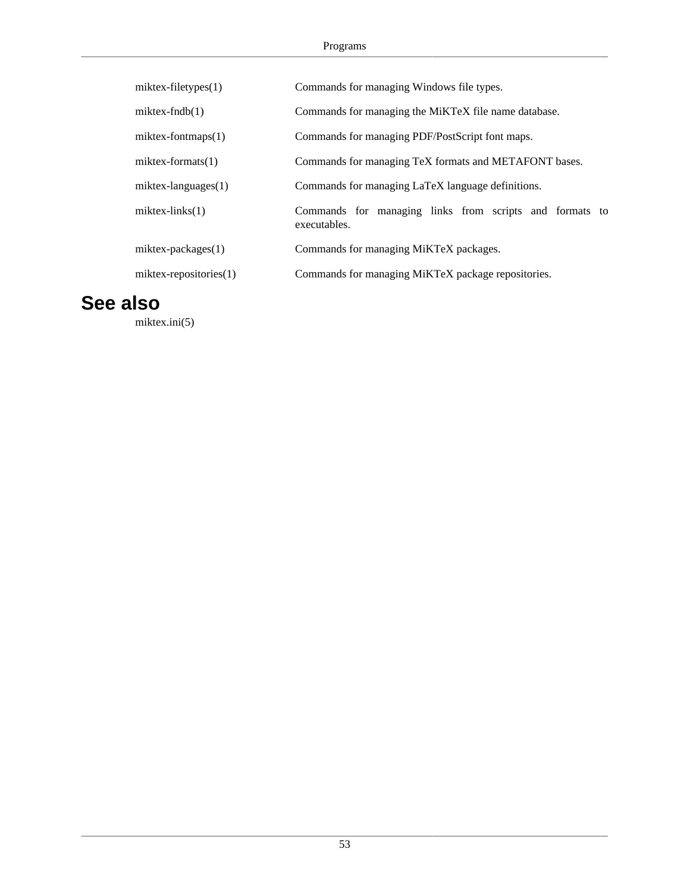| | |
|---|---|
| miktex-filetypes(1) | Commands for managing Windows file types. |
| miktex-fndb(1) | Commands for managing the MiKTeX file name database. |
| miktex-fontmaps(1) | Commands for managing PDF/PostScript font maps. |
| miktex-formats(1) | Commands for managing TeX formats and METAFONT bases. |
| miktex-languages(1) | Commands for managing LaTeX language definitions. |
| miktex-links(1) | Commands for managing links from scripts and formats to executables. |
| miktex-packages(1) | Commands for managing MiKTeX packages. |
| miktex-repositories(1) | Commands for managing MiKTeX package repositories. |

## See also

miktex.ini(5)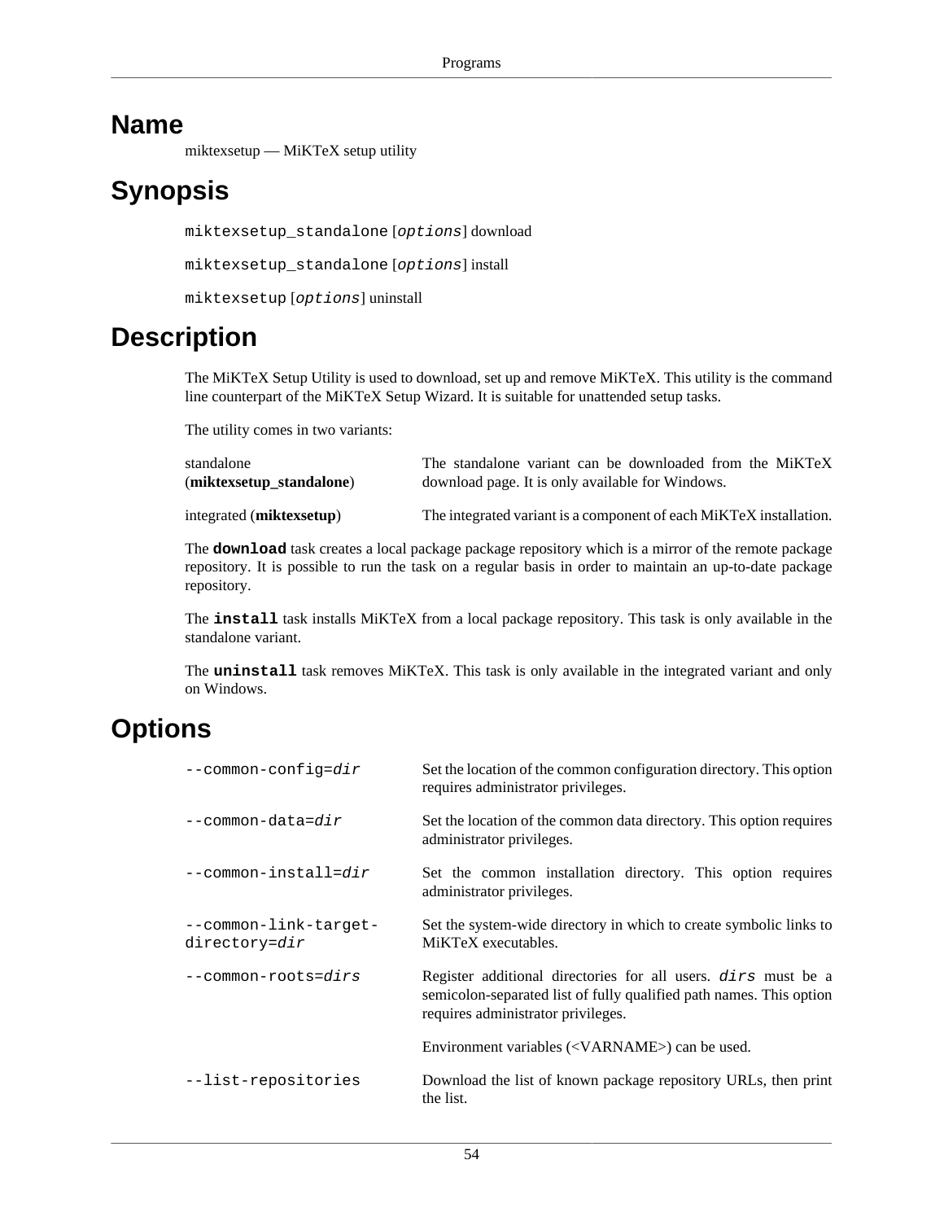# Name

miktexsetup — MiKTeX setup utility

# Synopsis

`miktexsetup_standalone` [*options*] download

`miktexsetup_standalone` [*options*] install

`miktexsetup` [*options*] uninstall

# Description

The MiKTeX Setup Utility is used to download, set up and remove MiKTeX. This utility is the command line counterpart of the MiKTeX Setup Wizard. It is suitable for unattended setup tasks.

The utility comes in two variants:

| | |
|---|---|
| standalone (**miktexsetup_standalone**) | The standalone variant can be downloaded from the MiKTeX download page. It is only available for Windows. |
| integrated (**miktexsetup**) | The integrated variant is a component of each MiKTeX installation. |

The **`download`** task creates a local package package repository which is a mirror of the remote package repository. It is possible to run the task on a regular basis in order to maintain an up-to-date package repository.

The **`install`** task installs MiKTeX from a local package repository. This task is only available in the standalone variant.

The **`uninstall`** task removes MiKTeX. This task is only available in the integrated variant and only on Windows.

# Options

| | |
|---|---|
| `--common-config=`*`dir`* | Set the location of the common configuration directory. This option requires administrator privileges. |
| `--common-data=`*`dir`* | Set the location of the common data directory. This option requires administrator privileges. |
| `--common-install=`*`dir`* | Set the common installation directory. This option requires administrator privileges. |
| `--common-link-target-directory=`*`dir`* | Set the system-wide directory in which to create symbolic links to MiKTeX executables. |
| `--common-roots=`*`dirs`* | Register additional directories for all users. *`dirs`* must be a semicolon-separated list of fully qualified path names. This option requires administrator privileges.<br><br>Environment variables (<VARNAME>) can be used. |
| `--list-repositories` | Download the list of known package repository URLs, then print the list. |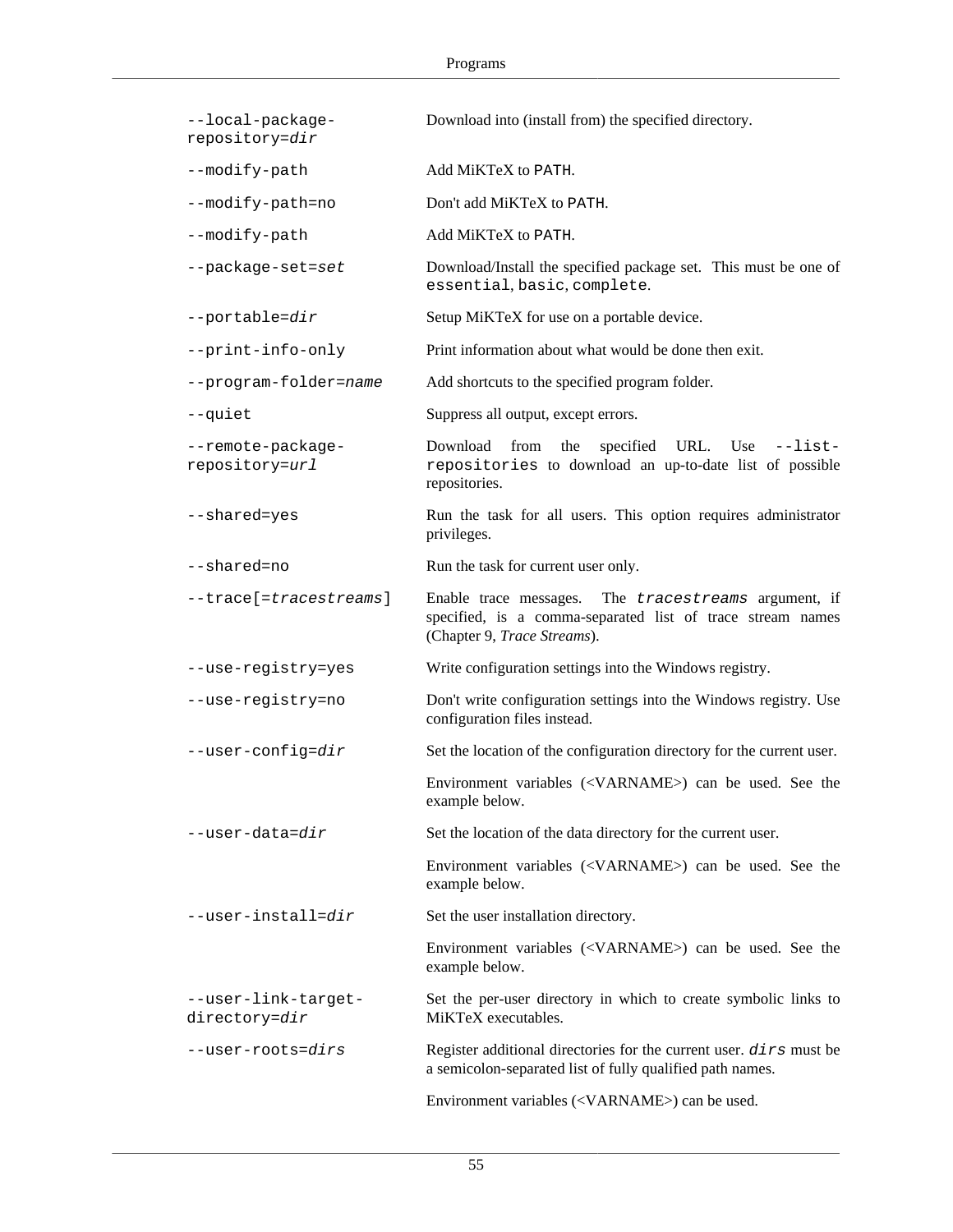| | |
|---|---|
| `--local-package-repository=`*`dir`* | Download into (install from) the specified directory. |
| `--modify-path` | Add MiKTeX to `PATH`. |
| `--modify-path=no` | Don't add MiKTeX to `PATH`. |
| `--modify-path` | Add MiKTeX to `PATH`. |
| `--package-set=`*`set`* | Download/Install the specified package set. This must be one of `essential`, `basic`, `complete`. |
| `--portable=`*`dir`* | Setup MiKTeX for use on a portable device. |
| `--print-info-only` | Print information about what would be done then exit. |
| `--program-folder=`*`name`* | Add shortcuts to the specified program folder. |
| `--quiet` | Suppress all output, except errors. |
| `--remote-package-repository=`*`url`* | Download from the specified URL. Use `--list-repositories` to download an up-to-date list of possible repositories. |
| `--shared=yes` | Run the task for all users. This option requires administrator privileges. |
| `--shared=no` | Run the task for current user only. |
| `--trace[=`*`tracestreams`*`]` | Enable trace messages. The *`tracestreams`* argument, if specified, is a comma-separated list of trace stream names (Chapter 9, *Trace Streams*). |
| `--use-registry=yes` | Write configuration settings into the Windows registry. |
| `--use-registry=no` | Don't write configuration settings into the Windows registry. Use configuration files instead. |
| `--user-config=`*`dir`* | Set the location of the configuration directory for the current user.<br><br>Environment variables (<VARNAME>) can be used. See the example below. |
| `--user-data=`*`dir`* | Set the location of the data directory for the current user.<br><br>Environment variables (<VARNAME>) can be used. See the example below. |
| `--user-install=`*`dir`* | Set the user installation directory.<br><br>Environment variables (<VARNAME>) can be used. See the example below. |
| `--user-link-target-directory=`*`dir`* | Set the per-user directory in which to create symbolic links to MiKTeX executables. |
| `--user-roots=`*`dirs`* | Register additional directories for the current user. *`dirs`* must be a semicolon-separated list of fully qualified path names.<br><br>Environment variables (<VARNAME>) can be used. |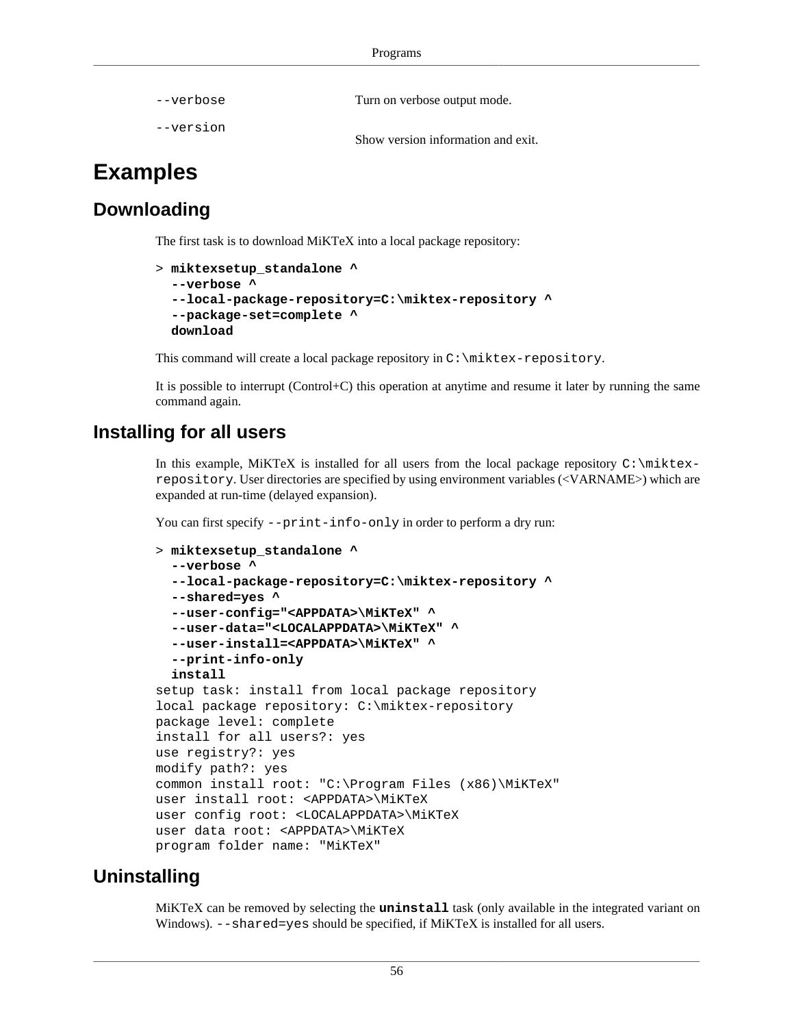| | |
|---|---|
| `--verbose` | Turn on verbose output mode. |
| `--version` | Show version information and exit. |

# Examples

## Downloading

The first task is to download MiKTeX into a local package repository:

```
> miktexsetup_standalone ^
  --verbose ^
  --local-package-repository=C:\miktex-repository ^
  --package-set=complete ^
  download
```

This command will create a local package repository in `C:\miktex-repository`.

It is possible to interrupt (Control+C) this operation at anytime and resume it later by running the same command again.

## Installing for all users

In this example, MiKTeX is installed for all users from the local package repository `C:\miktex-repository`. User directories are specified by using environment variables (<VARNAME>) which are expanded at run-time (delayed expansion).

You can first specify `--print-info-only` in order to perform a dry run:

```
> miktexsetup_standalone ^
  --verbose ^
  --local-package-repository=C:\miktex-repository ^
  --shared=yes ^
  --user-config="<APPDATA>\MiKTeX" ^
  --user-data="<LOCALAPPDATA>\MiKTeX" ^
  --user-install=<APPDATA>\MiKTeX" ^
  --print-info-only
  install
setup task: install from local package repository
local package repository: C:\miktex-repository
package level: complete
install for all users?: yes
use registry?: yes
modify path?: yes
common install root: "C:\Program Files (x86)\MiKTeX"
user install root: <APPDATA>\MiKTeX
user config root: <LOCALAPPDATA>\MiKTeX
user data root: <APPDATA>\MiKTeX
program folder name: "MiKTeX"
```

## Uninstalling

MiKTeX can be removed by selecting the **`uninstall`** task (only available in the integrated variant on Windows). `--shared=yes` should be specified, if MiKTeX is installed for all users.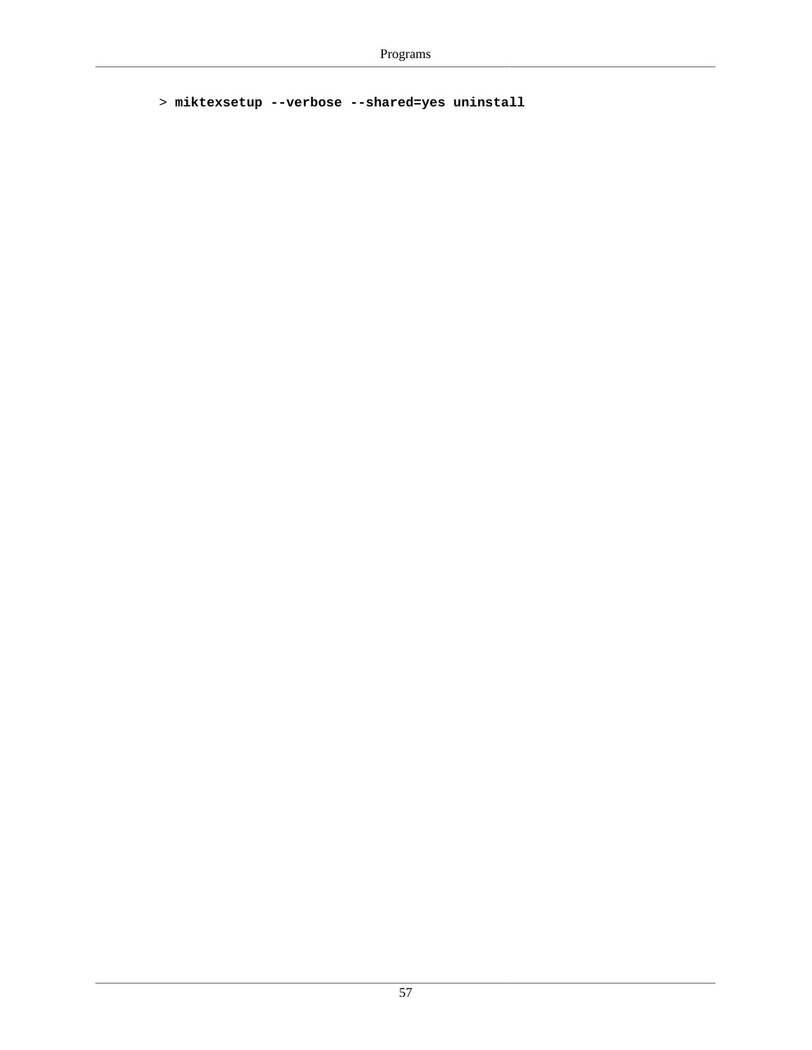```
> miktexsetup --verbose --shared=yes uninstall
```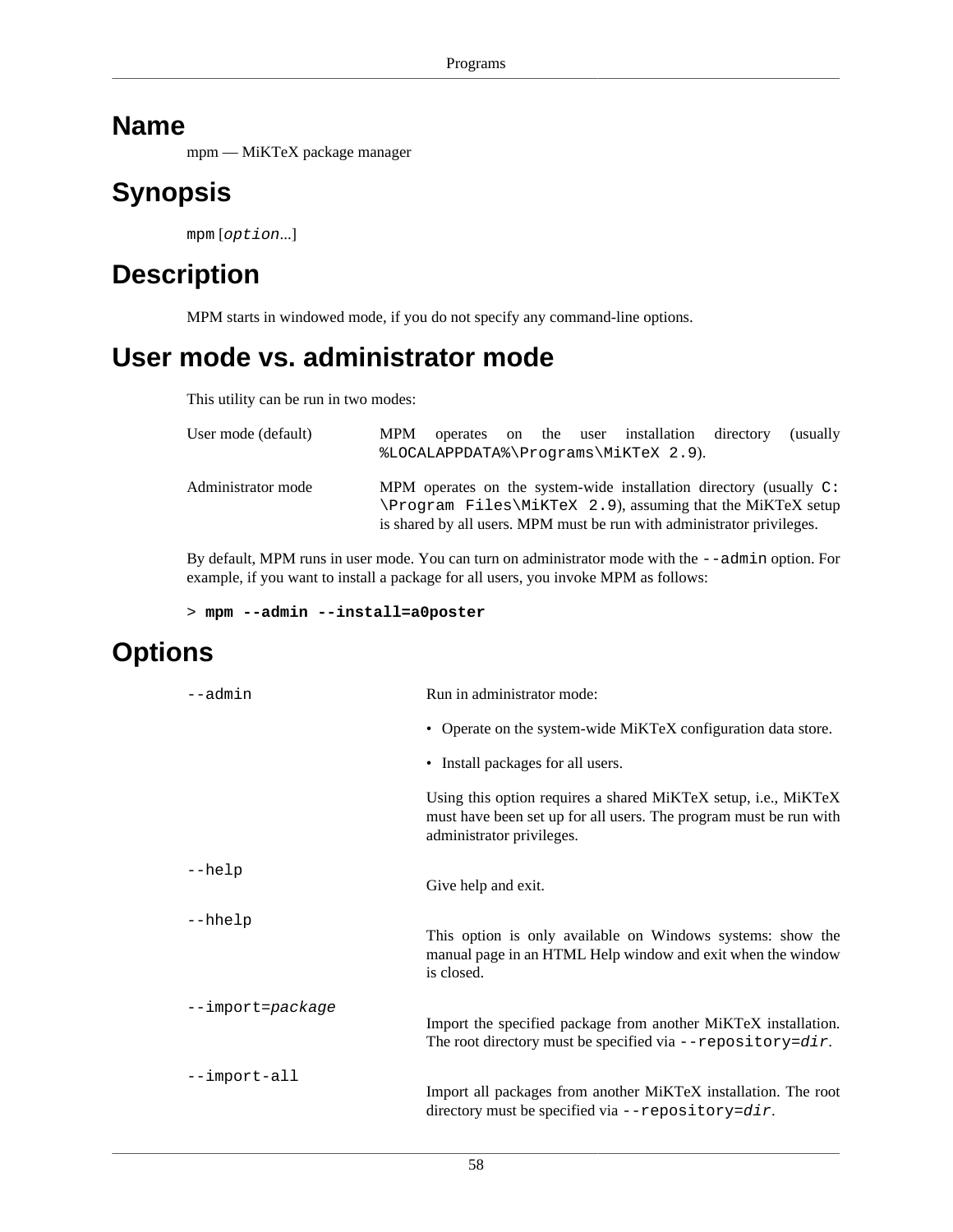# Name

mpm — MiKTeX package manager

# Synopsis

`mpm` [*option*...]

# Description

MPM starts in windowed mode, if you do not specify any command-line options.

# User mode vs. administrator mode

This utility can be run in two modes:

User mode (default)
: MPM operates on the user installation directory (usually `%LOCALAPPDATA%\Programs\MiKTeX 2.9`).

Administrator mode
: MPM operates on the system-wide installation directory (usually `C:\Program Files\MiKTeX 2.9`), assuming that the MiKTeX setup is shared by all users. MPM must be run with administrator privileges.

By default, MPM runs in user mode. You can turn on administrator mode with the `--admin` option. For example, if you want to install a package for all users, you invoke MPM as follows:

```
> mpm --admin --install=a0poster
```

# Options

`--admin`
: Run in administrator mode:

  - Operate on the system-wide MiKTeX configuration data store.
  - Install packages for all users.

  Using this option requires a shared MiKTeX setup, i.e., MiKTeX must have been set up for all users. The program must be run with administrator privileges.

`--help`
: Give help and exit.

`--hhelp`
: This option is only available on Windows systems: show the manual page in an HTML Help window and exit when the window is closed.

`--import=`*package*
: Import the specified package from another MiKTeX installation. The root directory must be specified via `--repository=`*dir*.

`--import-all`
: Import all packages from another MiKTeX installation. The root directory must be specified via `--repository=`*dir*.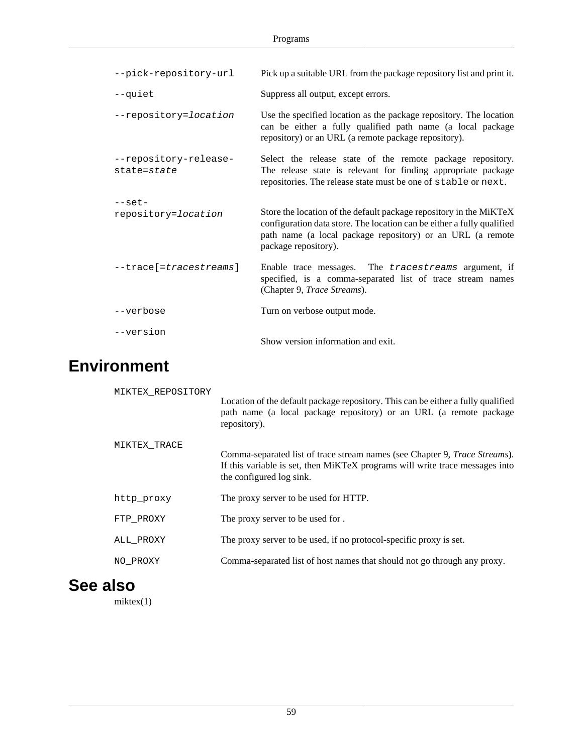`--pick-repository-url`
: Pick up a suitable URL from the package repository list and print it.

`--quiet`
: Suppress all output, except errors.

`--repository=`*`location`*
: Use the specified location as the package repository. The location can be either a fully qualified path name (a local package repository) or an URL (a remote package repository).

`--repository-release-state=`*`state`*
: Select the release state of the remote package repository. The release state is relevant for finding appropriate package repositories. The release state must be one of `stable` or `next`.

`--set-repository=`*`location`*
: Store the location of the default package repository in the MiKTeX configuration data store. The location can be either a fully qualified path name (a local package repository) or an URL (a remote package repository).

`--trace[=`*`tracestreams`*`]`
: Enable trace messages. The *`tracestreams`* argument, if specified, is a comma-separated list of trace stream names (Chapter 9, *Trace Streams*).

`--verbose`
: Turn on verbose output mode.

`--version`
: Show version information and exit.

# Environment

`MIKTEX_REPOSITORY`
: Location of the default package repository. This can be either a fully qualified path name (a local package repository) or an URL (a remote package repository).

`MIKTEX_TRACE`
: Comma-separated list of trace stream names (see Chapter 9, *Trace Streams*). If this variable is set, then MiKTeX programs will write trace messages into the configured log sink.

`http_proxy`
: The proxy server to be used for HTTP.

`FTP_PROXY`
: The proxy server to be used for .

`ALL_PROXY`
: The proxy server to be used, if no protocol-specific proxy is set.

`NO_PROXY`
: Comma-separated list of host names that should not go through any proxy.

# See also

miktex(1)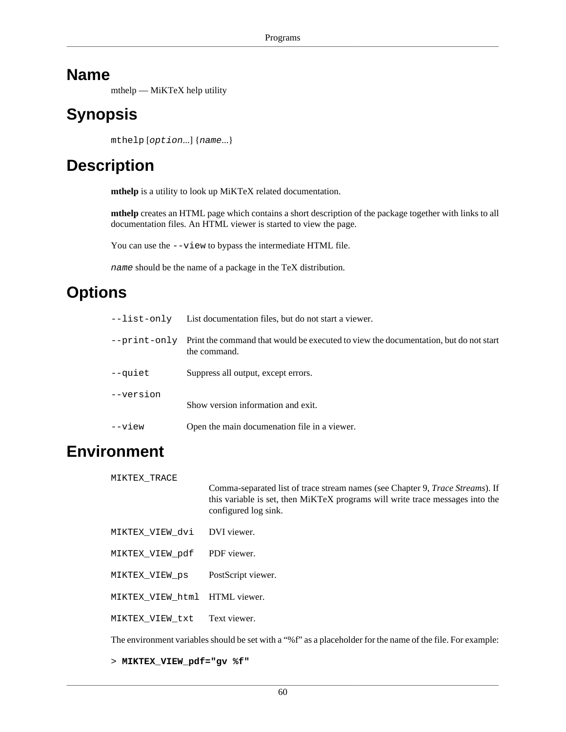## Name

mthelp — MiKTeX help utility

## Synopsis

`mthelp` [*option*...] {*name*...}

## Description

**mthelp** is a utility to look up MiKTeX related documentation.

**mthelp** creates an HTML page which contains a short description of the package together with links to all documentation files. An HTML viewer is started to view the page.

You can use the `--view` to bypass the intermediate HTML file.

*name* should be the name of a package in the TeX distribution.

## Options

`--list-only`
: List documentation files, but do not start a viewer.

`--print-only`
: Print the command that would be executed to view the documentation, but do not start the command.

`--quiet`
: Suppress all output, except errors.

`--version`
: Show version information and exit.

`--view`
: Open the main documenation file in a viewer.

## Environment

`MIKTEX_TRACE`
: Comma-separated list of trace stream names (see Chapter 9, *Trace Streams*). If this variable is set, then MiKTeX programs will write trace messages into the configured log sink.

`MIKTEX_VIEW_dvi`
: DVI viewer.

`MIKTEX_VIEW_pdf`
: PDF viewer.

`MIKTEX_VIEW_ps`
: PostScript viewer.

`MIKTEX_VIEW_html`
: HTML viewer.

`MIKTEX_VIEW_txt`
: Text viewer.

The environment variables should be set with a "%f" as a placeholder for the name of the file. For example:

```
> MIKTEX_VIEW_pdf="gv %f"
```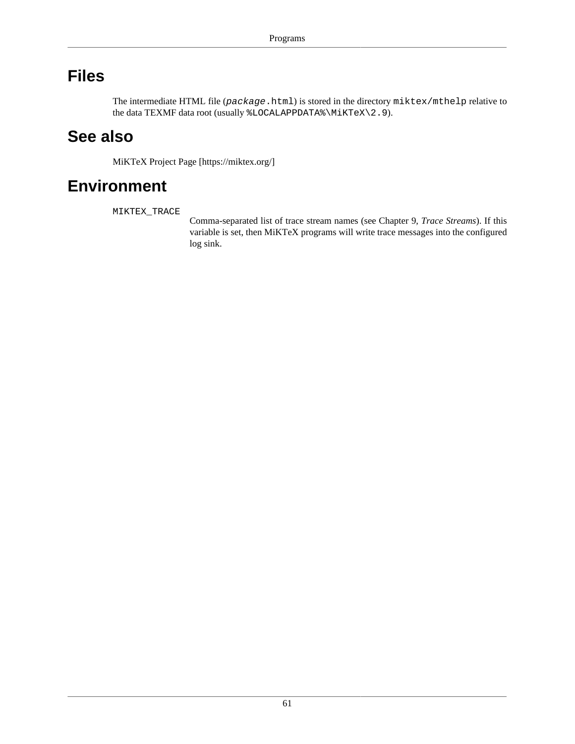## Files

The intermediate HTML file (`package.html`) is stored in the directory `miktex/mthelp` relative to the data TEXMF data root (usually `%LOCALAPPDATA%\MiKTeX\2.9`).

## See also

MiKTeX Project Page [https://miktex.org/]

## Environment

`MIKTEX_TRACE`
: Comma-separated list of trace stream names (see Chapter 9, *Trace Streams*). If this variable is set, then MiKTeX programs will write trace messages into the configured log sink.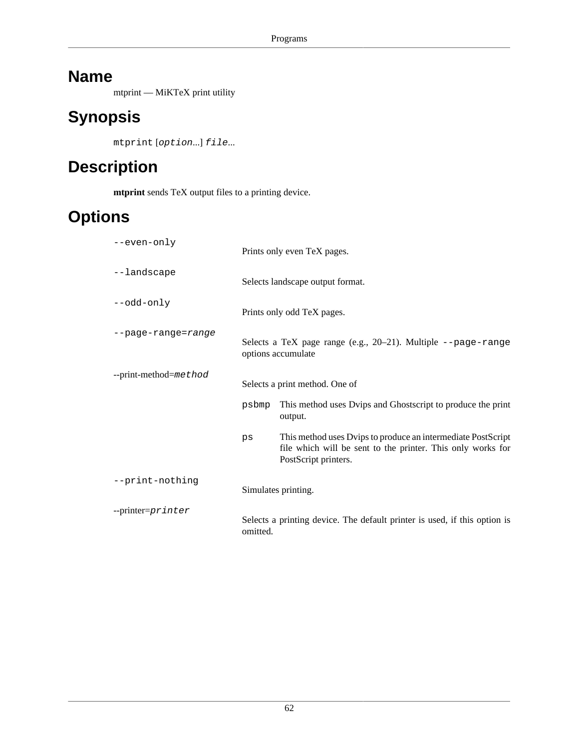## Name

mtprint — MiKTeX print utility

## Synopsis

`mtprint` [*option*...] *file*...

## Description

**mtprint** sends TeX output files to a printing device.

## Options

`--even-only`
: Prints only even TeX pages.

`--landscape`
: Selects landscape output format.

`--odd-only`
: Prints only odd TeX pages.

`--page-range=`*range*
: Selects a TeX page range (e.g., 20–21). Multiple `--page-range` options accumulate

`--print-method=`*method*
: Selects a print method. One of

  `psbmp`
  : This method uses Dvips and Ghostscript to produce the print output.

  `ps`
  : This method uses Dvips to produce an intermediate PostScript file which will be sent to the printer. This only works for PostScript printers.

`--print-nothing`
: Simulates printing.

`--printer=`*printer*
: Selects a printing device. The default printer is used, if this option is omitted.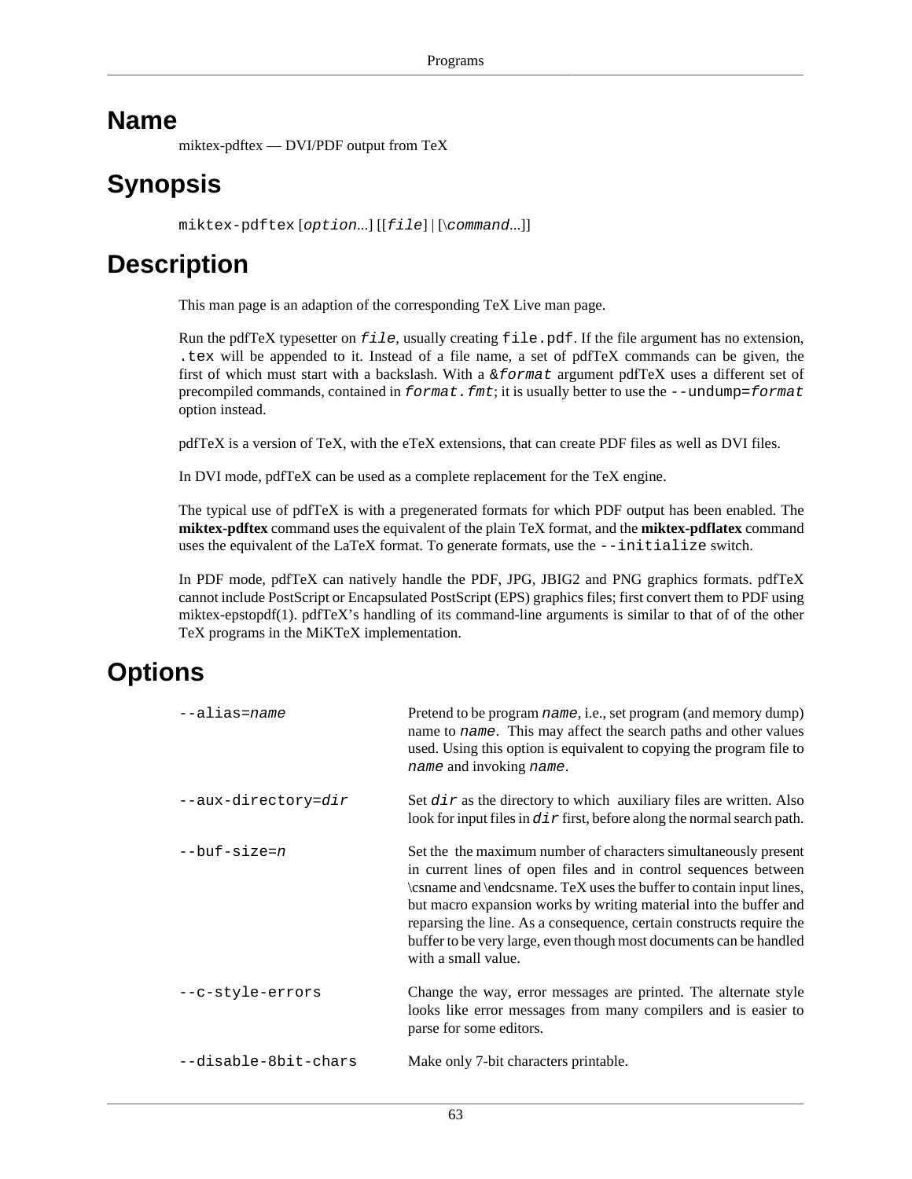# Name

miktex-pdftex — DVI/PDF output from TeX

# Synopsis

`miktex-pdftex` [*option*...] [[*file*] | [\\*command*...]]

# Description

This man page is an adaption of the corresponding TeX Live man page.

Run the pdfTeX typesetter on *file*, usually creating `file.pdf`. If the file argument has no extension, `.tex` will be appended to it. Instead of a file name, a set of pdfTeX commands can be given, the first of which must start with a backslash. With a `&`*format* argument pdfTeX uses a different set of precompiled commands, contained in *format.fmt*; it is usually better to use the `--undump=`*format* option instead.

pdfTeX is a version of TeX, with the eTeX extensions, that can create PDF files as well as DVI files.

In DVI mode, pdfTeX can be used as a complete replacement for the TeX engine.

The typical use of pdfTeX is with a pregenerated formats for which PDF output has been enabled. The **miktex-pdftex** command uses the equivalent of the plain TeX format, and the **miktex-pdflatex** command uses the equivalent of the LaTeX format. To generate formats, use the `--initialize` switch.

In PDF mode, pdfTeX can natively handle the PDF, JPG, JBIG2 and PNG graphics formats. pdfTeX cannot include PostScript or Encapsulated PostScript (EPS) graphics files; first convert them to PDF using miktex-epstopdf(1). pdfTeX's handling of its command-line arguments is similar to that of of the other TeX programs in the MiKTeX implementation.

# Options

`--alias=`*name*
: Pretend to be program *name*, i.e., set program (and memory dump) name to *name*. This may affect the search paths and other values used. Using this option is equivalent to copying the program file to *name* and invoking *name*.

`--aux-directory=`*dir*
: Set *dir* as the directory to which auxiliary files are written. Also look for input files in *dir* first, before along the normal search path.

`--buf-size=`*n*
: Set the the maximum number of characters simultaneously present in current lines of open files and in control sequences between \csname and \endcsname. TeX uses the buffer to contain input lines, but macro expansion works by writing material into the buffer and reparsing the line. As a consequence, certain constructs require the buffer to be very large, even though most documents can be handled with a small value.

`--c-style-errors`
: Change the way, error messages are printed. The alternate style looks like error messages from many compilers and is easier to parse for some editors.

`--disable-8bit-chars`
: Make only 7-bit characters printable.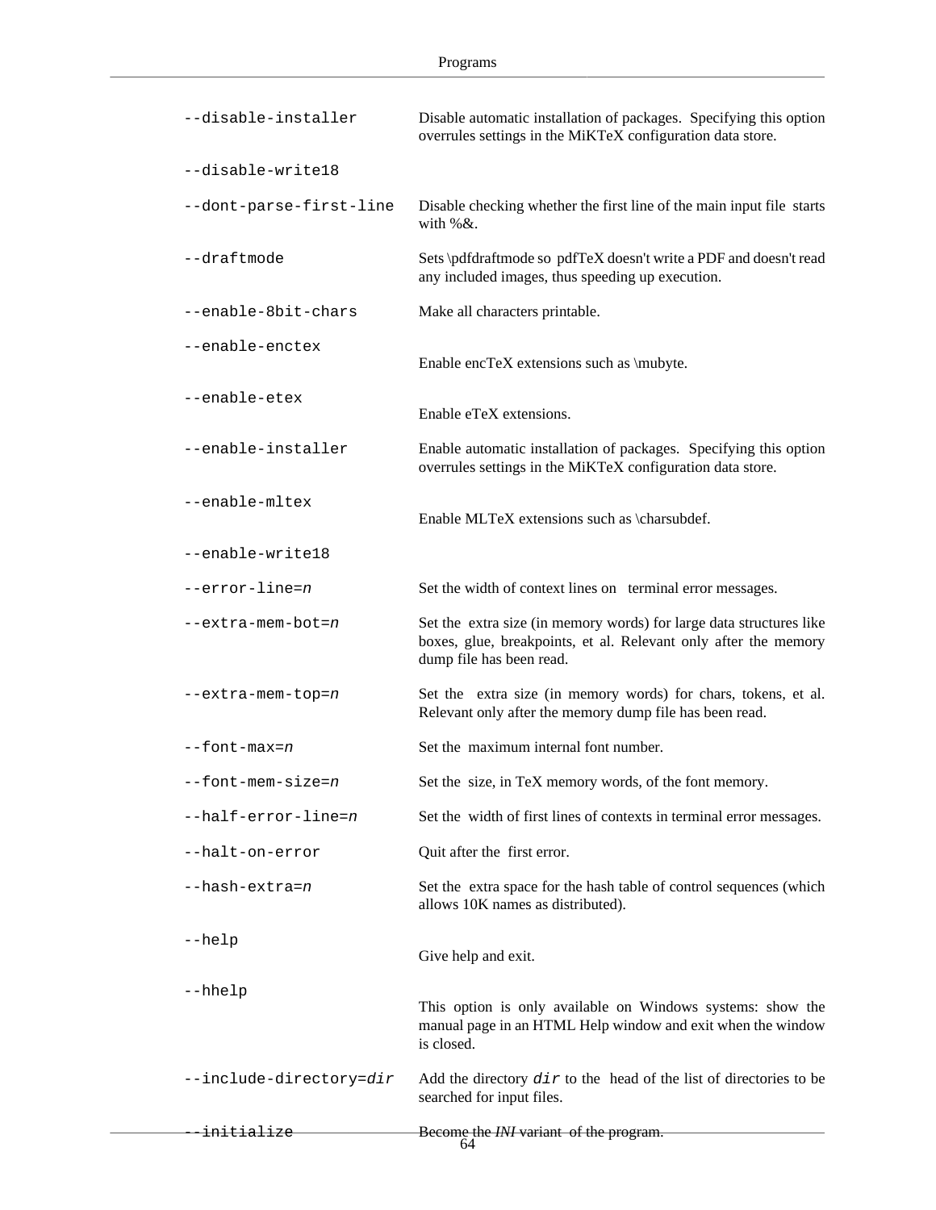`--disable-installer`
: Disable automatic installation of packages. Specifying this option overrules settings in the MiKTeX configuration data store.

`--disable-write18`

`--dont-parse-first-line`
: Disable checking whether the first line of the main input file starts with %&.

`--draftmode`
: Sets \pdfdraftmode so pdfTeX doesn't write a PDF and doesn't read any included images, thus speeding up execution.

`--enable-8bit-chars`
: Make all characters printable.

`--enable-enctex`
: Enable encTeX extensions such as \mubyte.

`--enable-etex`
: Enable eTeX extensions.

`--enable-installer`
: Enable automatic installation of packages. Specifying this option overrules settings in the MiKTeX configuration data store.

`--enable-mltex`
: Enable MLTeX extensions such as \charsubdef.

`--enable-write18`

`--error-line=`*`n`*
: Set the width of context lines on terminal error messages.

`--extra-mem-bot=`*`n`*
: Set the extra size (in memory words) for large data structures like boxes, glue, breakpoints, et al. Relevant only after the memory dump file has been read.

`--extra-mem-top=`*`n`*
: Set the extra size (in memory words) for chars, tokens, et al. Relevant only after the memory dump file has been read.

`--font-max=`*`n`*
: Set the maximum internal font number.

`--font-mem-size=`*`n`*
: Set the size, in TeX memory words, of the font memory.

`--half-error-line=`*`n`*
: Set the width of first lines of contexts in terminal error messages.

`--halt-on-error`
: Quit after the first error.

`--hash-extra=`*`n`*
: Set the extra space for the hash table of control sequences (which allows 10K names as distributed).

`--help`
: Give help and exit.

`--hhelp`
: This option is only available on Windows systems: show the manual page in an HTML Help window and exit when the window is closed.

`--include-directory=`*`dir`*
: Add the directory *`dir`* to the head of the list of directories to be searched for input files.

`--initialize`
: Become the *INI* variant of the program.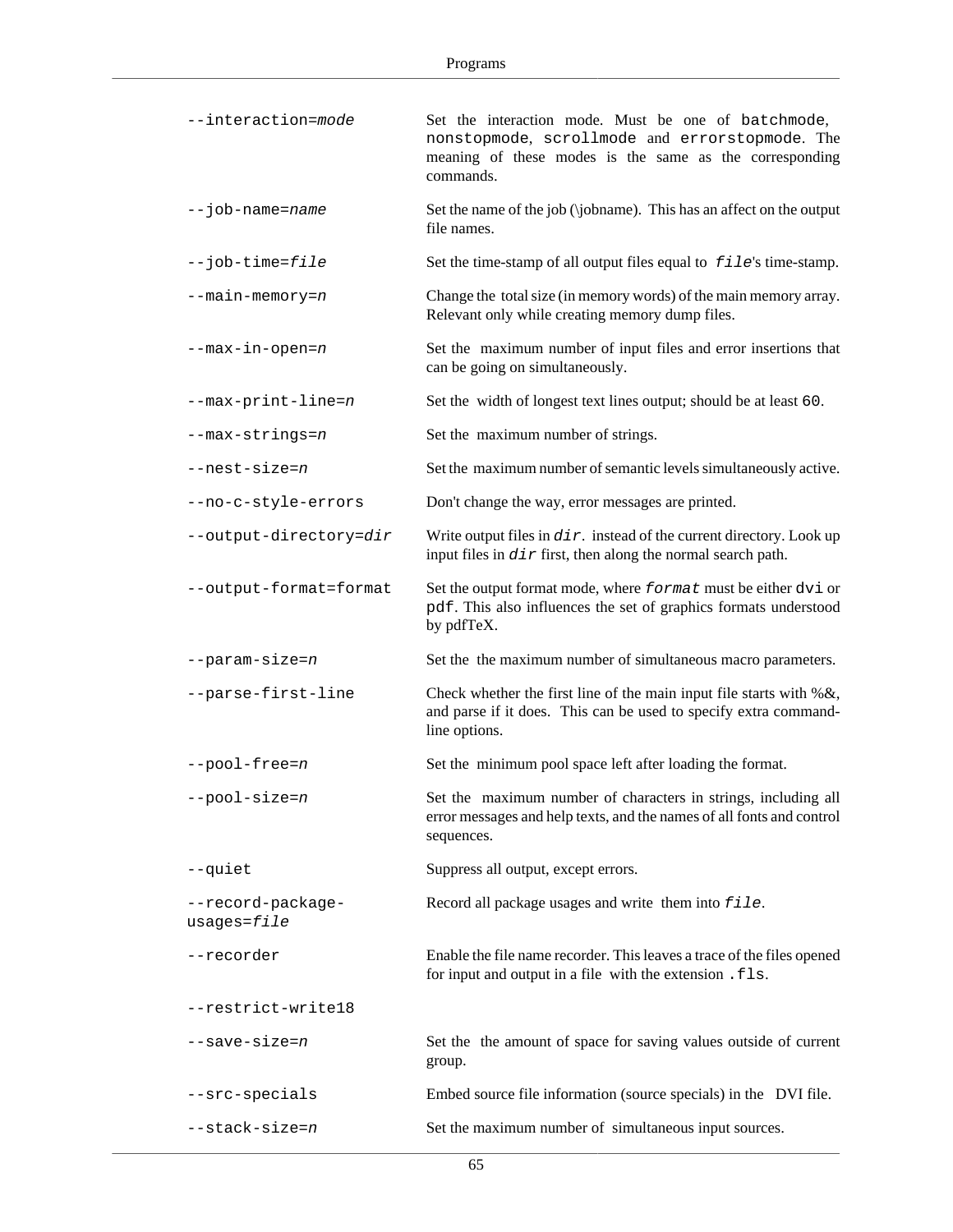| | |
|---|---|
| `--interaction=`*`mode`* | Set the interaction mode. Must be one of `batchmode`, `nonstopmode`, `scrollmode` and `errorstopmode`. The meaning of these modes is the same as the corresponding commands. |
| `--job-name=`*`name`* | Set the name of the job (\jobname). This has an affect on the output file names. |
| `--job-time=`*`file`* | Set the time-stamp of all output files equal to *`file`*'s time-stamp. |
| `--main-memory=`*`n`* | Change the total size (in memory words) of the main memory array. Relevant only while creating memory dump files. |
| `--max-in-open=`*`n`* | Set the maximum number of input files and error insertions that can be going on simultaneously. |
| `--max-print-line=`*`n`* | Set the width of longest text lines output; should be at least `60`. |
| `--max-strings=`*`n`* | Set the maximum number of strings. |
| `--nest-size=`*`n`* | Set the maximum number of semantic levels simultaneously active. |
| `--no-c-style-errors` | Don't change the way, error messages are printed. |
| `--output-directory=`*`dir`* | Write output files in *`dir`*. instead of the current directory. Look up input files in *`dir`* first, then along the normal search path. |
| `--output-format=format` | Set the output format mode, where *`format`* must be either `dvi` or `pdf`. This also influences the set of graphics formats understood by pdfTeX. |
| `--param-size=`*`n`* | Set the the maximum number of simultaneous macro parameters. |
| `--parse-first-line` | Check whether the first line of the main input file starts with %&, and parse if it does. This can be used to specify extra command-line options. |
| `--pool-free=`*`n`* | Set the minimum pool space left after loading the format. |
| `--pool-size=`*`n`* | Set the maximum number of characters in strings, including all error messages and help texts, and the names of all fonts and control sequences. |
| `--quiet` | Suppress all output, except errors. |
| `--record-package-usages=`*`file`* | Record all package usages and write them into *`file`*. |
| `--recorder` | Enable the file name recorder. This leaves a trace of the files opened for input and output in a file with the extension `.fls`. |
| `--restrict-write18` | |
| `--save-size=`*`n`* | Set the the amount of space for saving values outside of current group. |
| `--src-specials` | Embed source file information (source specials) in the DVI file. |
| `--stack-size=`*`n`* | Set the maximum number of simultaneous input sources. |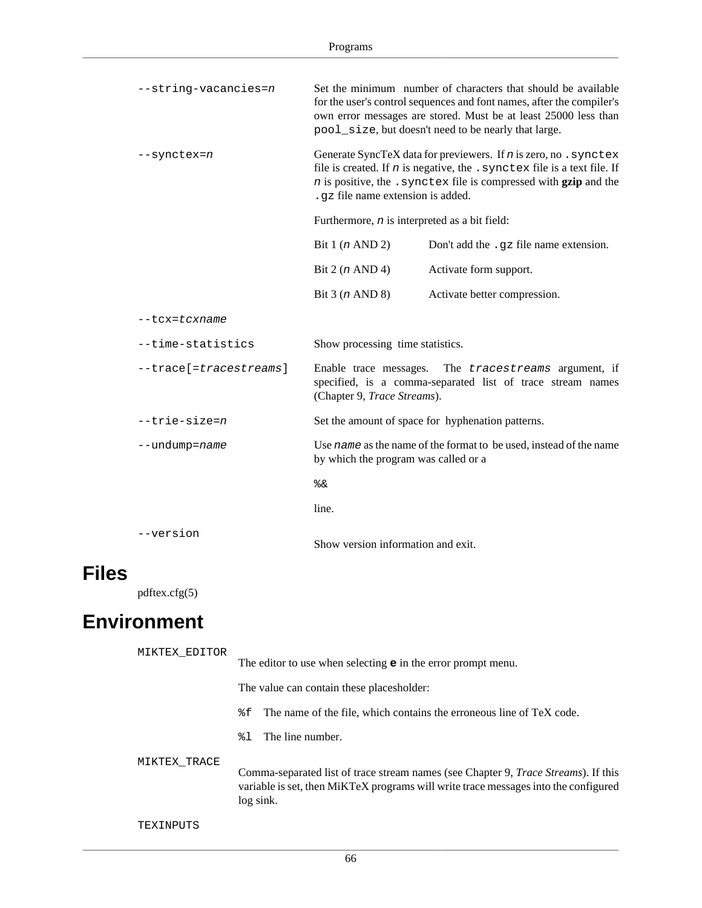`--string-vacancies=n`
: Set the minimum number of characters that should be available for the user's control sequences and font names, after the compiler's own error messages are stored. Must be at least 25000 less than `pool_size`, but doesn't need to be nearly that large.

`--synctex=n`
: Generate SyncTeX data for previewers. If *n* is zero, no `.synctex` file is created. If *n* is negative, the `.synctex` file is a text file. If *n* is positive, the `.synctex` file is compressed with **gzip** and the `.gz` file name extension is added.

  Furthermore, *n* is interpreted as a bit field:

  | | |
  |---|---|
  | Bit 1 (*n* AND 2) | Don't add the `.gz` file name extension. |
  | Bit 2 (*n* AND 4) | Activate form support. |
  | Bit 3 (*n* AND 8) | Activate better compression. |

`--tcx=tcxname`

`--time-statistics`
: Show processing time statistics.

`--trace[=tracestreams]`
: Enable trace messages. The `tracestreams` argument, if specified, is a comma-separated list of trace stream names (Chapter 9, *Trace Streams*).

`--trie-size=n`
: Set the amount of space for hyphenation patterns.

`--undump=name`
: Use `name` as the name of the format to be used, instead of the name by which the program was called or a

  `%&`

  line.

`--version`
: Show version information and exit.

# Files

pdftex.cfg(5)

# Environment

`MIKTEX_EDITOR`
: The editor to use when selecting **`e`** in the error prompt menu.

  The value can contain these placesholder:

  `%f` The name of the file, which contains the erroneous line of TeX code.

  `%l` The line number.

`MIKTEX_TRACE`
: Comma-separated list of trace stream names (see Chapter 9, *Trace Streams*). If this variable is set, then MiKTeX programs will write trace messages into the configured log sink.

`TEXINPUTS`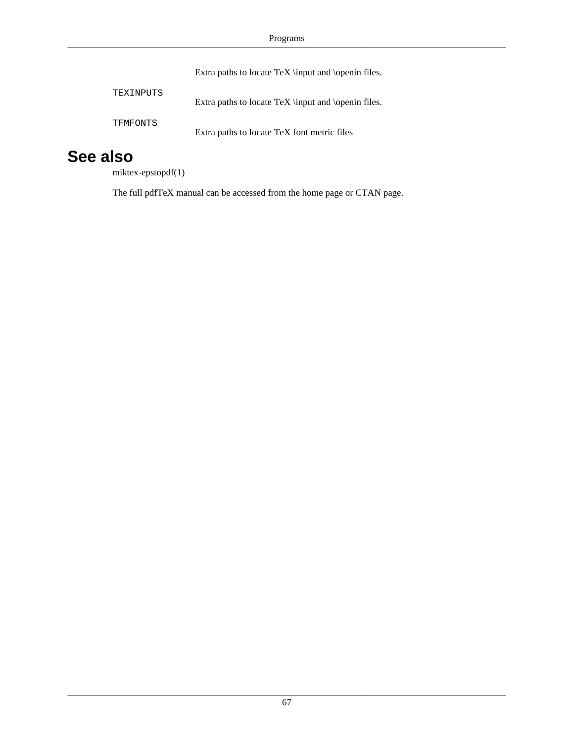Extra paths to locate TeX \input and \openin files.

`TEXINPUTS`
: Extra paths to locate TeX \input and \openin files.

`TFMFONTS`
: Extra paths to locate TeX font metric files

## See also

miktex-epstopdf(1)

The full pdfTeX manual can be accessed from the home page or CTAN page.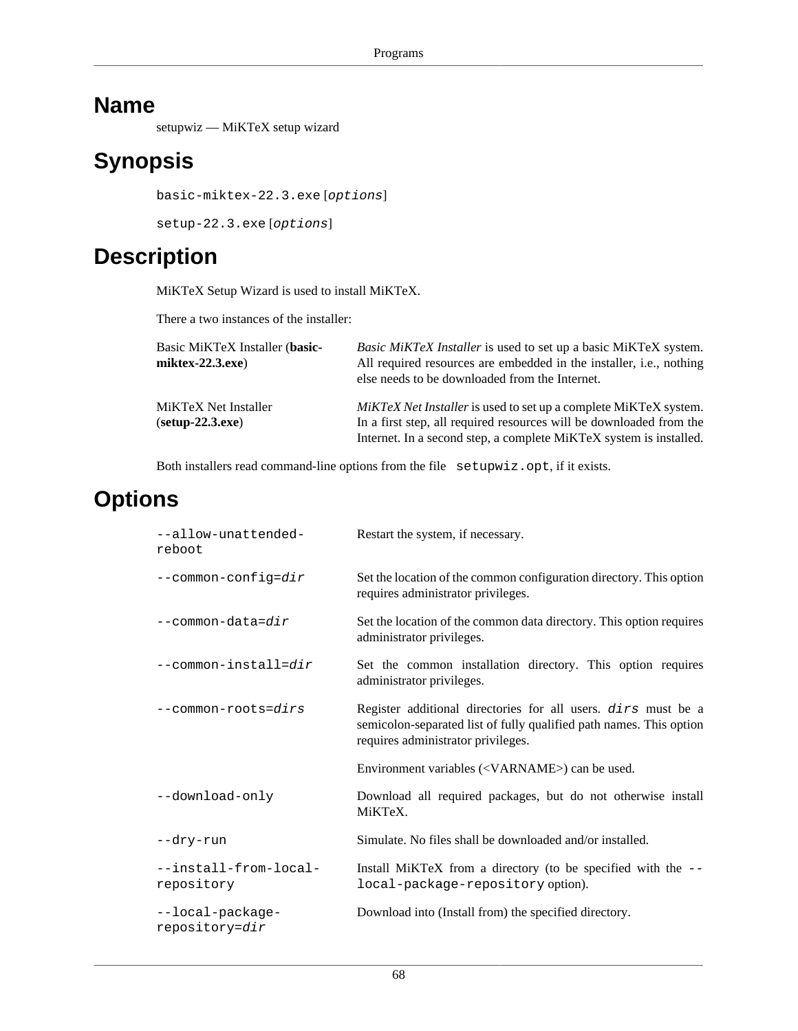# Name

setupwiz — MiKTeX setup wizard

# Synopsis

`basic-miktex-22.3.exe` [*options*]

`setup-22.3.exe` [*options*]

# Description

MiKTeX Setup Wizard is used to install MiKTeX.

There a two instances of the installer:

| | |
|---|---|
| Basic MiKTeX Installer (**basic-miktex-22.3.exe**) | *Basic MiKTeX Installer* is used to set up a basic MiKTeX system. All required resources are embedded in the installer, i.e., nothing else needs to be downloaded from the Internet. |
| MiKTeX Net Installer (**setup-22.3.exe**) | *MiKTeX Net Installer* is used to set up a complete MiKTeX system. In a first step, all required resources will be downloaded from the Internet. In a second step, a complete MiKTeX system is installed. |

Both installers read command-line options from the file `setupwiz.opt`, if it exists.

# Options

| | |
|---|---|
| `--allow-unattended-reboot` | Restart the system, if necessary. |
| `--common-config=`*dir* | Set the location of the common configuration directory. This option requires administrator privileges. |
| `--common-data=`*dir* | Set the location of the common data directory. This option requires administrator privileges. |
| `--common-install=`*dir* | Set the common installation directory. This option requires administrator privileges. |
| `--common-roots=`*dirs* | Register additional directories for all users. *dirs* must be a semicolon-separated list of fully qualified path names. This option requires administrator privileges.<br><br>Environment variables (<VARNAME>) can be used. |
| `--download-only` | Download all required packages, but do not otherwise install MiKTeX. |
| `--dry-run` | Simulate. No files shall be downloaded and/or installed. |
| `--install-from-local-repository` | Install MiKTeX from a directory (to be specified with the `--local-package-repository` option). |
| `--local-package-repository=`*dir* | Download into (Install from) the specified directory. |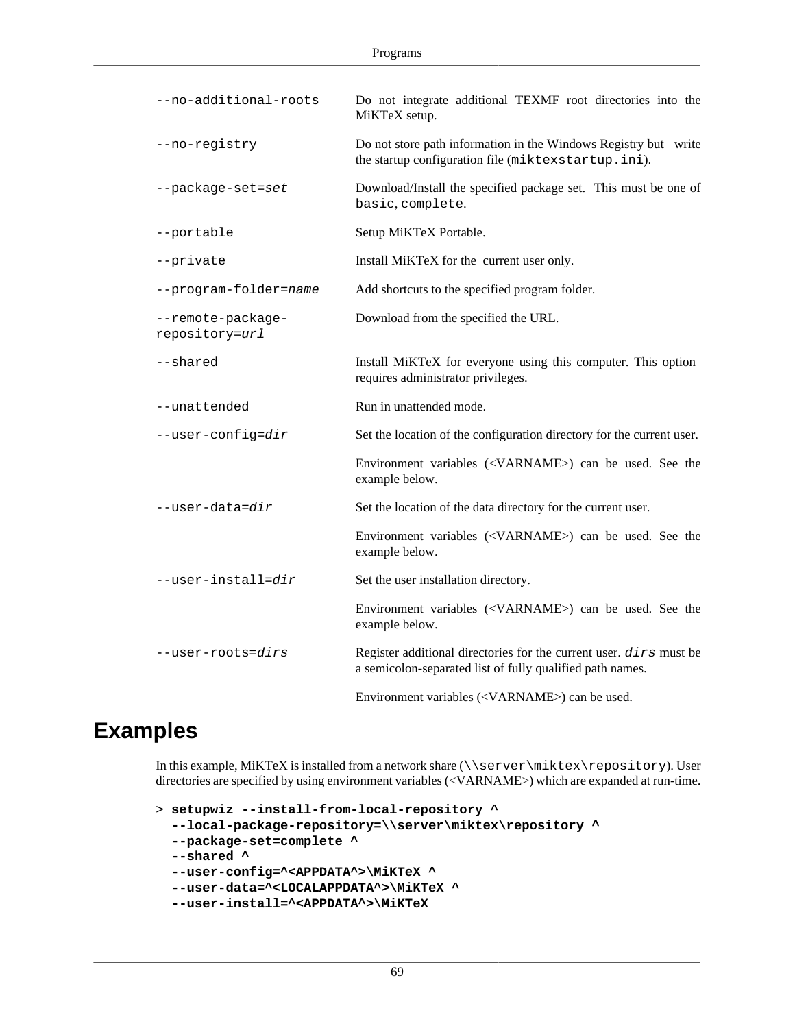| | |
|---|---|
| `--no-additional-roots` | Do not integrate additional TEXMF root directories into the MiKTeX setup. |
| `--no-registry` | Do not store path information in the Windows Registry but write the startup configuration file (`miktexstartup.ini`). |
| `--package-set=`*`set`* | Download/Install the specified package set. This must be one of `basic`, `complete`. |
| `--portable` | Setup MiKTeX Portable. |
| `--private` | Install MiKTeX for the current user only. |
| `--program-folder=`*`name`* | Add shortcuts to the specified program folder. |
| `--remote-package-repository=`*`url`* | Download from the specified the URL. |
| `--shared` | Install MiKTeX for everyone using this computer. This option requires administrator privileges. |
| `--unattended` | Run in unattended mode. |
| `--user-config=`*`dir`* | Set the location of the configuration directory for the current user. <br><br> Environment variables (<VARNAME>) can be used. See the example below. |
| `--user-data=`*`dir`* | Set the location of the data directory for the current user. <br><br> Environment variables (<VARNAME>) can be used. See the example below. |
| `--user-install=`*`dir`* | Set the user installation directory. <br><br> Environment variables (<VARNAME>) can be used. See the example below. |
| `--user-roots=`*`dirs`* | Register additional directories for the current user. *`dirs`* must be a semicolon-separated list of fully qualified path names. <br><br> Environment variables (<VARNAME>) can be used. |

## Examples

In this example, MiKTeX is installed from a network share (`\\server\miktex\repository`). User directories are specified by using environment variables (<VARNAME>) which are expanded at run-time.

```
> setupwiz --install-from-local-repository ^
  --local-package-repository=\\server\miktex\repository ^
  --package-set=complete ^
  --shared ^
  --user-config=^<APPDATA^>\MiKTeX ^
  --user-data=^<LOCALAPPDATA^>\MiKTeX ^
  --user-install=^<APPDATA^>\MiKTeX
```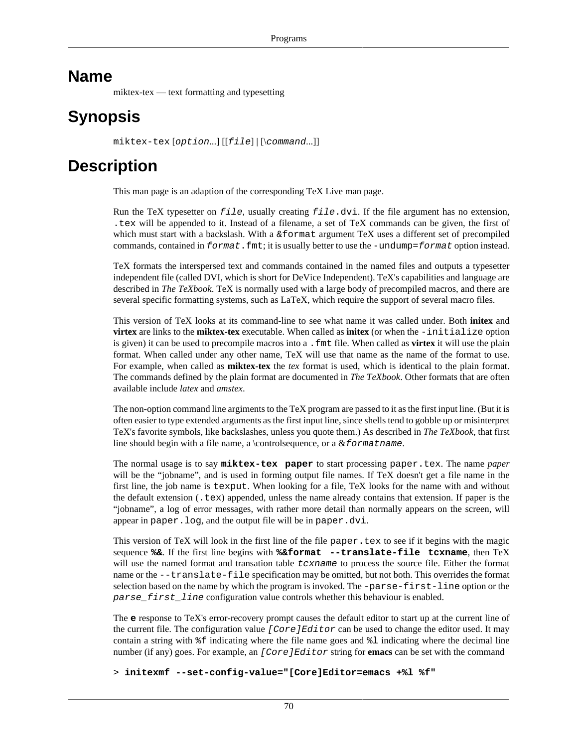# Name

miktex-tex — text formatting and typesetting

# Synopsis

`miktex-tex` [*option*...] [[*file*] | [\\*command*...]]

# Description

This man page is an adaption of the corresponding TeX Live man page.

Run the TeX typesetter on *file*, usually creating *file*`.dvi`. If the file argument has no extension, `.tex` will be appended to it. Instead of a filename, a set of TeX commands can be given, the first of which must start with a backslash. With a `&format` argument TeX uses a different set of precompiled commands, contained in *format*`.fmt`; it is usually better to use the `-undump=`*format* option instead.

TeX formats the interspersed text and commands contained in the named files and outputs a typesetter independent file (called DVI, which is short for DeVice Independent). TeX's capabilities and language are described in *The TeXbook*. TeX is normally used with a large body of precompiled macros, and there are several specific formatting systems, such as LaTeX, which require the support of several macro files.

This version of TeX looks at its command-line to see what name it was called under. Both **initex** and **virtex** are links to the **miktex-tex** executable. When called as **initex** (or when the `-initialize` option is given) it can be used to precompile macros into a `.fmt` file. When called as **virtex** it will use the plain format. When called under any other name, TeX will use that name as the name of the format to use. For example, when called as **miktex-tex** the *tex* format is used, which is identical to the plain format. The commands defined by the plain format are documented in *The TeXbook*. Other formats that are often available include *latex* and *amstex*.

The non-option command line argiments to the TeX program are passed to it as the first input line. (But it is often easier to type extended arguments as the first input line, since shells tend to gobble up or misinterpret TeX's favorite symbols, like backslashes, unless you quote them.) As described in *The TeXbook*, that first line should begin with a file name, a \controlsequence, or a &*formatname*.

The normal usage is to say **`miktex-tex paper`** to start processing `paper.tex`. The name *paper* will be the “jobname”, and is used in forming output file names. If TeX doesn't get a file name in the first line, the job name is `texput`. When looking for a file, TeX looks for the name with and without the default extension (`.tex`) appended, unless the name already contains that extension. If paper is the “jobname”, a log of error messages, with rather more detail than normally appears on the screen, will appear in `paper.log`, and the output file will be in `paper.dvi`.

This version of TeX will look in the first line of the file `paper.tex` to see if it begins with the magic sequence **`%&`**. If the first line begins with **`%&format --translate-file tcxname`**, then TeX will use the named format and transation table *tcxname* to process the source file. Either the format name or the `--translate-file` specification may be omitted, but not both. This overrides the format selection based on the name by which the program is invoked. The `-parse-first-line` option or the *parse_first_line* configuration value controls whether this behaviour is enabled.

The **`e`** response to TeX's error-recovery prompt causes the default editor to start up at the current line of the current file. The configuration value *[Core]Editor* can be used to change the editor used. It may contain a string with `%f` indicating where the file name goes and `%l` indicating where the decimal line number (if any) goes. For example, an *[Core]Editor* string for **emacs** can be set with the command

```
> initexmf --set-config-value="[Core]Editor=emacs +%l %f"
```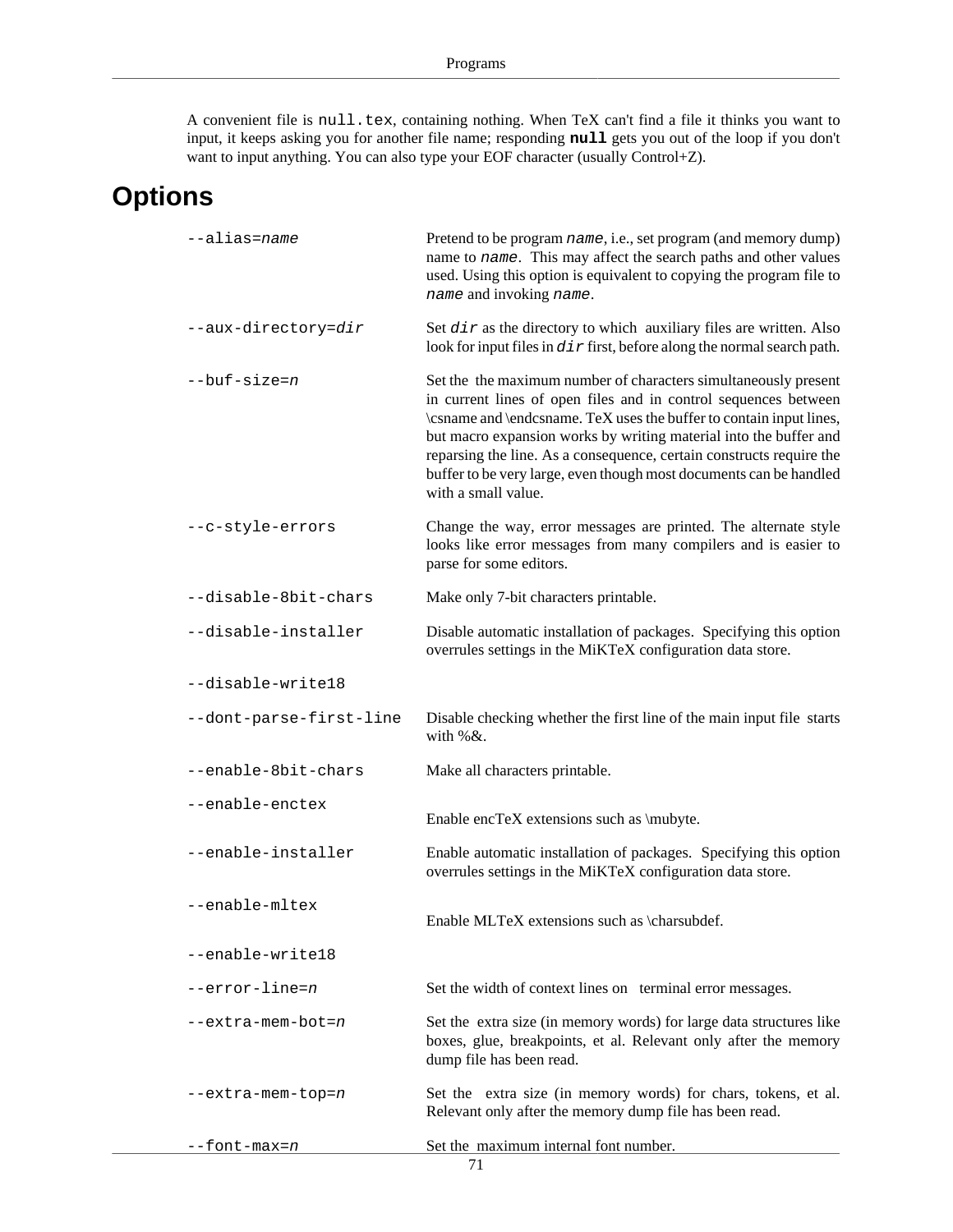A convenient file is `null.tex`, containing nothing. When TeX can't find a file it thinks you want to input, it keeps asking you for another file name; responding **`null`** gets you out of the loop if you don't want to input anything. You can also type your EOF character (usually Control+Z).

# Options

`--alias=`*`name`*
: Pretend to be program *`name`*, i.e., set program (and memory dump) name to *`name`*. This may affect the search paths and other values used. Using this option is equivalent to copying the program file to *`name`* and invoking *`name`*.

`--aux-directory=`*`dir`*
: Set *`dir`* as the directory to which auxiliary files are written. Also look for input files in *`dir`* first, before along the normal search path.

`--buf-size=`*`n`*
: Set the the maximum number of characters simultaneously present in current lines of open files and in control sequences between \csname and \endcsname. TeX uses the buffer to contain input lines, but macro expansion works by writing material into the buffer and reparsing the line. As a consequence, certain constructs require the buffer to be very large, even though most documents can be handled with a small value.

`--c-style-errors`
: Change the way, error messages are printed. The alternate style looks like error messages from many compilers and is easier to parse for some editors.

`--disable-8bit-chars`
: Make only 7-bit characters printable.

`--disable-installer`
: Disable automatic installation of packages. Specifying this option overrules settings in the MiKTeX configuration data store.

`--disable-write18`

`--dont-parse-first-line`
: Disable checking whether the first line of the main input file starts with %&.

`--enable-8bit-chars`
: Make all characters printable.

`--enable-enctex`
: Enable encTeX extensions such as \mubyte.

`--enable-installer`
: Enable automatic installation of packages. Specifying this option overrules settings in the MiKTeX configuration data store.

`--enable-mltex`
: Enable MLTeX extensions such as \charsubdef.

`--enable-write18`

`--error-line=`*`n`*
: Set the width of context lines on terminal error messages.

`--extra-mem-bot=`*`n`*
: Set the extra size (in memory words) for large data structures like boxes, glue, breakpoints, et al. Relevant only after the memory dump file has been read.

`--extra-mem-top=`*`n`*
: Set the extra size (in memory words) for chars, tokens, et al. Relevant only after the memory dump file has been read.

`--font-max=`*`n`*
: Set the maximum internal font number.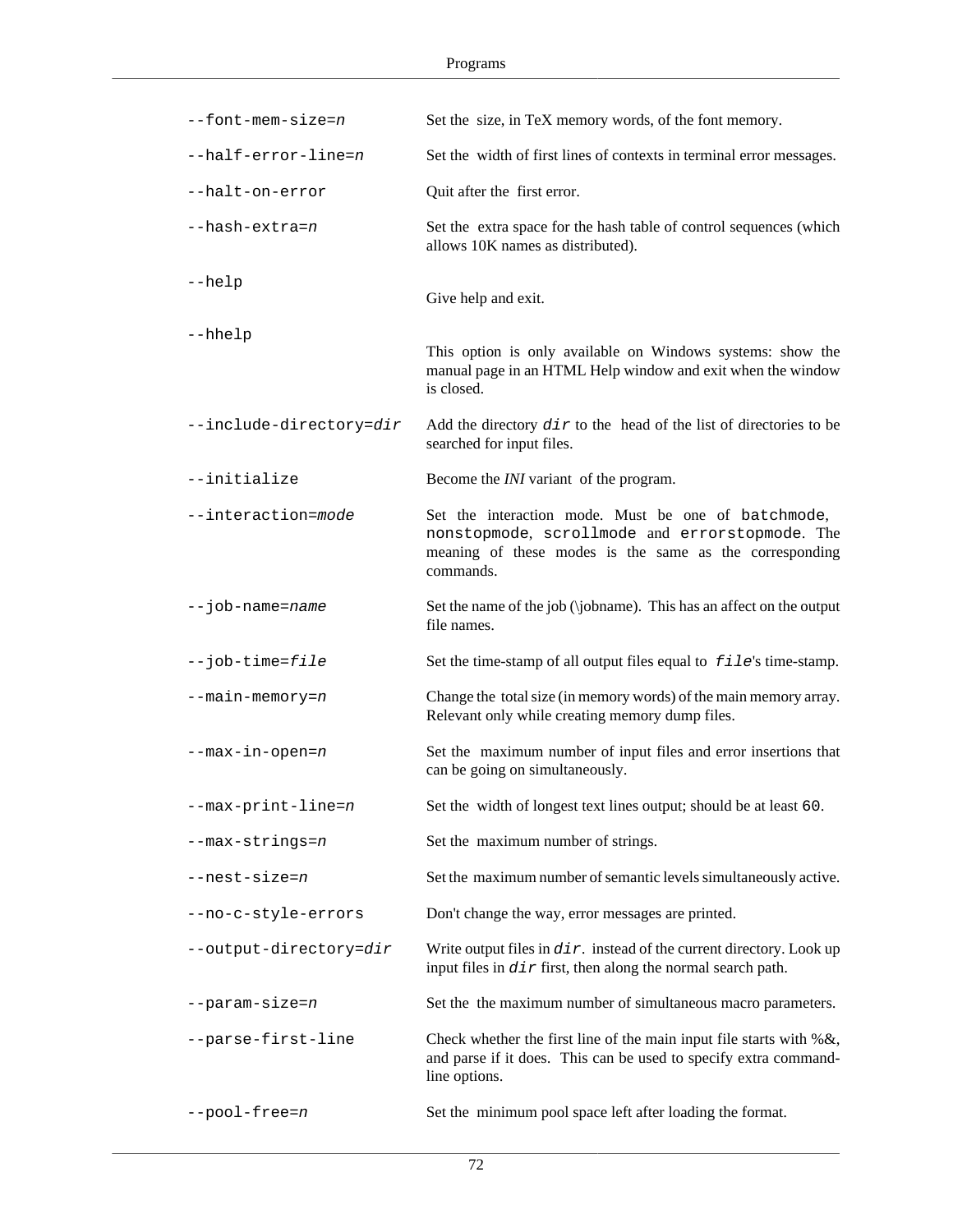`--font-mem-size=n`
: Set the size, in TeX memory words, of the font memory.

`--half-error-line=n`
: Set the width of first lines of contexts in terminal error messages.

`--halt-on-error`
: Quit after the first error.

`--hash-extra=n`
: Set the extra space for the hash table of control sequences (which allows 10K names as distributed).

`--help`
: Give help and exit.

`--hhelp`
: This option is only available on Windows systems: show the manual page in an HTML Help window and exit when the window is closed.

`--include-directory=dir`
: Add the directory `dir` to the head of the list of directories to be searched for input files.

`--initialize`
: Become the *INI* variant of the program.

`--interaction=mode`
: Set the interaction mode. Must be one of `batchmode`, `nonstopmode`, `scrollmode` and `errorstopmode`. The meaning of these modes is the same as the corresponding commands.

`--job-name=name`
: Set the name of the job (\jobname). This has an affect on the output file names.

`--job-time=file`
: Set the time-stamp of all output files equal to `file`'s time-stamp.

`--main-memory=n`
: Change the total size (in memory words) of the main memory array. Relevant only while creating memory dump files.

`--max-in-open=n`
: Set the maximum number of input files and error insertions that can be going on simultaneously.

`--max-print-line=n`
: Set the width of longest text lines output; should be at least `60`.

`--max-strings=n`
: Set the maximum number of strings.

`--nest-size=n`
: Set the maximum number of semantic levels simultaneously active.

`--no-c-style-errors`
: Don't change the way, error messages are printed.

`--output-directory=dir`
: Write output files in `dir`. instead of the current directory. Look up input files in `dir` first, then along the normal search path.

`--param-size=n`
: Set the the maximum number of simultaneous macro parameters.

`--parse-first-line`
: Check whether the first line of the main input file starts with %&, and parse if it does. This can be used to specify extra command-line options.

`--pool-free=n`
: Set the minimum pool space left after loading the format.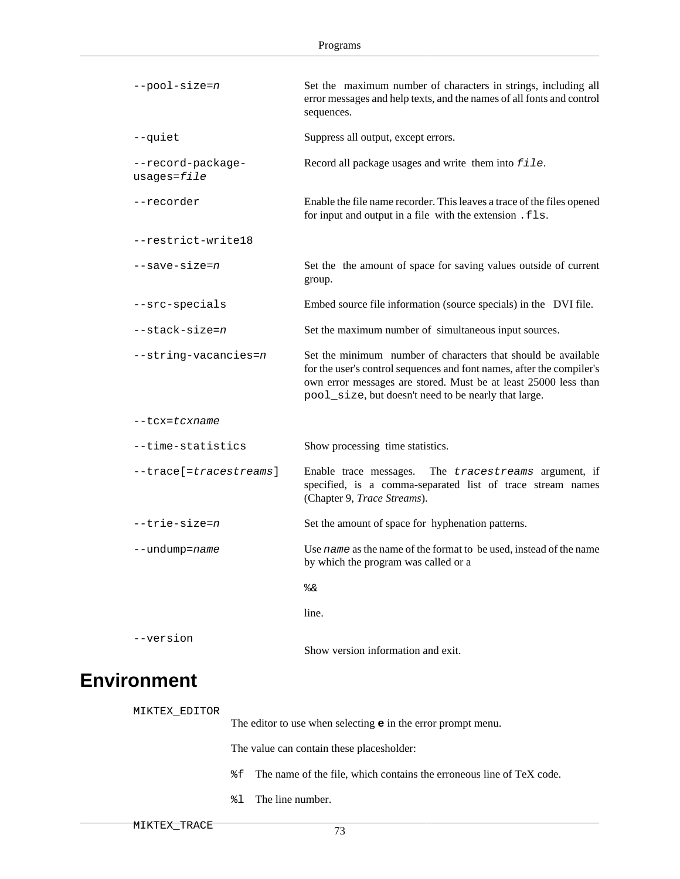`--pool-size=n`
: Set the maximum number of characters in strings, including all error messages and help texts, and the names of all fonts and control sequences.

`--quiet`
: Suppress all output, except errors.

`--record-package-usages=file`
: Record all package usages and write them into `file`.

`--recorder`
: Enable the file name recorder. This leaves a trace of the files opened for input and output in a file with the extension `.fls`.

`--restrict-write18`

`--save-size=n`
: Set the the amount of space for saving values outside of current group.

`--src-specials`
: Embed source file information (source specials) in the DVI file.

`--stack-size=n`
: Set the maximum number of simultaneous input sources.

`--string-vacancies=n`
: Set the minimum number of characters that should be available for the user's control sequences and font names, after the compiler's own error messages are stored. Must be at least 25000 less than `pool_size`, but doesn't need to be nearly that large.

`--tcx=tcxname`

`--time-statistics`
: Show processing time statistics.

`--trace[=tracestreams]`
: Enable trace messages. The `tracestreams` argument, if specified, is a comma-separated list of trace stream names (Chapter 9, *Trace Streams*).

`--trie-size=n`
: Set the amount of space for hyphenation patterns.

`--undump=name`
: Use `name` as the name of the format to be used, instead of the name by which the program was called or a

  `%&`

  line.

`--version`
: Show version information and exit.

# Environment

`MIKTEX_EDITOR`
: The editor to use when selecting **`e`** in the error prompt menu.

  The value can contain these placesholder:

  `%f` The name of the file, which contains the erroneous line of TeX code.

  `%l` The line number.

`MIKTEX_TRACE`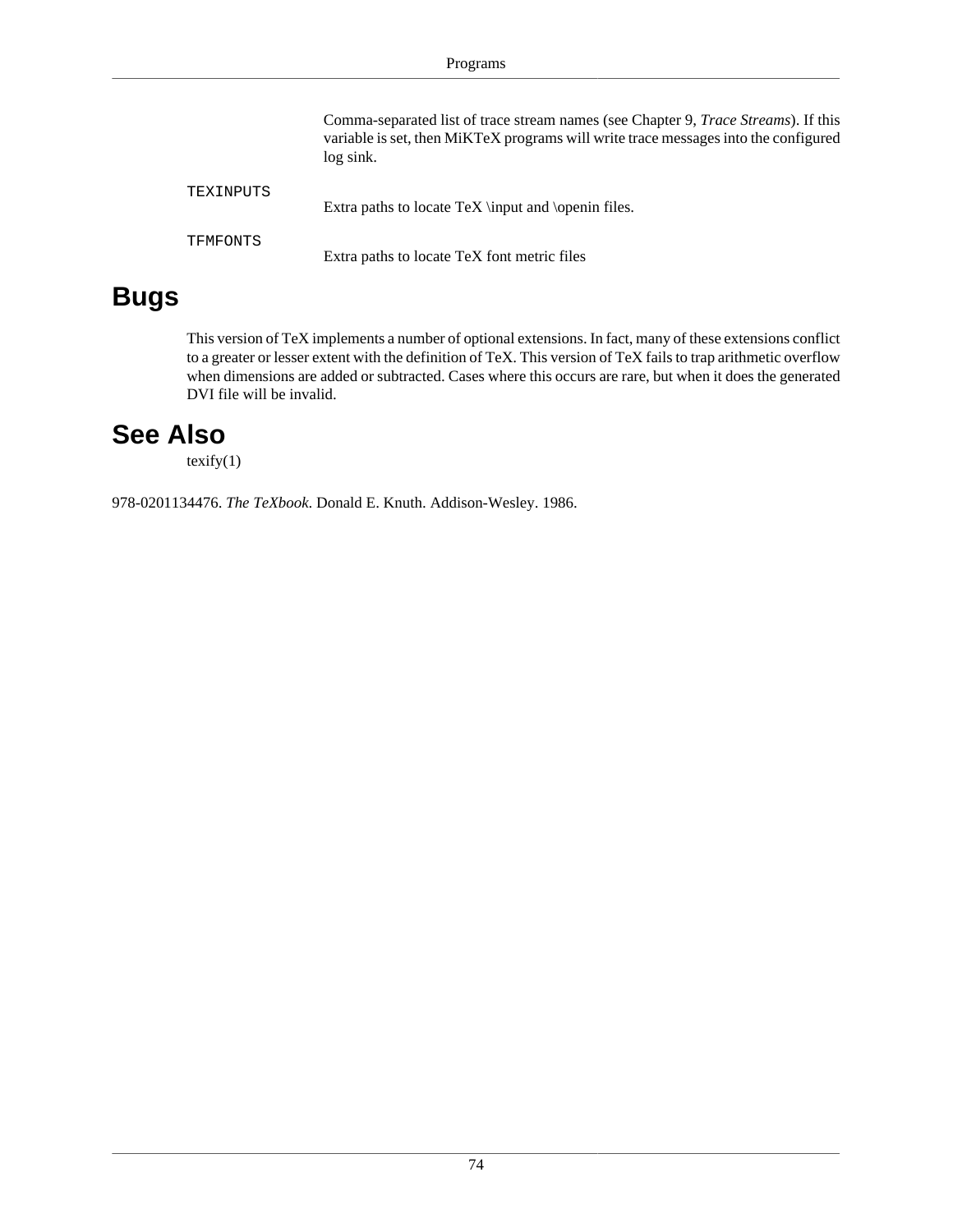Comma-separated list of trace stream names (see Chapter 9, *Trace Streams*). If this variable is set, then MiKTeX programs will write trace messages into the configured log sink.

`TEXINPUTS`
: Extra paths to locate TeX \input and \openin files.

`TFMFONTS`
: Extra paths to locate TeX font metric files

## Bugs

This version of TeX implements a number of optional extensions. In fact, many of these extensions conflict to a greater or lesser extent with the definition of TeX. This version of TeX fails to trap arithmetic overflow when dimensions are added or subtracted. Cases where this occurs are rare, but when it does the generated DVI file will be invalid.

## See Also

texify(1)

978-0201134476. *The TeXbook*. Donald E. Knuth. Addison-Wesley. 1986.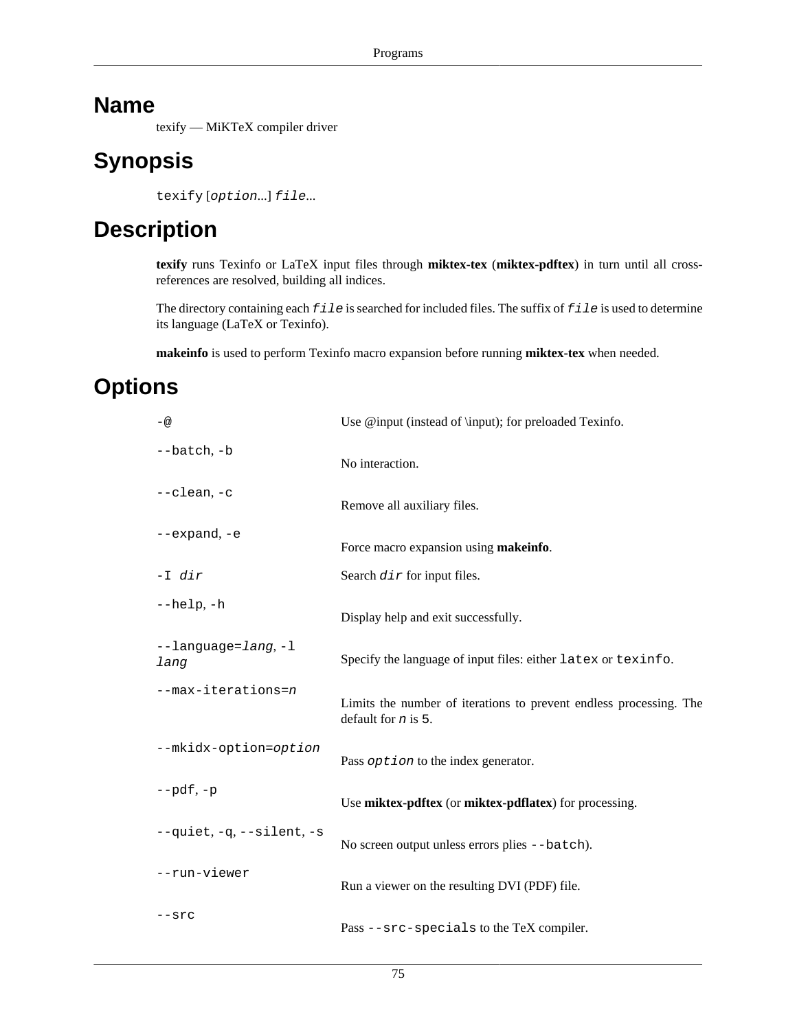# Name

texify — MiKTeX compiler driver

# Synopsis

`texify` [*option*...] *file*...

# Description

**texify** runs Texinfo or LaTeX input files through **miktex-tex** (**miktex-pdftex**) in turn until all cross-references are resolved, building all indices.

The directory containing each *file* is searched for included files. The suffix of *file* is used to determine its language (LaTeX or Texinfo).

**makeinfo** is used to perform Texinfo macro expansion before running **miktex-tex** when needed.

# Options

| Option | Description |
| --- | --- |
| `-@` | Use @input (instead of \input); for preloaded Texinfo. |
| `--batch`, `-b` | No interaction. |
| `--clean`, `-c` | Remove all auxiliary files. |
| `--expand`, `-e` | Force macro expansion using **makeinfo**. |
| `-I` *dir* | Search *dir* for input files. |
| `--help`, `-h` | Display help and exit successfully. |
| `--language=`*lang*, `-l` *lang* | Specify the language of input files: either `latex` or `texinfo`. |
| `--max-iterations=`*n* | Limits the number of iterations to prevent endless processing. The default for *n* is `5`. |
| `--mkidx-option=`*option* | Pass *option* to the index generator. |
| `--pdf`, `-p` | Use **miktex-pdftex** (or **miktex-pdflatex**) for processing. |
| `--quiet`, `-q`, `--silent`, `-s` | No screen output unless errors plies `--batch`). |
| `--run-viewer` | Run a viewer on the resulting DVI (PDF) file. |
| `--src` | Pass `--src-specials` to the TeX compiler. |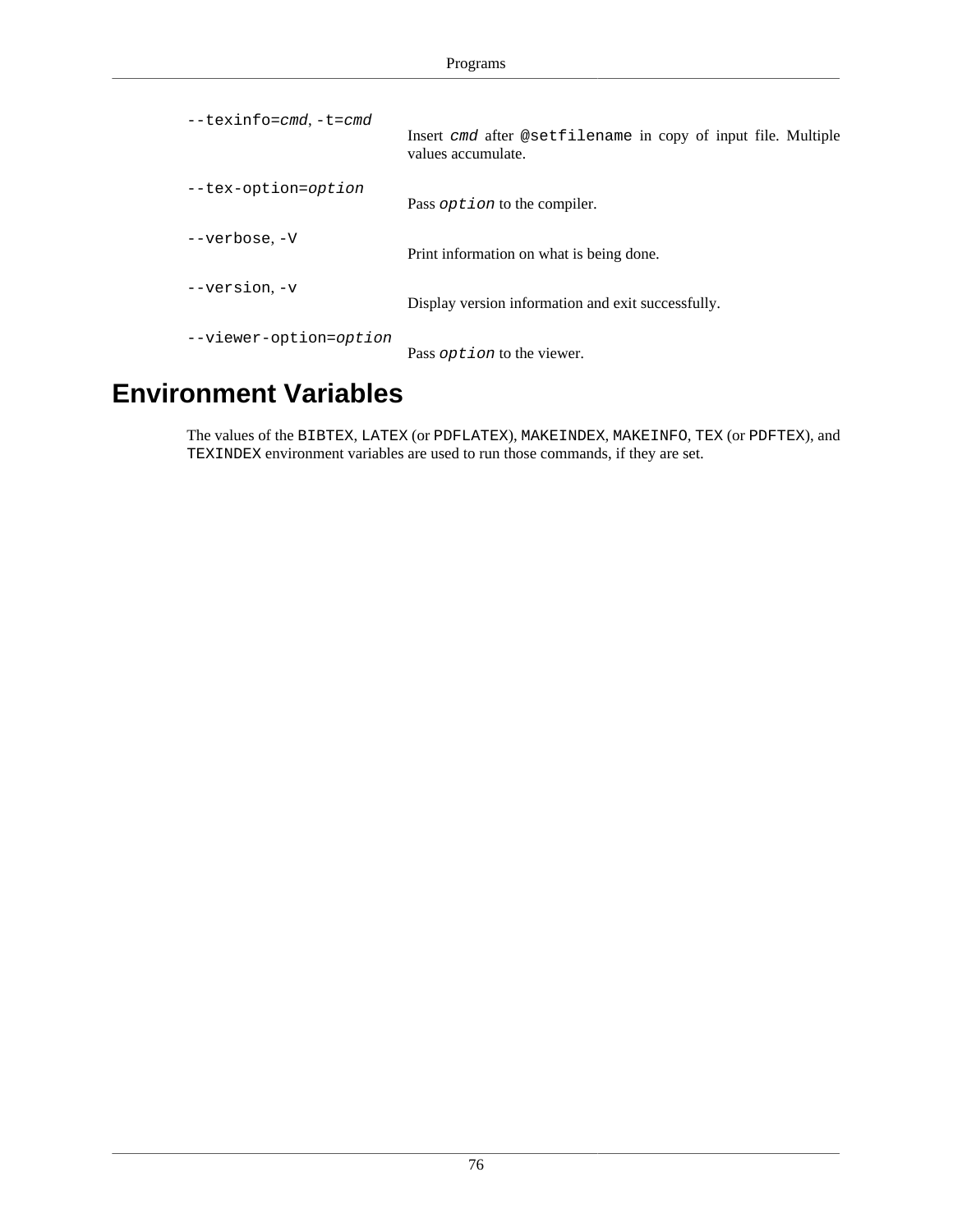`--texinfo=`*`cmd`*, `-t=`*`cmd`*
: Insert *`cmd`* after `@setfilename` in copy of input file. Multiple values accumulate.

`--tex-option=`*`option`*
: Pass *`option`* to the compiler.

`--verbose`, `-V`
: Print information on what is being done.

`--version`, `-v`
: Display version information and exit successfully.

`--viewer-option=`*`option`*
: Pass *`option`* to the viewer.

# Environment Variables

The values of the `BIBTEX`, `LATEX` (or `PDFLATEX`), `MAKEINDEX`, `MAKEINFO`, `TEX` (or `PDFTEX`), and `TEXINDEX` environment variables are used to run those commands, if they are set.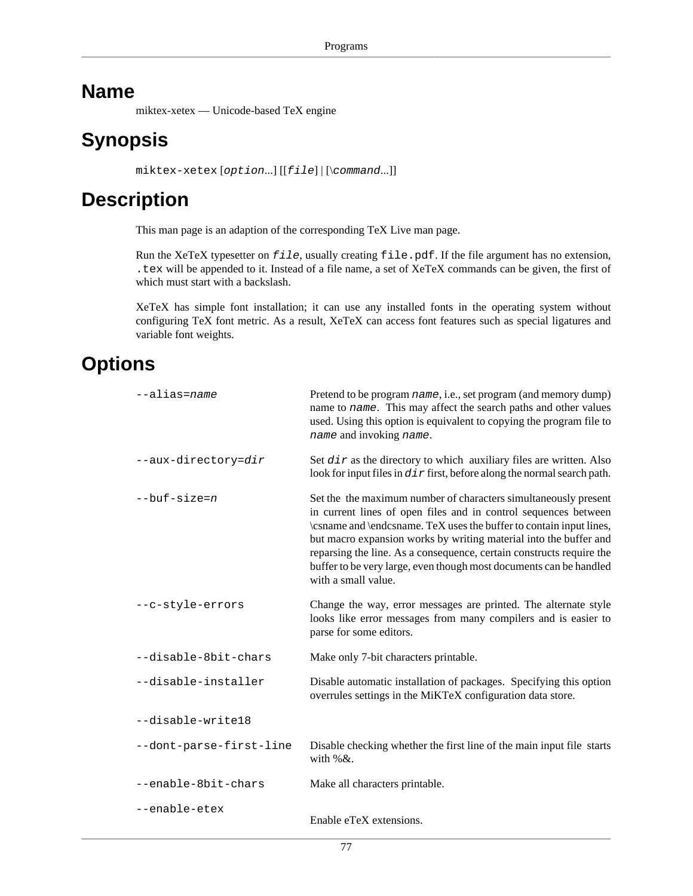# Name

miktex-xetex — Unicode-based TeX engine

# Synopsis

`miktex-xetex` [*option*...] [[*file*] | [\*command*...]]

# Description

This man page is an adaption of the corresponding TeX Live man page.

Run the XeTeX typesetter on *file*, usually creating `file.pdf`. If the file argument has no extension, `.tex` will be appended to it. Instead of a file name, a set of XeTeX commands can be given, the first of which must start with a backslash.

XeTeX has simple font installation; it can use any installed fonts in the operating system without configuring TeX font metric. As a result, XeTeX can access font features such as special ligatures and variable font weights.

# Options

`--alias=`*name*
: Pretend to be program *name*, i.e., set program (and memory dump) name to *name*. This may affect the search paths and other values used. Using this option is equivalent to copying the program file to *name* and invoking *name*.

`--aux-directory=`*dir*
: Set *dir* as the directory to which auxiliary files are written. Also look for input files in *dir* first, before along the normal search path.

`--buf-size=`*n*
: Set the the maximum number of characters simultaneously present in current lines of open files and in control sequences between \csname and \endcsname. TeX uses the buffer to contain input lines, but macro expansion works by writing material into the buffer and reparsing the line. As a consequence, certain constructs require the buffer to be very large, even though most documents can be handled with a small value.

`--c-style-errors`
: Change the way, error messages are printed. The alternate style looks like error messages from many compilers and is easier to parse for some editors.

`--disable-8bit-chars`
: Make only 7-bit characters printable.

`--disable-installer`
: Disable automatic installation of packages. Specifying this option overrules settings in the MiKTeX configuration data store.

`--disable-write18`

`--dont-parse-first-line`
: Disable checking whether the first line of the main input file starts with %&.

`--enable-8bit-chars`
: Make all characters printable.

`--enable-etex`
: Enable eTeX extensions.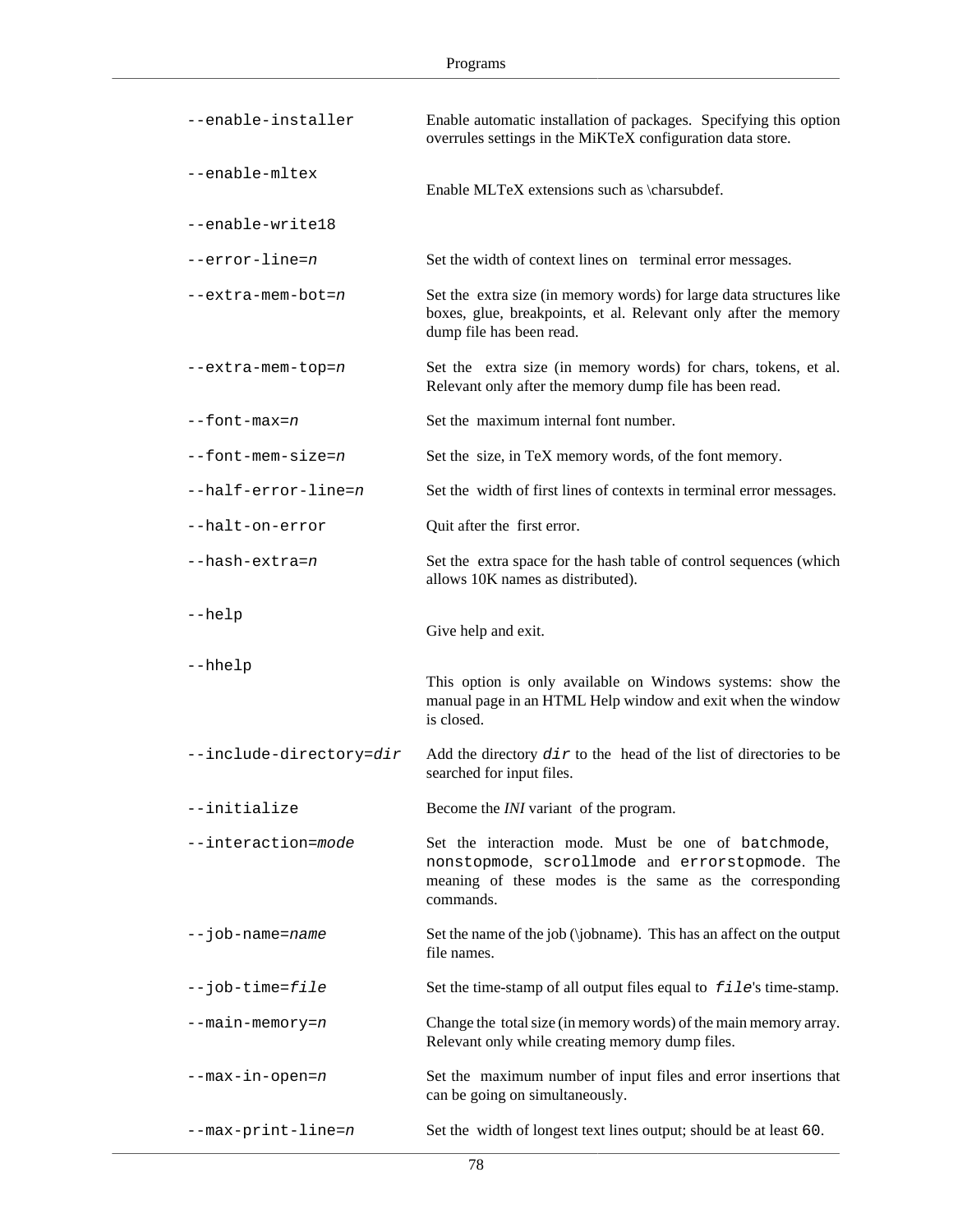`--enable-installer`
: Enable automatic installation of packages. Specifying this option overrules settings in the MiKTeX configuration data store.

`--enable-mltex`
: Enable MLTeX extensions such as \charsubdef.

`--enable-write18`

`--error-line=`*`n`*
: Set the width of context lines on terminal error messages.

`--extra-mem-bot=`*`n`*
: Set the extra size (in memory words) for large data structures like boxes, glue, breakpoints, et al. Relevant only after the memory dump file has been read.

`--extra-mem-top=`*`n`*
: Set the extra size (in memory words) for chars, tokens, et al. Relevant only after the memory dump file has been read.

`--font-max=`*`n`*
: Set the maximum internal font number.

`--font-mem-size=`*`n`*
: Set the size, in TeX memory words, of the font memory.

`--half-error-line=`*`n`*
: Set the width of first lines of contexts in terminal error messages.

`--halt-on-error`
: Quit after the first error.

`--hash-extra=`*`n`*
: Set the extra space for the hash table of control sequences (which allows 10K names as distributed).

`--help`
: Give help and exit.

`--hhelp`
: This option is only available on Windows systems: show the manual page in an HTML Help window and exit when the window is closed.

`--include-directory=`*`dir`*
: Add the directory *`dir`* to the head of the list of directories to be searched for input files.

`--initialize`
: Become the *INI* variant of the program.

`--interaction=`*`mode`*
: Set the interaction mode. Must be one of `batchmode`, `nonstopmode`, `scrollmode` and `errorstopmode`. The meaning of these modes is the same as the corresponding commands.

`--job-name=`*`name`*
: Set the name of the job (\jobname). This has an affect on the output file names.

`--job-time=`*`file`*
: Set the time-stamp of all output files equal to *`file`*'s time-stamp.

`--main-memory=`*`n`*
: Change the total size (in memory words) of the main memory array. Relevant only while creating memory dump files.

`--max-in-open=`*`n`*
: Set the maximum number of input files and error insertions that can be going on simultaneously.

`--max-print-line=`*`n`*
: Set the width of longest text lines output; should be at least `60`.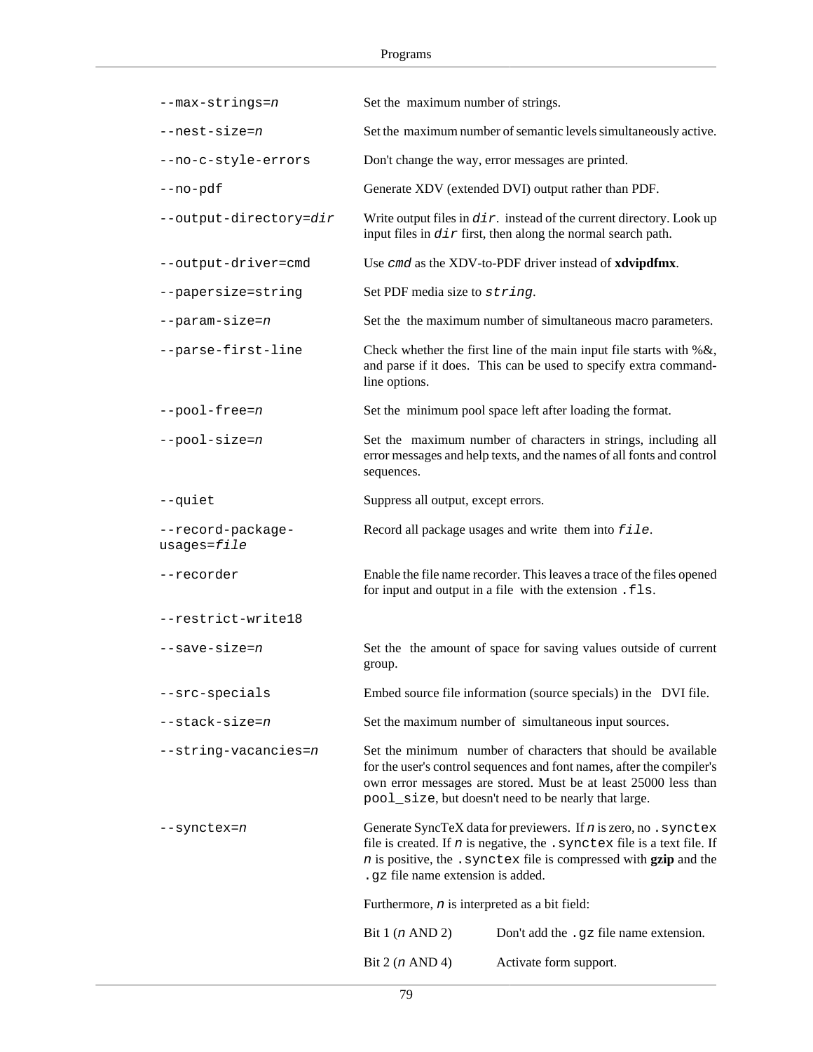| | |
|---|---|
| `--max-strings=n` | Set the maximum number of strings. |
| `--nest-size=n` | Set the maximum number of semantic levels simultaneously active. |
| `--no-c-style-errors` | Don't change the way, error messages are printed. |
| `--no-pdf` | Generate XDV (extended DVI) output rather than PDF. |
| `--output-directory=dir` | Write output files in `dir`. instead of the current directory. Look up input files in `dir` first, then along the normal search path. |
| `--output-driver=cmd` | Use `cmd` as the XDV-to-PDF driver instead of **xdvipdfmx**. |
| `--papersize=string` | Set PDF media size to `string`. |
| `--param-size=n` | Set the the maximum number of simultaneous macro parameters. |
| `--parse-first-line` | Check whether the first line of the main input file starts with %&, and parse if it does. This can be used to specify extra command-line options. |
| `--pool-free=n` | Set the minimum pool space left after loading the format. |
| `--pool-size=n` | Set the maximum number of characters in strings, including all error messages and help texts, and the names of all fonts and control sequences. |
| `--quiet` | Suppress all output, except errors. |
| `--record-package-usages=file` | Record all package usages and write them into `file`. |
| `--recorder` | Enable the file name recorder. This leaves a trace of the files opened for input and output in a file with the extension `.fls`. |
| `--restrict-write18` | |
| `--save-size=n` | Set the the amount of space for saving values outside of current group. |
| `--src-specials` | Embed source file information (source specials) in the DVI file. |
| `--stack-size=n` | Set the maximum number of simultaneous input sources. |
| `--string-vacancies=n` | Set the minimum number of characters that should be available for the user's control sequences and font names, after the compiler's own error messages are stored. Must be at least 25000 less than `pool_size`, but doesn't need to be nearly that large. |
| `--synctex=n` | Generate SyncTeX data for previewers. If `n` is zero, no `.synctex` file is created. If `n` is negative, the `.synctex` file is a text file. If `n` is positive, the `.synctex` file is compressed with **gzip** and the `.gz` file name extension is added.<br><br>Furthermore, `n` is interpreted as a bit field:<br><br>Bit 1 (`n` AND 2) — Don't add the `.gz` file name extension.<br><br>Bit 2 (`n` AND 4) — Activate form support. |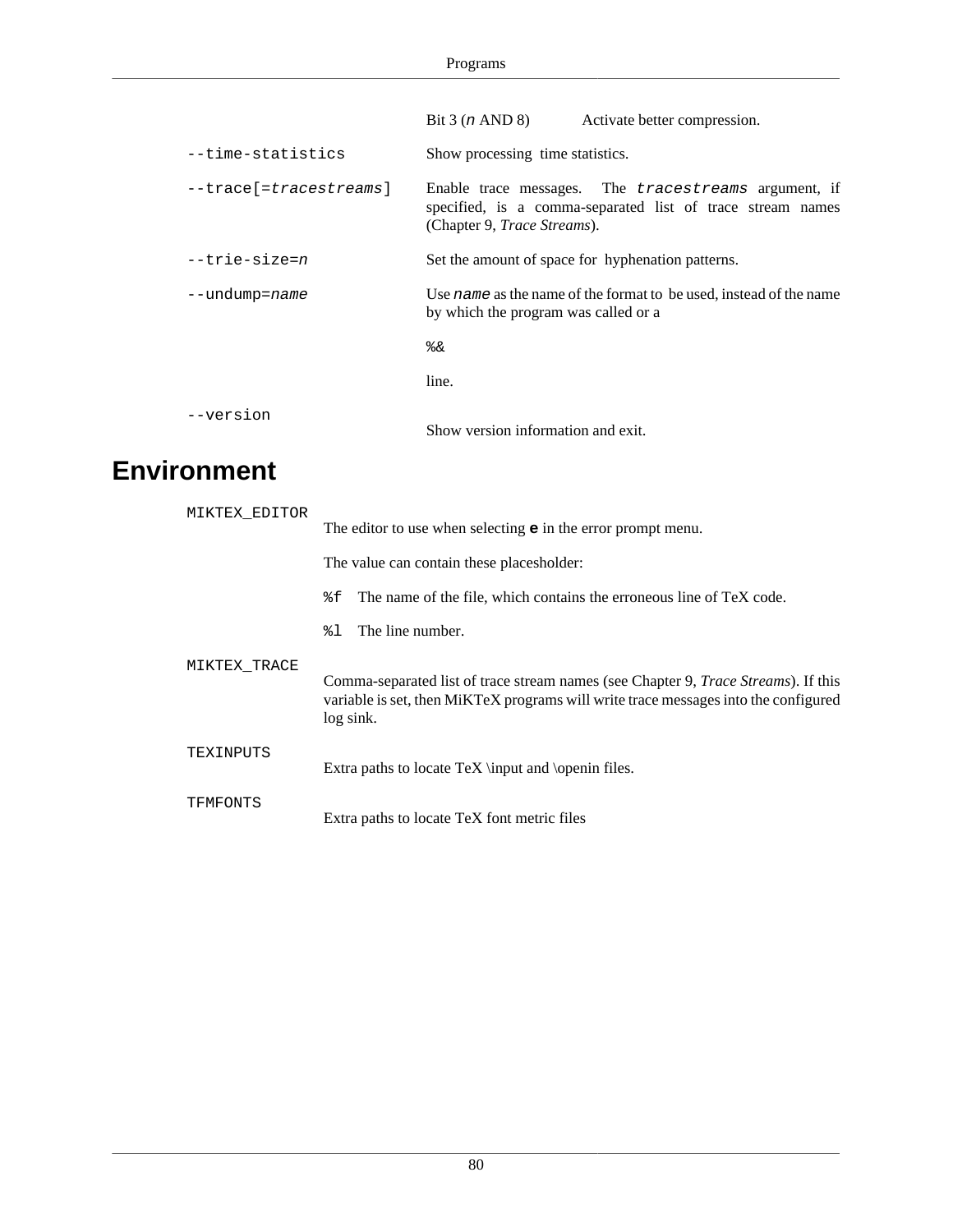Bit 3 (*n* AND 8) Activate better compression.

`--time-statistics`
: Show processing time statistics.

`--trace[=`*`tracestreams`*`]`
: Enable trace messages. The *`tracestreams`* argument, if specified, is a comma-separated list of trace stream names (Chapter 9, *Trace Streams*).

`--trie-size=`*`n`*
: Set the amount of space for hyphenation patterns.

`--undump=`*`name`*
: Use *`name`* as the name of the format to be used, instead of the name by which the program was called or a

  `%&`

  line.

`--version`
: Show version information and exit.

# Environment

`MIKTEX_EDITOR`
: The editor to use when selecting **`e`** in the error prompt menu.

  The value can contain these placesholder:

  `%f` The name of the file, which contains the erroneous line of TeX code.

  `%l` The line number.

`MIKTEX_TRACE`
: Comma-separated list of trace stream names (see Chapter 9, *Trace Streams*). If this variable is set, then MiKTeX programs will write trace messages into the configured log sink.

`TEXINPUTS`
: Extra paths to locate TeX \input and \openin files.

`TFMFONTS`
: Extra paths to locate TeX font metric files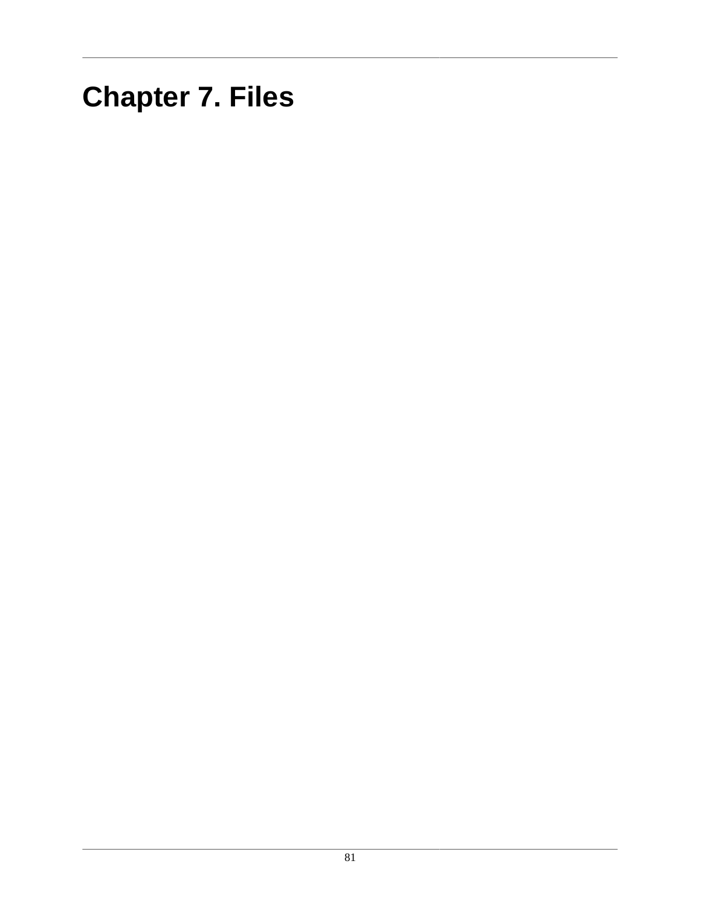# Chapter 7. Files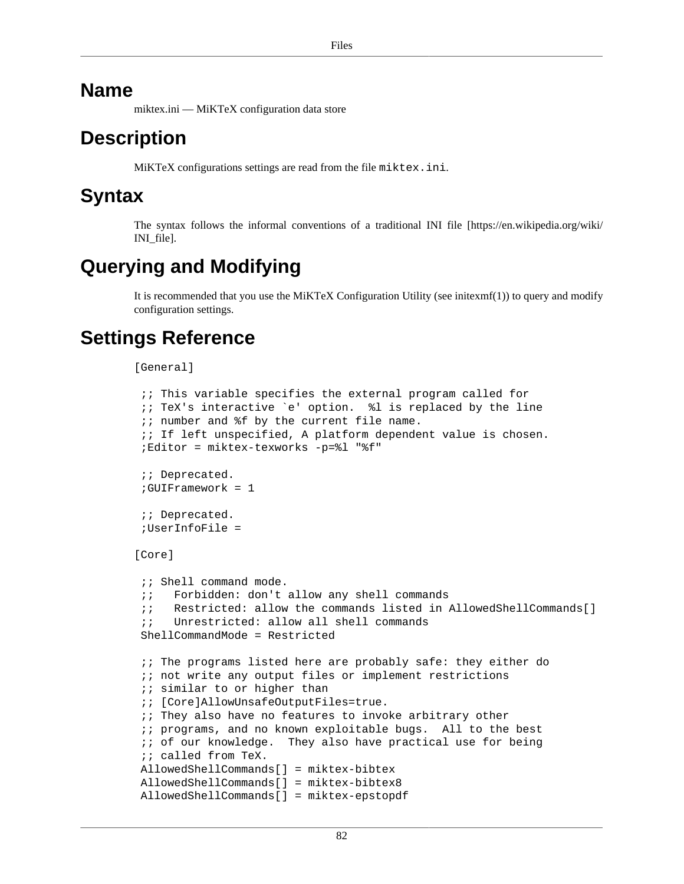# Name

miktex.ini — MiKTeX configuration data store

# Description

MiKTeX configurations settings are read from the file `miktex.ini`.

# Syntax

The syntax follows the informal conventions of a traditional INI file [https://en.wikipedia.org/wiki/INI_file].

# Querying and Modifying

It is recommended that you use the MiKTeX Configuration Utility (see initexmf(1)) to query and modify configuration settings.

# Settings Reference

```
[General]

 ;; This variable specifies the external program called for
 ;; TeX's interactive `e' option.  %l is replaced by the line
 ;; number and %f by the current file name.
 ;; If left unspecified, A platform dependent value is chosen.
 ;Editor = miktex-texworks -p=%l "%f"

 ;; Deprecated.
 ;GUIFramework = 1

 ;; Deprecated.
 ;UserInfoFile =

[Core]

 ;; Shell command mode.
 ;;   Forbidden: don't allow any shell commands
 ;;   Restricted: allow the commands listed in AllowedShellCommands[]
 ;;   Unrestricted: allow all shell commands
 ShellCommandMode = Restricted

 ;; The programs listed here are probably safe: they either do
 ;; not write any output files or implement restrictions
 ;; similar to or higher than
 ;; [Core]AllowUnsafeOutputFiles=true.
 ;; They also have no features to invoke arbitrary other
 ;; programs, and no known exploitable bugs.  All to the best
 ;; of our knowledge.  They also have practical use for being
 ;; called from TeX.
 AllowedShellCommands[] = miktex-bibtex
 AllowedShellCommands[] = miktex-bibtex8
 AllowedShellCommands[] = miktex-epstopdf
```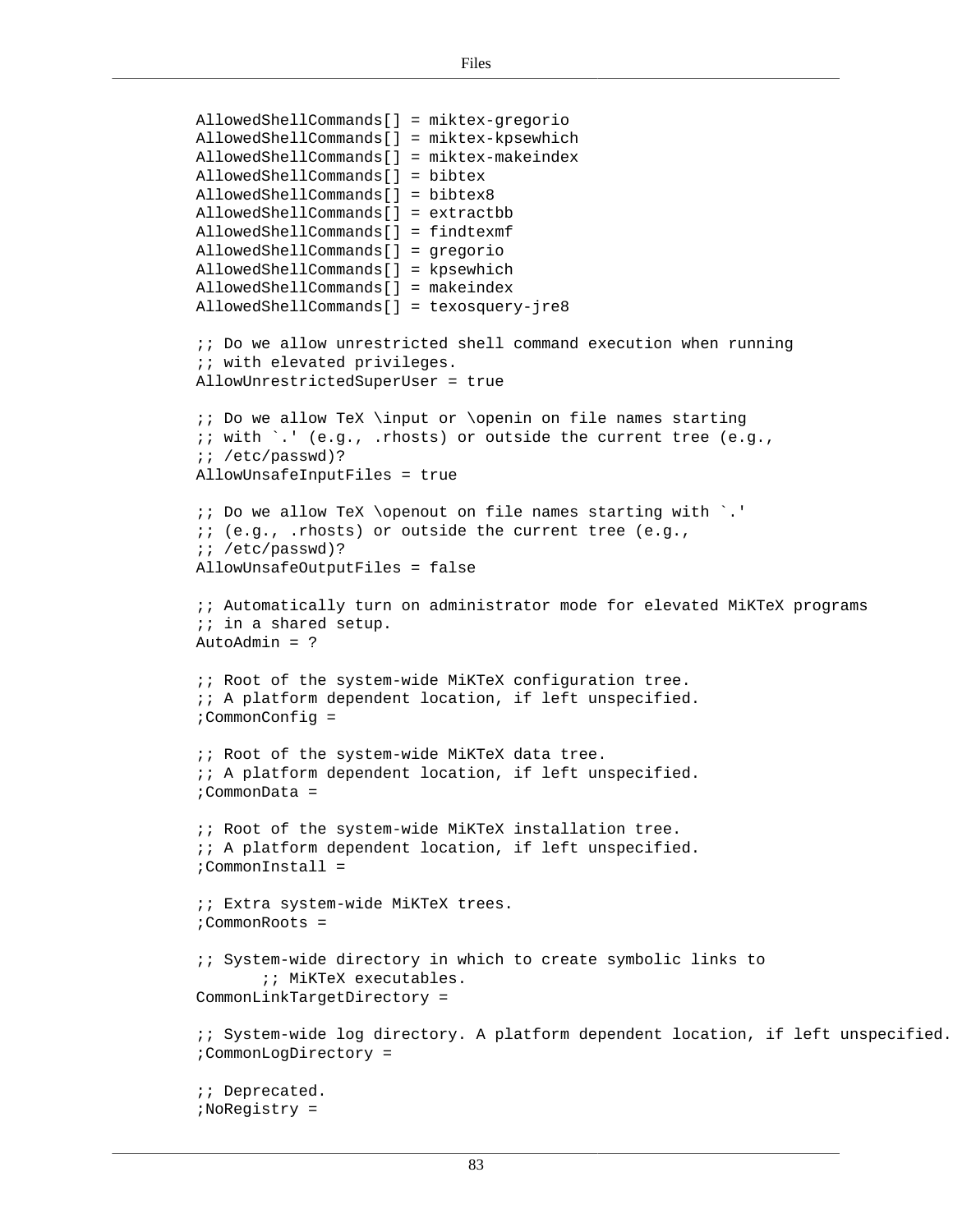```
AllowedShellCommands[] = miktex-gregorio
AllowedShellCommands[] = miktex-kpsewhich
AllowedShellCommands[] = miktex-makeindex
AllowedShellCommands[] = bibtex
AllowedShellCommands[] = bibtex8
AllowedShellCommands[] = extractbb
AllowedShellCommands[] = findtexmf
AllowedShellCommands[] = gregorio
AllowedShellCommands[] = kpsewhich
AllowedShellCommands[] = makeindex
AllowedShellCommands[] = texosquery-jre8

;; Do we allow unrestricted shell command execution when running
;; with elevated privileges.
AllowUnrestrictedSuperUser = true

;; Do we allow TeX \input or \openin on file names starting
;; with `.' (e.g., .rhosts) or outside the current tree (e.g.,
;; /etc/passwd)?
AllowUnsafeInputFiles = true

;; Do we allow TeX \openout on file names starting with `.'
;; (e.g., .rhosts) or outside the current tree (e.g.,
;; /etc/passwd)?
AllowUnsafeOutputFiles = false

;; Automatically turn on administrator mode for elevated MiKTeX programs
;; in a shared setup.
AutoAdmin = ?

;; Root of the system-wide MiKTeX configuration tree.
;; A platform dependent location, if left unspecified.
;CommonConfig =

;; Root of the system-wide MiKTeX data tree.
;; A platform dependent location, if left unspecified.
;CommonData =

;; Root of the system-wide MiKTeX installation tree.
;; A platform dependent location, if left unspecified.
;CommonInstall =

;; Extra system-wide MiKTeX trees.
;CommonRoots =

;; System-wide directory in which to create symbolic links to
       ;; MiKTeX executables.
CommonLinkTargetDirectory =

;; System-wide log directory. A platform dependent location, if left unspecified.
;CommonLogDirectory =

;; Deprecated.
;NoRegistry =
```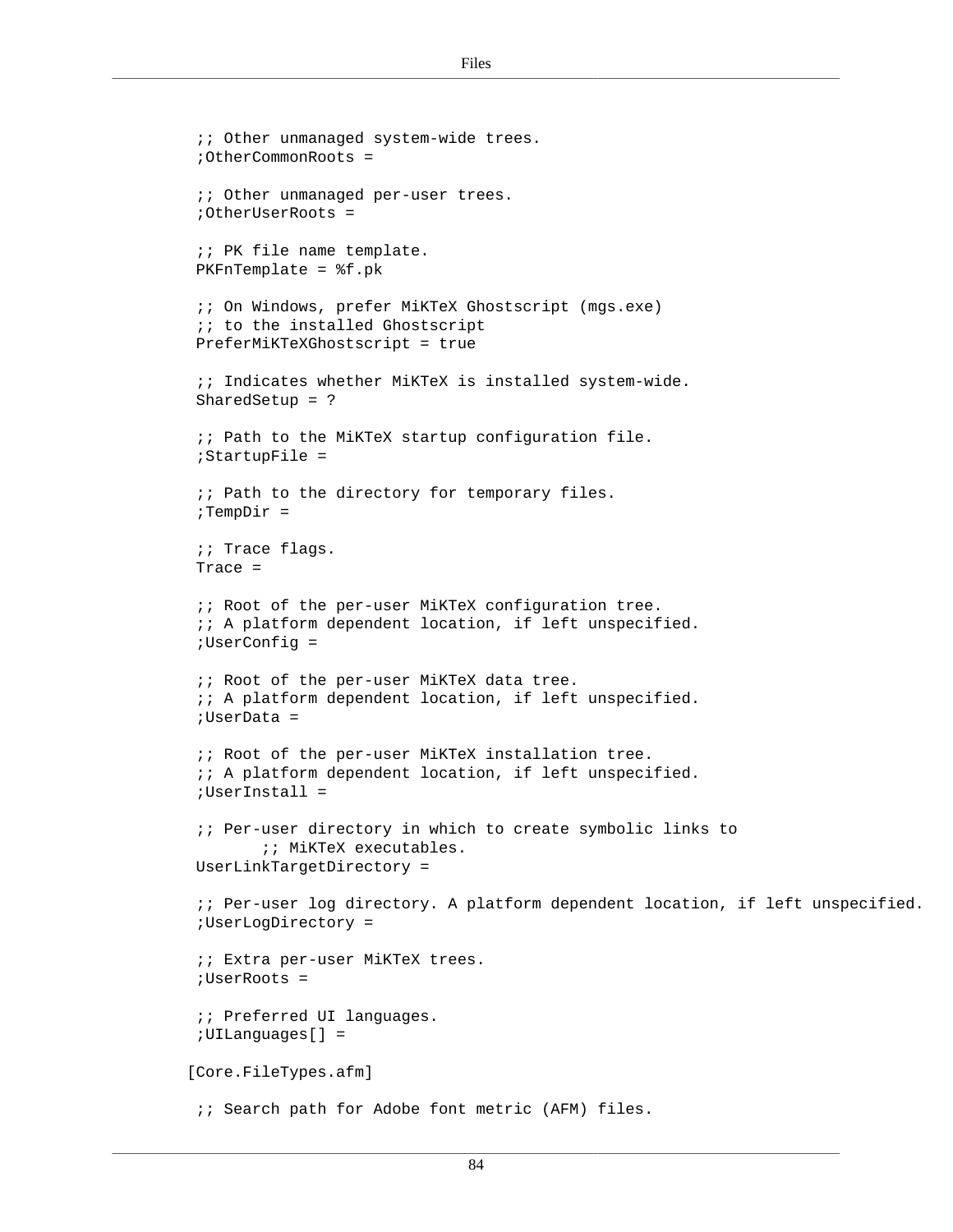```
;; Other unmanaged system-wide trees.
;OtherCommonRoots =

;; Other unmanaged per-user trees.
;OtherUserRoots =

;; PK file name template.
PKFnTemplate = %f.pk

;; On Windows, prefer MiKTeX Ghostscript (mgs.exe)
;; to the installed Ghostscript
PreferMiKTeXGhostscript = true

;; Indicates whether MiKTeX is installed system-wide.
SharedSetup = ?

;; Path to the MiKTeX startup configuration file.
;StartupFile =

;; Path to the directory for temporary files.
;TempDir =

;; Trace flags.
Trace =

;; Root of the per-user MiKTeX configuration tree.
;; A platform dependent location, if left unspecified.
;UserConfig =

;; Root of the per-user MiKTeX data tree.
;; A platform dependent location, if left unspecified.
;UserData =

;; Root of the per-user MiKTeX installation tree.
;; A platform dependent location, if left unspecified.
;UserInstall =

;; Per-user directory in which to create symbolic links to
       ;; MiKTeX executables.
UserLinkTargetDirectory =

;; Per-user log directory. A platform dependent location, if left unspecified.
;UserLogDirectory =

;; Extra per-user MiKTeX trees.
;UserRoots =

;; Preferred UI languages.
;UILanguages[] =

[Core.FileTypes.afm]

;; Search path for Adobe font metric (AFM) files.
```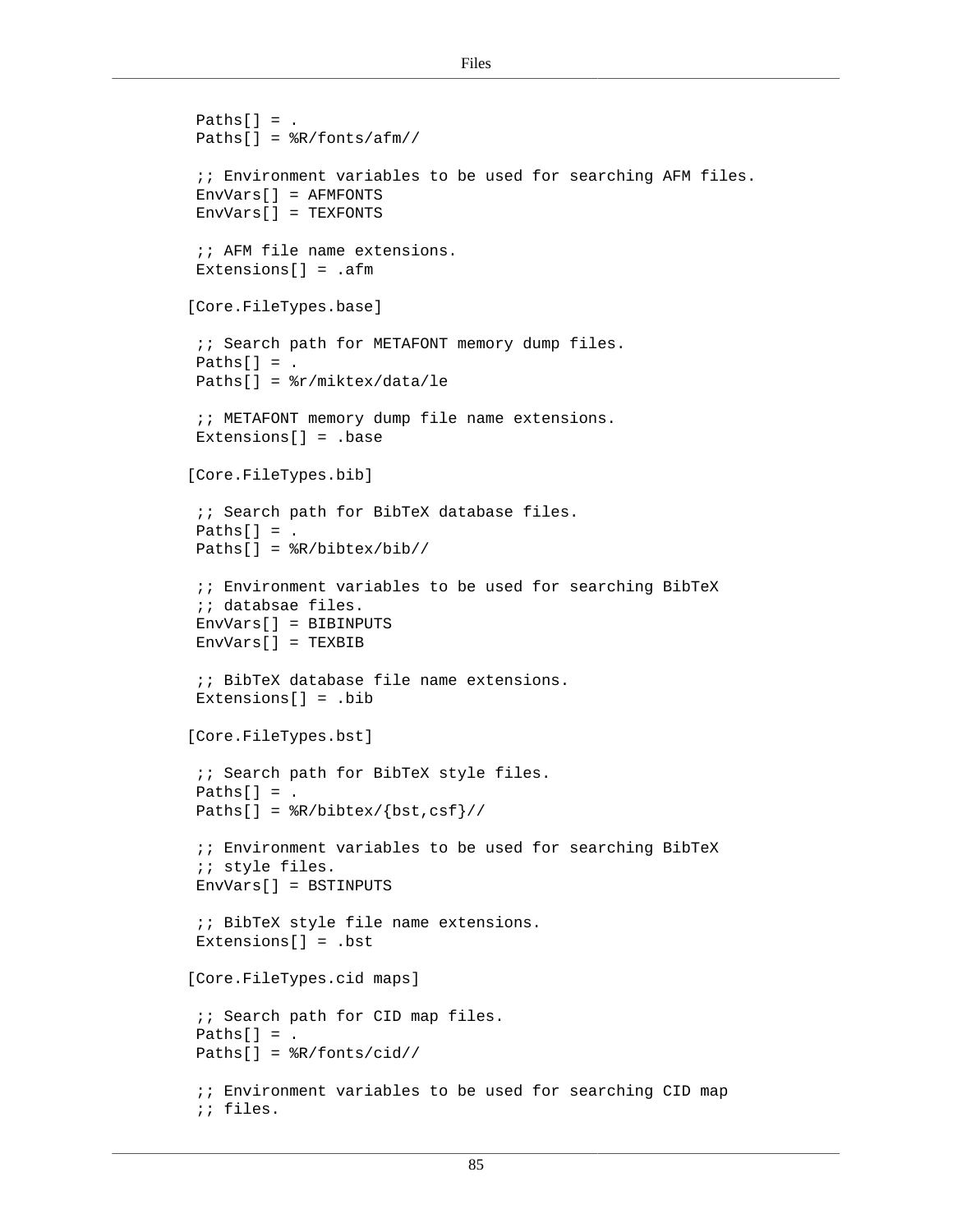```
 Paths[] = .
 Paths[] = %R/fonts/afm//

 ;; Environment variables to be used for searching AFM files.
 EnvVars[] = AFMFONTS
 EnvVars[] = TEXFONTS

 ;; AFM file name extensions.
 Extensions[] = .afm

[Core.FileTypes.base]

 ;; Search path for METAFONT memory dump files.
 Paths[] = .
 Paths[] = %r/miktex/data/le

 ;; METAFONT memory dump file name extensions.
 Extensions[] = .base

[Core.FileTypes.bib]

 ;; Search path for BibTeX database files.
 Paths[] = .
 Paths[] = %R/bibtex/bib//

 ;; Environment variables to be used for searching BibTeX
 ;; databsae files.
 EnvVars[] = BIBINPUTS
 EnvVars[] = TEXBIB

 ;; BibTeX database file name extensions.
 Extensions[] = .bib

[Core.FileTypes.bst]

 ;; Search path for BibTeX style files.
 Paths[] = .
 Paths[] = %R/bibtex/{bst,csf}//

 ;; Environment variables to be used for searching BibTeX
 ;; style files.
 EnvVars[] = BSTINPUTS

 ;; BibTeX style file name extensions.
 Extensions[] = .bst

[Core.FileTypes.cid maps]

 ;; Search path for CID map files.
 Paths[] = .
 Paths[] = %R/fonts/cid//

 ;; Environment variables to be used for searching CID map
 ;; files.
```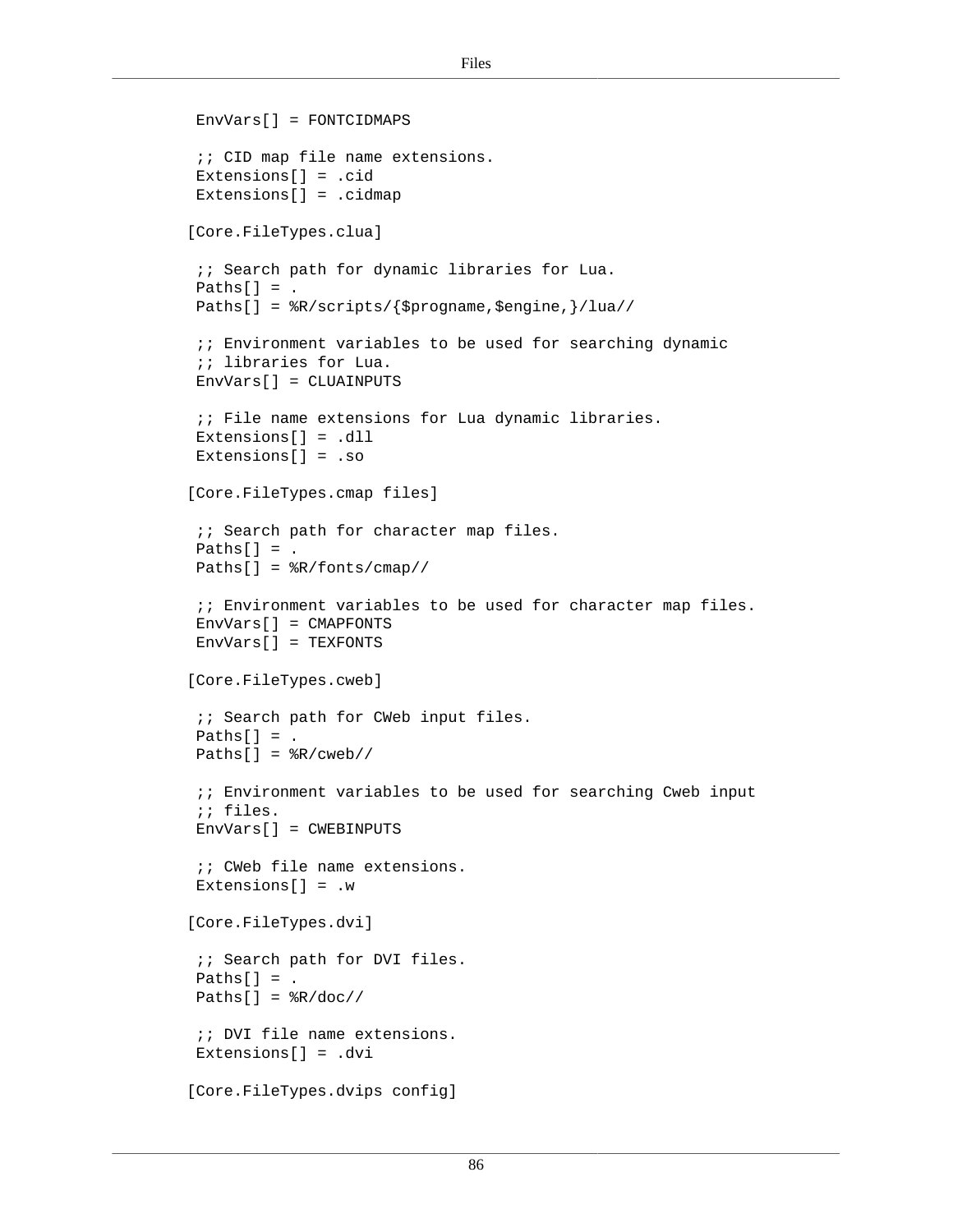```
 EnvVars[] = FONTCIDMAPS

 ;; CID map file name extensions.
 Extensions[] = .cid
 Extensions[] = .cidmap

[Core.FileTypes.clua]

 ;; Search path for dynamic libraries for Lua.
 Paths[] = .
 Paths[] = %R/scripts/{$progname,$engine,}/lua//

 ;; Environment variables to be used for searching dynamic
 ;; libraries for Lua.
 EnvVars[] = CLUAINPUTS

 ;; File name extensions for Lua dynamic libraries.
 Extensions[] = .dll
 Extensions[] = .so

[Core.FileTypes.cmap files]

 ;; Search path for character map files.
 Paths[] = .
 Paths[] = %R/fonts/cmap//

 ;; Environment variables to be used for character map files.
 EnvVars[] = CMAPFONTS
 EnvVars[] = TEXFONTS

[Core.FileTypes.cweb]

 ;; Search path for CWeb input files.
 Paths[] = .
 Paths[] = %R/cweb//

 ;; Environment variables to be used for searching Cweb input
 ;; files.
 EnvVars[] = CWEBINPUTS

 ;; CWeb file name extensions.
 Extensions[] = .w

[Core.FileTypes.dvi]

 ;; Search path for DVI files.
 Paths[] = .
 Paths[] = %R/doc//

 ;; DVI file name extensions.
 Extensions[] = .dvi

[Core.FileTypes.dvips config]
```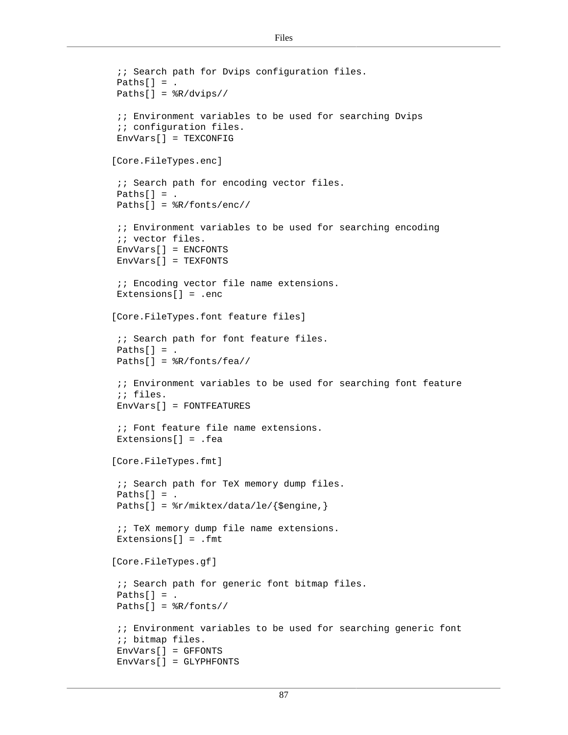```
 ;; Search path for Dvips configuration files.
 Paths[] = .
 Paths[] = %R/dvips//

 ;; Environment variables to be used for searching Dvips
 ;; configuration files.
 EnvVars[] = TEXCONFIG

[Core.FileTypes.enc]

 ;; Search path for encoding vector files.
 Paths[] = .
 Paths[] = %R/fonts/enc//

 ;; Environment variables to be used for searching encoding
 ;; vector files.
 EnvVars[] = ENCFONTS
 EnvVars[] = TEXFONTS

 ;; Encoding vector file name extensions.
 Extensions[] = .enc

[Core.FileTypes.font feature files]

 ;; Search path for font feature files.
 Paths[] = .
 Paths[] = %R/fonts/fea//

 ;; Environment variables to be used for searching font feature
 ;; files.
 EnvVars[] = FONTFEATURES

 ;; Font feature file name extensions.
 Extensions[] = .fea

[Core.FileTypes.fmt]

 ;; Search path for TeX memory dump files.
 Paths[] = .
 Paths[] = %r/miktex/data/le/{$engine,}

 ;; TeX memory dump file name extensions.
 Extensions[] = .fmt

[Core.FileTypes.gf]

 ;; Search path for generic font bitmap files.
 Paths[] = .
 Paths[] = %R/fonts//

 ;; Environment variables to be used for searching generic font
 ;; bitmap files.
 EnvVars[] = GFFONTS
 EnvVars[] = GLYPHFONTS
```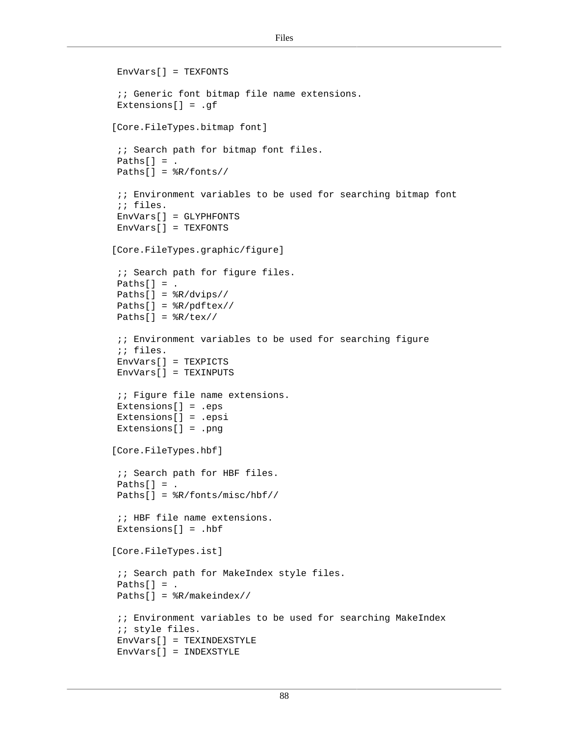```
 EnvVars[] = TEXFONTS

 ;; Generic font bitmap file name extensions.
 Extensions[] = .gf

[Core.FileTypes.bitmap font]

 ;; Search path for bitmap font files.
 Paths[] = .
 Paths[] = %R/fonts//

 ;; Environment variables to be used for searching bitmap font
 ;; files.
 EnvVars[] = GLYPHFONTS
 EnvVars[] = TEXFONTS

[Core.FileTypes.graphic/figure]

 ;; Search path for figure files.
 Paths[] = .
 Paths[] = %R/dvips//
 Paths[] = %R/pdftex//
 Paths[] = %R/tex//

 ;; Environment variables to be used for searching figure
 ;; files.
 EnvVars[] = TEXPICTS
 EnvVars[] = TEXINPUTS

 ;; Figure file name extensions.
 Extensions[] = .eps
 Extensions[] = .epsi
 Extensions[] = .png

[Core.FileTypes.hbf]

 ;; Search path for HBF files.
 Paths[] = .
 Paths[] = %R/fonts/misc/hbf//

 ;; HBF file name extensions.
 Extensions[] = .hbf

[Core.FileTypes.ist]

 ;; Search path for MakeIndex style files.
 Paths[] = .
 Paths[] = %R/makeindex//

 ;; Environment variables to be used for searching MakeIndex
 ;; style files.
 EnvVars[] = TEXINDEXSTYLE
 EnvVars[] = INDEXSTYLE
```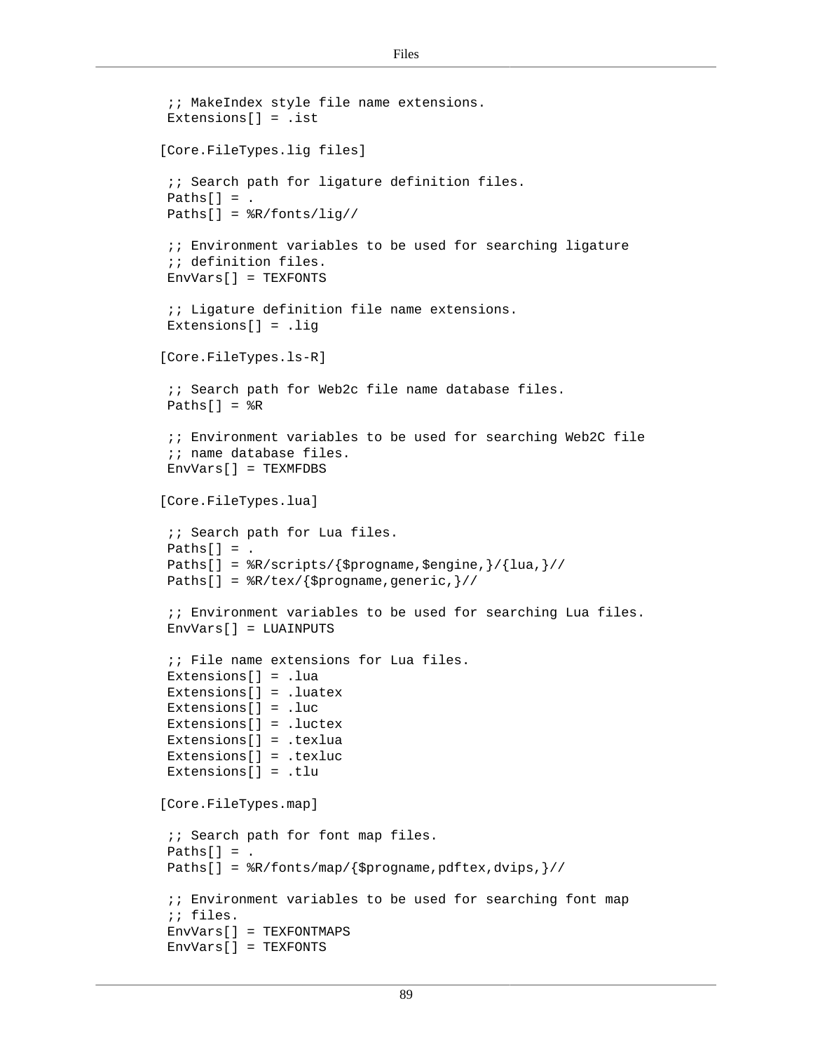```
 ;; MakeIndex style file name extensions.
 Extensions[] = .ist

[Core.FileTypes.lig files]

 ;; Search path for ligature definition files.
 Paths[] = .
 Paths[] = %R/fonts/lig//

 ;; Environment variables to be used for searching ligature
 ;; definition files.
 EnvVars[] = TEXFONTS

 ;; Ligature definition file name extensions.
 Extensions[] = .lig

[Core.FileTypes.ls-R]

 ;; Search path for Web2c file name database files.
 Paths[] = %R

 ;; Environment variables to be used for searching Web2C file
 ;; name database files.
 EnvVars[] = TEXMFDBS

[Core.FileTypes.lua]

 ;; Search path for Lua files.
 Paths[] = .
 Paths[] = %R/scripts/{$progname,$engine,}/{lua,}//
 Paths[] = %R/tex/{$progname,generic,}//

 ;; Environment variables to be used for searching Lua files.
 EnvVars[] = LUAINPUTS

 ;; File name extensions for Lua files.
 Extensions[] = .lua
 Extensions[] = .luatex
 Extensions[] = .luc
 Extensions[] = .luctex
 Extensions[] = .texlua
 Extensions[] = .texluc
 Extensions[] = .tlu

[Core.FileTypes.map]

 ;; Search path for font map files.
 Paths[] = .
 Paths[] = %R/fonts/map/{$progname,pdftex,dvips,}//

 ;; Environment variables to be used for searching font map
 ;; files.
 EnvVars[] = TEXFONTMAPS
 EnvVars[] = TEXFONTS
```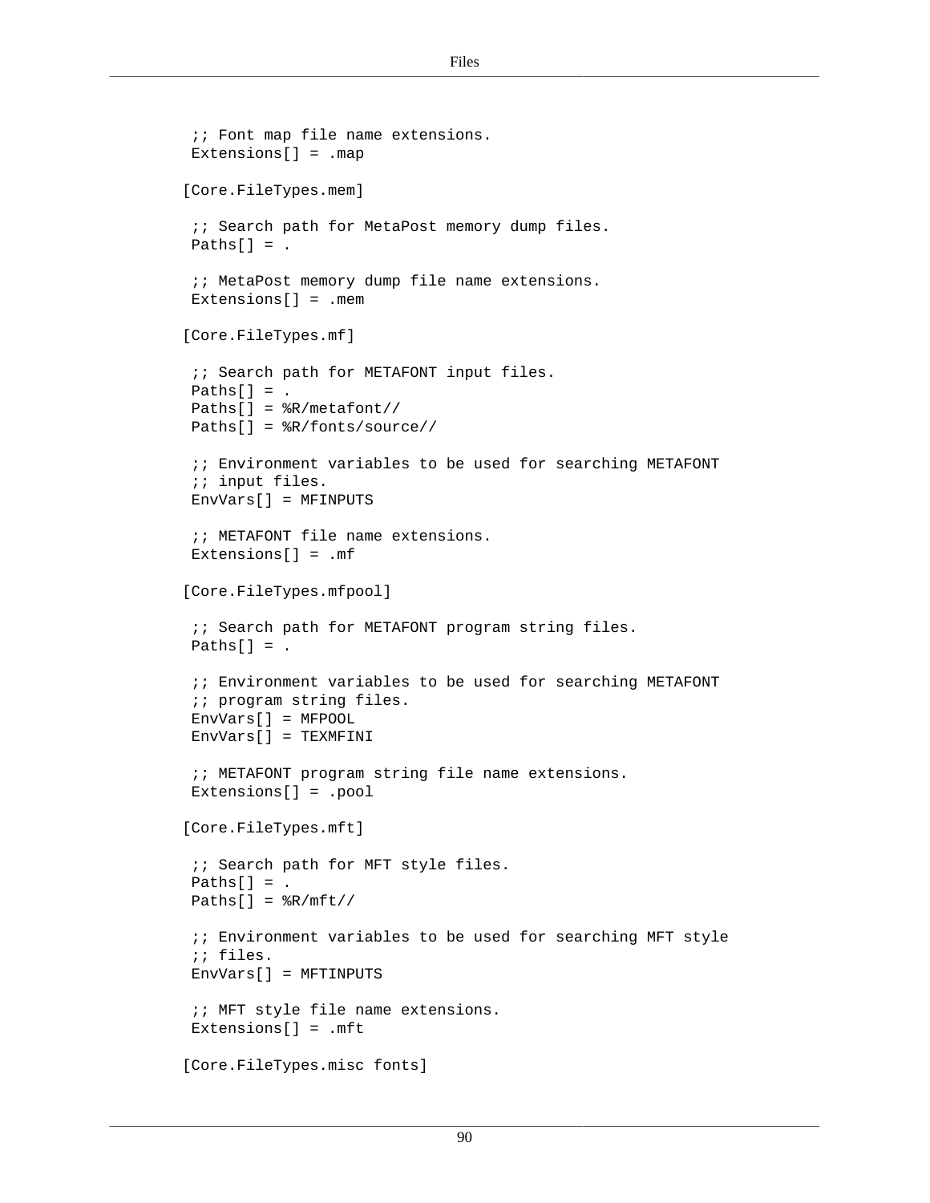```
 ;; Font map file name extensions.
 Extensions[] = .map

[Core.FileTypes.mem]

 ;; Search path for MetaPost memory dump files.
 Paths[] = .

 ;; MetaPost memory dump file name extensions.
 Extensions[] = .mem

[Core.FileTypes.mf]

 ;; Search path for METAFONT input files.
 Paths[] = .
 Paths[] = %R/metafont//
 Paths[] = %R/fonts/source//

 ;; Environment variables to be used for searching METAFONT
 ;; input files.
 EnvVars[] = MFINPUTS

 ;; METAFONT file name extensions.
 Extensions[] = .mf

[Core.FileTypes.mfpool]

 ;; Search path for METAFONT program string files.
 Paths[] = .

 ;; Environment variables to be used for searching METAFONT
 ;; program string files.
 EnvVars[] = MFPOOL
 EnvVars[] = TEXMFINI

 ;; METAFONT program string file name extensions.
 Extensions[] = .pool

[Core.FileTypes.mft]

 ;; Search path for MFT style files.
 Paths[] = .
 Paths[] = %R/mft//

 ;; Environment variables to be used for searching MFT style
 ;; files.
 EnvVars[] = MFTINPUTS

 ;; MFT style file name extensions.
 Extensions[] = .mft

[Core.FileTypes.misc fonts]
```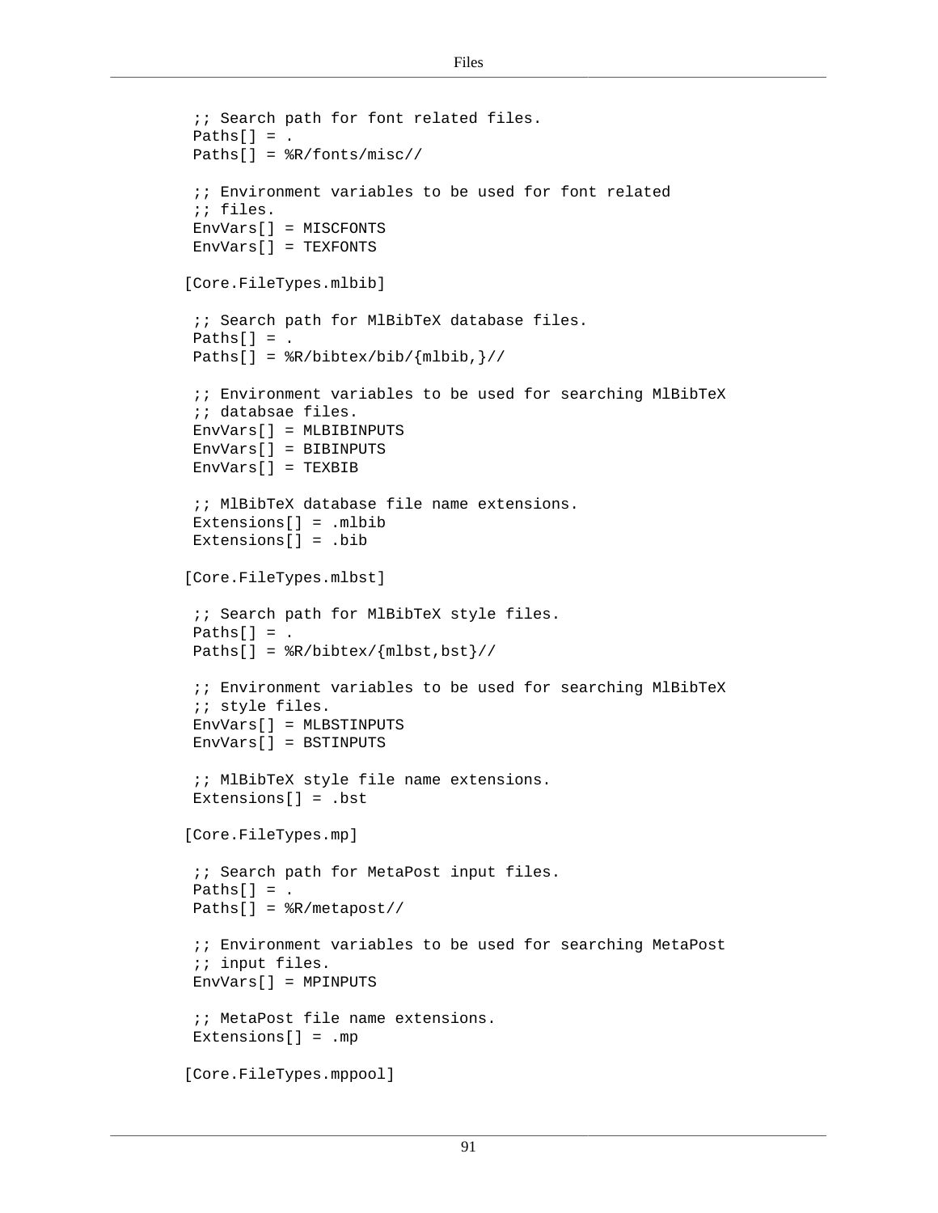```
 ;; Search path for font related files.
 Paths[] = .
 Paths[] = %R/fonts/misc//

 ;; Environment variables to be used for font related
 ;; files.
 EnvVars[] = MISCFONTS
 EnvVars[] = TEXFONTS

[Core.FileTypes.mlbib]

 ;; Search path for MlBibTeX database files.
 Paths[] = .
 Paths[] = %R/bibtex/bib/{mlbib,}//

 ;; Environment variables to be used for searching MlBibTeX
 ;; databsae files.
 EnvVars[] = MLBIBINPUTS
 EnvVars[] = BIBINPUTS
 EnvVars[] = TEXBIB

 ;; MlBibTeX database file name extensions.
 Extensions[] = .mlbib
 Extensions[] = .bib

[Core.FileTypes.mlbst]

 ;; Search path for MlBibTeX style files.
 Paths[] = .
 Paths[] = %R/bibtex/{mlbst,bst}//

 ;; Environment variables to be used for searching MlBibTeX
 ;; style files.
 EnvVars[] = MLBSTINPUTS
 EnvVars[] = BSTINPUTS

 ;; MlBibTeX style file name extensions.
 Extensions[] = .bst

[Core.FileTypes.mp]

 ;; Search path for MetaPost input files.
 Paths[] = .
 Paths[] = %R/metapost//

 ;; Environment variables to be used for searching MetaPost
 ;; input files.
 EnvVars[] = MPINPUTS

 ;; MetaPost file name extensions.
 Extensions[] = .mp

[Core.FileTypes.mppool]
```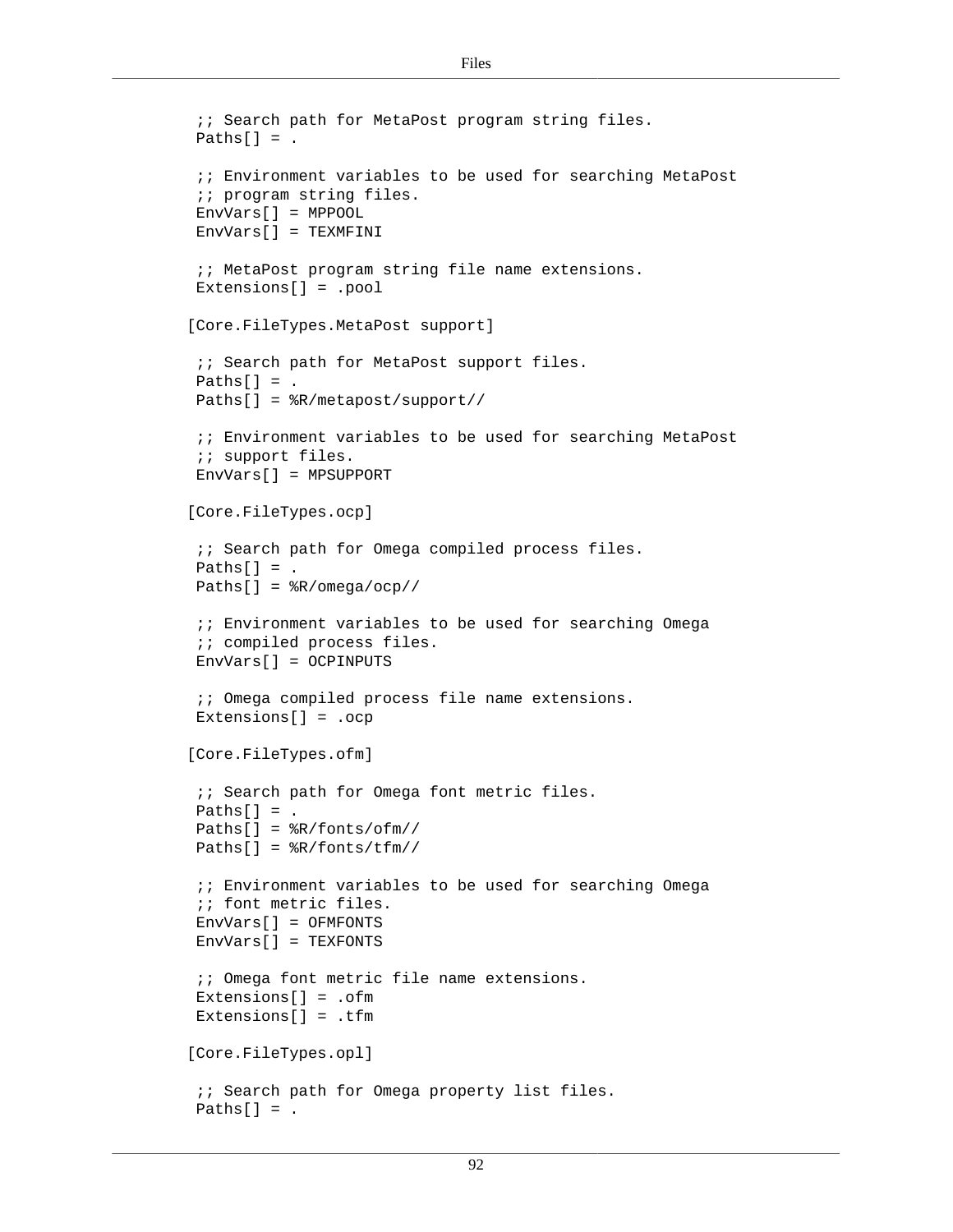```
 ;; Search path for MetaPost program string files.
 Paths[] = .

 ;; Environment variables to be used for searching MetaPost
 ;; program string files.
 EnvVars[] = MPPOOL
 EnvVars[] = TEXMFINI

 ;; MetaPost program string file name extensions.
 Extensions[] = .pool

[Core.FileTypes.MetaPost support]

 ;; Search path for MetaPost support files.
 Paths[] = .
 Paths[] = %R/metapost/support//

 ;; Environment variables to be used for searching MetaPost
 ;; support files.
 EnvVars[] = MPSUPPORT

[Core.FileTypes.ocp]

 ;; Search path for Omega compiled process files.
 Paths[] = .
 Paths[] = %R/omega/ocp//

 ;; Environment variables to be used for searching Omega
 ;; compiled process files.
 EnvVars[] = OCPINPUTS

 ;; Omega compiled process file name extensions.
 Extensions[] = .ocp

[Core.FileTypes.ofm]

 ;; Search path for Omega font metric files.
 Paths[] = .
 Paths[] = %R/fonts/ofm//
 Paths[] = %R/fonts/tfm//

 ;; Environment variables to be used for searching Omega
 ;; font metric files.
 EnvVars[] = OFMFONTS
 EnvVars[] = TEXFONTS

 ;; Omega font metric file name extensions.
 Extensions[] = .ofm
 Extensions[] = .tfm

[Core.FileTypes.opl]

 ;; Search path for Omega property list files.
 Paths[] = .
```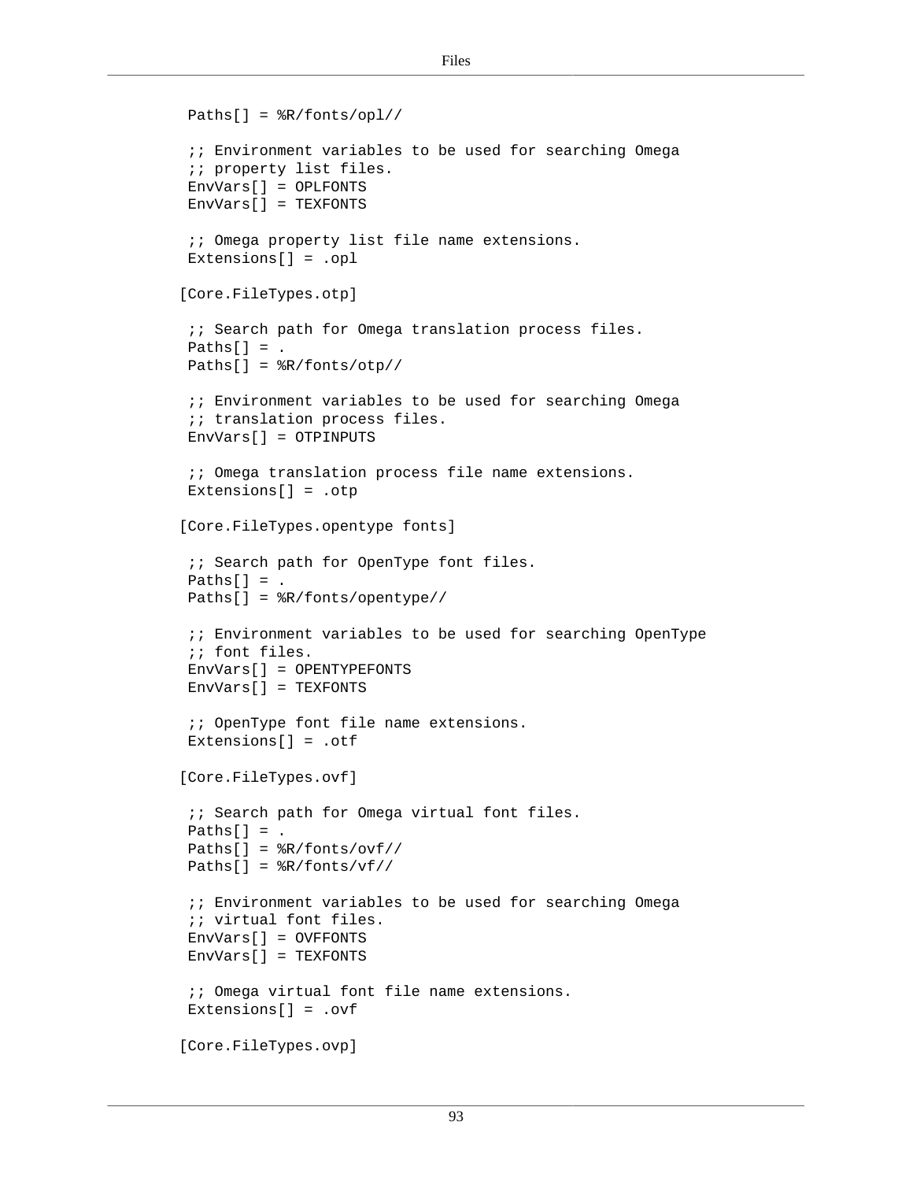```
 Paths[] = %R/fonts/opl//

 ;; Environment variables to be used for searching Omega
 ;; property list files.
 EnvVars[] = OPLFONTS
 EnvVars[] = TEXFONTS

 ;; Omega property list file name extensions.
 Extensions[] = .opl

[Core.FileTypes.otp]

 ;; Search path for Omega translation process files.
 Paths[] = .
 Paths[] = %R/fonts/otp//

 ;; Environment variables to be used for searching Omega
 ;; translation process files.
 EnvVars[] = OTPINPUTS

 ;; Omega translation process file name extensions.
 Extensions[] = .otp

[Core.FileTypes.opentype fonts]

 ;; Search path for OpenType font files.
 Paths[] = .
 Paths[] = %R/fonts/opentype//

 ;; Environment variables to be used for searching OpenType
 ;; font files.
 EnvVars[] = OPENTYPEFONTS
 EnvVars[] = TEXFONTS

 ;; OpenType font file name extensions.
 Extensions[] = .otf

[Core.FileTypes.ovf]

 ;; Search path for Omega virtual font files.
 Paths[] = .
 Paths[] = %R/fonts/ovf//
 Paths[] = %R/fonts/vf//

 ;; Environment variables to be used for searching Omega
 ;; virtual font files.
 EnvVars[] = OVFFONTS
 EnvVars[] = TEXFONTS

 ;; Omega virtual font file name extensions.
 Extensions[] = .ovf

[Core.FileTypes.ovp]
```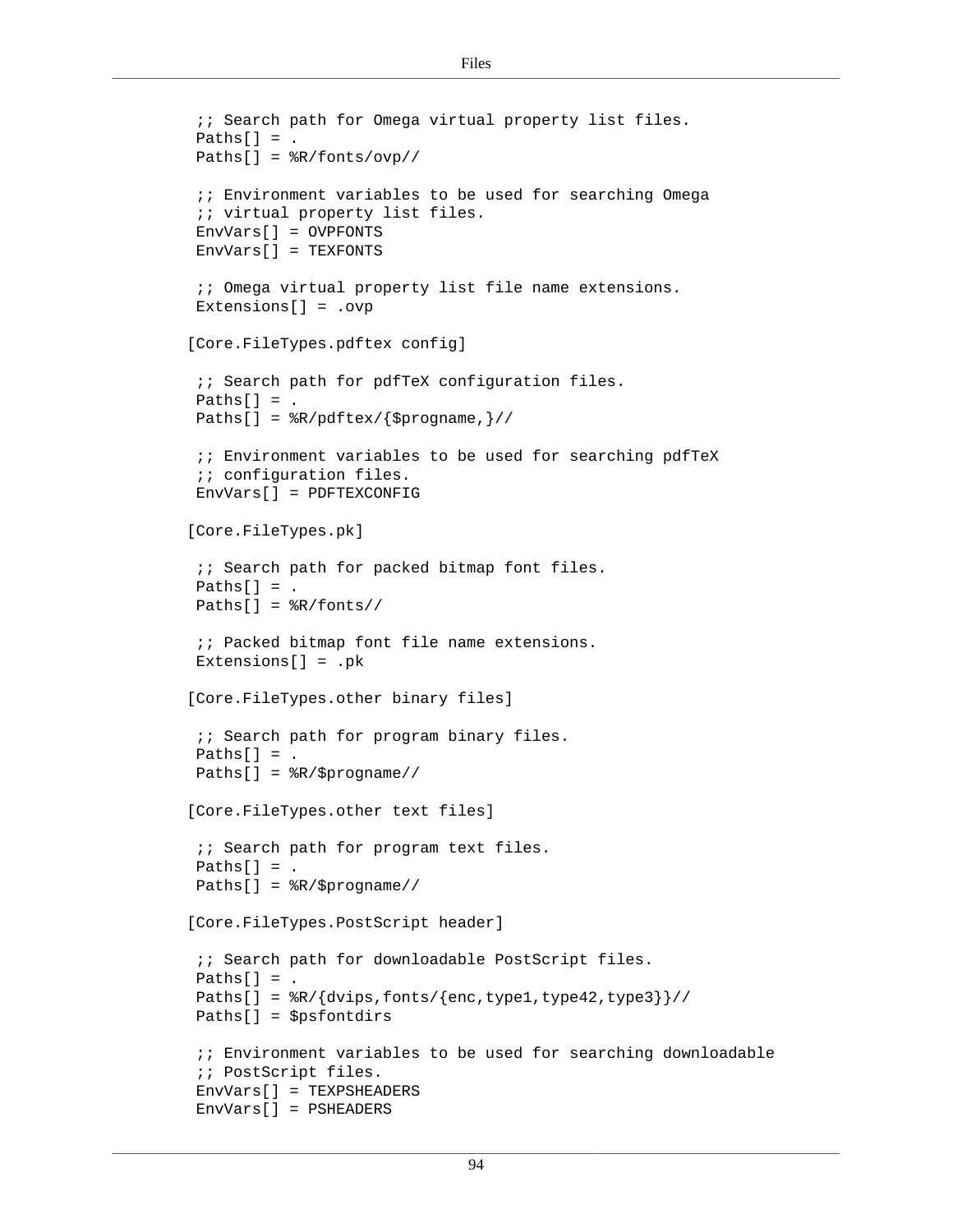```
 ;; Search path for Omega virtual property list files.
 Paths[] = .
 Paths[] = %R/fonts/ovp//

 ;; Environment variables to be used for searching Omega
 ;; virtual property list files.
 EnvVars[] = OVPFONTS
 EnvVars[] = TEXFONTS

 ;; Omega virtual property list file name extensions.
 Extensions[] = .ovp

[Core.FileTypes.pdftex config]

 ;; Search path for pdfTeX configuration files.
 Paths[] = .
 Paths[] = %R/pdftex/{$progname,}//

 ;; Environment variables to be used for searching pdfTeX
 ;; configuration files.
 EnvVars[] = PDFTEXCONFIG

[Core.FileTypes.pk]

 ;; Search path for packed bitmap font files.
 Paths[] = .
 Paths[] = %R/fonts//

 ;; Packed bitmap font file name extensions.
 Extensions[] = .pk

[Core.FileTypes.other binary files]

 ;; Search path for program binary files.
 Paths[] = .
 Paths[] = %R/$progname//

[Core.FileTypes.other text files]

 ;; Search path for program text files.
 Paths[] = .
 Paths[] = %R/$progname//

[Core.FileTypes.PostScript header]

 ;; Search path for downloadable PostScript files.
 Paths[] = .
 Paths[] = %R/{dvips,fonts/{enc,type1,type42,type3}}//
 Paths[] = $psfontdirs

 ;; Environment variables to be used for searching downloadable
 ;; PostScript files.
 EnvVars[] = TEXPSHEADERS
 EnvVars[] = PSHEADERS
```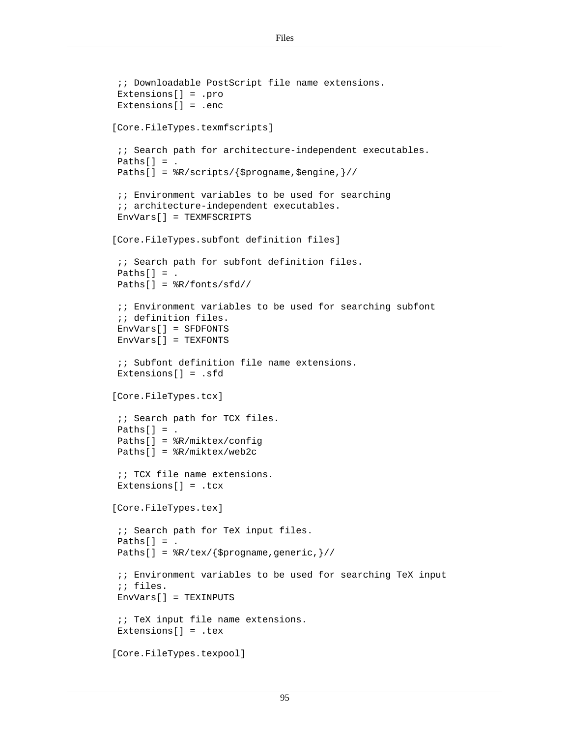```
 ;; Downloadable PostScript file name extensions.
 Extensions[] = .pro
 Extensions[] = .enc

[Core.FileTypes.texmfscripts]

 ;; Search path for architecture-independent executables.
 Paths[] = .
 Paths[] = %R/scripts/{$progname,$engine,}//

 ;; Environment variables to be used for searching
 ;; architecture-independent executables.
 EnvVars[] = TEXMFSCRIPTS

[Core.FileTypes.subfont definition files]

 ;; Search path for subfont definition files.
 Paths[] = .
 Paths[] = %R/fonts/sfd//

 ;; Environment variables to be used for searching subfont
 ;; definition files.
 EnvVars[] = SFDFONTS
 EnvVars[] = TEXFONTS

 ;; Subfont definition file name extensions.
 Extensions[] = .sfd

[Core.FileTypes.tcx]

 ;; Search path for TCX files.
 Paths[] = .
 Paths[] = %R/miktex/config
 Paths[] = %R/miktex/web2c

 ;; TCX file name extensions.
 Extensions[] = .tcx

[Core.FileTypes.tex]

 ;; Search path for TeX input files.
 Paths[] = .
 Paths[] = %R/tex/{$progname,generic,}//

 ;; Environment variables to be used for searching TeX input
 ;; files.
 EnvVars[] = TEXINPUTS

 ;; TeX input file name extensions.
 Extensions[] = .tex

[Core.FileTypes.texpool]
```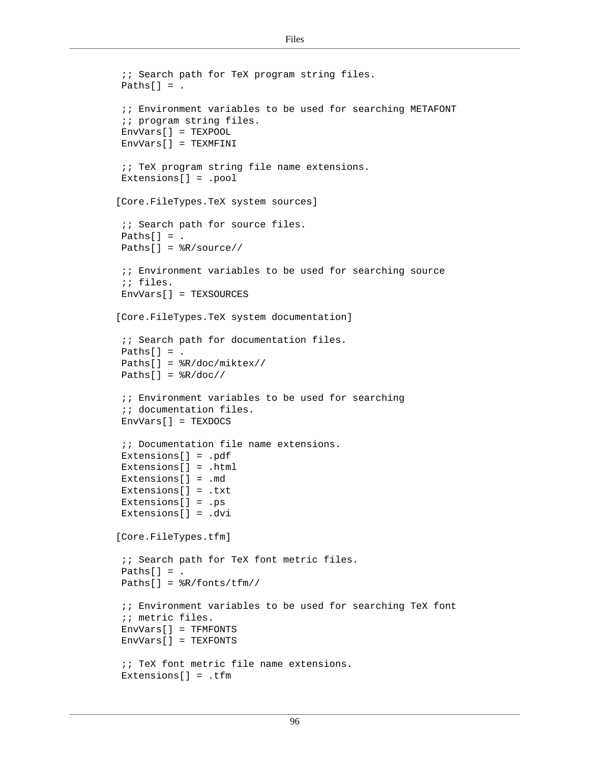```
 ;; Search path for TeX program string files.
 Paths[] = .

 ;; Environment variables to be used for searching METAFONT
 ;; program string files.
 EnvVars[] = TEXPOOL
 EnvVars[] = TEXMFINI

 ;; TeX program string file name extensions.
 Extensions[] = .pool

[Core.FileTypes.TeX system sources]

 ;; Search path for source files.
 Paths[] = .
 Paths[] = %R/source//

 ;; Environment variables to be used for searching source
 ;; files.
 EnvVars[] = TEXSOURCES

[Core.FileTypes.TeX system documentation]

 ;; Search path for documentation files.
 Paths[] = .
 Paths[] = %R/doc/miktex//
 Paths[] = %R/doc//

 ;; Environment variables to be used for searching
 ;; documentation files.
 EnvVars[] = TEXDOCS

 ;; Documentation file name extensions.
 Extensions[] = .pdf
 Extensions[] = .html
 Extensions[] = .md
 Extensions[] = .txt
 Extensions[] = .ps
 Extensions[] = .dvi

[Core.FileTypes.tfm]

 ;; Search path for TeX font metric files.
 Paths[] = .
 Paths[] = %R/fonts/tfm//

 ;; Environment variables to be used for searching TeX font
 ;; metric files.
 EnvVars[] = TFMFONTS
 EnvVars[] = TEXFONTS

 ;; TeX font metric file name extensions.
 Extensions[] = .tfm
```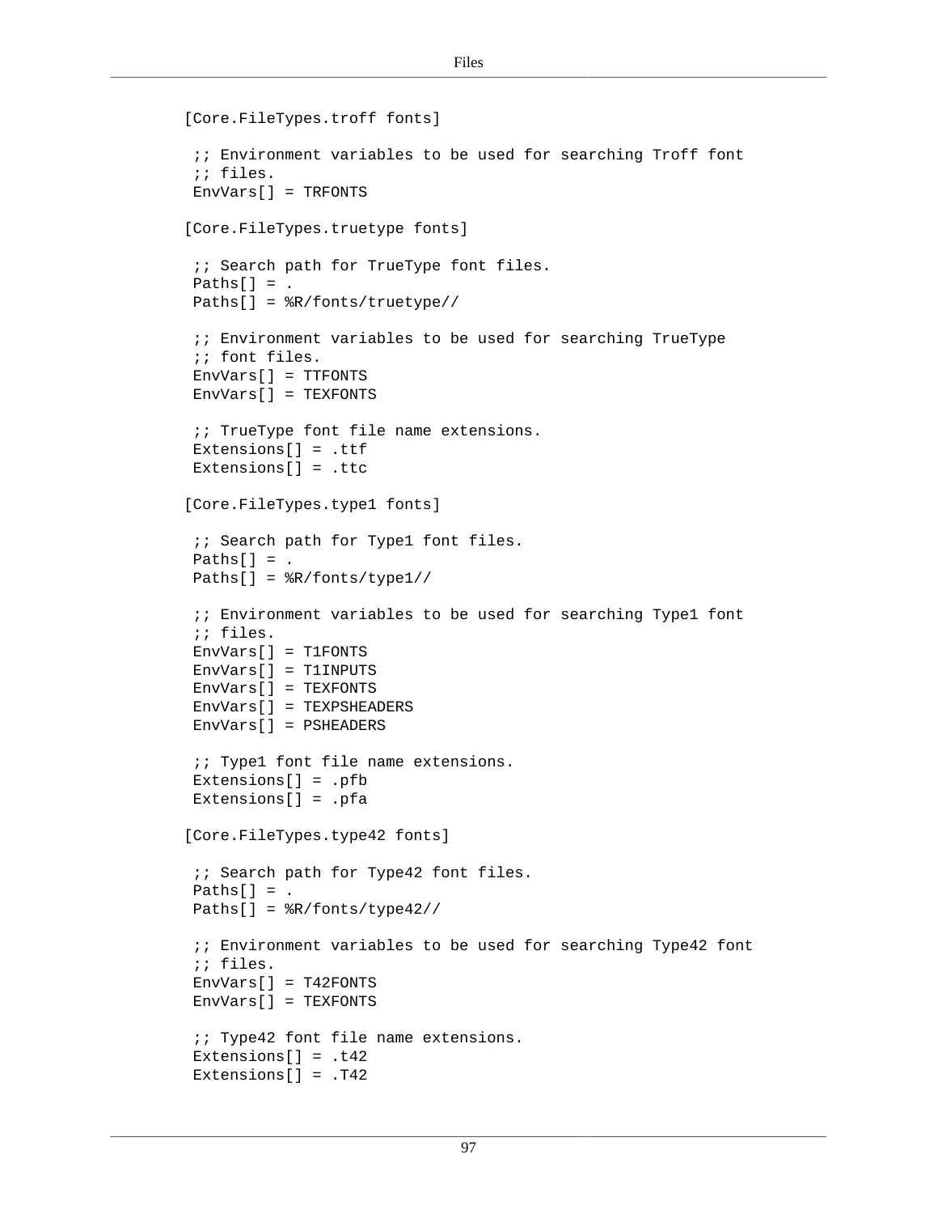```
[Core.FileTypes.troff fonts]

 ;; Environment variables to be used for searching Troff font
 ;; files.
 EnvVars[] = TRFONTS

[Core.FileTypes.truetype fonts]

 ;; Search path for TrueType font files.
 Paths[] = .
 Paths[] = %R/fonts/truetype//

 ;; Environment variables to be used for searching TrueType
 ;; font files.
 EnvVars[] = TTFONTS
 EnvVars[] = TEXFONTS

 ;; TrueType font file name extensions.
 Extensions[] = .ttf
 Extensions[] = .ttc

[Core.FileTypes.type1 fonts]

 ;; Search path for Type1 font files.
 Paths[] = .
 Paths[] = %R/fonts/type1//

 ;; Environment variables to be used for searching Type1 font
 ;; files.
 EnvVars[] = T1FONTS
 EnvVars[] = T1INPUTS
 EnvVars[] = TEXFONTS
 EnvVars[] = TEXPSHEADERS
 EnvVars[] = PSHEADERS

 ;; Type1 font file name extensions.
 Extensions[] = .pfb
 Extensions[] = .pfa

[Core.FileTypes.type42 fonts]

 ;; Search path for Type42 font files.
 Paths[] = .
 Paths[] = %R/fonts/type42//

 ;; Environment variables to be used for searching Type42 font
 ;; files.
 EnvVars[] = T42FONTS
 EnvVars[] = TEXFONTS

 ;; Type42 font file name extensions.
 Extensions[] = .t42
 Extensions[] = .T42
```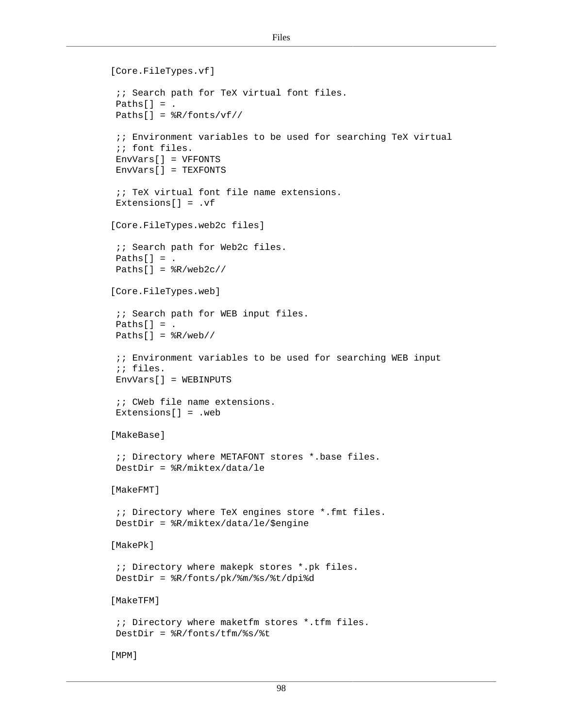```
[Core.FileTypes.vf]

 ;; Search path for TeX virtual font files.
 Paths[] = .
 Paths[] = %R/fonts/vf//

 ;; Environment variables to be used for searching TeX virtual
 ;; font files.
 EnvVars[] = VFFONTS
 EnvVars[] = TEXFONTS

 ;; TeX virtual font file name extensions.
 Extensions[] = .vf

[Core.FileTypes.web2c files]

 ;; Search path for Web2c files.
 Paths[] = .
 Paths[] = %R/web2c//

[Core.FileTypes.web]

 ;; Search path for WEB input files.
 Paths[] = .
 Paths[] = %R/web//

 ;; Environment variables to be used for searching WEB input
 ;; files.
 EnvVars[] = WEBINPUTS

 ;; CWeb file name extensions.
 Extensions[] = .web

[MakeBase]

 ;; Directory where METAFONT stores *.base files.
 DestDir = %R/miktex/data/le

[MakeFMT]

 ;; Directory where TeX engines store *.fmt files.
 DestDir = %R/miktex/data/le/$engine

[MakePk]

 ;; Directory where makepk stores *.pk files.
 DestDir = %R/fonts/pk/%m/%s/%t/dpi%d

[MakeTFM]

 ;; Directory where maketfm stores *.tfm files.
 DestDir = %R/fonts/tfm/%s/%t

[MPM]
```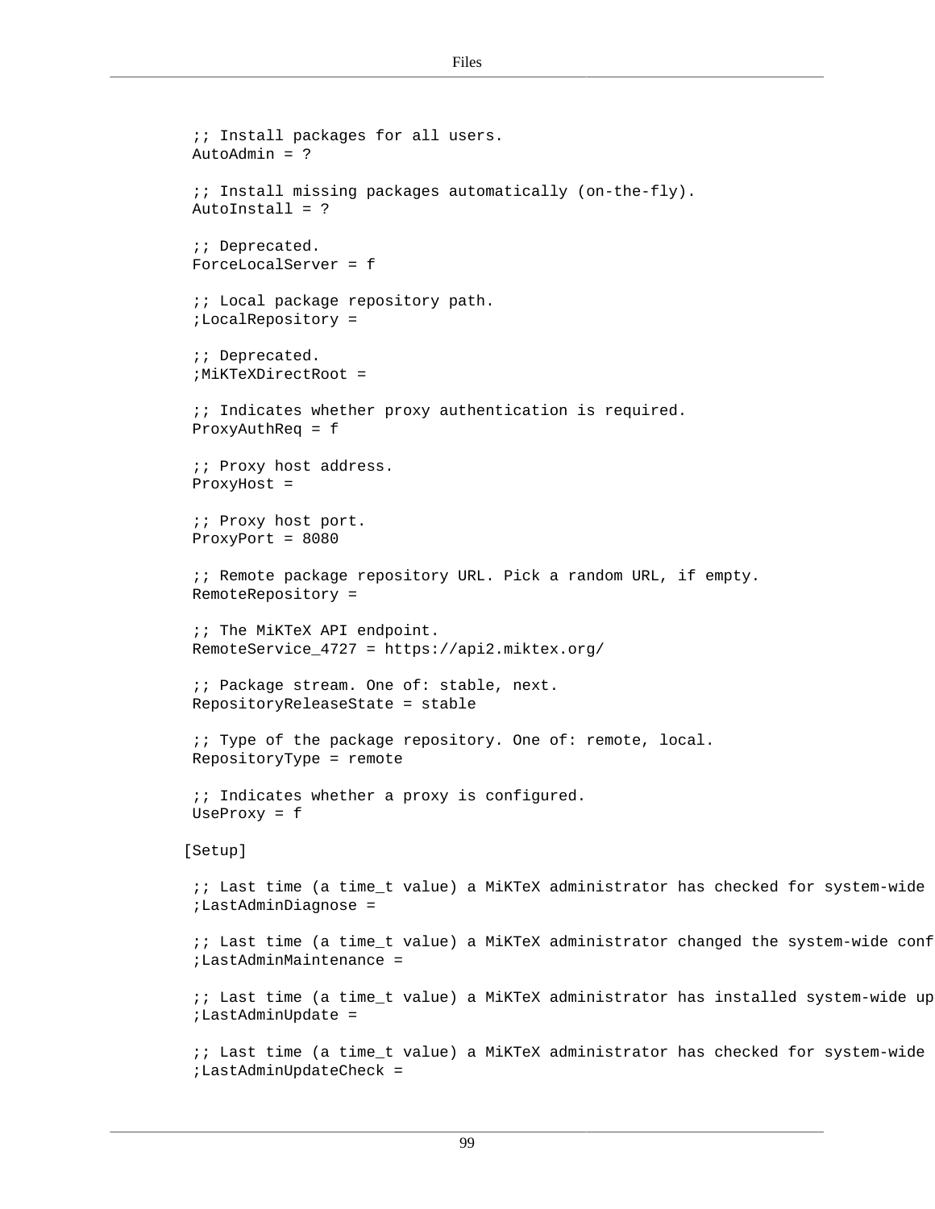```
 ;; Install packages for all users.
 AutoAdmin = ?

 ;; Install missing packages automatically (on-the-fly).
 AutoInstall = ?

 ;; Deprecated.
 ForceLocalServer = f

 ;; Local package repository path.
 ;LocalRepository =

 ;; Deprecated.
 ;MiKTeXDirectRoot =

 ;; Indicates whether proxy authentication is required.
 ProxyAuthReq = f

 ;; Proxy host address.
 ProxyHost =

 ;; Proxy host port.
 ProxyPort = 8080

 ;; Remote package repository URL. Pick a random URL, if empty.
 RemoteRepository =

 ;; The MiKTeX API endpoint.
 RemoteService_4727 = https://api2.miktex.org/

 ;; Package stream. One of: stable, next.
 RepositoryReleaseState = stable

 ;; Type of the package repository. One of: remote, local.
 RepositoryType = remote

 ;; Indicates whether a proxy is configured.
 UseProxy = f

[Setup]

 ;; Last time (a time_t value) a MiKTeX administrator has checked for system-wide
 ;LastAdminDiagnose =

 ;; Last time (a time_t value) a MiKTeX administrator changed the system-wide conf
 ;LastAdminMaintenance =

 ;; Last time (a time_t value) a MiKTeX administrator has installed system-wide up
 ;LastAdminUpdate =

 ;; Last time (a time_t value) a MiKTeX administrator has checked for system-wide
 ;LastAdminUpdateCheck =
```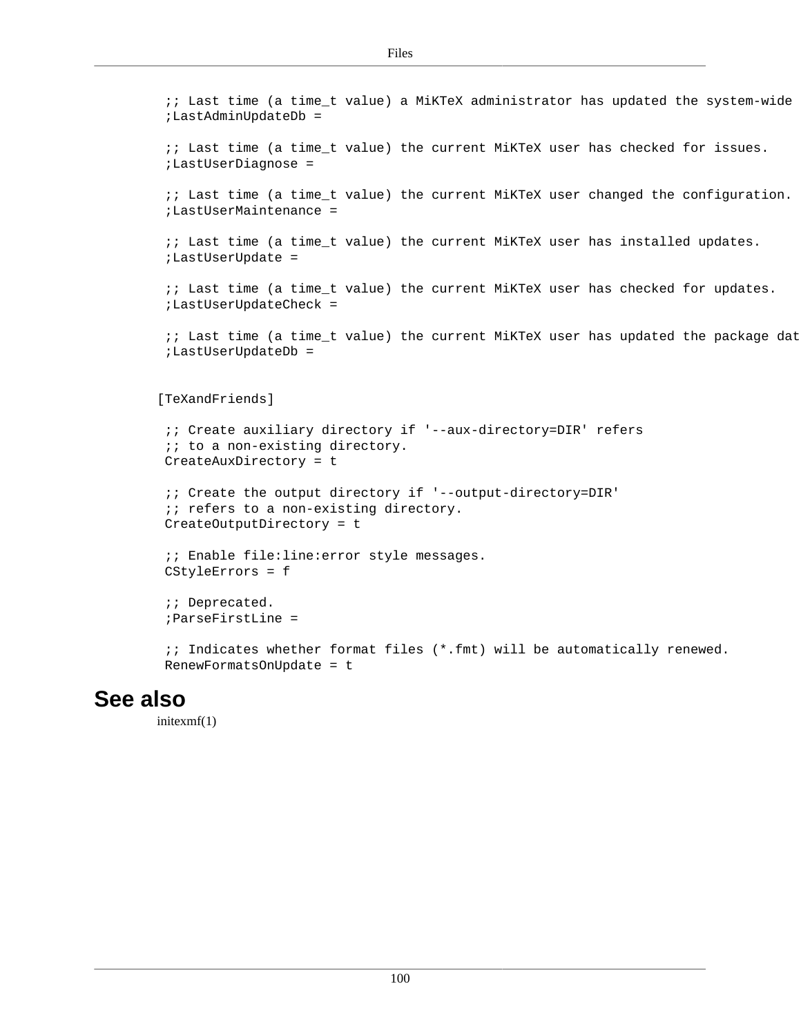```
;; Last time (a time_t value) a MiKTeX administrator has updated the system-wide
;LastAdminUpdateDb =

;; Last time (a time_t value) the current MiKTeX user has checked for issues.
;LastUserDiagnose =

;; Last time (a time_t value) the current MiKTeX user changed the configuration.
;LastUserMaintenance =

;; Last time (a time_t value) the current MiKTeX user has installed updates.
;LastUserUpdate =

;; Last time (a time_t value) the current MiKTeX user has checked for updates.
;LastUserUpdateCheck =

;; Last time (a time_t value) the current MiKTeX user has updated the package dat
;LastUserUpdateDb =


[TeXandFriends]

;; Create auxiliary directory if '--aux-directory=DIR' refers
;; to a non-existing directory.
CreateAuxDirectory = t

;; Create the output directory if '--output-directory=DIR'
;; refers to a non-existing directory.
CreateOutputDirectory = t

;; Enable file:line:error style messages.
CStyleErrors = f

;; Deprecated.
;ParseFirstLine =

;; Indicates whether format files (*.fmt) will be automatically renewed.
RenewFormatsOnUpdate = t
```

## See also

initexmf(1)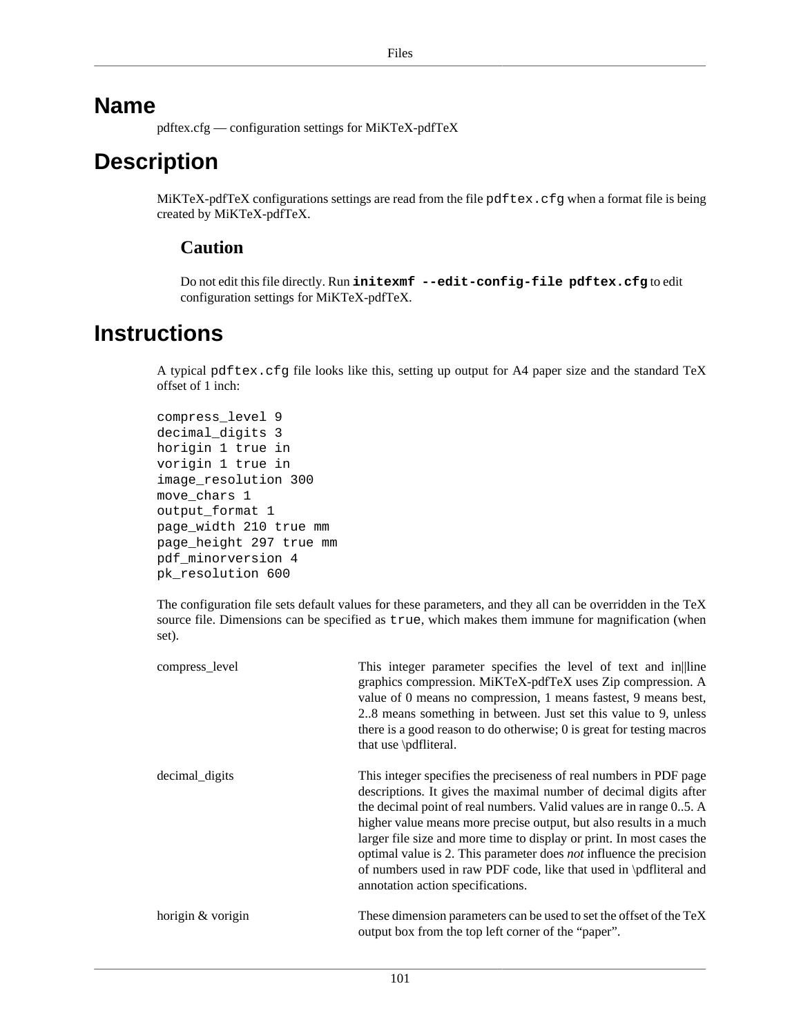# Name

pdftex.cfg — configuration settings for MiKTeX-pdfTeX

# Description

MiKTeX-pdfTeX configurations settings are read from the file `pdftex.cfg` when a format file is being created by MiKTeX-pdfTeX.

### Caution

Do not edit this file directly. Run **`initexmf --edit-config-file pdftex.cfg`** to edit configuration settings for MiKTeX-pdfTeX.

# Instructions

A typical `pdftex.cfg` file looks like this, setting up output for A4 paper size and the standard TeX offset of 1 inch:

```
compress_level 9
decimal_digits 3
horigin 1 true in
vorigin 1 true in
image_resolution 300
move_chars 1
output_format 1
page_width 210 true mm
page_height 297 true mm
pdf_minorversion 4
pk_resolution 600
```

The configuration file sets default values for these parameters, and they all can be overridden in the TeX source file. Dimensions can be specified as `true`, which makes them immune for magnification (when set).

compress_level
: This integer parameter specifies the level of text and in||line graphics compression. MiKTeX-pdfTeX uses Zip compression. A value of 0 means no compression, 1 means fastest, 9 means best, 2..8 means something in between. Just set this value to 9, unless there is a good reason to do otherwise; 0 is great for testing macros that use \pdfliteral.

decimal_digits
: This integer specifies the preciseness of real numbers in PDF page descriptions. It gives the maximal number of decimal digits after the decimal point of real numbers. Valid values are in range 0..5. A higher value means more precise output, but also results in a much larger file size and more time to display or print. In most cases the optimal value is 2. This parameter does *not* influence the precision of numbers used in raw PDF code, like that used in \pdfliteral and annotation action specifications.

horigin & vorigin
: These dimension parameters can be used to set the offset of the TeX output box from the top left corner of the “paper”.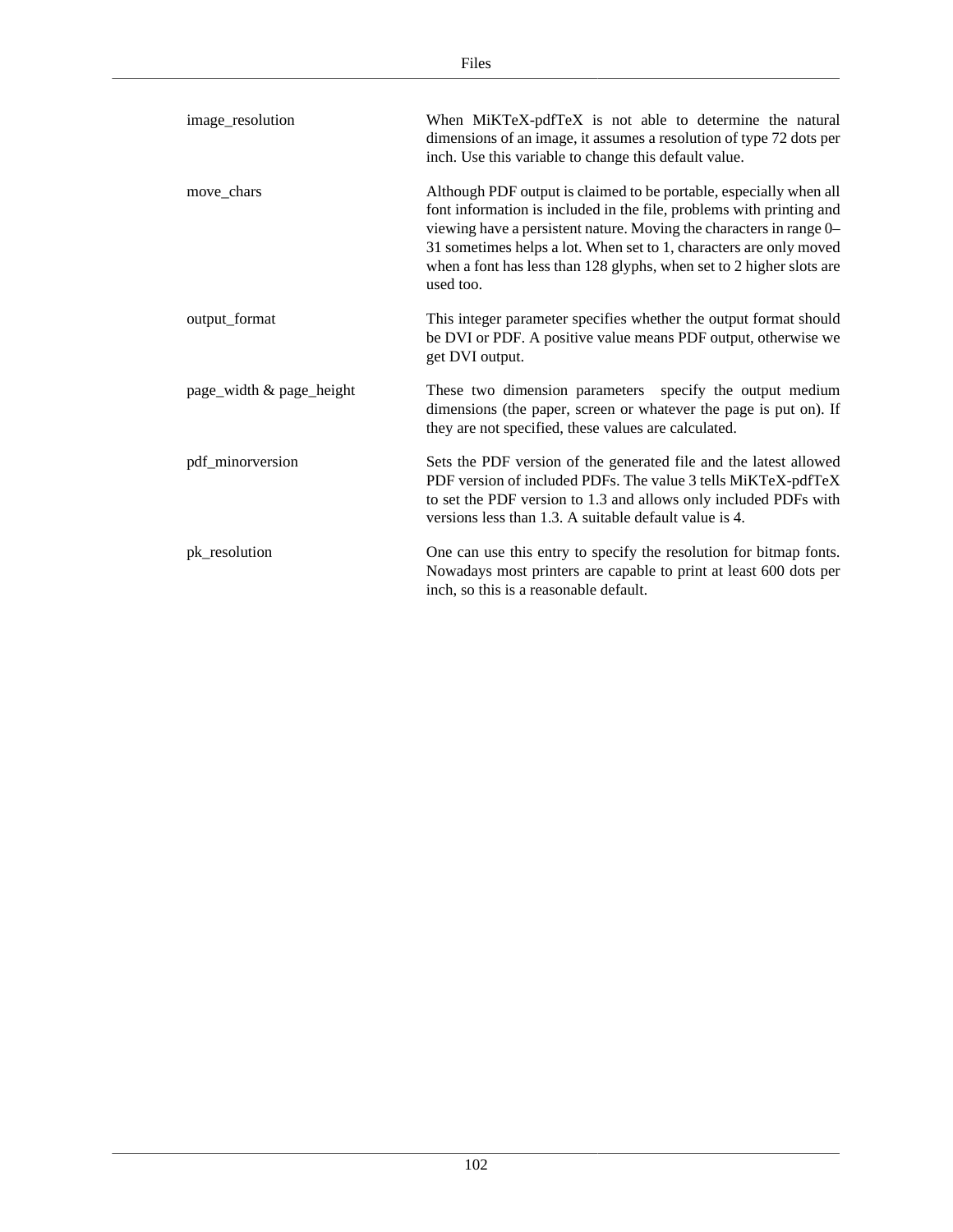| | |
|---|---|
| image_resolution | When MiKTeX-pdfTeX is not able to determine the natural dimensions of an image, it assumes a resolution of type 72 dots per inch. Use this variable to change this default value. |
| move_chars | Although PDF output is claimed to be portable, especially when all font information is included in the file, problems with printing and viewing have a persistent nature. Moving the characters in range 0–31 sometimes helps a lot. When set to 1, characters are only moved when a font has less than 128 glyphs, when set to 2 higher slots are used too. |
| output_format | This integer parameter specifies whether the output format should be DVI or PDF. A positive value means PDF output, otherwise we get DVI output. |
| page_width & page_height | These two dimension parameters specify the output medium dimensions (the paper, screen or whatever the page is put on). If they are not specified, these values are calculated. |
| pdf_minorversion | Sets the PDF version of the generated file and the latest allowed PDF version of included PDFs. The value 3 tells MiKTeX-pdfTeX to set the PDF version to 1.3 and allows only included PDFs with versions less than 1.3. A suitable default value is 4. |
| pk_resolution | One can use this entry to specify the resolution for bitmap fonts. Nowadays most printers are capable to print at least 600 dots per inch, so this is a reasonable default. |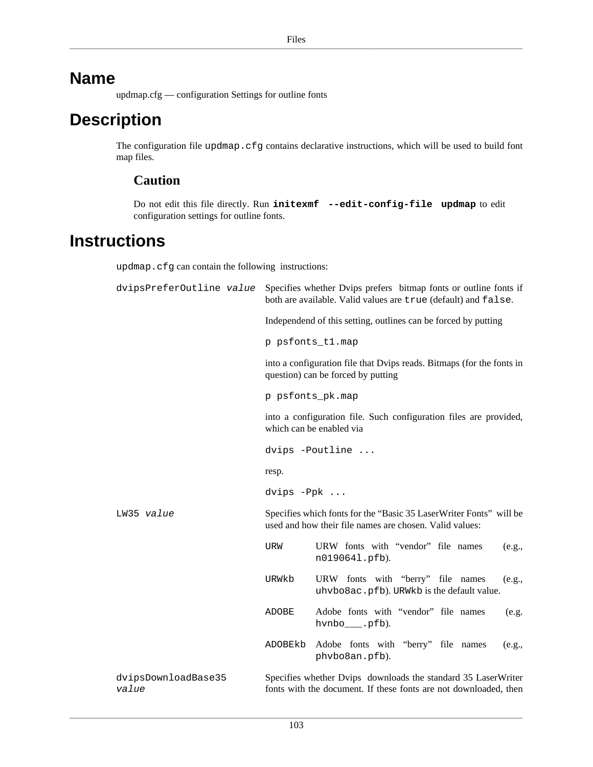# Name

updmap.cfg — configuration Settings for outline fonts

# Description

The configuration file `updmap.cfg` contains declarative instructions, which will be used to build font map files.

### Caution

Do not edit this file directly. Run **`initexmf --edit-config-file updmap`** to edit configuration settings for outline fonts.

# Instructions

`updmap.cfg` can contain the following instructions:

`dvipsPreferOutline` *`value`*
: Specifies whether Dvips prefers bitmap fonts or outline fonts if both are available. Valid values are `true` (default) and `false`.

  Independend of this setting, outlines can be forced by putting

  ```
  p psfonts_t1.map
  ```

  into a configuration file that Dvips reads. Bitmaps (for the fonts in question) can be forced by putting

  ```
  p psfonts_pk.map
  ```

  into a configuration file. Such configuration files are provided, which can be enabled via

  ```
  dvips -Poutline ...
  ```

  resp.

  ```
  dvips -Ppk ...
  ```

`LW35` *`value`*
: Specifies which fonts for the “Basic 35 LaserWriter Fonts” will be used and how their file names are chosen. Valid values:

  `URW`
  : URW fonts with “vendor” file names (e.g., `n019064l.pfb`).

  `URWkb`
  : URW fonts with “berry” file names (e.g., `uhvbo8ac.pfb`). `URWkb` is the default value.

  `ADOBE`
  : Adobe fonts with “vendor” file names (e.g. `hvnbo___.pfb`).

  `ADOBEkb`
  : Adobe fonts with “berry” file names (e.g., `phvbo8an.pfb`).

`dvipsDownloadBase35` *`value`*
: Specifies whether Dvips downloads the standard 35 LaserWriter fonts with the document. If these fonts are not downloaded, then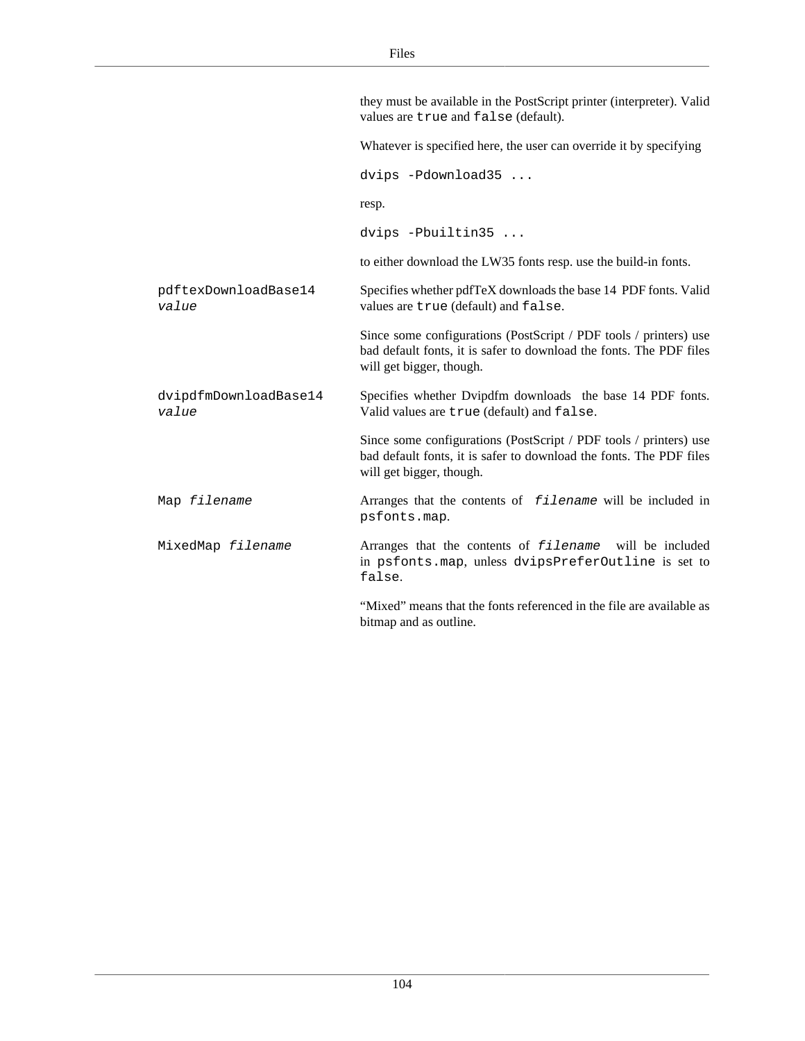they must be available in the PostScript printer (interpreter). Valid values are `true` and `false` (default).

Whatever is specified here, the user can override it by specifying

```
dvips -Pdownload35 ...
```

resp.

```
dvips -Pbuiltin35 ...
```

to either download the LW35 fonts resp. use the build-in fonts.

`pdftexDownloadBase14` *`value`*
: Specifies whether pdfTeX downloads the base 14 PDF fonts. Valid values are `true` (default) and `false`.

  Since some configurations (PostScript / PDF tools / printers) use bad default fonts, it is safer to download the fonts. The PDF files will get bigger, though.

`dvipdfmDownloadBase14` *`value`*
: Specifies whether Dvipdfm downloads the base 14 PDF fonts. Valid values are `true` (default) and `false`.

  Since some configurations (PostScript / PDF tools / printers) use bad default fonts, it is safer to download the fonts. The PDF files will get bigger, though.

`Map` *`filename`*
: Arranges that the contents of *`filename`* will be included in `psfonts.map`.

`MixedMap` *`filename`*
: Arranges that the contents of *`filename`* will be included in `psfonts.map`, unless `dvipsPreferOutline` is set to `false`.

  "Mixed" means that the fonts referenced in the file are available as bitmap and as outline.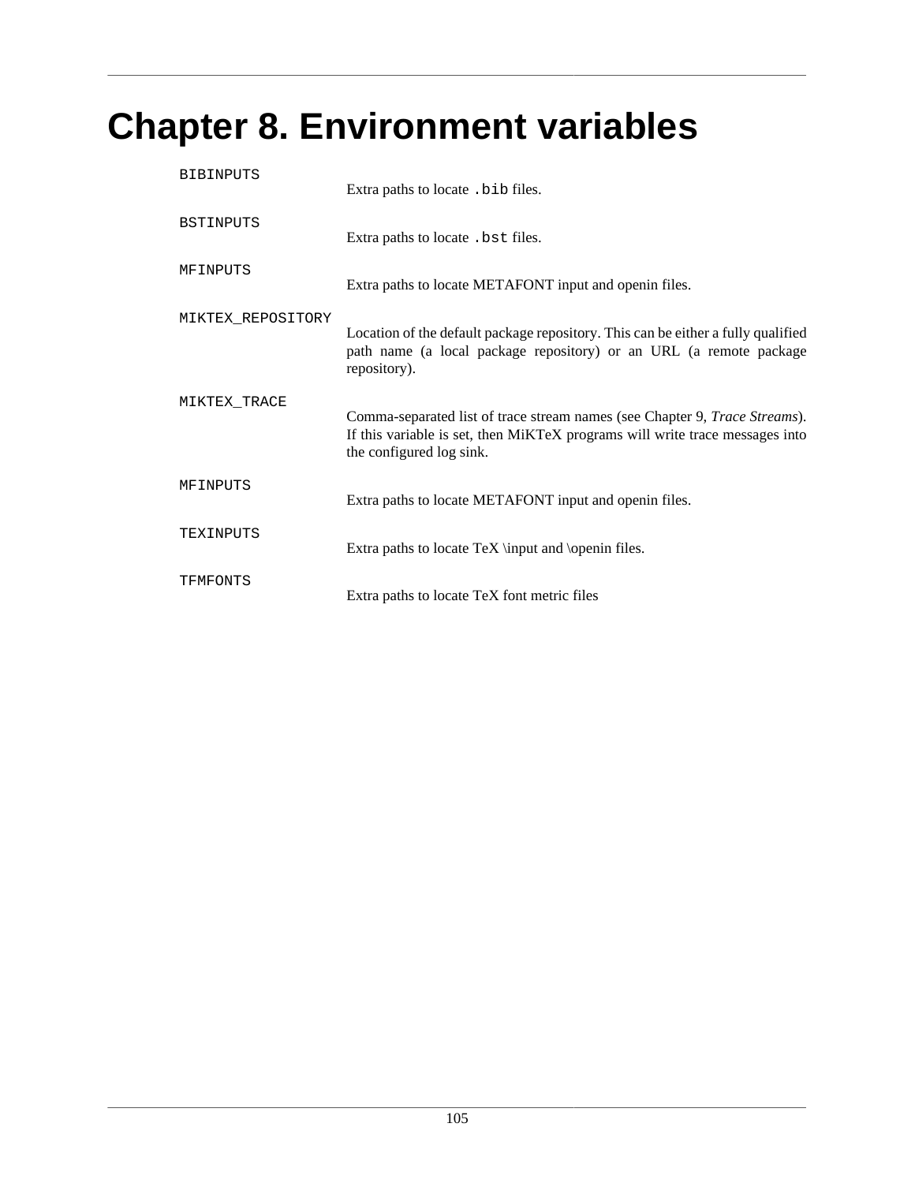# Chapter 8. Environment variables

`BIBINPUTS`
: Extra paths to locate `.bib` files.

`BSTINPUTS`
: Extra paths to locate `.bst` files.

`MFINPUTS`
: Extra paths to locate METAFONT input and openin files.

`MIKTEX_REPOSITORY`
: Location of the default package repository. This can be either a fully qualified path name (a local package repository) or an URL (a remote package repository).

`MIKTEX_TRACE`
: Comma-separated list of trace stream names (see Chapter 9, *Trace Streams*). If this variable is set, then MiKTeX programs will write trace messages into the configured log sink.

`MFINPUTS`
: Extra paths to locate METAFONT input and openin files.

`TEXINPUTS`
: Extra paths to locate TeX \input and \openin files.

`TFMFONTS`
: Extra paths to locate TeX font metric files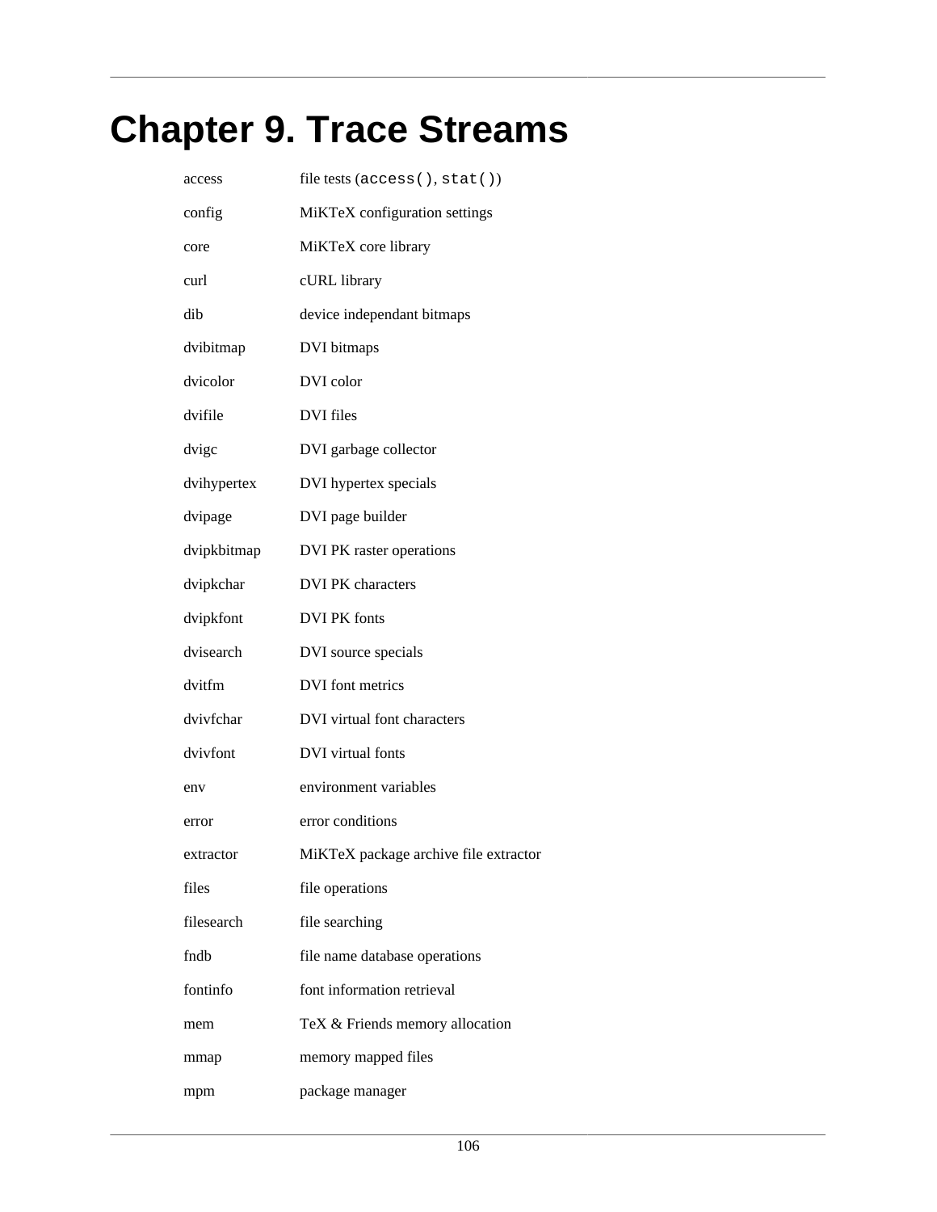# Chapter 9. Trace Streams

| | |
|---|---|
| access | file tests (`access()`, `stat()`) |
| config | MiKTeX configuration settings |
| core | MiKTeX core library |
| curl | cURL library |
| dib | device independant bitmaps |
| dvibitmap | DVI bitmaps |
| dvicolor | DVI color |
| dvifile | DVI files |
| dvigc | DVI garbage collector |
| dvihypertex | DVI hypertex specials |
| dvipage | DVI page builder |
| dvipkbitmap | DVI PK raster operations |
| dvipkchar | DVI PK characters |
| dvipkfont | DVI PK fonts |
| dvisearch | DVI source specials |
| dvitfm | DVI font metrics |
| dvivfchar | DVI virtual font characters |
| dvivfont | DVI virtual fonts |
| env | environment variables |
| error | error conditions |
| extractor | MiKTeX package archive file extractor |
| files | file operations |
| filesearch | file searching |
| fndb | file name database operations |
| fontinfo | font information retrieval |
| mem | TeX & Friends memory allocation |
| mmap | memory mapped files |
| mpm | package manager |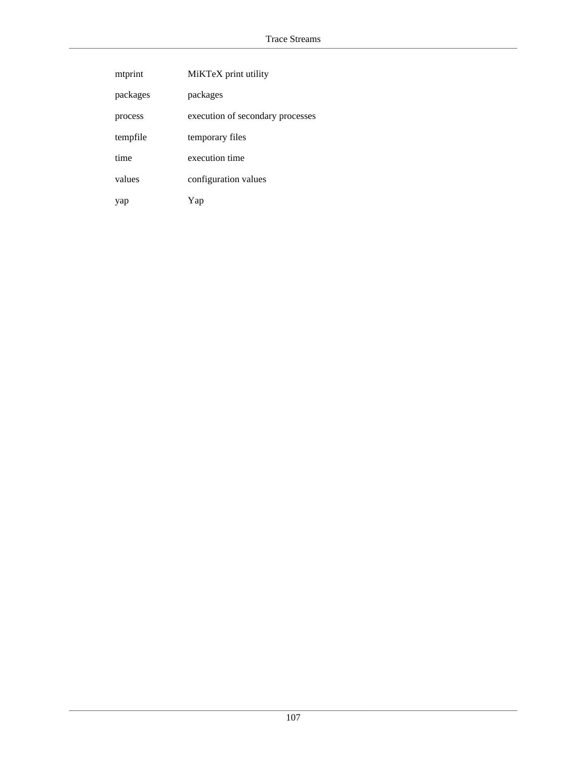| | |
|---|---|
| mtprint | MiKTeX print utility |
| packages | packages |
| process | execution of secondary processes |
| tempfile | temporary files |
| time | execution time |
| values | configuration values |
| yap | Yap |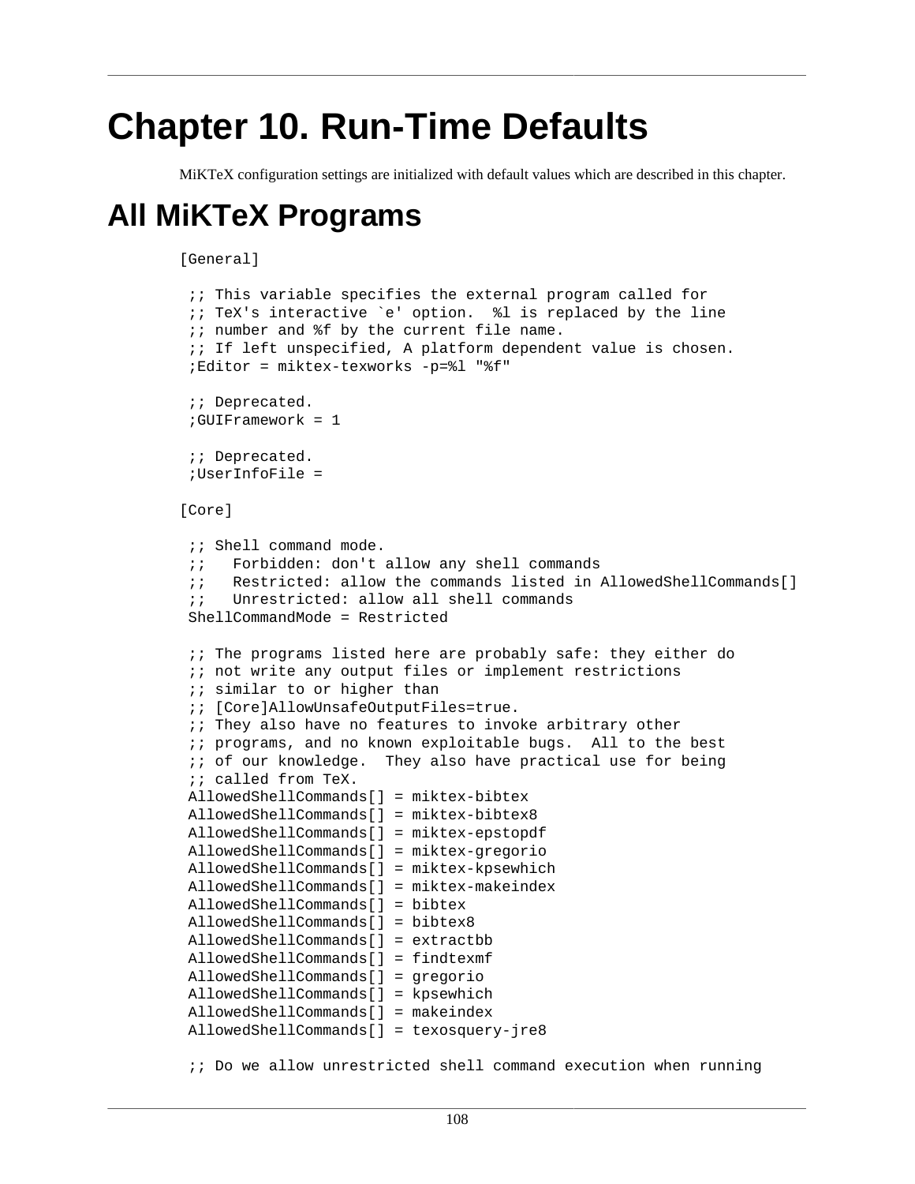# Chapter 10. Run-Time Defaults

MiKTeX configuration settings are initialized with default values which are described in this chapter.

## All MiKTeX Programs

```
[General]

 ;; This variable specifies the external program called for
 ;; TeX's interactive `e' option.  %l is replaced by the line
 ;; number and %f by the current file name.
 ;; If left unspecified, A platform dependent value is chosen.
 ;Editor = miktex-texworks -p=%l "%f"

 ;; Deprecated.
 ;GUIFramework = 1

 ;; Deprecated.
 ;UserInfoFile =

[Core]

 ;; Shell command mode.
 ;;   Forbidden: don't allow any shell commands
 ;;   Restricted: allow the commands listed in AllowedShellCommands[]
 ;;   Unrestricted: allow all shell commands
 ShellCommandMode = Restricted

 ;; The programs listed here are probably safe: they either do
 ;; not write any output files or implement restrictions
 ;; similar to or higher than
 ;; [Core]AllowUnsafeOutputFiles=true.
 ;; They also have no features to invoke arbitrary other
 ;; programs, and no known exploitable bugs.  All to the best
 ;; of our knowledge.  They also have practical use for being
 ;; called from TeX.
 AllowedShellCommands[] = miktex-bibtex
 AllowedShellCommands[] = miktex-bibtex8
 AllowedShellCommands[] = miktex-epstopdf
 AllowedShellCommands[] = miktex-gregorio
 AllowedShellCommands[] = miktex-kpsewhich
 AllowedShellCommands[] = miktex-makeindex
 AllowedShellCommands[] = bibtex
 AllowedShellCommands[] = bibtex8
 AllowedShellCommands[] = extractbb
 AllowedShellCommands[] = findtexmf
 AllowedShellCommands[] = gregorio
 AllowedShellCommands[] = kpsewhich
 AllowedShellCommands[] = makeindex
 AllowedShellCommands[] = texosquery-jre8

 ;; Do we allow unrestricted shell command execution when running
```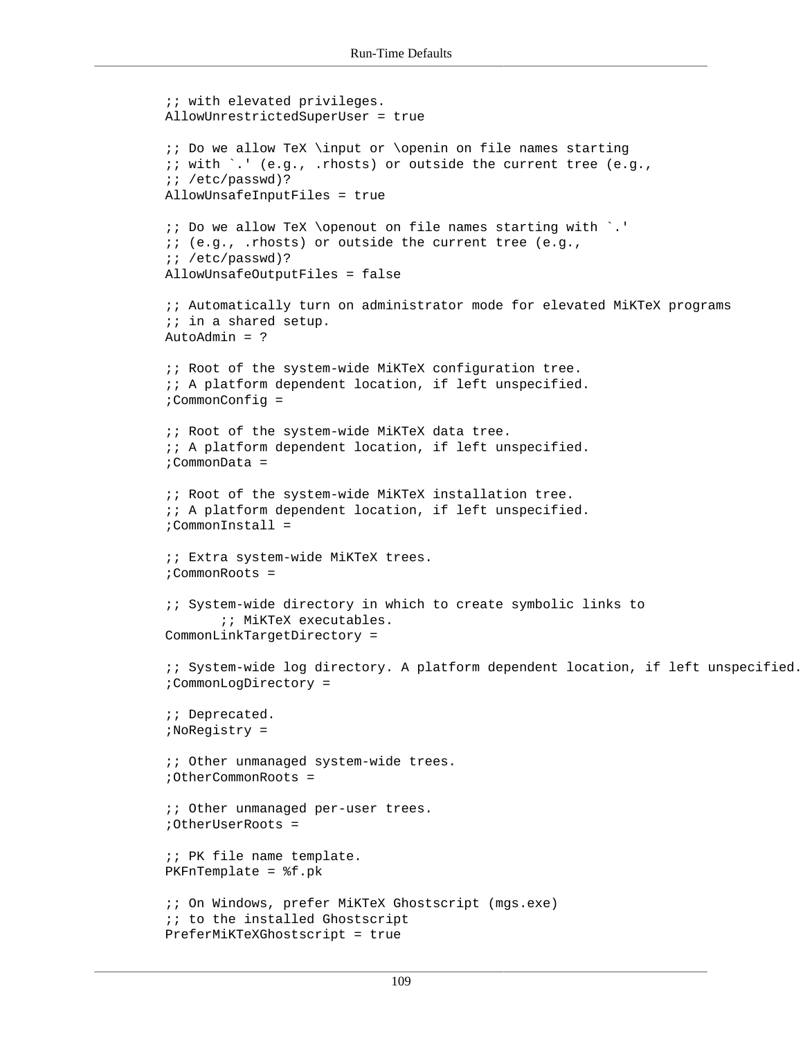```
;; with elevated privileges.
AllowUnrestrictedSuperUser = true

;; Do we allow TeX \input or \openin on file names starting
;; with `.' (e.g., .rhosts) or outside the current tree (e.g.,
;; /etc/passwd)?
AllowUnsafeInputFiles = true

;; Do we allow TeX \openout on file names starting with `.'
;; (e.g., .rhosts) or outside the current tree (e.g.,
;; /etc/passwd)?
AllowUnsafeOutputFiles = false

;; Automatically turn on administrator mode for elevated MiKTeX programs
;; in a shared setup.
AutoAdmin = ?

;; Root of the system-wide MiKTeX configuration tree.
;; A platform dependent location, if left unspecified.
;CommonConfig =

;; Root of the system-wide MiKTeX data tree.
;; A platform dependent location, if left unspecified.
;CommonData =

;; Root of the system-wide MiKTeX installation tree.
;; A platform dependent location, if left unspecified.
;CommonInstall =

;; Extra system-wide MiKTeX trees.
;CommonRoots =

;; System-wide directory in which to create symbolic links to
       ;; MiKTeX executables.
CommonLinkTargetDirectory =

;; System-wide log directory. A platform dependent location, if left unspecified.
;CommonLogDirectory =

;; Deprecated.
;NoRegistry =

;; Other unmanaged system-wide trees.
;OtherCommonRoots =

;; Other unmanaged per-user trees.
;OtherUserRoots =

;; PK file name template.
PKFnTemplate = %f.pk

;; On Windows, prefer MiKTeX Ghostscript (mgs.exe)
;; to the installed Ghostscript
PreferMiKTeXGhostscript = true
```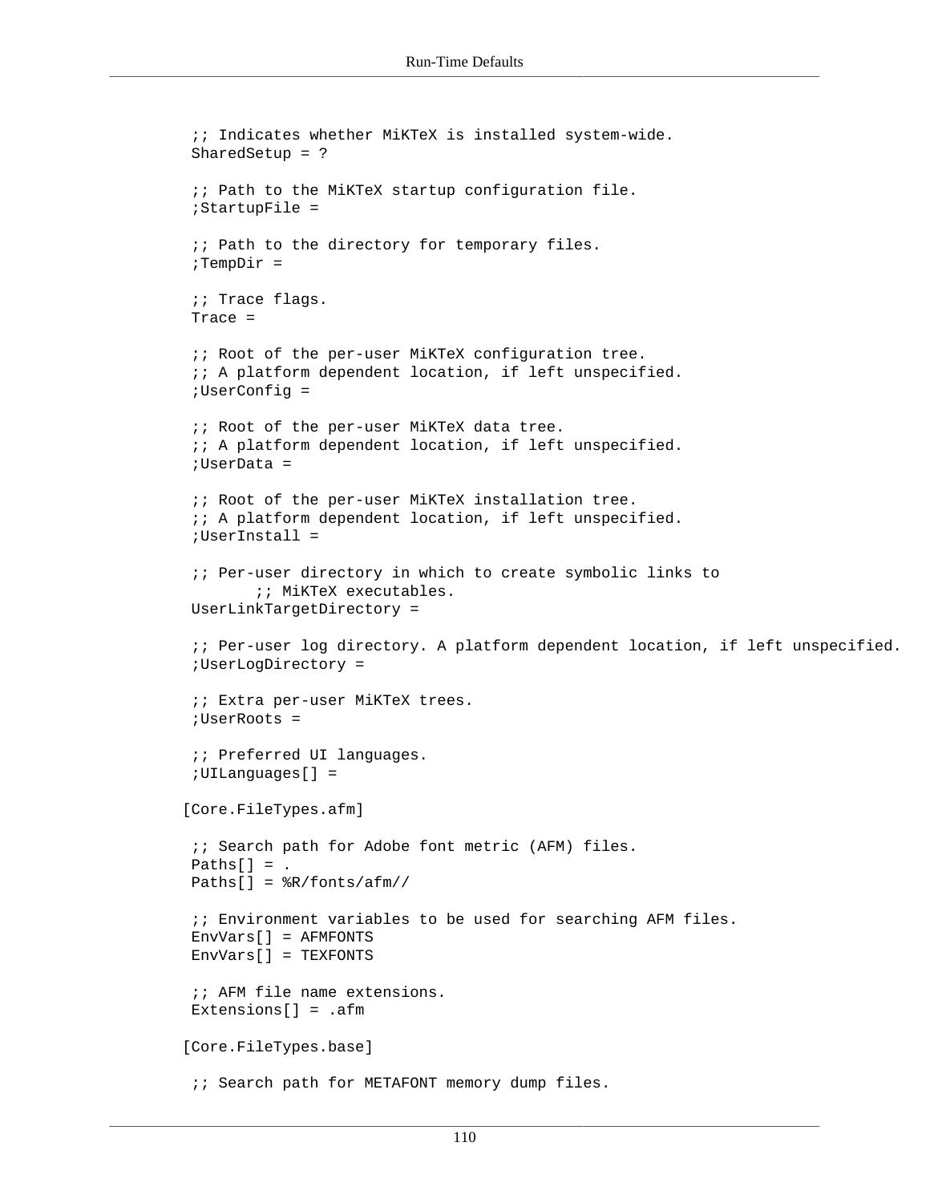```
 ;; Indicates whether MiKTeX is installed system-wide.
 SharedSetup = ?

 ;; Path to the MiKTeX startup configuration file.
 ;StartupFile =

 ;; Path to the directory for temporary files.
 ;TempDir =

 ;; Trace flags.
 Trace =

 ;; Root of the per-user MiKTeX configuration tree.
 ;; A platform dependent location, if left unspecified.
 ;UserConfig =

 ;; Root of the per-user MiKTeX data tree.
 ;; A platform dependent location, if left unspecified.
 ;UserData =

 ;; Root of the per-user MiKTeX installation tree.
 ;; A platform dependent location, if left unspecified.
 ;UserInstall =

 ;; Per-user directory in which to create symbolic links to
        ;; MiKTeX executables.
 UserLinkTargetDirectory =

 ;; Per-user log directory. A platform dependent location, if left unspecified.
 ;UserLogDirectory =

 ;; Extra per-user MiKTeX trees.
 ;UserRoots =

 ;; Preferred UI languages.
 ;UILanguages[] =

[Core.FileTypes.afm]

 ;; Search path for Adobe font metric (AFM) files.
 Paths[] = .
 Paths[] = %R/fonts/afm//

 ;; Environment variables to be used for searching AFM files.
 EnvVars[] = AFMFONTS
 EnvVars[] = TEXFONTS

 ;; AFM file name extensions.
 Extensions[] = .afm

[Core.FileTypes.base]

 ;; Search path for METAFONT memory dump files.
```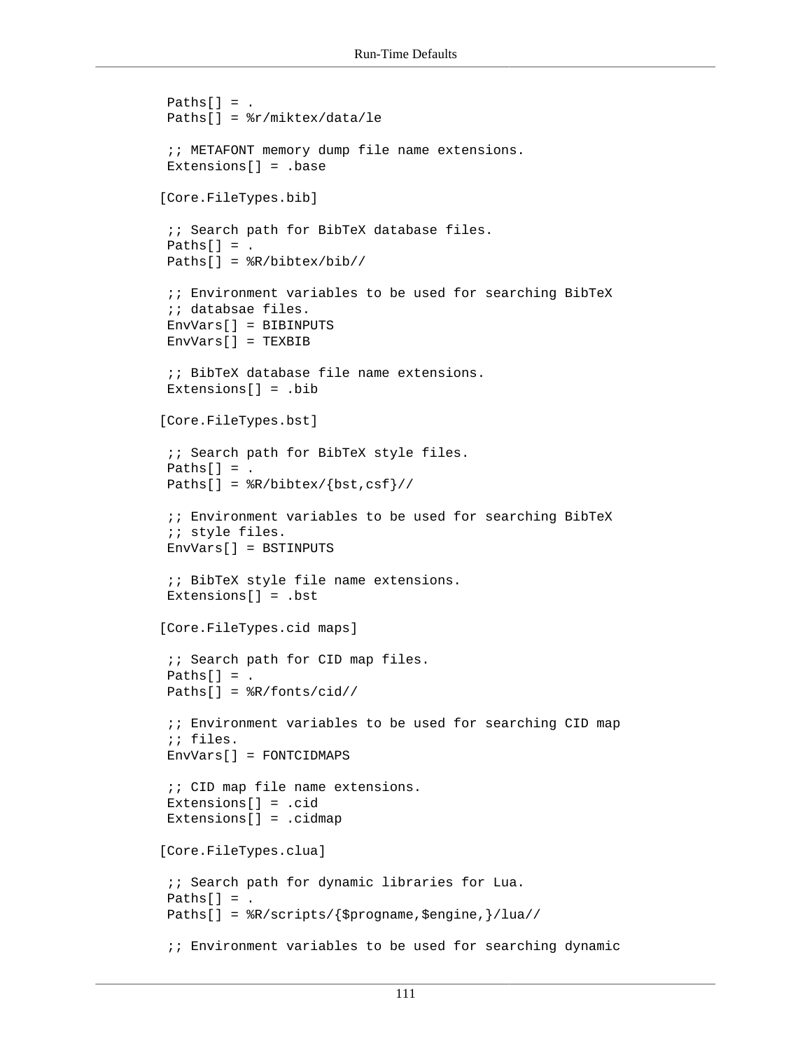```
 Paths[] = .
 Paths[] = %r/miktex/data/le

 ;; METAFONT memory dump file name extensions.
 Extensions[] = .base

[Core.FileTypes.bib]

 ;; Search path for BibTeX database files.
 Paths[] = .
 Paths[] = %R/bibtex/bib//

 ;; Environment variables to be used for searching BibTeX
 ;; databsae files.
 EnvVars[] = BIBINPUTS
 EnvVars[] = TEXBIB

 ;; BibTeX database file name extensions.
 Extensions[] = .bib

[Core.FileTypes.bst]

 ;; Search path for BibTeX style files.
 Paths[] = .
 Paths[] = %R/bibtex/{bst,csf}//

 ;; Environment variables to be used for searching BibTeX
 ;; style files.
 EnvVars[] = BSTINPUTS

 ;; BibTeX style file name extensions.
 Extensions[] = .bst

[Core.FileTypes.cid maps]

 ;; Search path for CID map files.
 Paths[] = .
 Paths[] = %R/fonts/cid//

 ;; Environment variables to be used for searching CID map
 ;; files.
 EnvVars[] = FONTCIDMAPS

 ;; CID map file name extensions.
 Extensions[] = .cid
 Extensions[] = .cidmap

[Core.FileTypes.clua]

 ;; Search path for dynamic libraries for Lua.
 Paths[] = .
 Paths[] = %R/scripts/{$progname,$engine,}/lua//

 ;; Environment variables to be used for searching dynamic
```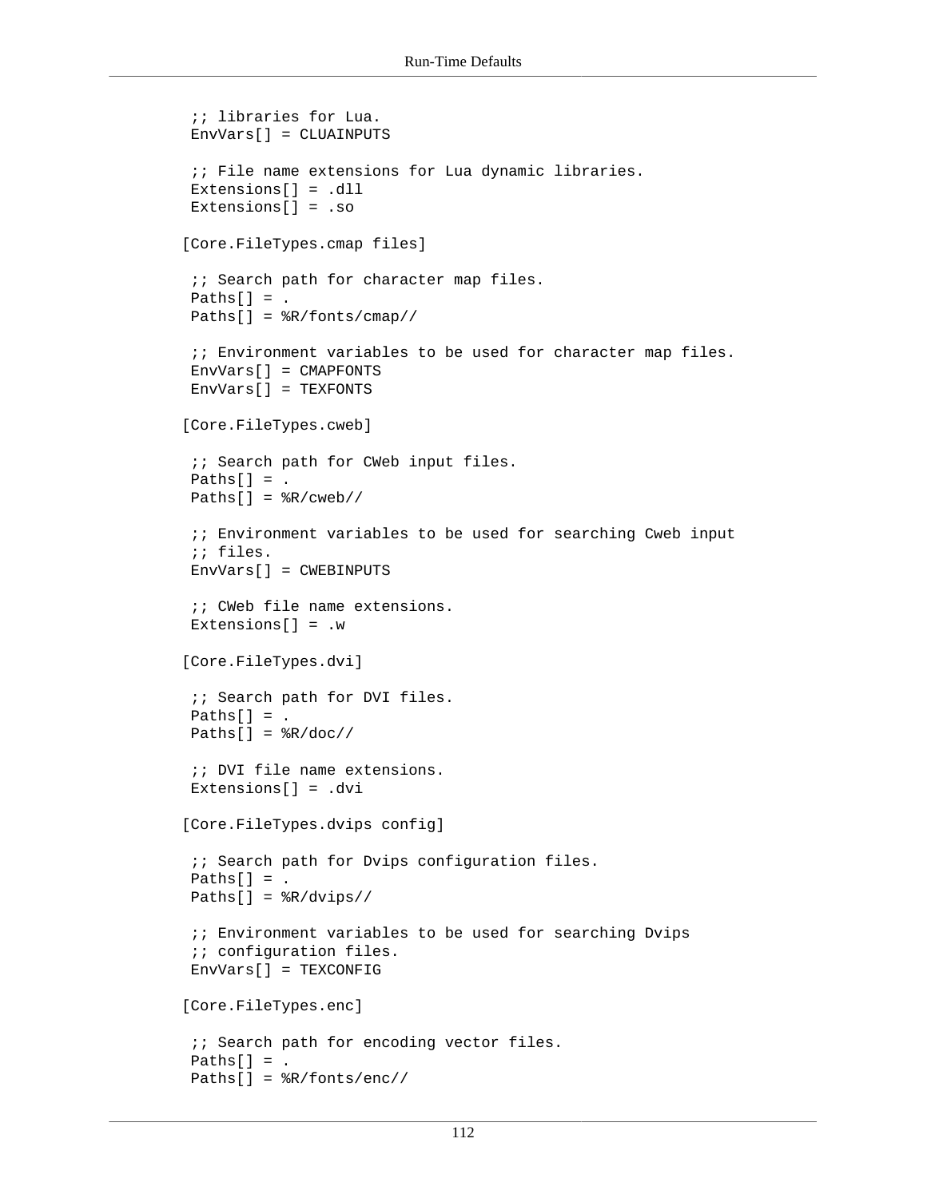```
 ;; libraries for Lua.
 EnvVars[] = CLUAINPUTS

 ;; File name extensions for Lua dynamic libraries.
 Extensions[] = .dll
 Extensions[] = .so

[Core.FileTypes.cmap files]

 ;; Search path for character map files.
 Paths[] = .
 Paths[] = %R/fonts/cmap//

 ;; Environment variables to be used for character map files.
 EnvVars[] = CMAPFONTS
 EnvVars[] = TEXFONTS

[Core.FileTypes.cweb]

 ;; Search path for CWeb input files.
 Paths[] = .
 Paths[] = %R/cweb//

 ;; Environment variables to be used for searching Cweb input
 ;; files.
 EnvVars[] = CWEBINPUTS

 ;; CWeb file name extensions.
 Extensions[] = .w

[Core.FileTypes.dvi]

 ;; Search path for DVI files.
 Paths[] = .
 Paths[] = %R/doc//

 ;; DVI file name extensions.
 Extensions[] = .dvi

[Core.FileTypes.dvips config]

 ;; Search path for Dvips configuration files.
 Paths[] = .
 Paths[] = %R/dvips//

 ;; Environment variables to be used for searching Dvips
 ;; configuration files.
 EnvVars[] = TEXCONFIG

[Core.FileTypes.enc]

 ;; Search path for encoding vector files.
 Paths[] = .
 Paths[] = %R/fonts/enc//
```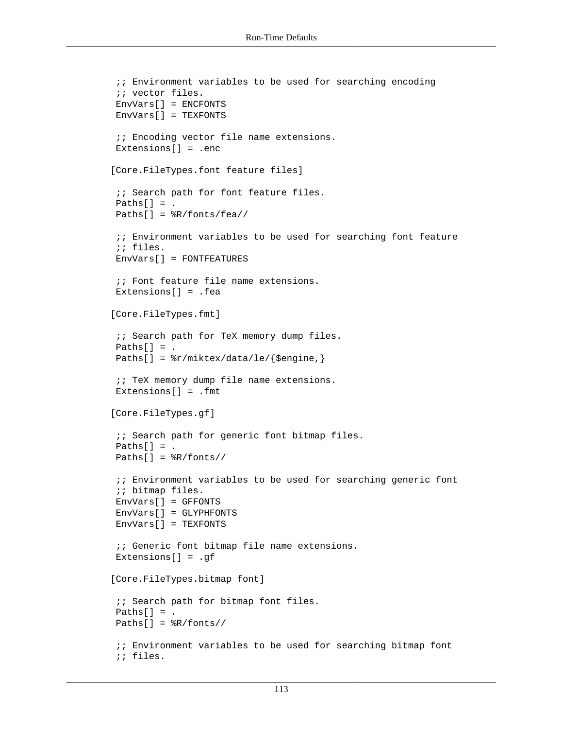```
 ;; Environment variables to be used for searching encoding
 ;; vector files.
 EnvVars[] = ENCFONTS
 EnvVars[] = TEXFONTS

 ;; Encoding vector file name extensions.
 Extensions[] = .enc

[Core.FileTypes.font feature files]

 ;; Search path for font feature files.
 Paths[] = .
 Paths[] = %R/fonts/fea//

 ;; Environment variables to be used for searching font feature
 ;; files.
 EnvVars[] = FONTFEATURES

 ;; Font feature file name extensions.
 Extensions[] = .fea

[Core.FileTypes.fmt]

 ;; Search path for TeX memory dump files.
 Paths[] = .
 Paths[] = %r/miktex/data/le/{$engine,}

 ;; TeX memory dump file name extensions.
 Extensions[] = .fmt

[Core.FileTypes.gf]

 ;; Search path for generic font bitmap files.
 Paths[] = .
 Paths[] = %R/fonts//

 ;; Environment variables to be used for searching generic font
 ;; bitmap files.
 EnvVars[] = GFFONTS
 EnvVars[] = GLYPHFONTS
 EnvVars[] = TEXFONTS

 ;; Generic font bitmap file name extensions.
 Extensions[] = .gf

[Core.FileTypes.bitmap font]

 ;; Search path for bitmap font files.
 Paths[] = .
 Paths[] = %R/fonts//

 ;; Environment variables to be used for searching bitmap font
 ;; files.
```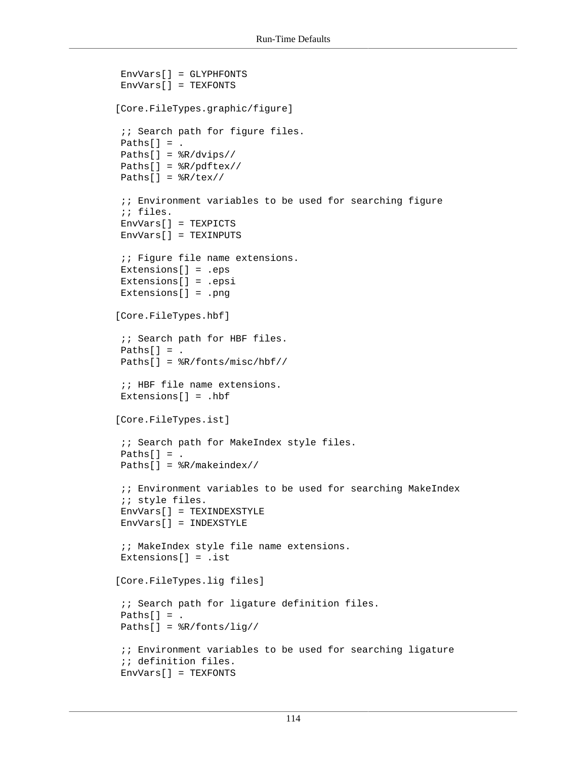```
 EnvVars[] = GLYPHFONTS
 EnvVars[] = TEXFONTS

[Core.FileTypes.graphic/figure]

 ;; Search path for figure files.
 Paths[] = .
 Paths[] = %R/dvips//
 Paths[] = %R/pdftex//
 Paths[] = %R/tex//

 ;; Environment variables to be used for searching figure
 ;; files.
 EnvVars[] = TEXPICTS
 EnvVars[] = TEXINPUTS

 ;; Figure file name extensions.
 Extensions[] = .eps
 Extensions[] = .epsi
 Extensions[] = .png

[Core.FileTypes.hbf]

 ;; Search path for HBF files.
 Paths[] = .
 Paths[] = %R/fonts/misc/hbf//

 ;; HBF file name extensions.
 Extensions[] = .hbf

[Core.FileTypes.ist]

 ;; Search path for MakeIndex style files.
 Paths[] = .
 Paths[] = %R/makeindex//

 ;; Environment variables to be used for searching MakeIndex
 ;; style files.
 EnvVars[] = TEXINDEXSTYLE
 EnvVars[] = INDEXSTYLE

 ;; MakeIndex style file name extensions.
 Extensions[] = .ist

[Core.FileTypes.lig files]

 ;; Search path for ligature definition files.
 Paths[] = .
 Paths[] = %R/fonts/lig//

 ;; Environment variables to be used for searching ligature
 ;; definition files.
 EnvVars[] = TEXFONTS
```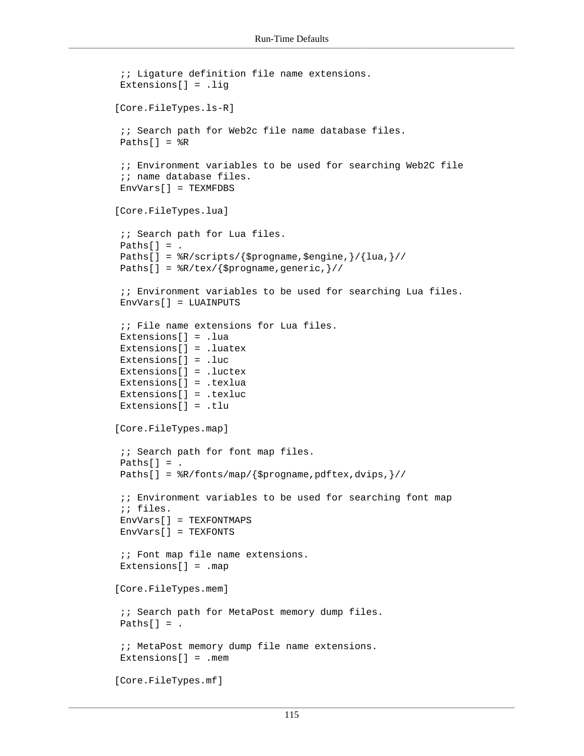```
 ;; Ligature definition file name extensions.
 Extensions[] = .lig

[Core.FileTypes.ls-R]

 ;; Search path for Web2c file name database files.
 Paths[] = %R

 ;; Environment variables to be used for searching Web2C file
 ;; name database files.
 EnvVars[] = TEXMFDBS

[Core.FileTypes.lua]

 ;; Search path for Lua files.
 Paths[] = .
 Paths[] = %R/scripts/{$progname,$engine,}/{lua,}//
 Paths[] = %R/tex/{$progname,generic,}//

 ;; Environment variables to be used for searching Lua files.
 EnvVars[] = LUAINPUTS

 ;; File name extensions for Lua files.
 Extensions[] = .lua
 Extensions[] = .luatex
 Extensions[] = .luc
 Extensions[] = .luctex
 Extensions[] = .texlua
 Extensions[] = .texluc
 Extensions[] = .tlu

[Core.FileTypes.map]

 ;; Search path for font map files.
 Paths[] = .
 Paths[] = %R/fonts/map/{$progname,pdftex,dvips,}//

 ;; Environment variables to be used for searching font map
 ;; files.
 EnvVars[] = TEXFONTMAPS
 EnvVars[] = TEXFONTS

 ;; Font map file name extensions.
 Extensions[] = .map

[Core.FileTypes.mem]

 ;; Search path for MetaPost memory dump files.
 Paths[] = .

 ;; MetaPost memory dump file name extensions.
 Extensions[] = .mem

[Core.FileTypes.mf]
```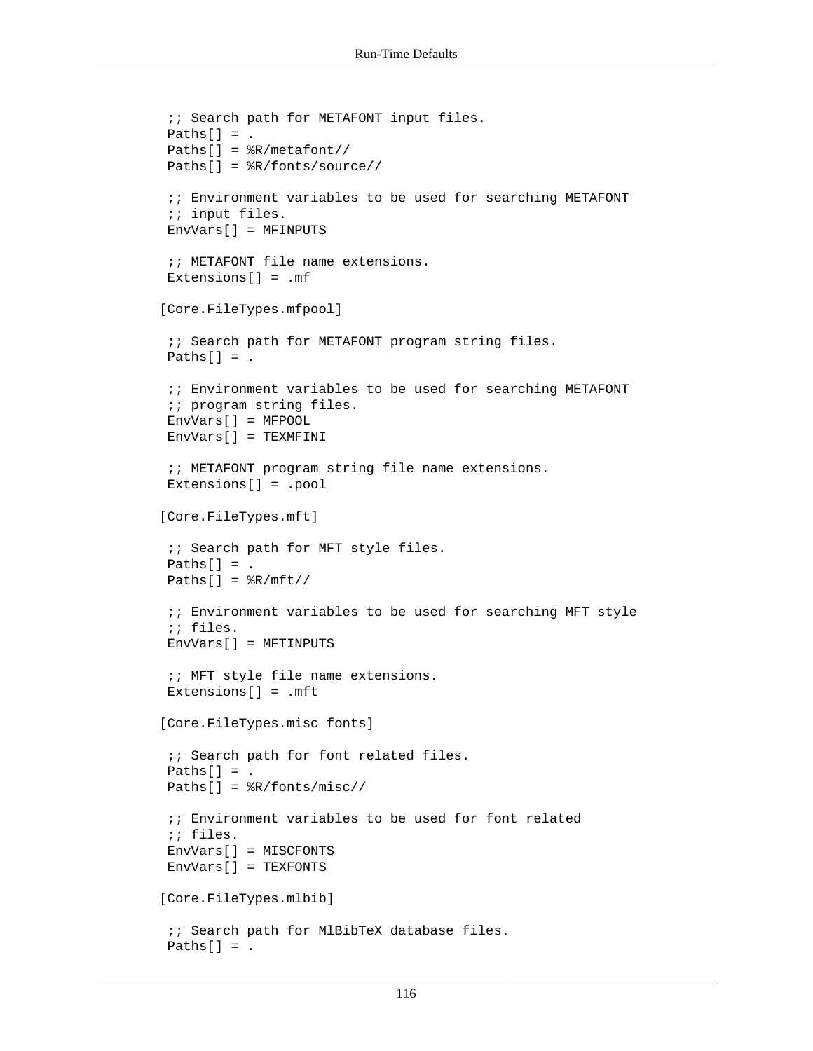```
 ;; Search path for METAFONT input files.
 Paths[] = .
 Paths[] = %R/metafont//
 Paths[] = %R/fonts/source//

 ;; Environment variables to be used for searching METAFONT
 ;; input files.
 EnvVars[] = MFINPUTS

 ;; METAFONT file name extensions.
 Extensions[] = .mf

[Core.FileTypes.mfpool]

 ;; Search path for METAFONT program string files.
 Paths[] = .

 ;; Environment variables to be used for searching METAFONT
 ;; program string files.
 EnvVars[] = MFPOOL
 EnvVars[] = TEXMFINI

 ;; METAFONT program string file name extensions.
 Extensions[] = .pool

[Core.FileTypes.mft]

 ;; Search path for MFT style files.
 Paths[] = .
 Paths[] = %R/mft//

 ;; Environment variables to be used for searching MFT style
 ;; files.
 EnvVars[] = MFTINPUTS

 ;; MFT style file name extensions.
 Extensions[] = .mft

[Core.FileTypes.misc fonts]

 ;; Search path for font related files.
 Paths[] = .
 Paths[] = %R/fonts/misc//

 ;; Environment variables to be used for font related
 ;; files.
 EnvVars[] = MISCFONTS
 EnvVars[] = TEXFONTS

[Core.FileTypes.mlbib]

 ;; Search path for MlBibTeX database files.
 Paths[] = .
```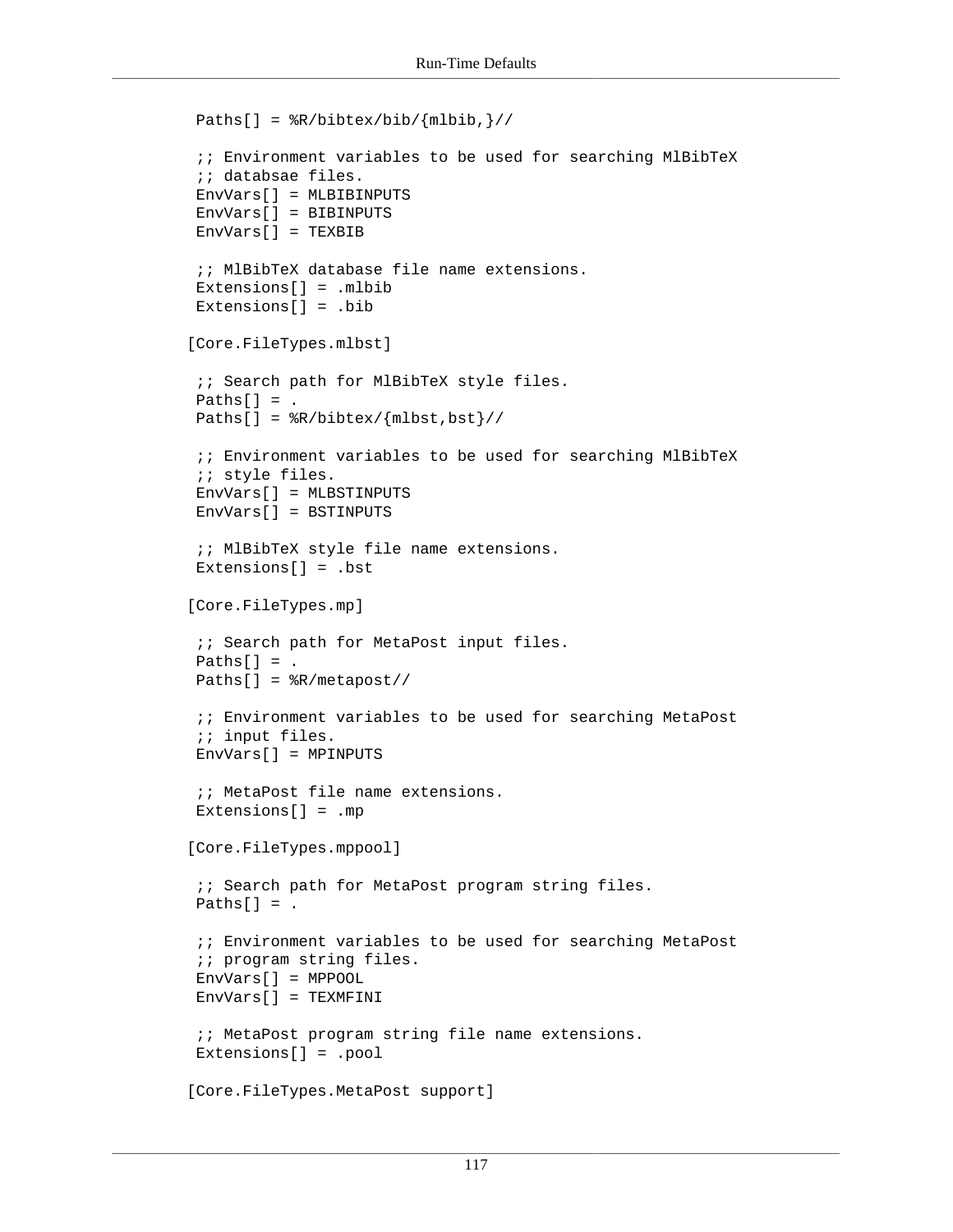```
 Paths[] = %R/bibtex/bib/{mlbib,}//

 ;; Environment variables to be used for searching MlBibTeX
 ;; databsae files.
 EnvVars[] = MLBIBINPUTS
 EnvVars[] = BIBINPUTS
 EnvVars[] = TEXBIB

 ;; MlBibTeX database file name extensions.
 Extensions[] = .mlbib
 Extensions[] = .bib

[Core.FileTypes.mlbst]

 ;; Search path for MlBibTeX style files.
 Paths[] = .
 Paths[] = %R/bibtex/{mlbst,bst}//

 ;; Environment variables to be used for searching MlBibTeX
 ;; style files.
 EnvVars[] = MLBSTINPUTS
 EnvVars[] = BSTINPUTS

 ;; MlBibTeX style file name extensions.
 Extensions[] = .bst

[Core.FileTypes.mp]

 ;; Search path for MetaPost input files.
 Paths[] = .
 Paths[] = %R/metapost//

 ;; Environment variables to be used for searching MetaPost
 ;; input files.
 EnvVars[] = MPINPUTS

 ;; MetaPost file name extensions.
 Extensions[] = .mp

[Core.FileTypes.mppool]

 ;; Search path for MetaPost program string files.
 Paths[] = .

 ;; Environment variables to be used for searching MetaPost
 ;; program string files.
 EnvVars[] = MPPOOL
 EnvVars[] = TEXMFINI

 ;; MetaPost program string file name extensions.
 Extensions[] = .pool

[Core.FileTypes.MetaPost support]
```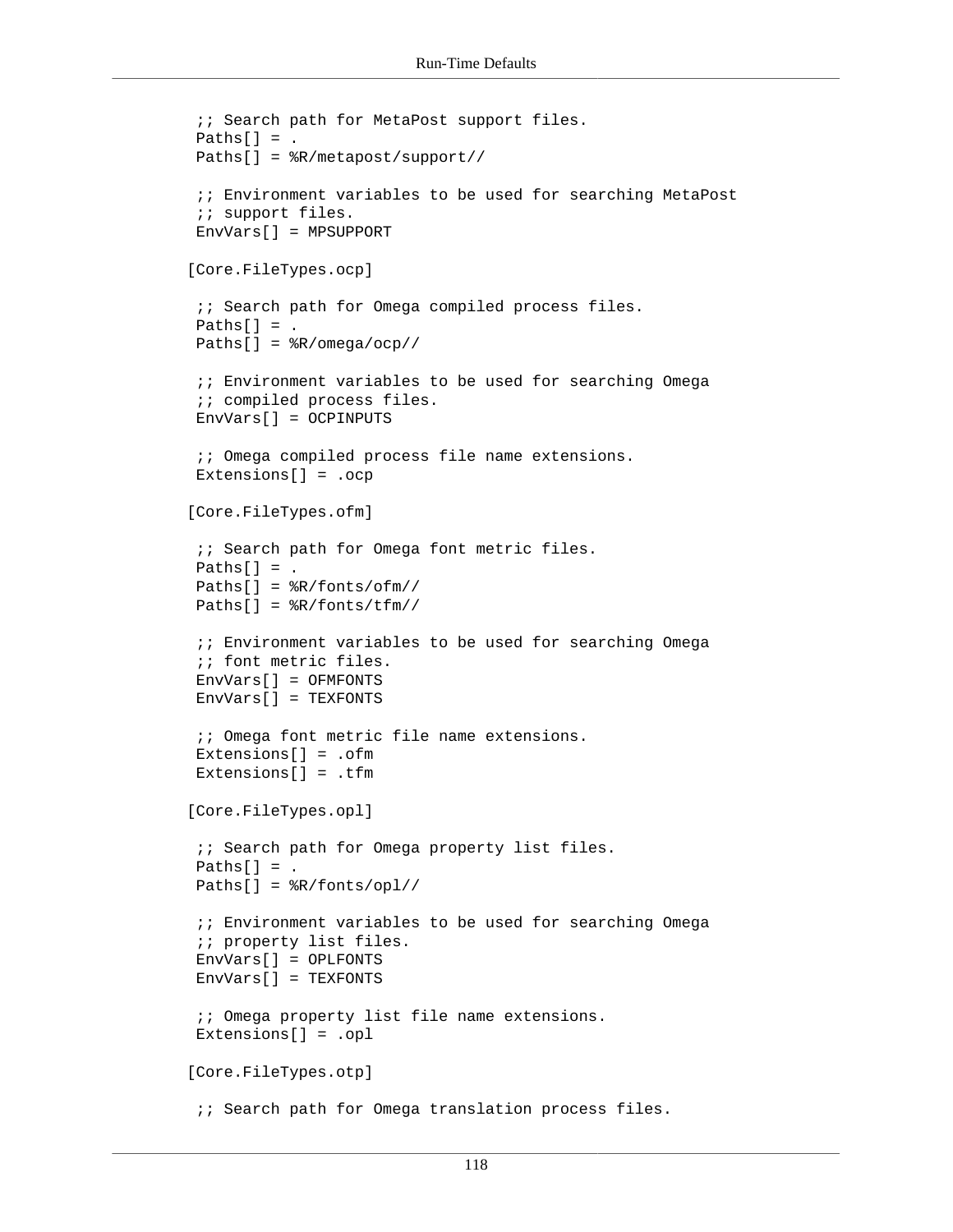```
 ;; Search path for MetaPost support files.
 Paths[] = .
 Paths[] = %R/metapost/support//

 ;; Environment variables to be used for searching MetaPost
 ;; support files.
 EnvVars[] = MPSUPPORT

[Core.FileTypes.ocp]

 ;; Search path for Omega compiled process files.
 Paths[] = .
 Paths[] = %R/omega/ocp//

 ;; Environment variables to be used for searching Omega
 ;; compiled process files.
 EnvVars[] = OCPINPUTS

 ;; Omega compiled process file name extensions.
 Extensions[] = .ocp

[Core.FileTypes.ofm]

 ;; Search path for Omega font metric files.
 Paths[] = .
 Paths[] = %R/fonts/ofm//
 Paths[] = %R/fonts/tfm//

 ;; Environment variables to be used for searching Omega
 ;; font metric files.
 EnvVars[] = OFMFONTS
 EnvVars[] = TEXFONTS

 ;; Omega font metric file name extensions.
 Extensions[] = .ofm
 Extensions[] = .tfm

[Core.FileTypes.opl]

 ;; Search path for Omega property list files.
 Paths[] = .
 Paths[] = %R/fonts/opl//

 ;; Environment variables to be used for searching Omega
 ;; property list files.
 EnvVars[] = OPLFONTS
 EnvVars[] = TEXFONTS

 ;; Omega property list file name extensions.
 Extensions[] = .opl

[Core.FileTypes.otp]

 ;; Search path for Omega translation process files.
```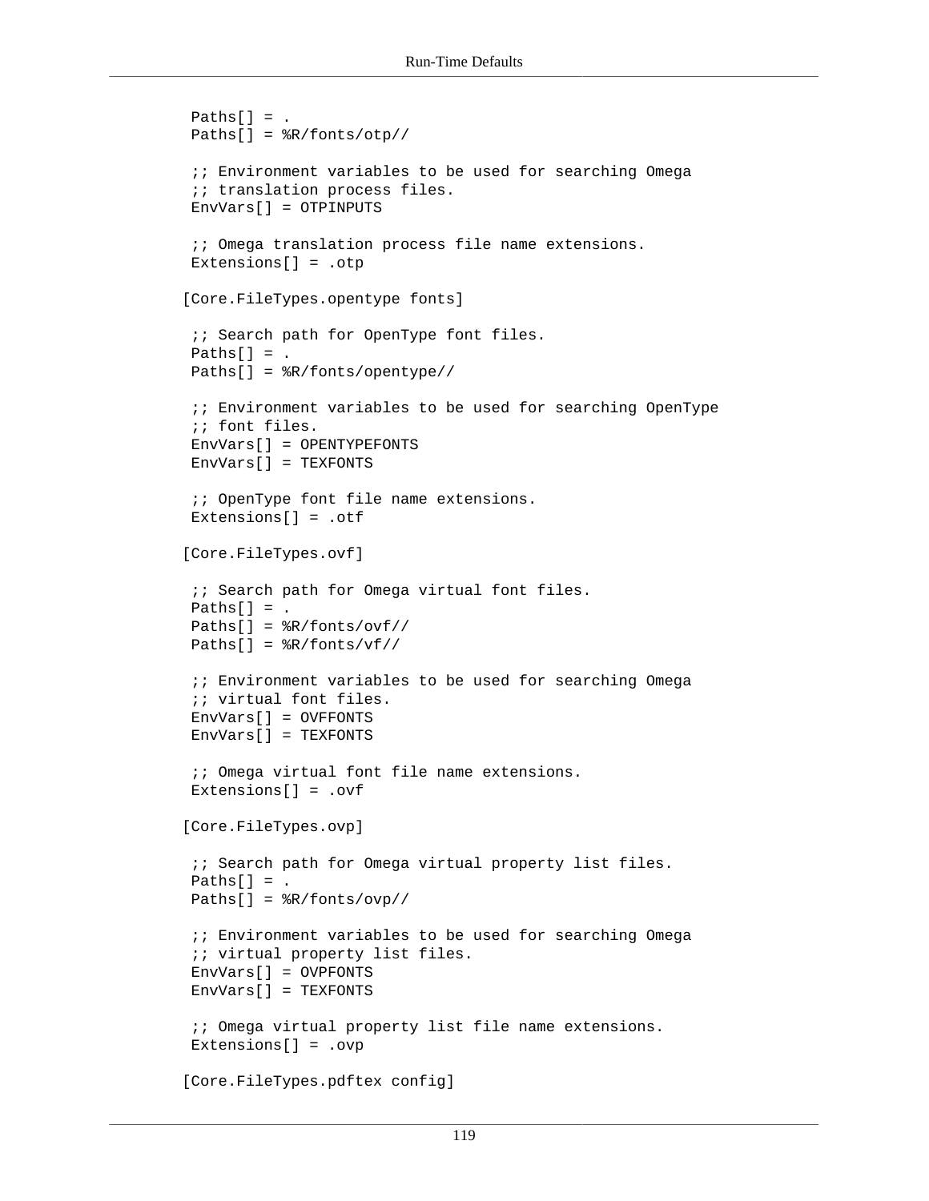```
 Paths[] = .
 Paths[] = %R/fonts/otp//

 ;; Environment variables to be used for searching Omega
 ;; translation process files.
 EnvVars[] = OTPINPUTS

 ;; Omega translation process file name extensions.
 Extensions[] = .otp

[Core.FileTypes.opentype fonts]

 ;; Search path for OpenType font files.
 Paths[] = .
 Paths[] = %R/fonts/opentype//

 ;; Environment variables to be used for searching OpenType
 ;; font files.
 EnvVars[] = OPENTYPEFONTS
 EnvVars[] = TEXFONTS

 ;; OpenType font file name extensions.
 Extensions[] = .otf

[Core.FileTypes.ovf]

 ;; Search path for Omega virtual font files.
 Paths[] = .
 Paths[] = %R/fonts/ovf//
 Paths[] = %R/fonts/vf//

 ;; Environment variables to be used for searching Omega
 ;; virtual font files.
 EnvVars[] = OVFFONTS
 EnvVars[] = TEXFONTS

 ;; Omega virtual font file name extensions.
 Extensions[] = .ovf

[Core.FileTypes.ovp]

 ;; Search path for Omega virtual property list files.
 Paths[] = .
 Paths[] = %R/fonts/ovp//

 ;; Environment variables to be used for searching Omega
 ;; virtual property list files.
 EnvVars[] = OVPFONTS
 EnvVars[] = TEXFONTS

 ;; Omega virtual property list file name extensions.
 Extensions[] = .ovp

[Core.FileTypes.pdftex config]
```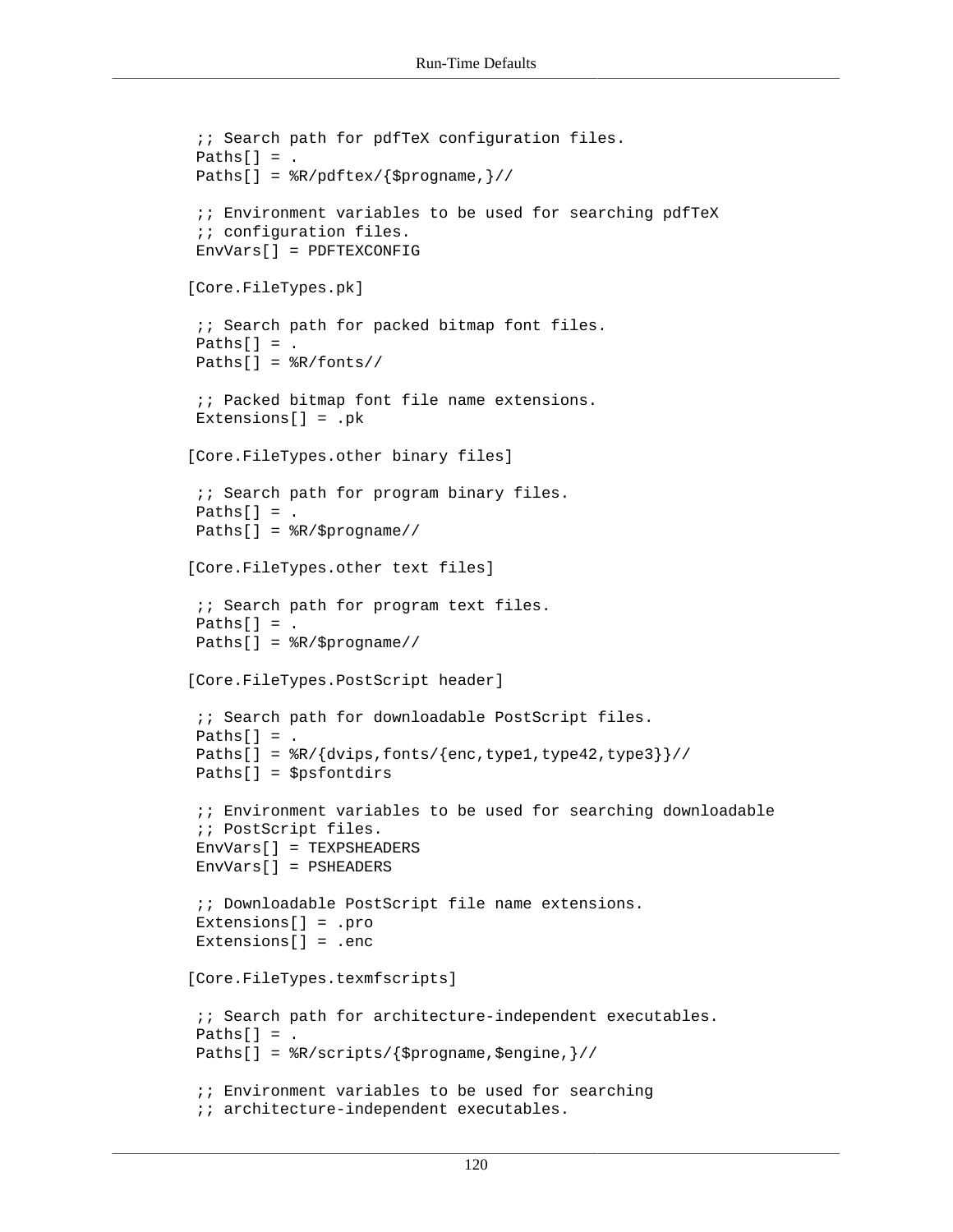```
 ;; Search path for pdfTeX configuration files.
 Paths[] = .
 Paths[] = %R/pdftex/{$progname,}//

 ;; Environment variables to be used for searching pdfTeX
 ;; configuration files.
 EnvVars[] = PDFTEXCONFIG

[Core.FileTypes.pk]

 ;; Search path for packed bitmap font files.
 Paths[] = .
 Paths[] = %R/fonts//

 ;; Packed bitmap font file name extensions.
 Extensions[] = .pk

[Core.FileTypes.other binary files]

 ;; Search path for program binary files.
 Paths[] = .
 Paths[] = %R/$progname//

[Core.FileTypes.other text files]

 ;; Search path for program text files.
 Paths[] = .
 Paths[] = %R/$progname//

[Core.FileTypes.PostScript header]

 ;; Search path for downloadable PostScript files.
 Paths[] = .
 Paths[] = %R/{dvips,fonts/{enc,type1,type42,type3}}//
 Paths[] = $psfontdirs

 ;; Environment variables to be used for searching downloadable
 ;; PostScript files.
 EnvVars[] = TEXPSHEADERS
 EnvVars[] = PSHEADERS

 ;; Downloadable PostScript file name extensions.
 Extensions[] = .pro
 Extensions[] = .enc

[Core.FileTypes.texmfscripts]

 ;; Search path for architecture-independent executables.
 Paths[] = .
 Paths[] = %R/scripts/{$progname,$engine,}//

 ;; Environment variables to be used for searching
 ;; architecture-independent executables.
```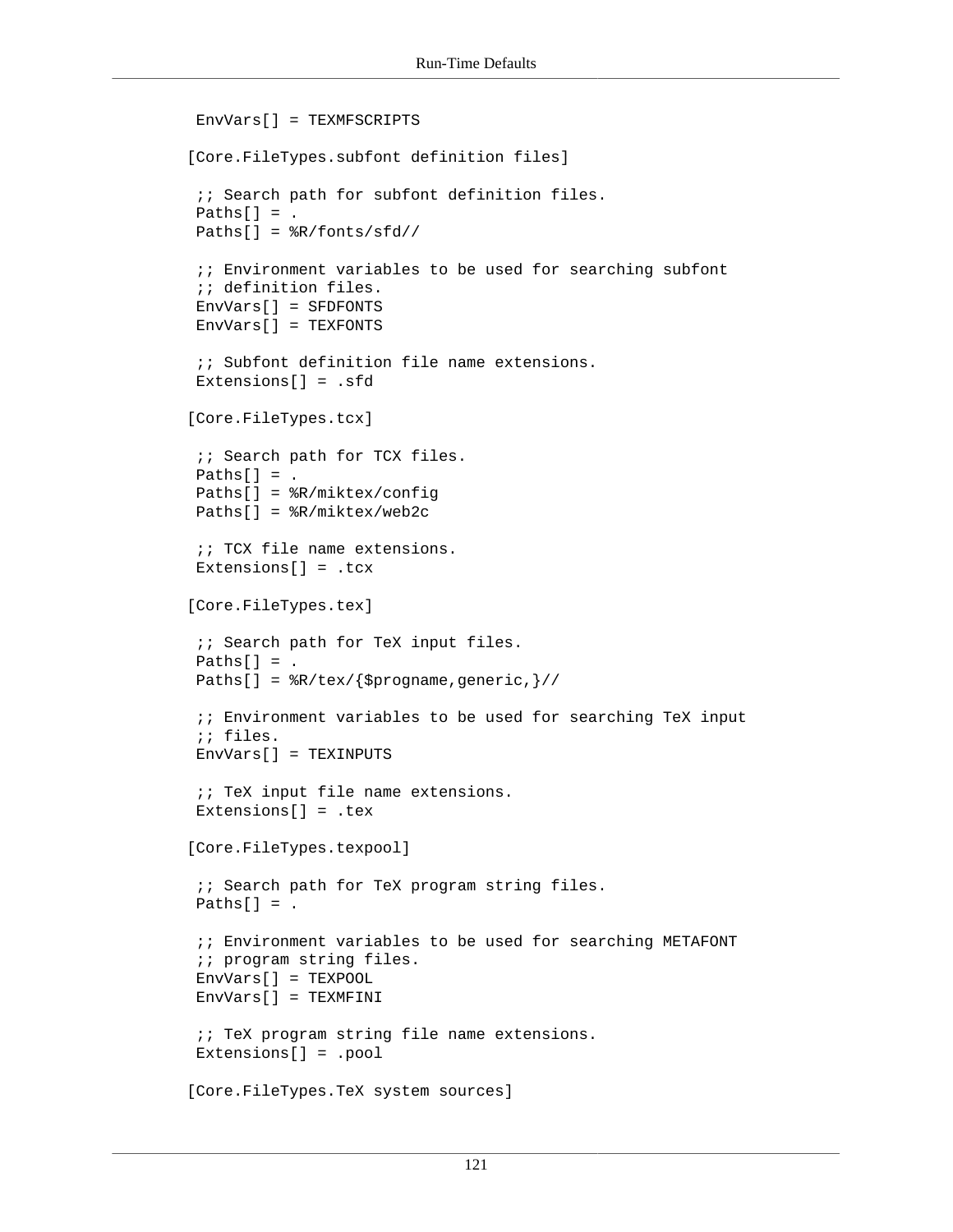```
 EnvVars[] = TEXMFSCRIPTS

[Core.FileTypes.subfont definition files]

 ;; Search path for subfont definition files.
 Paths[] = .
 Paths[] = %R/fonts/sfd//

 ;; Environment variables to be used for searching subfont
 ;; definition files.
 EnvVars[] = SFDFONTS
 EnvVars[] = TEXFONTS

 ;; Subfont definition file name extensions.
 Extensions[] = .sfd

[Core.FileTypes.tcx]

 ;; Search path for TCX files.
 Paths[] = .
 Paths[] = %R/miktex/config
 Paths[] = %R/miktex/web2c

 ;; TCX file name extensions.
 Extensions[] = .tcx

[Core.FileTypes.tex]

 ;; Search path for TeX input files.
 Paths[] = .
 Paths[] = %R/tex/{$progname,generic,}//

 ;; Environment variables to be used for searching TeX input
 ;; files.
 EnvVars[] = TEXINPUTS

 ;; TeX input file name extensions.
 Extensions[] = .tex

[Core.FileTypes.texpool]

 ;; Search path for TeX program string files.
 Paths[] = .

 ;; Environment variables to be used for searching METAFONT
 ;; program string files.
 EnvVars[] = TEXPOOL
 EnvVars[] = TEXMFINI

 ;; TeX program string file name extensions.
 Extensions[] = .pool

[Core.FileTypes.TeX system sources]
```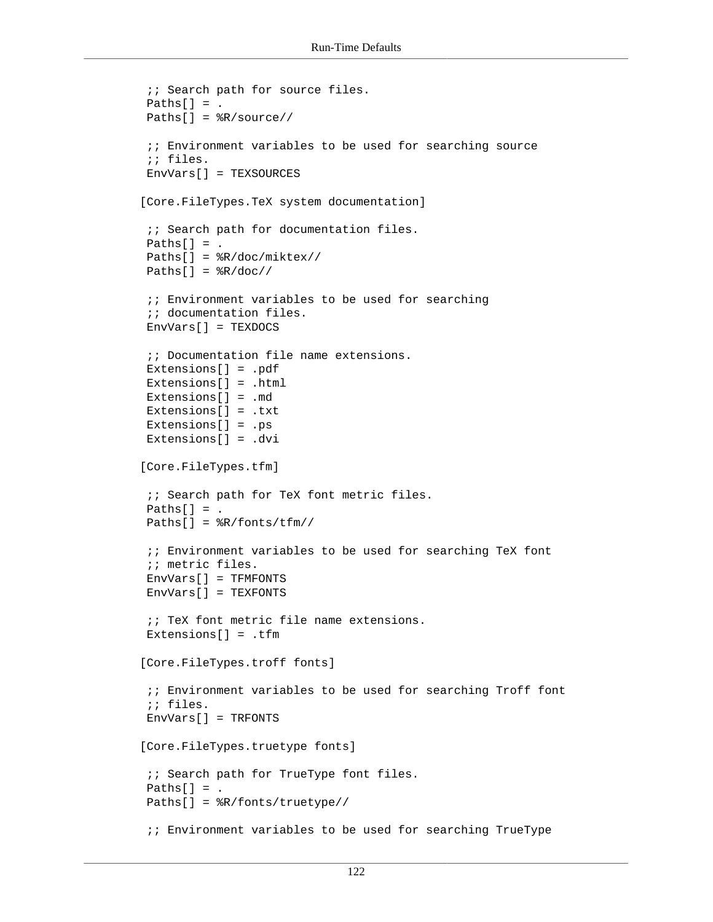```
 ;; Search path for source files.
 Paths[] = .
 Paths[] = %R/source//

 ;; Environment variables to be used for searching source
 ;; files.
 EnvVars[] = TEXSOURCES

[Core.FileTypes.TeX system documentation]

 ;; Search path for documentation files.
 Paths[] = .
 Paths[] = %R/doc/miktex//
 Paths[] = %R/doc//

 ;; Environment variables to be used for searching
 ;; documentation files.
 EnvVars[] = TEXDOCS

 ;; Documentation file name extensions.
 Extensions[] = .pdf
 Extensions[] = .html
 Extensions[] = .md
 Extensions[] = .txt
 Extensions[] = .ps
 Extensions[] = .dvi

[Core.FileTypes.tfm]

 ;; Search path for TeX font metric files.
 Paths[] = .
 Paths[] = %R/fonts/tfm//

 ;; Environment variables to be used for searching TeX font
 ;; metric files.
 EnvVars[] = TFMFONTS
 EnvVars[] = TEXFONTS

 ;; TeX font metric file name extensions.
 Extensions[] = .tfm

[Core.FileTypes.troff fonts]

 ;; Environment variables to be used for searching Troff font
 ;; files.
 EnvVars[] = TRFONTS

[Core.FileTypes.truetype fonts]

 ;; Search path for TrueType font files.
 Paths[] = .
 Paths[] = %R/fonts/truetype//

 ;; Environment variables to be used for searching TrueType
```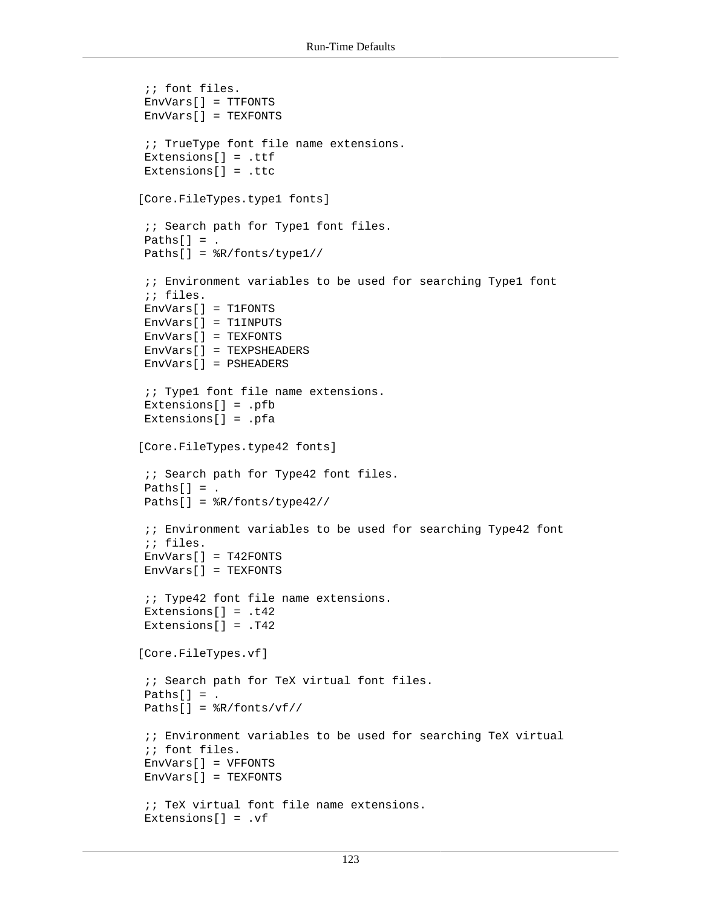```
 ;; font files.
 EnvVars[] = TTFONTS
 EnvVars[] = TEXFONTS

 ;; TrueType font file name extensions.
 Extensions[] = .ttf
 Extensions[] = .ttc

[Core.FileTypes.type1 fonts]

 ;; Search path for Type1 font files.
 Paths[] = .
 Paths[] = %R/fonts/type1//

 ;; Environment variables to be used for searching Type1 font
 ;; files.
 EnvVars[] = T1FONTS
 EnvVars[] = T1INPUTS
 EnvVars[] = TEXFONTS
 EnvVars[] = TEXPSHEADERS
 EnvVars[] = PSHEADERS

 ;; Type1 font file name extensions.
 Extensions[] = .pfb
 Extensions[] = .pfa

[Core.FileTypes.type42 fonts]

 ;; Search path for Type42 font files.
 Paths[] = .
 Paths[] = %R/fonts/type42//

 ;; Environment variables to be used for searching Type42 font
 ;; files.
 EnvVars[] = T42FONTS
 EnvVars[] = TEXFONTS

 ;; Type42 font file name extensions.
 Extensions[] = .t42
 Extensions[] = .T42

[Core.FileTypes.vf]

 ;; Search path for TeX virtual font files.
 Paths[] = .
 Paths[] = %R/fonts/vf//

 ;; Environment variables to be used for searching TeX virtual
 ;; font files.
 EnvVars[] = VFFONTS
 EnvVars[] = TEXFONTS

 ;; TeX virtual font file name extensions.
 Extensions[] = .vf
```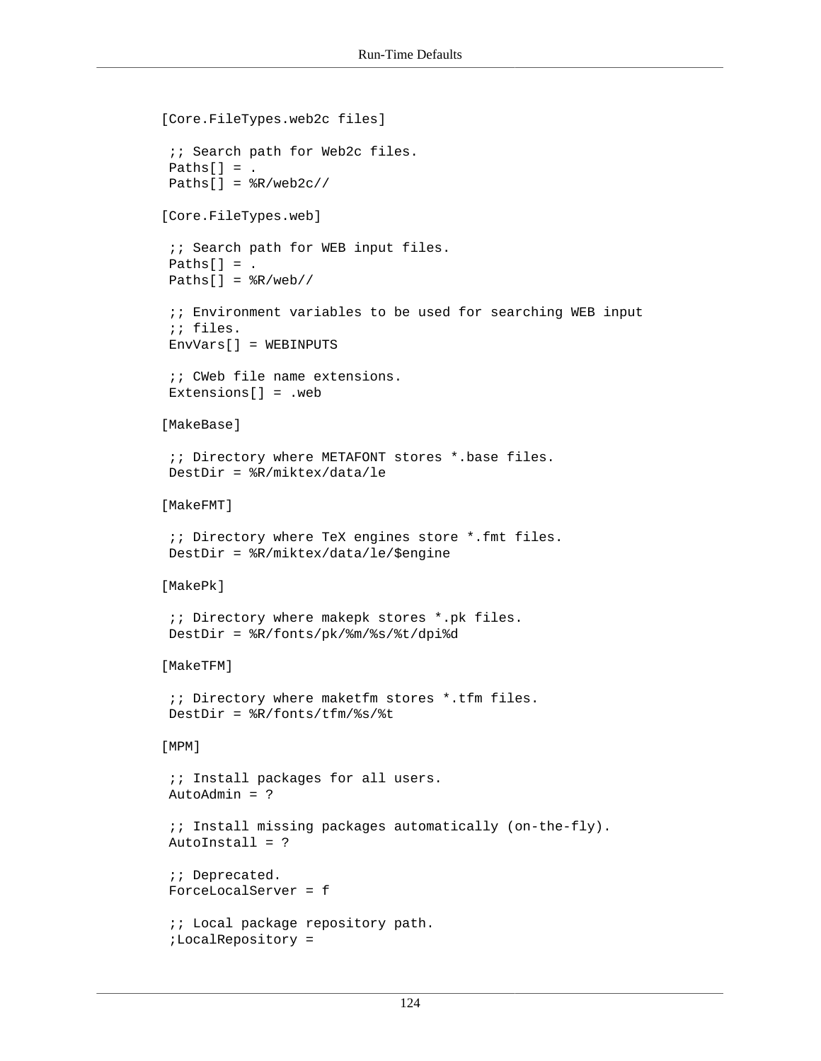```
[Core.FileTypes.web2c files]

 ;; Search path for Web2c files.
 Paths[] = .
 Paths[] = %R/web2c//

[Core.FileTypes.web]

 ;; Search path for WEB input files.
 Paths[] = .
 Paths[] = %R/web//

 ;; Environment variables to be used for searching WEB input
 ;; files.
 EnvVars[] = WEBINPUTS

 ;; CWeb file name extensions.
 Extensions[] = .web

[MakeBase]

 ;; Directory where METAFONT stores *.base files.
 DestDir = %R/miktex/data/le

[MakeFMT]

 ;; Directory where TeX engines store *.fmt files.
 DestDir = %R/miktex/data/le/$engine

[MakePk]

 ;; Directory where makepk stores *.pk files.
 DestDir = %R/fonts/pk/%m/%s/%t/dpi%d

[MakeTFM]

 ;; Directory where maketfm stores *.tfm files.
 DestDir = %R/fonts/tfm/%s/%t

[MPM]

 ;; Install packages for all users.
 AutoAdmin = ?

 ;; Install missing packages automatically (on-the-fly).
 AutoInstall = ?

 ;; Deprecated.
 ForceLocalServer = f

 ;; Local package repository path.
 ;LocalRepository =
```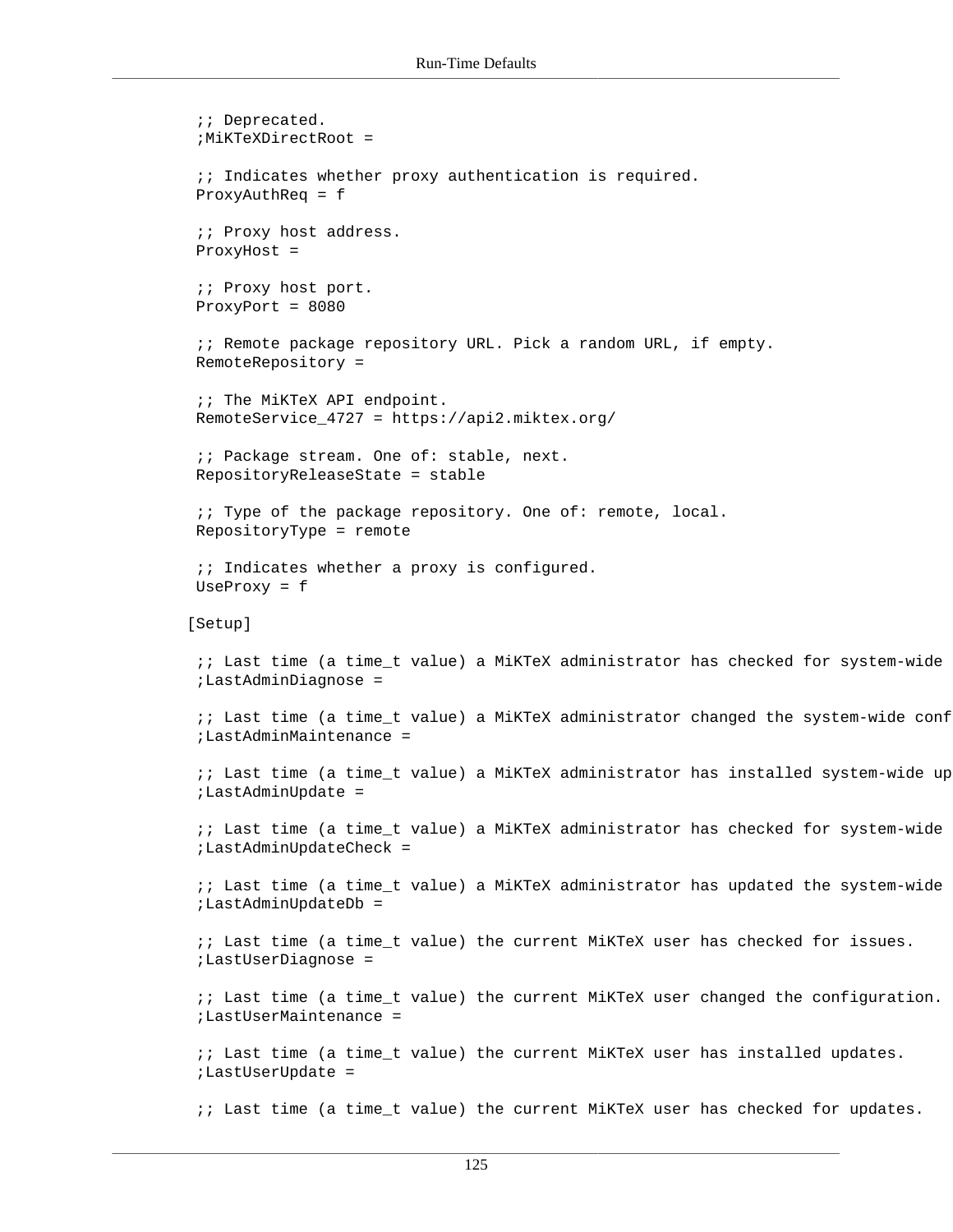```
;; Deprecated.
;MiKTeXDirectRoot =

;; Indicates whether proxy authentication is required.
ProxyAuthReq = f

;; Proxy host address.
ProxyHost =

;; Proxy host port.
ProxyPort = 8080

;; Remote package repository URL. Pick a random URL, if empty.
RemoteRepository =

;; The MiKTeX API endpoint.
RemoteService_4727 = https://api2.miktex.org/

;; Package stream. One of: stable, next.
RepositoryReleaseState = stable

;; Type of the package repository. One of: remote, local.
RepositoryType = remote

;; Indicates whether a proxy is configured.
UseProxy = f

[Setup]

;; Last time (a time_t value) a MiKTeX administrator has checked for system-wide
;LastAdminDiagnose =

;; Last time (a time_t value) a MiKTeX administrator changed the system-wide conf
;LastAdminMaintenance =

;; Last time (a time_t value) a MiKTeX administrator has installed system-wide up
;LastAdminUpdate =

;; Last time (a time_t value) a MiKTeX administrator has checked for system-wide
;LastAdminUpdateCheck =

;; Last time (a time_t value) a MiKTeX administrator has updated the system-wide
;LastAdminUpdateDb =

;; Last time (a time_t value) the current MiKTeX user has checked for issues.
;LastUserDiagnose =

;; Last time (a time_t value) the current MiKTeX user changed the configuration.
;LastUserMaintenance =

;; Last time (a time_t value) the current MiKTeX user has installed updates.
;LastUserUpdate =

;; Last time (a time_t value) the current MiKTeX user has checked for updates.
```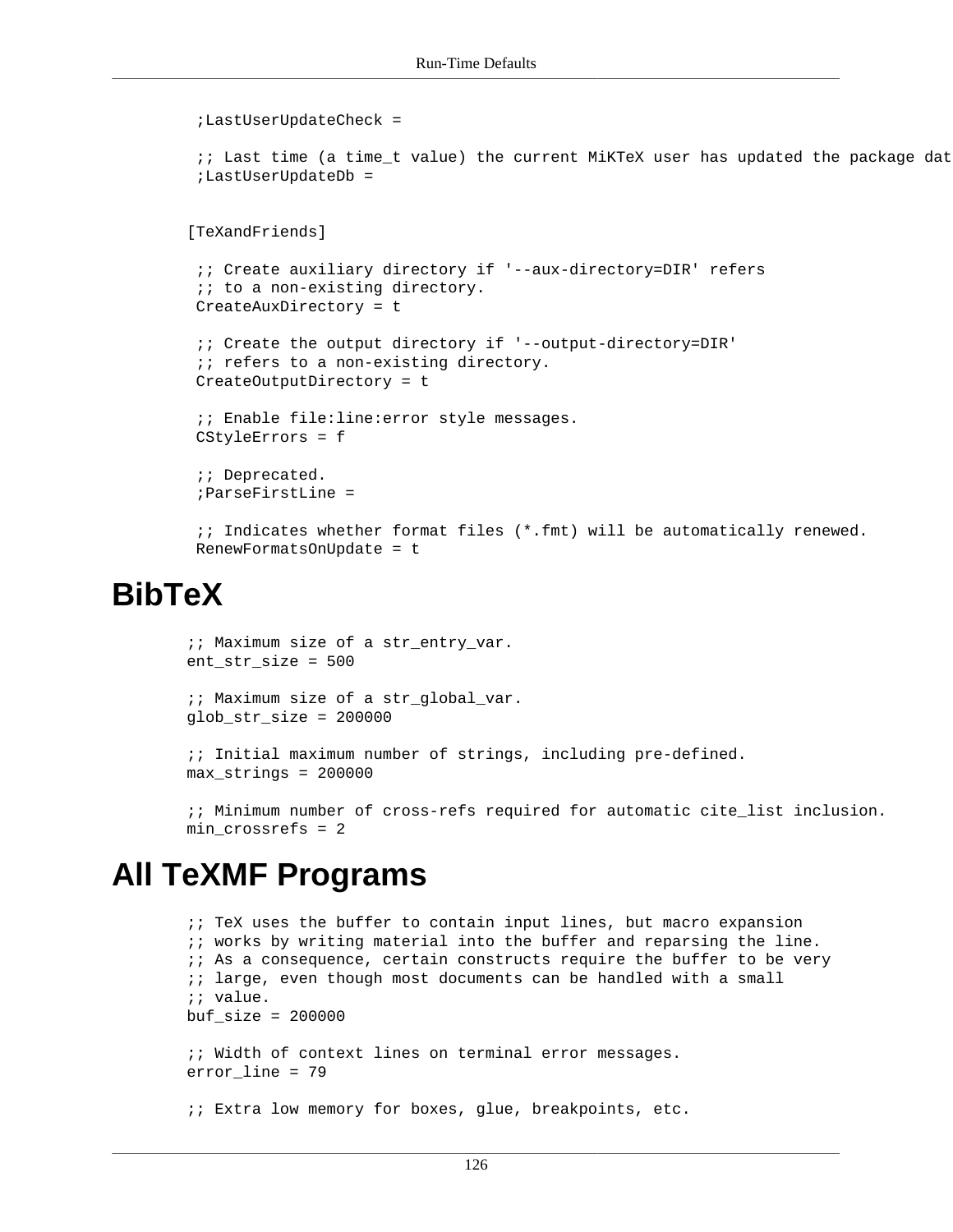```
 ;LastUserUpdateCheck =

 ;; Last time (a time_t value) the current MiKTeX user has updated the package dat
 ;LastUserUpdateDb =


[TeXandFriends]

 ;; Create auxiliary directory if '--aux-directory=DIR' refers
 ;; to a non-existing directory.
 CreateAuxDirectory = t

 ;; Create the output directory if '--output-directory=DIR'
 ;; refers to a non-existing directory.
 CreateOutputDirectory = t

 ;; Enable file:line:error style messages.
 CStyleErrors = f

 ;; Deprecated.
 ;ParseFirstLine =

 ;; Indicates whether format files (*.fmt) will be automatically renewed.
 RenewFormatsOnUpdate = t
```

# BibTeX

```
;; Maximum size of a str_entry_var.
ent_str_size = 500

;; Maximum size of a str_global_var.
glob_str_size = 200000

;; Initial maximum number of strings, including pre-defined.
max_strings = 200000

;; Minimum number of cross-refs required for automatic cite_list inclusion.
min_crossrefs = 2
```

# All TeXMF Programs

```
;; TeX uses the buffer to contain input lines, but macro expansion
;; works by writing material into the buffer and reparsing the line.
;; As a consequence, certain constructs require the buffer to be very
;; large, even though most documents can be handled with a small
;; value.
buf_size = 200000

;; Width of context lines on terminal error messages.
error_line = 79

;; Extra low memory for boxes, glue, breakpoints, etc.
```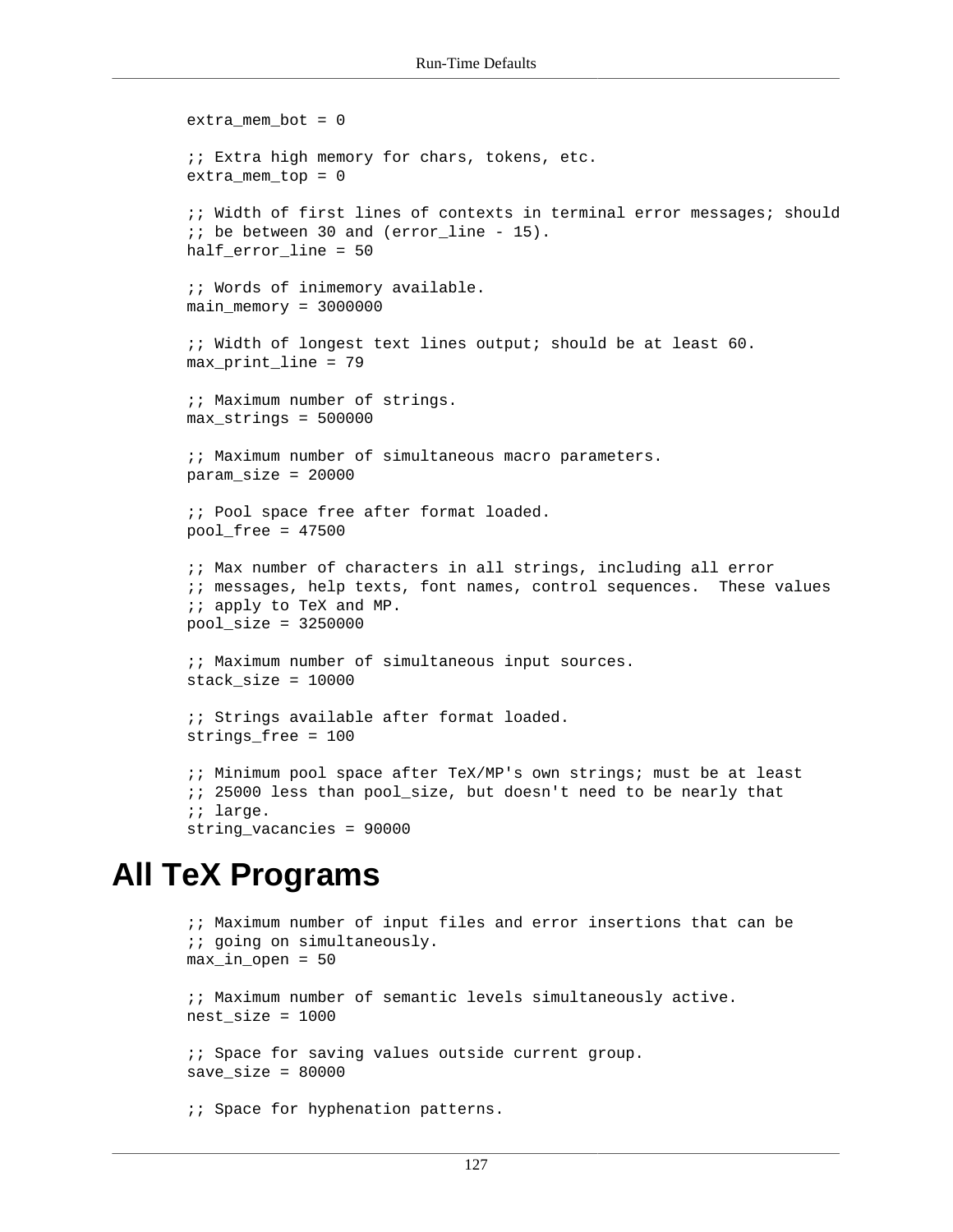```
extra_mem_bot = 0

;; Extra high memory for chars, tokens, etc.
extra_mem_top = 0

;; Width of first lines of contexts in terminal error messages; should
;; be between 30 and (error_line - 15).
half_error_line = 50

;; Words of inimemory available.
main_memory = 3000000

;; Width of longest text lines output; should be at least 60.
max_print_line = 79

;; Maximum number of strings.
max_strings = 500000

;; Maximum number of simultaneous macro parameters.
param_size = 20000

;; Pool space free after format loaded.
pool_free = 47500

;; Max number of characters in all strings, including all error
;; messages, help texts, font names, control sequences.  These values
;; apply to TeX and MP.
pool_size = 3250000

;; Maximum number of simultaneous input sources.
stack_size = 10000

;; Strings available after format loaded.
strings_free = 100

;; Minimum pool space after TeX/MP's own strings; must be at least
;; 25000 less than pool_size, but doesn't need to be nearly that
;; large.
string_vacancies = 90000
```

# All TeX Programs

```
;; Maximum number of input files and error insertions that can be
;; going on simultaneously.
max_in_open = 50

;; Maximum number of semantic levels simultaneously active.
nest_size = 1000

;; Space for saving values outside current group.
save_size = 80000

;; Space for hyphenation patterns.
```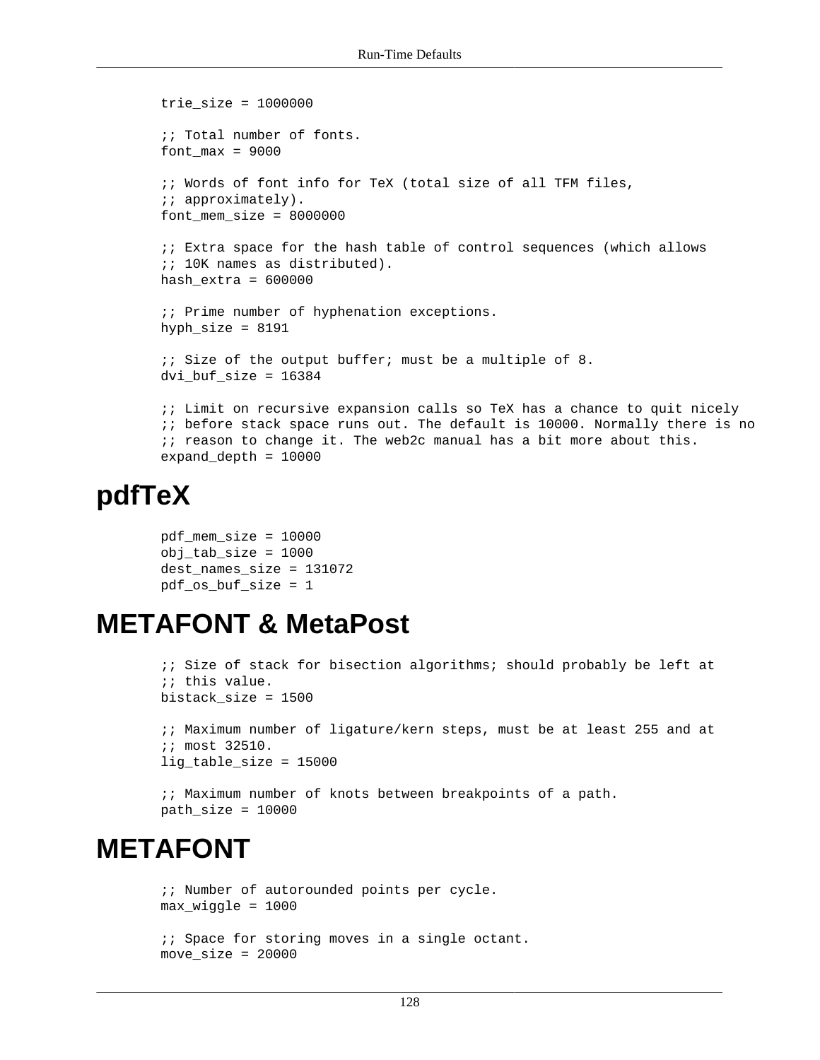```
trie_size = 1000000

;; Total number of fonts.
font_max = 9000

;; Words of font info for TeX (total size of all TFM files,
;; approximately).
font_mem_size = 8000000

;; Extra space for the hash table of control sequences (which allows
;; 10K names as distributed).
hash_extra = 600000

;; Prime number of hyphenation exceptions.
hyph_size = 8191

;; Size of the output buffer; must be a multiple of 8.
dvi_buf_size = 16384

;; Limit on recursive expansion calls so TeX has a chance to quit nicely
;; before stack space runs out. The default is 10000. Normally there is no
;; reason to change it. The web2c manual has a bit more about this.
expand_depth = 10000
```

# pdfTeX

```
pdf_mem_size = 10000
obj_tab_size = 1000
dest_names_size = 131072
pdf_os_buf_size = 1
```

# METAFONT & MetaPost

```
;; Size of stack for bisection algorithms; should probably be left at
;; this value.
bistack_size = 1500

;; Maximum number of ligature/kern steps, must be at least 255 and at
;; most 32510.
lig_table_size = 15000

;; Maximum number of knots between breakpoints of a path.
path_size = 10000
```

# METAFONT

```
;; Number of autorounded points per cycle.
max_wiggle = 1000

;; Space for storing moves in a single octant.
move_size = 20000
```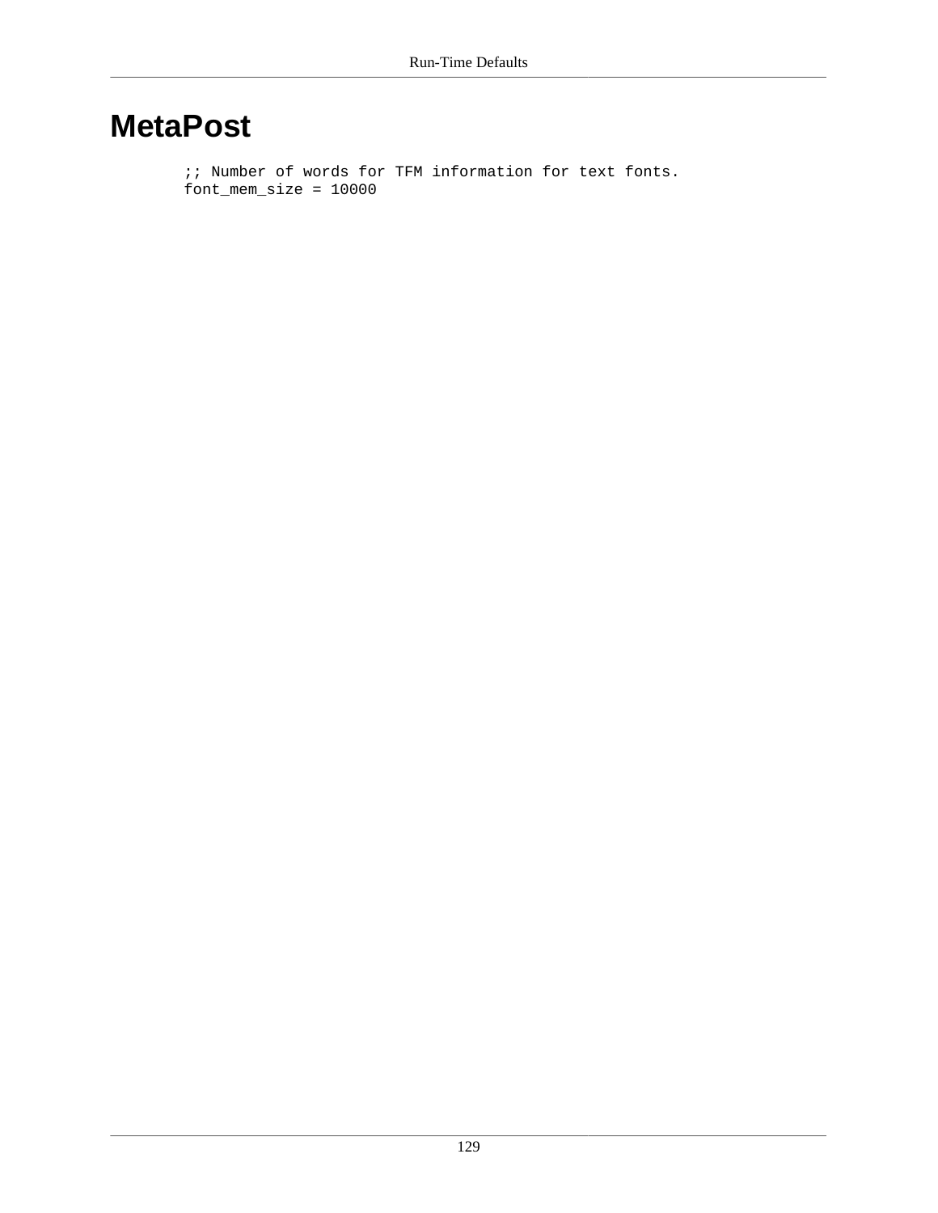# MetaPost

```
;; Number of words for TFM information for text fonts.
font_mem_size = 10000
```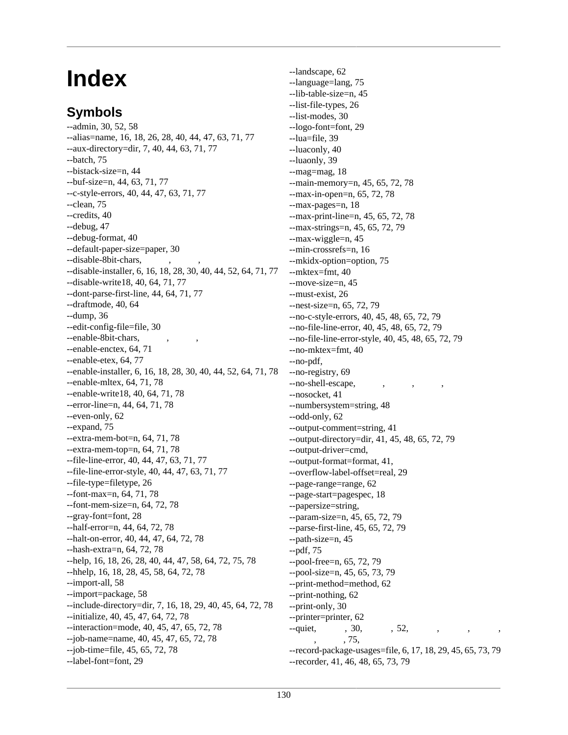# Index

## Symbols

--admin, 30, 52, 58
--alias=name, 16, 18, 26, 28, 40, 44, 47, 63, 71, 77
--aux-directory=dir, 7, 40, 44, 63, 71, 77
--batch, 75
--bistack-size=n, 44
--buf-size=n, 44, 63, 71, 77
--c-style-errors, 40, 44, 47, 63, 71, 77
--clean, 75
--credits, 40
--debug, 47
--debug-format, 40
--default-paper-size=paper, 30
--disable-8bit-chars, , ,
--disable-installer, 6, 16, 18, 28, 30, 40, 44, 52, 64, 71, 77
--disable-write18, 40, 64, 71, 77
--dont-parse-first-line, 44, 64, 71, 77
--draftmode, 40, 64
--dump, 36
--edit-config-file=file, 30
--enable-8bit-chars, , ,
--enable-enctex, 64, 71
--enable-etex, 64, 77
--enable-installer, 6, 16, 18, 28, 30, 40, 44, 52, 64, 71, 78
--enable-mltex, 64, 71, 78
--enable-write18, 40, 64, 71, 78
--error-line=n, 44, 64, 71, 78
--even-only, 62
--expand, 75
--extra-mem-bot=n, 64, 71, 78
--extra-mem-top=n, 64, 71, 78
--file-line-error, 40, 44, 47, 63, 71, 77
--file-line-error-style, 40, 44, 47, 63, 71, 77
--file-type=filetype, 26
--font-max=n, 64, 71, 78
--font-mem-size=n, 64, 72, 78
--gray-font=font, 28
--half-error=n, 44, 64, 72, 78
--halt-on-error, 40, 44, 47, 64, 72, 78
--hash-extra=n, 64, 72, 78
--help, 16, 18, 26, 28, 40, 44, 47, 58, 64, 72, 75, 78
--hhelp, 16, 18, 28, 45, 58, 64, 72, 78
--import-all, 58
--import=package, 58
--include-directory=dir, 7, 16, 18, 29, 40, 45, 64, 72, 78
--initialize, 40, 45, 47, 64, 72, 78
--interaction=mode, 40, 45, 47, 65, 72, 78
--job-name=name, 40, 45, 47, 65, 72, 78
--job-time=file, 45, 65, 72, 78
--label-font=font, 29
--landscape, 62
--language=lang, 75
--lib-table-size=n, 45
--list-file-types, 26
--list-modes, 30
--logo-font=font, 29
--lua=file, 39
--luaconly, 40
--luaonly, 39
--mag=mag, 18
--main-memory=n, 45, 65, 72, 78
--max-in-open=n, 65, 72, 78
--max-pages=n, 18
--max-print-line=n, 45, 65, 72, 78
--max-strings=n, 45, 65, 72, 79
--max-wiggle=n, 45
--min-crossrefs=n, 16
--mkidx-option=option, 75
--mktex=fmt, 40
--move-size=n, 45
--must-exist, 26
--nest-size=n, 65, 72, 79
--no-c-style-errors, 40, 45, 48, 65, 72, 79
--no-file-line-error, 40, 45, 48, 65, 72, 79
--no-file-line-error-style, 40, 45, 48, 65, 72, 79
--no-mktex=fmt, 40
--no-pdf,
--no-registry, 69
--no-shell-escape, , , ,
--nosocket, 41
--numbersystem=string, 48
--odd-only, 62
--output-comment=string, 41
--output-directory=dir, 41, 45, 48, 65, 72, 79
--output-driver=cmd,
--output-format=format, 41,
--overflow-label-offset=real, 29
--page-range=range, 62
--page-start=pagespec, 18
--papersize=string,
--param-size=n, 45, 65, 72, 79
--parse-first-line, 45, 65, 72, 79
--path-size=n, 45
--pdf, 75
--pool-free=n, 65, 72, 79
--pool-size=n, 45, 65, 73, 79
--print-method=method, 62
--print-nothing, 62
--print-only, 30
--printer=printer, 62
--quiet, , 30, , 52, , , , , , 75,
--record-package-usages=file, 6, 17, 18, 29, 45, 65, 73, 79
--recorder, 41, 46, 48, 65, 73, 79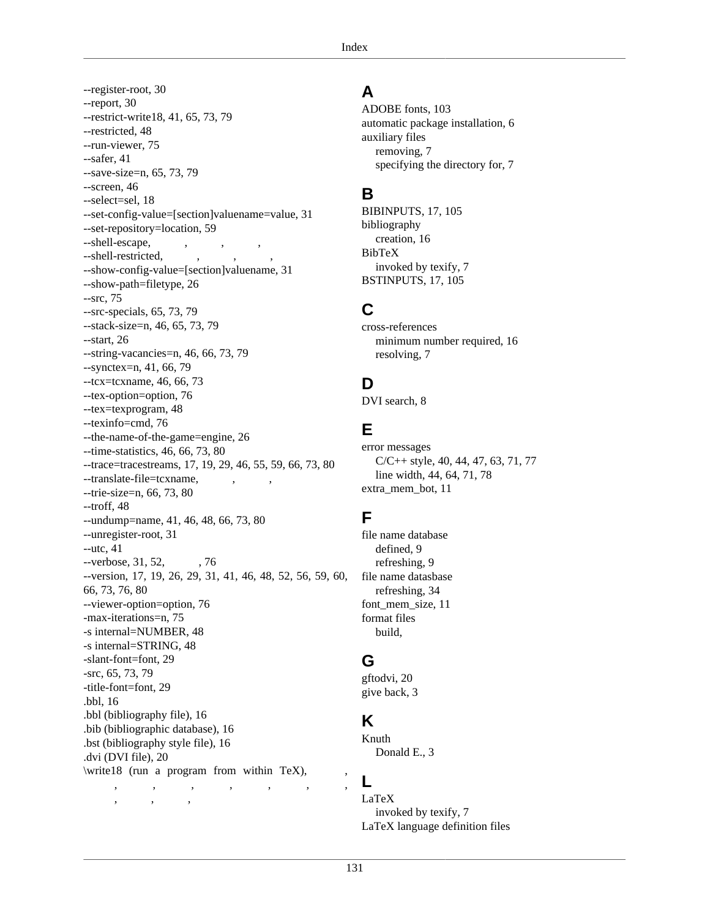--register-root, 30
--report, 30
--restrict-write18, 41, 65, 73, 79
--restricted, 48
--run-viewer, 75
--safer, 41
--save-size=n, 65, 73, 79
--screen, 46
--select=sel, 18
--set-config-value=[section]valuename=value, 31
--set-repository=location, 59
--shell-escape, , , ,
--shell-restricted, , , ,
--show-config-value=[section]valuename, 31
--show-path=filetype, 26
--src, 75
--src-specials, 65, 73, 79
--stack-size=n, 46, 65, 73, 79
--start, 26
--string-vacancies=n, 46, 66, 73, 79
--synctex=n, 41, 66, 79
--tcx=tcxname, 46, 66, 73
--tex-option=option, 76
--tex=texprogram, 48
--texinfo=cmd, 76
--the-name-of-the-game=engine, 26
--time-statistics, 46, 66, 73, 80
--trace=tracestreams, 17, 19, 29, 46, 55, 59, 66, 73, 80
--translate-file=tcxname, , ,
--trie-size=n, 66, 73, 80
--troff, 48
--undump=name, 41, 46, 48, 66, 73, 80
--unregister-root, 31
--utc, 41
--verbose, 31, 52, , 76
--version, 17, 19, 26, 29, 31, 41, 46, 48, 52, 56, 59, 60, 66, 73, 76, 80
--viewer-option=option, 76
-max-iterations=n, 75
-s internal=NUMBER, 48
-s internal=STRING, 48
-slant-font=font, 29
-src, 65, 73, 79
-title-font=font, 29
.bbl, 16
.bbl (bibliography file), 16
.bib (bibliographic database), 16
.bst (bibliography style file), 16
.dvi (DVI file), 20
\write18 (run a program from within TeX), , , , , , , , , , ,

## A

ADOBE fonts, 103
automatic package installation, 6
auxiliary files
  removing, 7
  specifying the directory for, 7

## B

BIBINPUTS, 17, 105
bibliography
  creation, 16
BibTeX
  invoked by texify, 7
BSTINPUTS, 17, 105

## C

cross-references
  minimum number required, 16
  resolving, 7

## D

DVI search, 8

## E

error messages
  C/C++ style, 40, 44, 47, 63, 71, 77
  line width, 44, 64, 71, 78
extra_mem_bot, 11

## F

file name database
  defined, 9
  refreshing, 9
file name datasbase
  refreshing, 34
font_mem_size, 11
format files
  build,

## G

gftodvi, 20
give back, 3

## K

Knuth
  Donald E., 3

## L

LaTeX
  invoked by texify, 7
LaTeX language definition files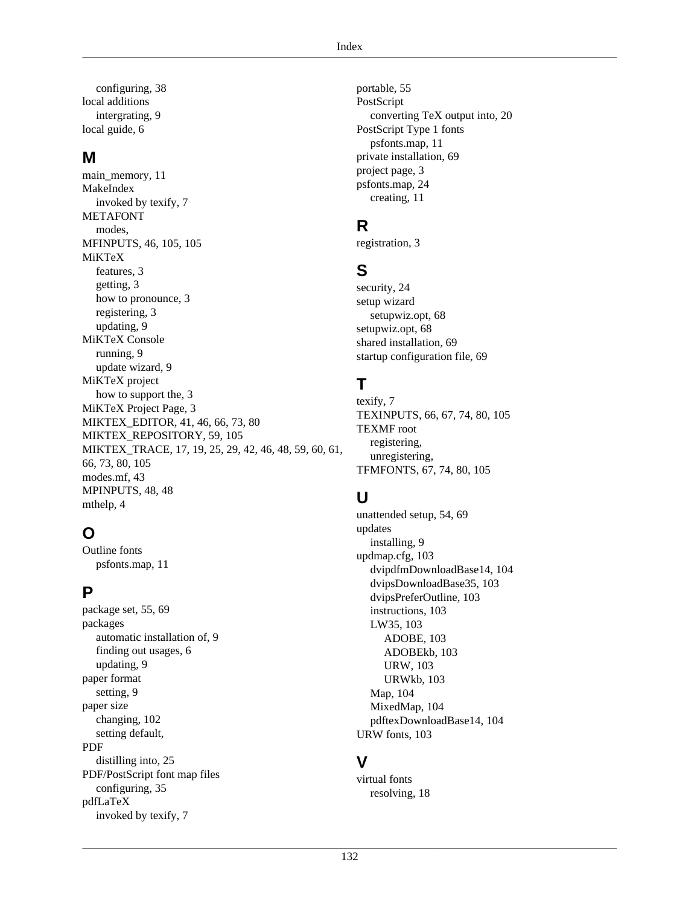configuring, 38
local additions
    intergrating, 9
local guide, 6

## M

main_memory, 11
MakeIndex
    invoked by texify, 7
METAFONT
    modes,
MFINPUTS, 46, 105, 105
MiKTeX
    features, 3
    getting, 3
    how to pronounce, 3
    registering, 3
    updating, 9
MiKTeX Console
    running, 9
    update wizard, 9
MiKTeX project
    how to support the, 3
MiKTeX Project Page, 3
MIKTEX_EDITOR, 41, 46, 66, 73, 80
MIKTEX_REPOSITORY, 59, 105
MIKTEX_TRACE, 17, 19, 25, 29, 42, 46, 48, 59, 60, 61, 66, 73, 80, 105
modes.mf, 43
MPINPUTS, 48, 48
mthelp, 4

## O

Outline fonts
    psfonts.map, 11

## P

package set, 55, 69
packages
    automatic installation of, 9
    finding out usages, 6
    updating, 9
paper format
    setting, 9
paper size
    changing, 102
    setting default,
PDF
    distilling into, 25
PDF/PostScript font map files
    configuring, 35
pdfLaTeX
    invoked by texify, 7
portable, 55
PostScript
    converting TeX output into, 20
PostScript Type 1 fonts
    psfonts.map, 11
private installation, 69
project page, 3
psfonts.map, 24
    creating, 11

## R

registration, 3

## S

security, 24
setup wizard
    setupwiz.opt, 68
setupwiz.opt, 68
shared installation, 69
startup configuration file, 69

## T

texify, 7
TEXINPUTS, 66, 67, 74, 80, 105
TEXMF root
    registering,
    unregistering,
TFMFONTS, 67, 74, 80, 105

## U

unattended setup, 54, 69
updates
    installing, 9
updmap.cfg, 103
    dvipdfmDownloadBase14, 104
    dvipsDownloadBase35, 103
    dvipsPreferOutline, 103
    instructions, 103
    LW35, 103
        ADOBE, 103
        ADOBEkb, 103
        URW, 103
        URWkb, 103
    Map, 104
    MixedMap, 104
    pdftexDownloadBase14, 104
URW fonts, 103

## V

virtual fonts
    resolving, 18